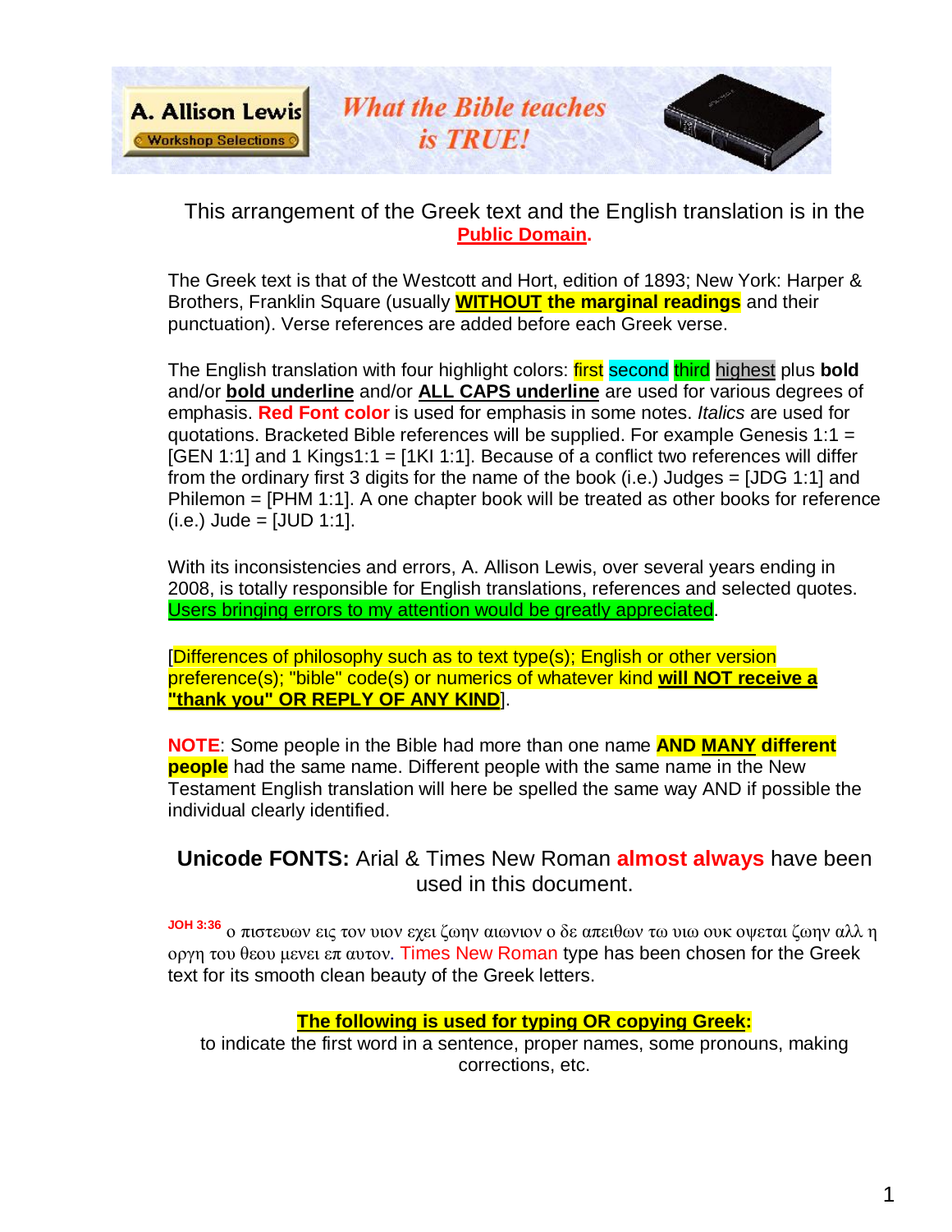A. Allison Lewis
Workshop Selections

*What the Bible teaches is TRUE!*

This arrangement of the Greek text and the English translation is in the **Public Domain.**

The Greek text is that of the Westcott and Hort, edition of 1893; New York: Harper & Brothers, Franklin Square (usually **WITHOUT the marginal readings** and their punctuation). Verse references are added before each Greek verse.

The English translation with four highlight colors: first second third highest plus **bold** and/or **bold underline** and/or **ALL CAPS underline** are used for various degrees of emphasis. **Red Font color** is used for emphasis in some notes. *Italics* are used for quotations. Bracketed Bible references will be supplied. For example Genesis 1:1 = [GEN 1:1] and 1 Kings1:1 = [1KI 1:1]. Because of a conflict two references will differ from the ordinary first 3 digits for the name of the book (i.e.) Judges = [JDG 1:1] and Philemon = [PHM 1:1]. A one chapter book will be treated as other books for reference (i.e.) Jude = [JUD 1:1].

With its inconsistencies and errors, A. Allison Lewis, over several years ending in 2008, is totally responsible for English translations, references and selected quotes. Users bringing errors to my attention would be greatly appreciated.

[Differences of philosophy such as to text type(s); English or other version preference(s); "bible" code(s) or numerics of whatever kind **will NOT receive a "thank you" OR REPLY OF ANY KIND**].

**NOTE**: Some people in the Bible had more than one name **AND MANY different people** had the same name. Different people with the same name in the New Testament English translation will here be spelled the same way AND if possible the individual clearly identified.

**Unicode FONTS:** Arial & Times New Roman **almost always** have been used in this document.

**JOH 3:36** ο πιστευων εις τον υιον εχει ζωην αιωνιον ο δε απειθων τω υιω ουκ οψεται ζωην αλλ η οργη του θεου μενει επ αυτον. Times New Roman type has been chosen for the Greek text for its smooth clean beauty of the Greek letters.

**The following is used for typing OR copying Greek:**

to indicate the first word in a sentence, proper names, some pronouns, making corrections, etc.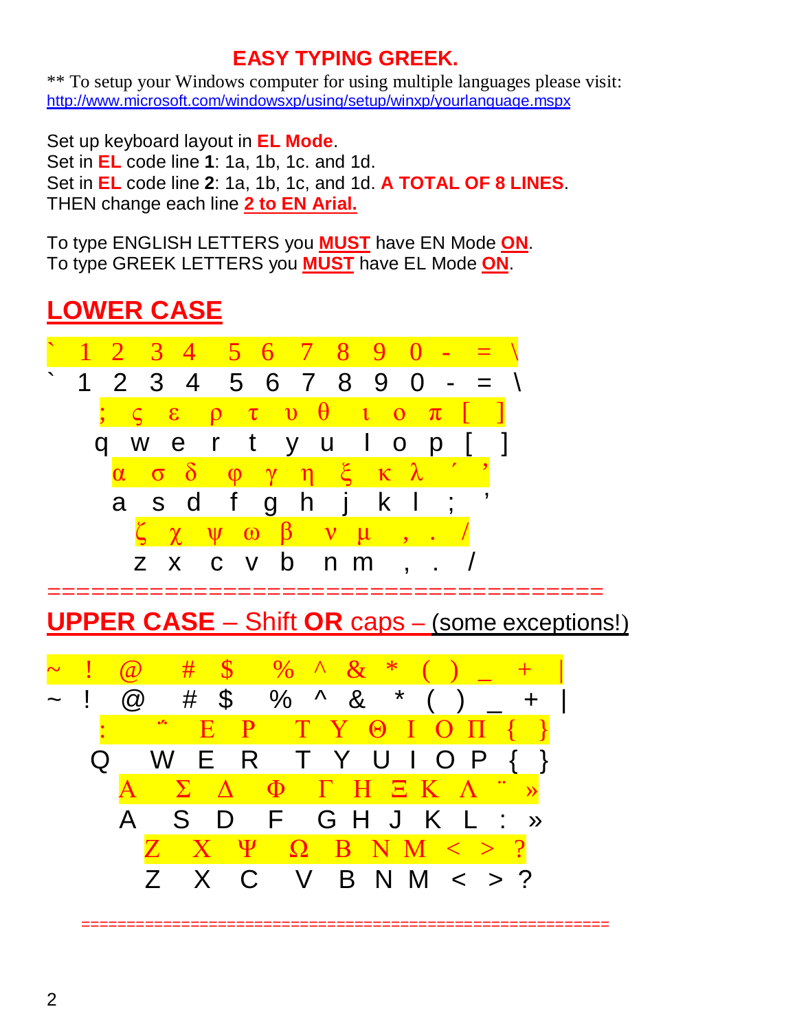## EASY TYPING GREEK.

** To setup your Windows computer for using multiple languages please visit:
http://www.microsoft.com/windowsxp/using/setup/winxp/yourlanguage.mspx

Set up keyboard layout in **EL Mode**.
Set in **EL** code line **1**: 1a, 1b, 1c. and 1d.
Set in **EL** code line **2**: 1a, 1b, 1c, and 1d. **A TOTAL OF 8 LINES**.
THEN change each line **2 to EN Arial.**

To type ENGLISH LETTERS you **MUST** have EN Mode **ON**.
To type GREEK LETTERS you **MUST** have EL Mode **ON**.

## LOWER CASE

` 1 2 3 4 5 6 7 8 9 0 - = \
` 1 2 3 4 5 6 7 8 9 0 - = \

; ς ε ρ τ υ θ ι ο π [ ]
q w e r t y u I o p [ ]

α σ δ φ γ η ξ κ λ ΄ ’
a s d f g h j k l ; ’

ζ χ ψ ω β ν μ , . /
z x c v b n m , . /

======================================

## UPPER CASE – Shift OR caps – (some exceptions!)

~ ! @ # $ % ^ & * ( ) _ + |
~ ! @ # $ % ^ & * ( ) _ + |

: ΅ Ε Ρ Τ Υ Θ Ι Ο Π { }
Q W E R T Y U I O P { }

Α Σ Δ Φ Γ Η Ξ Κ Λ ¨ »
A S D F G H J K L : »

Ζ Χ Ψ Ω Β Ν Μ < > ?
Z X C V B N M < > ?

======================================================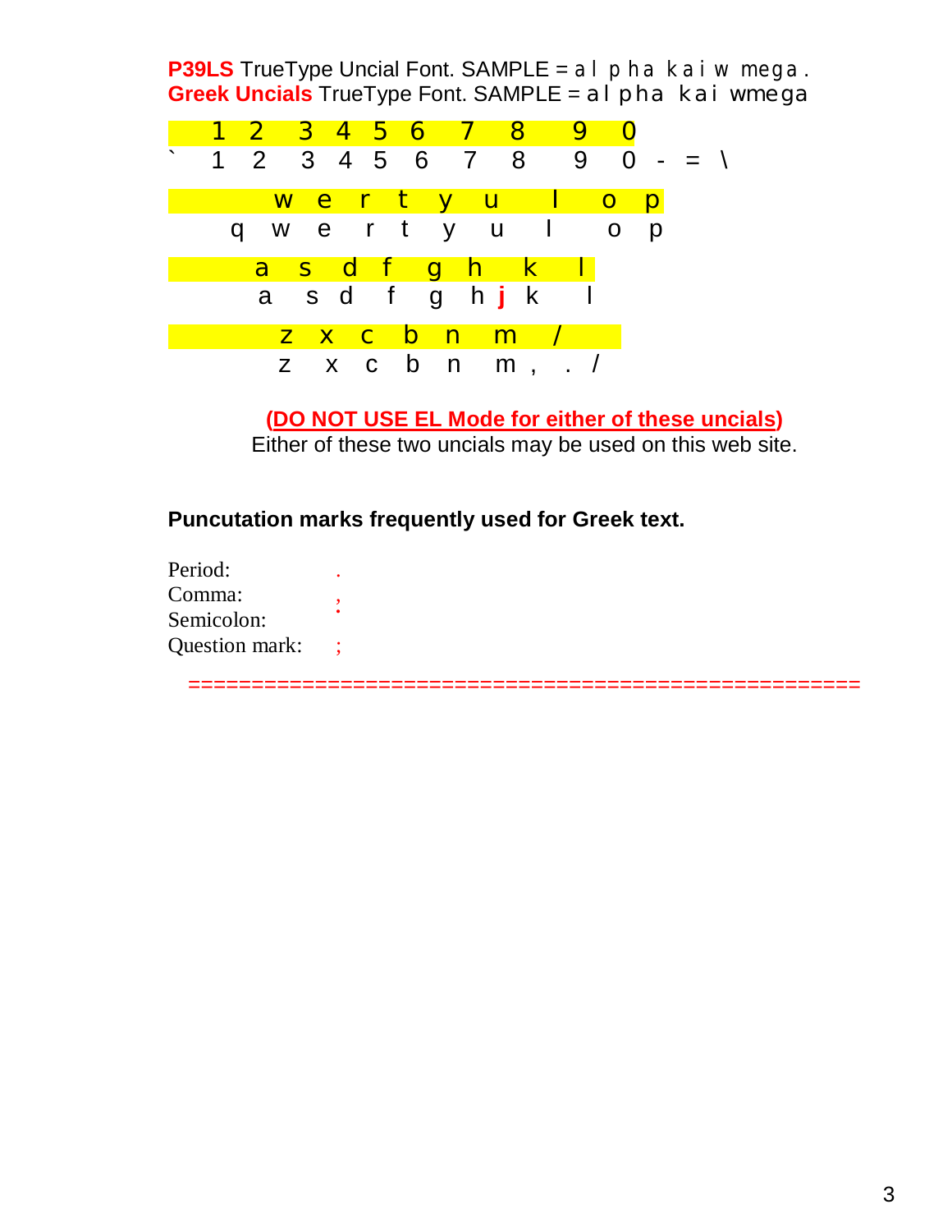**P39LS** TrueType Uncial Font. SAMPLE = a l p ha k a i w mega .
**Greek Uncials** TrueType Font. SAMPLE = a l pha kai wmega

```
   1  2   3  4  5  6   7   8    9   0
`  1  2   3  4  5  6   7   8    9   0  -  =  \

         w   e   r   t   y   u     I    o   p
     q   w   e   r   t   y   u     I    o   p

       a   s   d  f   g   h    k    l
       a   s   d   f   g   h  j  k     l

         z  x  c  b  n   m    /
         z  x  c  b  n   m ,  .  /
```

**(DO NOT USE EL Mode for either of these uncials)**
Either of these two uncials may be used on this web site.

**Puncutation marks frequently used for Greek text.**

Period: .
Comma: ,
Semicolon: ˙
Question mark: ;

==================================================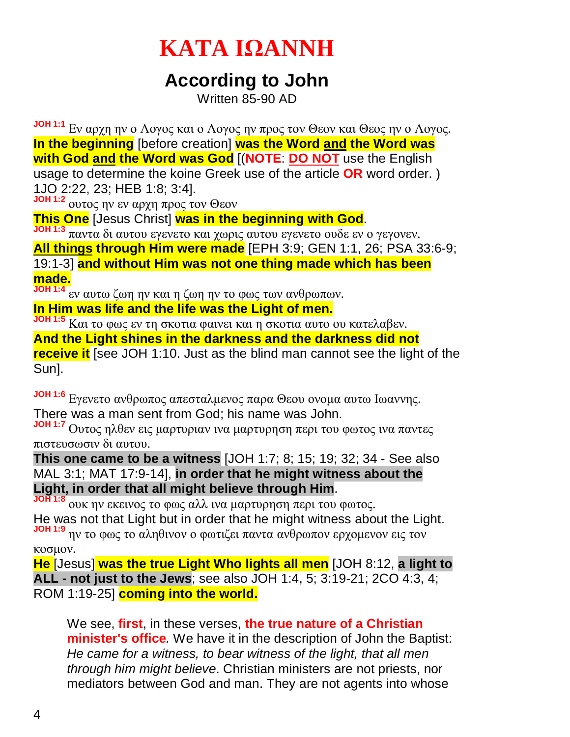# ΚΑΤΑ ΙΩΑΝΝΗ

## According to John

Written 85-90 AD

**JOH 1:1** Εν αρχη ην ο Λογος και ο Λογος ην προς τον Θεον και Θεος ην ο Λογος.
**In the beginning** [before creation] **was the Word and the Word was with God and the Word was God** [(**NOTE**: **DO NOT** use the English usage to determine the koine Greek use of the article **OR** word order. ) 1JO 2:22, 23; HEB 1:8; 3:4].

**JOH 1:2** ουτος ην εν αρχη προς τον Θεον
**This One** [Jesus Christ] **was in the beginning with God**.

**JOH 1:3** παντα δι αυτου εγενετο και χωρις αυτου εγενετο ουδε εν ο γεγονεν.
**All things through Him were made** [EPH 3:9; GEN 1:1, 26; PSA 33:6-9; 19:1-3] **and without Him was not one thing made which has been made.**

**JOH 1:4** εν αυτω ζωη ην και η ζωη ην το φως των ανθρωπων.
**In Him was life and the life was the Light of men.**

**JOH 1:5** Και το φως εν τη σκοτια φαινει και η σκοτια αυτο ου κατελαβεν.
**And the Light shines in the darkness and the darkness did not receive it** [see JOH 1:10. Just as the blind man cannot see the light of the Sun].

**JOH 1:6** Εγενετο ανθρωπος απεσταλμενος παρα Θεου ονομα αυτω Ιωαννης.
There was a man sent from God; his name was John.

**JOH 1:7** Ουτος ηλθεν εις μαρτυριαν ινα μαρτυρηση περι του φωτος ινα παντες πιστευσωσιν δι αυτου.
**This one came to be a witness** [JOH 1:7; 8; 15; 19; 32; 34 - See also MAL 3:1; MAT 17:9-14], **in order that he might witness about the Light, in order that all might believe through Him**.

**JOH 1:8** ουκ ην εκεινος το φως αλλ ινα μαρτυρηση περι του φωτος.
He was not that Light but in order that he might witness about the Light.

**JOH 1:9** ην το φως το αληθινον ο φωτιζει παντα ανθρωπον ερχομενον εις τον κοσμον.
**He** [Jesus] **was the true Light Who lights all men** [JOH 8:12, **a light to ALL - not just to the Jews**; see also JOH 1:4, 5; 3:19-21; 2CO 4:3, 4; ROM 1:19-25] **coming into the world.**

> We see, **first**, in these verses, **the true nature of a Christian minister's office**. We have it in the description of John the Baptist: *He came for a witness, to bear witness of the light, that all men through him might believe*. Christian ministers are not priests, nor mediators between God and man. They are not agents into whose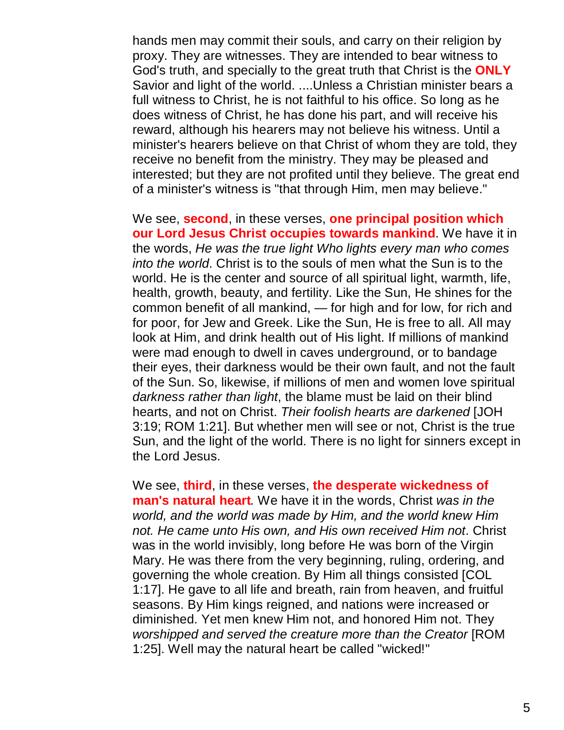hands men may commit their souls, and carry on their religion by proxy. They are witnesses. They are intended to bear witness to God's truth, and specially to the great truth that Christ is the **ONLY** Savior and light of the world. ....Unless a Christian minister bears a full witness to Christ, he is not faithful to his office. So long as he does witness of Christ, he has done his part, and will receive his reward, although his hearers may not believe his witness. Until a minister's hearers believe on that Christ of whom they are told, they receive no benefit from the ministry. They may be pleased and interested; but they are not profited until they believe. The great end of a minister's witness is "that through Him, men may believe."

We see, **second**, in these verses, **one principal position which our Lord Jesus Christ occupies towards mankind**. We have it in the words, *He was the true light Who lights every man who comes into the world*. Christ is to the souls of men what the Sun is to the world. He is the center and source of all spiritual light, warmth, life, health, growth, beauty, and fertility. Like the Sun, He shines for the common benefit of all mankind, — for high and for low, for rich and for poor, for Jew and Greek. Like the Sun, He is free to all. All may look at Him, and drink health out of His light. If millions of mankind were mad enough to dwell in caves underground, or to bandage their eyes, their darkness would be their own fault, and not the fault of the Sun. So, likewise, if millions of men and women love spiritual *darkness rather than light*, the blame must be laid on their blind hearts, and not on Christ. *Their foolish hearts are darkened* [JOH 3:19; ROM 1:21]. But whether men will see or not, Christ is the true Sun, and the light of the world. There is no light for sinners except in the Lord Jesus.

We see, **third**, in these verses, **the desperate wickedness of man's natural heart***.* We have it in the words, Christ *was in the world, and the world was made by Him, and the world knew Him not. He came unto His own, and His own received Him not*. Christ was in the world invisibly, long before He was born of the Virgin Mary. He was there from the very beginning, ruling, ordering, and governing the whole creation. By Him all things consisted [COL 1:17]. He gave to all life and breath, rain from heaven, and fruitful seasons. By Him kings reigned, and nations were increased or diminished. Yet men knew Him not, and honored Him not. They *worshipped and served the creature more than the Creator* [ROM 1:25]. Well may the natural heart be called "wicked!"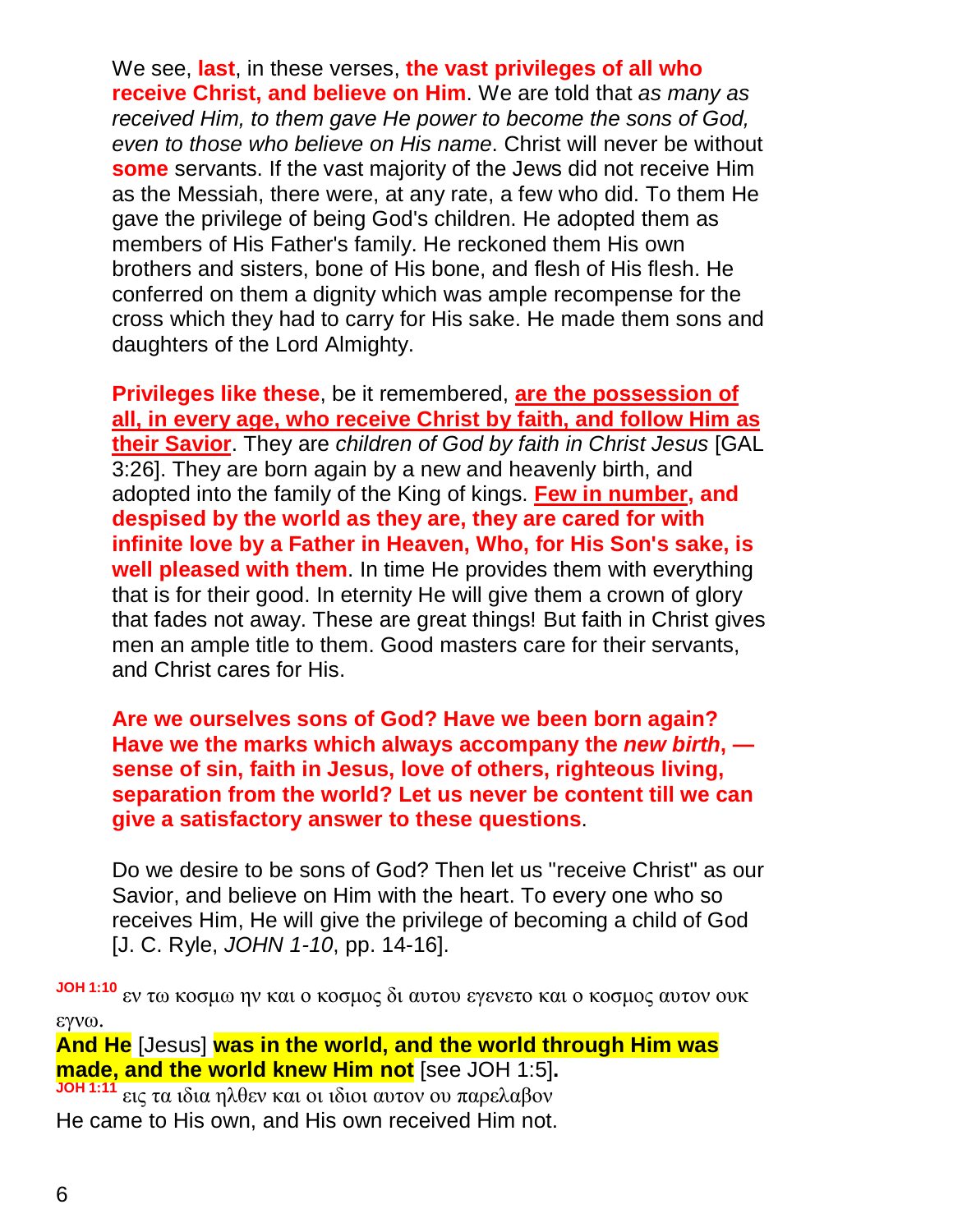We see, **last**, in these verses, **the vast privileges of all who receive Christ, and believe on Him**. We are told that *as many as received Him, to them gave He power to become the sons of God, even to those who believe on His name*. Christ will never be without **some** servants. If the vast majority of the Jews did not receive Him as the Messiah, there were, at any rate, a few who did. To them He gave the privilege of being God's children. He adopted them as members of His Father's family. He reckoned them His own brothers and sisters, bone of His bone, and flesh of His flesh. He conferred on them a dignity which was ample recompense for the cross which they had to carry for His sake. He made them sons and daughters of the Lord Almighty.

**Privileges like these**, be it remembered, **are the possession of all, in every age, who receive Christ by faith, and follow Him as their Savior**. They are *children of God by faith in Christ Jesus* [GAL 3:26]. They are born again by a new and heavenly birth, and adopted into the family of the King of kings. **Few in number, and despised by the world as they are, they are cared for with infinite love by a Father in Heaven, Who, for His Son's sake, is well pleased with them**. In time He provides them with everything that is for their good. In eternity He will give them a crown of glory that fades not away. These are great things! But faith in Christ gives men an ample title to them. Good masters care for their servants, and Christ cares for His.

**Are we ourselves sons of God? Have we been born again? Have we the marks which always accompany the *new birth*, — sense of sin, faith in Jesus, love of others, righteous living, separation from the world? Let us never be content till we can give a satisfactory answer to these questions**.

Do we desire to be sons of God? Then let us "receive Christ" as our Savior, and believe on Him with the heart. To every one who so receives Him, He will give the privilege of becoming a child of God [J. C. Ryle, *JOHN 1-10*, pp. 14-16].

**JOH 1:10** εν τω κοσμω ην και ο κοσμος δι αυτου εγενετο και ο κοσμος αυτον ουκ εγνω.
**And He** [Jesus] **was in the world, and the world through Him was made, and the world knew Him not** [see JOH 1:5]**.**
**JOH 1:11** εις τα ιδια ηλθεν και οι ιδιοι αυτον ου παρελαβον
He came to His own, and His own received Him not.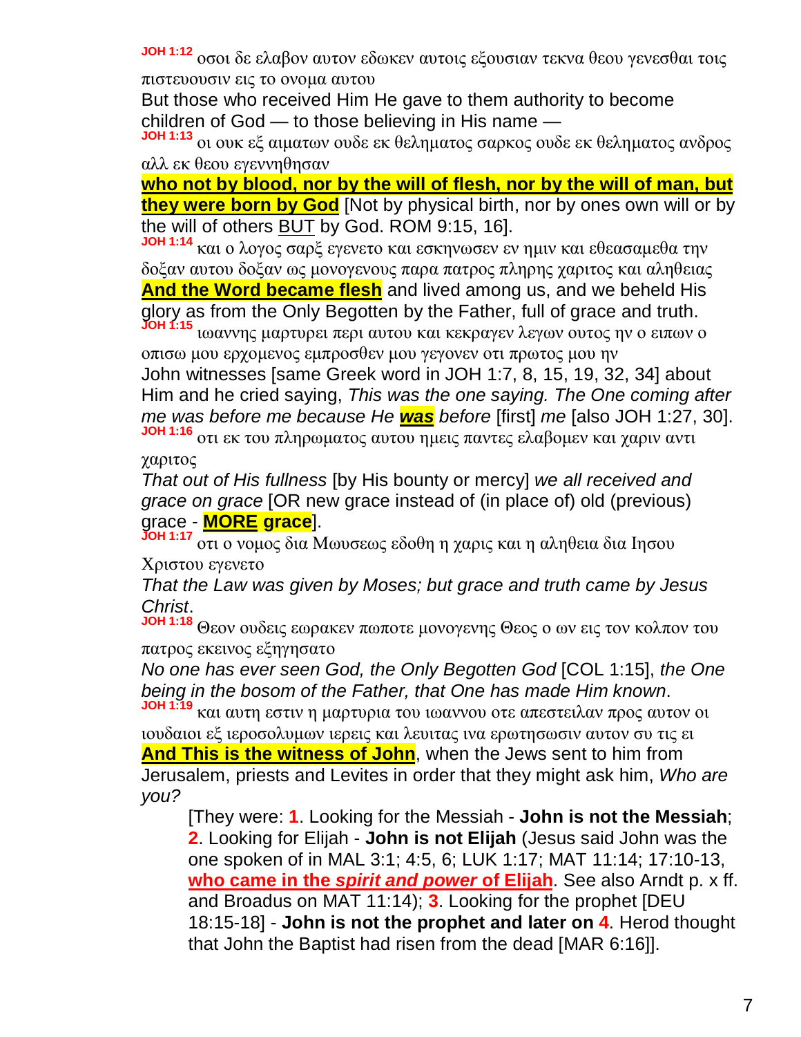**JOH 1:12** οσοι δε ελαβον αυτον εδωκεν αυτοις εξουσιαν τεκνα θεου γενεσθαι τοις πιστευουσιν εις το ονομα αυτου

But those who received Him He gave to them authority to become children of God — to those believing in His name —

**JOH 1:13** οι ουκ εξ αιματων ουδε εκ θεληματος σαρκος ουδε εκ θεληματος ανδρος αλλ εκ θεου εγεννηθησαν

**who not by blood, nor by the will of flesh, nor by the will of man, but they were born by God** [Not by physical birth, nor by ones own will or by the will of others BUT by God. ROM 9:15, 16].

**JOH 1:14** και ο λογος σαρξ εγενετο και εσκηνωσεν εν ημιν και εθεασαμεθα την δοξαν αυτου δοξαν ως μονογενους παρα πατρος πληρης χαριτος και αληθειας

**And the Word became flesh** and lived among us, and we beheld His glory as from the Only Begotten by the Father, full of grace and truth.

**JOH 1:15** ιωαννης μαρτυρει περι αυτου και κεκραγεν λεγων ουτος ην ο ειπων ο οπισω μου ερχομενος εμπροσθεν μου γεγονεν οτι πρωτος μου ην

John witnesses [same Greek word in JOH 1:7, 8, 15, 19, 32, 34] about Him and he cried saying, *This was the one saying. The One coming after me was before me because He* ***was*** *before* [first] *me* [also JOH 1:27, 30].

**JOH 1:16** οτι εκ του πληρωματος αυτου ημεις παντες ελαβομεν και χαριν αντι χαριτος

*That out of His fullness* [by His bounty or mercy] *we all received and grace on grace* [OR new grace instead of (in place of) old (previous) grace - **MORE grace**].

**JOH 1:17** οτι ο νομος δια Μωυσεως εδοθη η χαρις και η αληθεια δια Ιησου Χριστου εγενετο

*That the Law was given by Moses; but grace and truth came by Jesus Christ*.

**JOH 1:18** Θεον ουδεις εωρακεν πωποτε μονογενης Θεος ο ων εις τον κολπον του πατρος εκεινος εξηγησατο

*No one has ever seen God, the Only Begotten God* [COL 1:15], *the One being in the bosom of the Father, that One has made Him known*.

**JOH 1:19** και αυτη εστιν η μαρτυρια του ιωαννου οτε απεστειλαν προς αυτον οι ιουδαιοι εξ ιεροσολυμων ιερεις και λευιτας ινα ερωτησωσιν αυτον συ τις ει

**And This is the witness of John**, when the Jews sent to him from Jerusalem, priests and Levites in order that they might ask him, *Who are you?*

> [They were: **1**. Looking for the Messiah - **John is not the Messiah**; **2**. Looking for Elijah - **John is not Elijah** (Jesus said John was the one spoken of in MAL 3:1; 4:5, 6; LUK 1:17; MAT 11:14; 17:10-13, **who came in the *spirit and power* of Elijah**. See also Arndt p. x ff. and Broadus on MAT 11:14); **3**. Looking for the prophet [DEU 18:15-18] - **John is not the prophet and later on 4**. Herod thought that John the Baptist had risen from the dead [MAR 6:16]].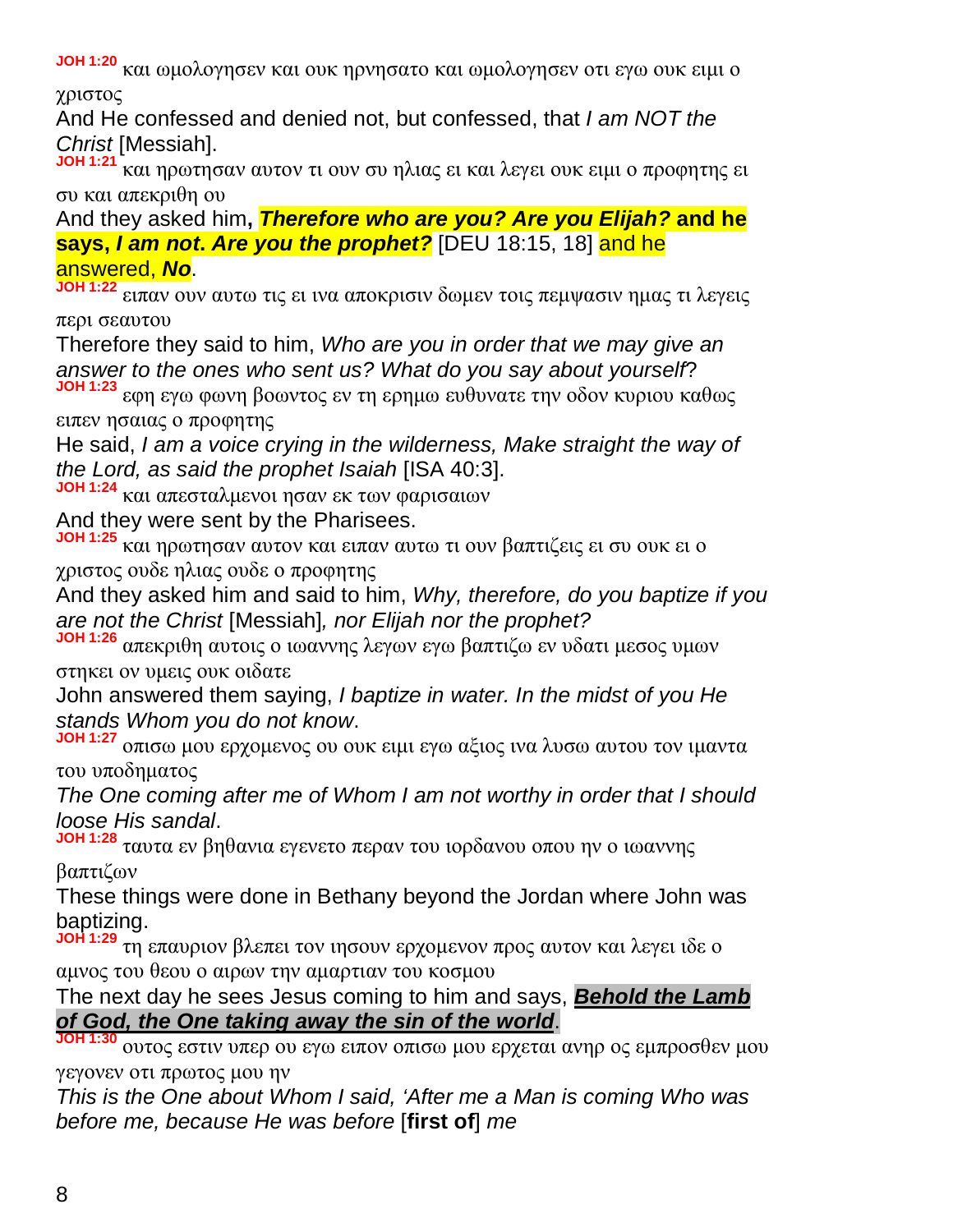**JOH 1:20** και ωμολογησεν και ουκ ηρνησατο και ωμολογησεν οτι εγω ουκ ειμι ο χριστος

And He confessed and denied not, but confessed, that *I am NOT the Christ* [Messiah].

**JOH 1:21** και ηρωτησαν αυτον τι ουν συ ηλιας ει και λεγει ουκ ειμι ο προφητης ει συ και απεκριθη ου

And they asked him**,** ***Therefore who are you? Are you Elijah?*** **and he says,** ***I am not*****.** ***Are you the prophet?*** [DEU 18:15, 18] and he answered, ***No***.

**JOH 1:22** ειπαν ουν αυτω τις ει ινα αποκρισιν δωμεν τοις πεμψασιν ημας τι λεγεις περι σεαυτου

Therefore they said to him, *Who are you in order that we may give an answer to the ones who sent us? What do you say about yourself*?

**JOH 1:23** εφη εγω φωνη βοωντος εν τη ερημω ευθυνατε την οδον κυριου καθως ειπεν ησαιας ο προφητης

He said, *I am a voice crying in the wilderness, Make straight the way of the Lord, as said the prophet Isaiah* [ISA 40:3].

**JOH 1:24** και απεσταλμενοι ησαν εκ των φαρισαιων

And they were sent by the Pharisees.

**JOH 1:25** και ηρωτησαν αυτον και ειπαν αυτω τι ουν βαπτιζεις ει συ ουκ ει ο χριστος ουδε ηλιας ουδε ο προφητης

And they asked him and said to him, *Why, therefore, do you baptize if you are not the Christ* [Messiah]*, nor Elijah nor the prophet?*

**JOH 1:26** απεκριθη αυτοις ο ιωαννης λεγων εγω βαπτιζω εν υδατι μεσος υμων στηκει ον υμεις ουκ οιδατε

John answered them saying, *I baptize in water. In the midst of you He stands Whom you do not know*.

**JOH 1:27** οπισω μου ερχομενος ου ουκ ειμι εγω αξιος ινα λυσω αυτου τον ιμαντα του υποδηματος

*The One coming after me of Whom I am not worthy in order that I should loose His sandal*.

**JOH 1:28** ταυτα εν βηθανια εγενετο περαν του ιορδανου οπου ην ο ιωαννης βαπτιζων

These things were done in Bethany beyond the Jordan where John was baptizing.

**JOH 1:29** τη επαυριον βλεπει τον ιησουν ερχομενον προς αυτον και λεγει ιδε ο αμνος του θεου ο αιρων την αμαρτιαν του κοσμου

The next day he sees Jesus coming to him and says, ***Behold the Lamb of God, the One taking away the sin of the world***.

**JOH 1:30** ουτος εστιν υπερ ου εγω ειπον οπισω μου ερχεται ανηρ ος εμπροσθεν μου γεγονεν οτι πρωτος μου ην

*This is the One about Whom I said, 'After me a Man is coming Who was before me, because He was before* [**first of**] *me*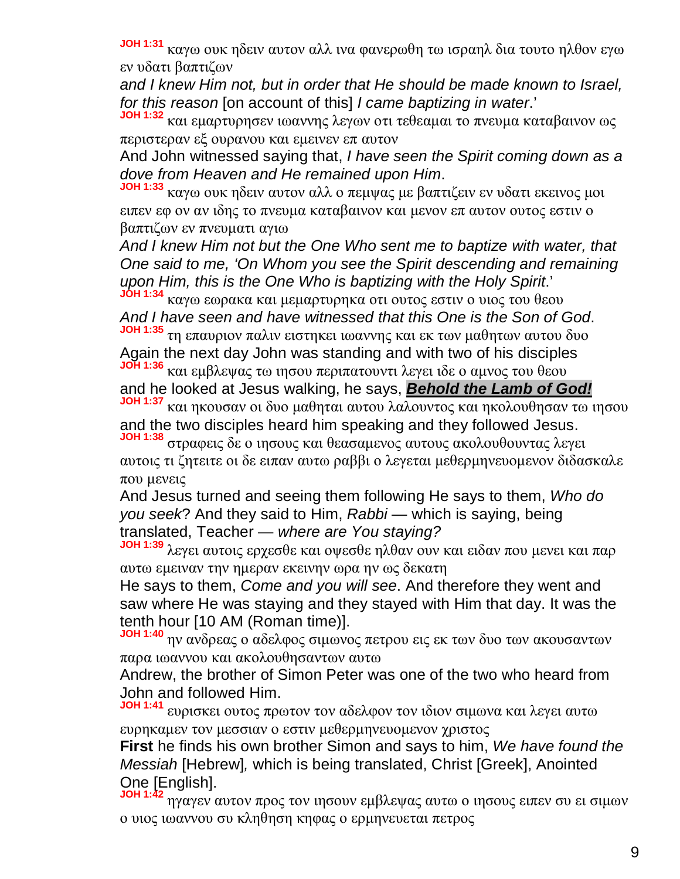**JOH 1:31** καγω ουκ ηδειν αυτον αλλ ινα φανερωθη τω ισραηλ δια τουτο ηλθον εγω εν υδατι βαπτιζων

*and I knew Him not, but in order that He should be made known to Israel, for this reason* [on account of this] *I came baptizing in water*.'

**JOH 1:32** και εμαρτυρησεν ιωαννης λεγων οτι τεθεαμαι το πνευμα καταβαινον ως περιστεραν εξ ουρανου και εμεινεν επ αυτον

And John witnessed saying that, *I have seen the Spirit coming down as a dove from Heaven and He remained upon Him*.

**JOH 1:33** καγω ουκ ηδειν αυτον αλλ ο πεμψας με βαπτιζειν εν υδατι εκεινος μοι ειπεν εφ ον αν ιδης το πνευμα καταβαινον και μενον επ αυτον ουτος εστιν ο βαπτιζων εν πνευματι αγιω

*And I knew Him not but the One Who sent me to baptize with water, that One said to me, 'On Whom you see the Spirit descending and remaining upon Him, this is the One Who is baptizing with the Holy Spirit*.'

**JOH 1:34** καγω εωρακα και μεμαρτυρηκα οτι ουτος εστιν ο υιος του θεου

*And I have seen and have witnessed that this One is the Son of God*.

**JOH 1:35** τη επαυριον παλιν ειστηκει ιωαννης και εκ των μαθητων αυτου δυο

Again the next day John was standing and with two of his disciples

**JOH 1:36** και εμβλεψας τω ιησου περιπατουντι λεγει ιδε ο αμνος του θεου

and he looked at Jesus walking, he says, ***Behold the Lamb of God!***

**JOH 1:37** και ηκουσαν οι δυο μαθηται αυτου λαλουντος και ηκολουθησαν τω ιησου

and the two disciples heard him speaking and they followed Jesus.

**JOH 1:38** στραφεις δε ο ιησους και θεασαμενος αυτους ακολουθουντας λεγει αυτοις τι ζητειτε οι δε ειπαν αυτω ραββι ο λεγεται μεθερμηνευομενον διδασκαλε που μενεις

And Jesus turned and seeing them following He says to them, *Who do you seek*? And they said to Him, *Rabbi* — which is saying, being translated, Teacher — *where are You staying?*

**JOH 1:39** λεγει αυτοις ερχεσθε και οψεσθε ηλθαν ουν και ειδαν που μενει και παρ αυτω εμειναν την ημεραν εκεινην ωρα ην ως δεκατη

He says to them, *Come and you will see*. And therefore they went and saw where He was staying and they stayed with Him that day. It was the tenth hour [10 AM (Roman time)].

**JOH 1:40** ην ανδρεας ο αδελφος σιμωνος πετρου εις εκ των δυο των ακουσαντων παρα ιωαννου και ακολουθησαντων αυτω

Andrew, the brother of Simon Peter was one of the two who heard from John and followed Him.

**JOH 1:41** ευρισκει ουτος πρωτον τον αδελφον τον ιδιον σιμωνα και λεγει αυτω ευρηκαμεν τον μεσσιαν ο εστιν μεθερμηνευομενον χριστος

**First** he finds his own brother Simon and says to him, *We have found the Messiah* [Hebrew]*,* which is being translated, Christ [Greek], Anointed One [English].

**JOH 1:42** ηγαγεν αυτον προς τον ιησουν εμβλεψας αυτω ο ιησους ειπεν συ ει σιμων ο υιος ιωαννου συ κληθηση κηφας ο ερμηνευεται πετρος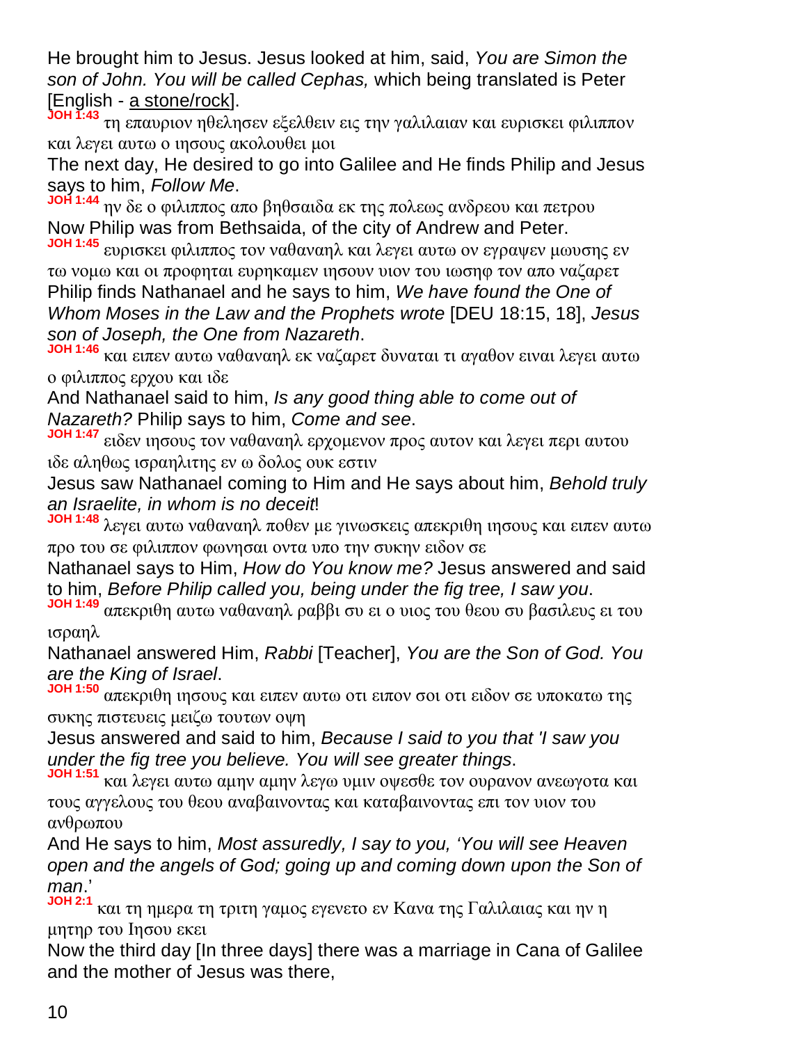He brought him to Jesus. Jesus looked at him, said, *You are Simon the son of John. You will be called Cephas,* which being translated is Peter [English - a stone/rock].

**JOH 1:43** τη επαυριον ηθελησεν εξελθειν εις την γαλιλαιαν και ευρισκει φιλιππον και λεγει αυτω ο ιησους ακολουθει μοι

The next day, He desired to go into Galilee and He finds Philip and Jesus says to him, *Follow Me*.

**JOH 1:44** ην δε ο φιλιππος απο βηθσαιδα εκ της πολεως ανδρεου και πετρου

Now Philip was from Bethsaida, of the city of Andrew and Peter.

**JOH 1:45** ευρισκει φιλιππος τον ναθαναηλ και λεγει αυτω ον εγραψεν μωυσης εν τω νομω και οι προφηται ευρηκαμεν ιησουν υιον του ιωσηφ τον απο ναζαρετ

Philip finds Nathanael and he says to him, *We have found the One of Whom Moses in the Law and the Prophets wrote* [DEU 18:15, 18], *Jesus son of Joseph, the One from Nazareth*.

**JOH 1:46** και ειπεν αυτω ναθαναηλ εκ ναζαρετ δυναται τι αγαθον ειναι λεγει αυτω ο φιλιππος ερχου και ιδε

And Nathanael said to him, *Is any good thing able to come out of Nazareth?* Philip says to him, *Come and see*.

**JOH 1:47** ειδεν ιησους τον ναθαναηλ ερχομενον προς αυτον και λεγει περι αυτου ιδε αληθως ισραηλιτης εν ω δολος ουκ εστιν

Jesus saw Nathanael coming to Him and He says about him, *Behold truly an Israelite, in whom is no deceit*!

**JOH 1:48** λεγει αυτω ναθαναηλ ποθεν με γινωσκεις απεκριθη ιησους και ειπεν αυτω προ του σε φιλιππον φωνησαι οντα υπο την συκην ειδον σε

Nathanael says to Him, *How do You know me?* Jesus answered and said to him, *Before Philip called you, being under the fig tree, I saw you*.

**JOH 1:49** απεκριθη αυτω ναθαναηλ ραββι συ ει ο υιος του θεου συ βασιλευς ει του ισραηλ

Nathanael answered Him, *Rabbi* [Teacher], *You are the Son of God. You are the King of Israel*.

**JOH 1:50** απεκριθη ιησους και ειπεν αυτω οτι ειπον σοι οτι ειδον σε υποκατω της συκης πιστευεις μειζω τουτων οψη

Jesus answered and said to him, *Because I said to you that 'I saw you under the fig tree you believe. You will see greater things*.

**JOH 1:51** και λεγει αυτω αμην αμην λεγω υμιν οψεσθε τον ουρανον ανεωγοτα και τους αγγελους του θεου αναβαινοντας και καταβαινοντας επι τον υιον του ανθρωπου

And He says to him, *Most assuredly, I say to you, 'You will see Heaven open and the angels of God; going up and coming down upon the Son of man*.'

**JOH 2:1** και τη ημερα τη τριτη γαμος εγενετο εν Κανα της Γαλιλαιας και ην η μητηρ του Ιησου εκει

Now the third day [In three days] there was a marriage in Cana of Galilee and the mother of Jesus was there,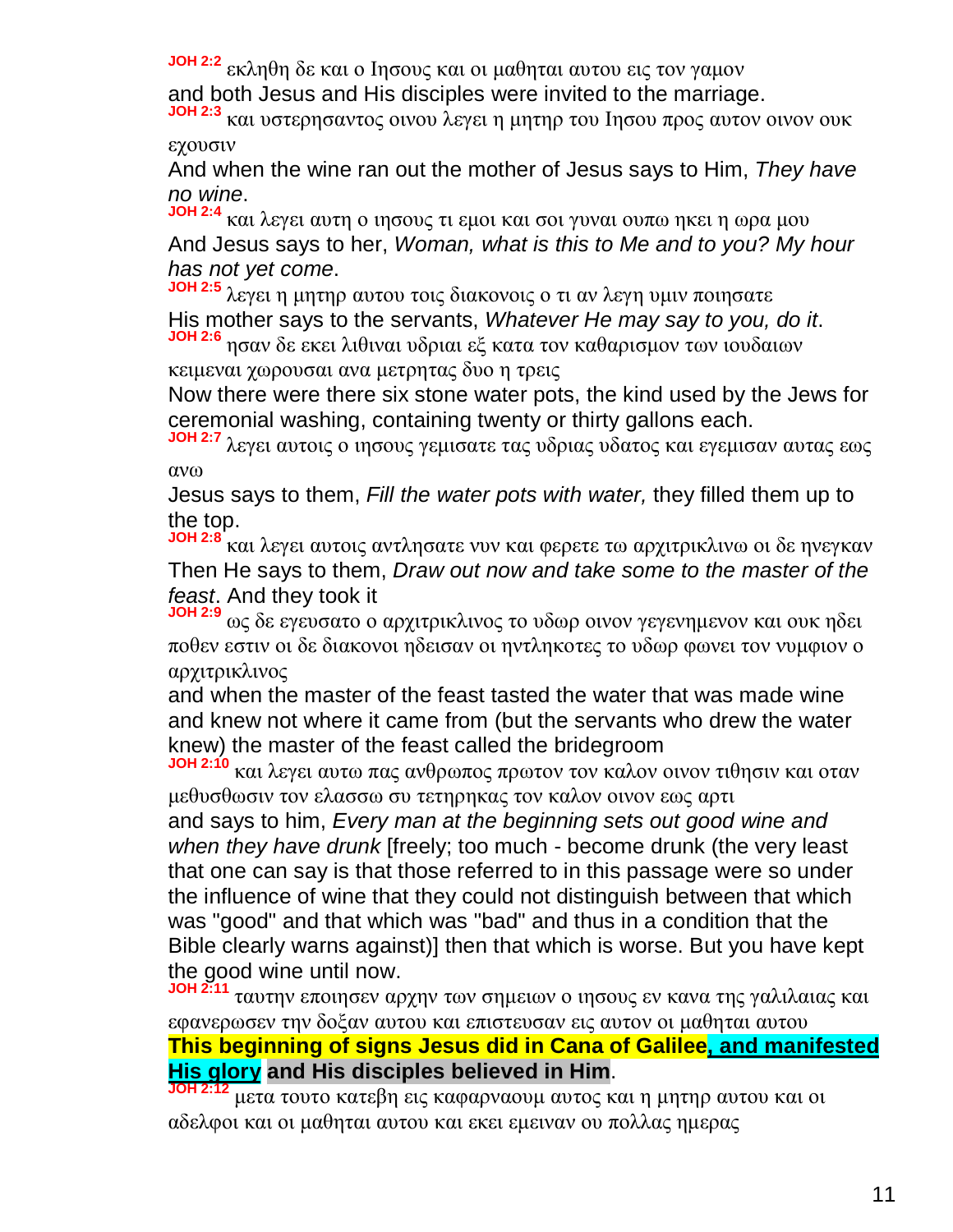**JOH 2:2** εκληθη δε και ο Ιησους και οι μαθηται αυτου εις τον γαμον

and both Jesus and His disciples were invited to the marriage.

**JOH 2:3** και υστερησαντος οινου λεγει η μητηρ του Ιησου προς αυτον οινον ουκ εχουσιν

And when the wine ran out the mother of Jesus says to Him, *They have no wine*.

**JOH 2:4** και λεγει αυτη ο ιησους τι εμοι και σοι γυναι ουπω ηκει η ωρα μου

And Jesus says to her, *Woman, what is this to Me and to you? My hour has not yet come*.

**JOH 2:5** λεγει η μητηρ αυτου τοις διακονοις ο τι αν λεγη υμιν ποιησατε

His mother says to the servants, *Whatever He may say to you, do it*.

**JOH 2:6** ησαν δε εκει λιθιναι υδριαι εξ κατα τον καθαρισμον των ιουδαιων κειμεναι χωρουσαι ανα μετρητας δυο η τρεις

Now there were there six stone water pots, the kind used by the Jews for ceremonial washing, containing twenty or thirty gallons each.

**JOH 2:7** λεγει αυτοις ο ιησους γεμισατε τας υδριας υδατος και εγεμισαν αυτας εως ανω

Jesus says to them, *Fill the water pots with water,* they filled them up to the top.

**JOH 2:8** και λεγει αυτοις αντλησατε νυν και φερετε τω αρχιτρικλινω οι δε ηνεγκαν

Then He says to them, *Draw out now and take some to the master of the feast*. And they took it

**JOH 2:9** ως δε εγευσατο ο αρχιτρικλινος το υδωρ οινον γεγενημενον και ουκ ηδει ποθεν εστιν οι δε διακονοι ηδεισαν οι ηντληκοτες το υδωρ φωνει τον νυμφιον ο αρχιτρικλινος

and when the master of the feast tasted the water that was made wine and knew not where it came from (but the servants who drew the water knew) the master of the feast called the bridegroom

**JOH 2:10** και λεγει αυτω πας ανθρωπος πρωτον τον καλον οινον τιθησιν και οταν μεθυσθωσιν τον ελασσω συ τετηρηκας τον καλον οινον εως αρτι

and says to him, *Every man at the beginning sets out good wine and when they have drunk* [freely; too much - become drunk (the very least that one can say is that those referred to in this passage were so under the influence of wine that they could not distinguish between that which was "good" and that which was "bad" and thus in a condition that the Bible clearly warns against)] then that which is worse. But you have kept the good wine until now.

**JOH 2:11** ταυτην εποιησεν αρχην των σημειων ο ιησους εν κανα της γαλιλαιας και εφανερωσεν την δοξαν αυτου και επιστευσαν εις αυτον οι μαθηται αυτου

**This beginning of signs Jesus did in Cana of Galilee, and manifested His glory and His disciples believed in Him**.

**JOH 2:12** μετα τουτο κατεβη εις καφαρναουμ αυτος και η μητηρ αυτου και οι αδελφοι και οι μαθηται αυτου και εκει εμειναν ου πολλας ημερας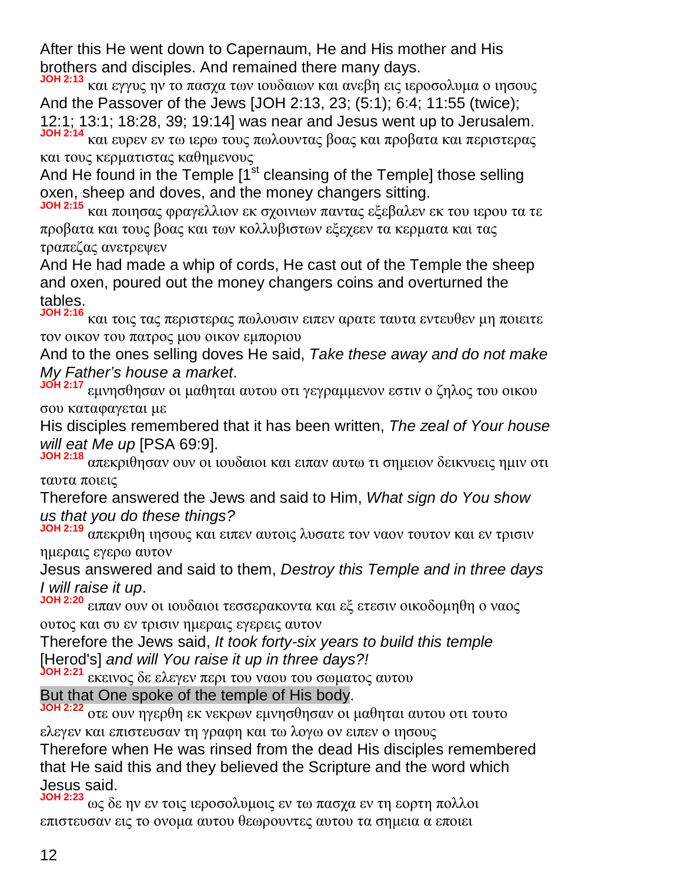After this He went down to Capernaum, He and His mother and His brothers and disciples. And remained there many days.

**JOH 2:13** και εγγυς ην το πασχα των ιουδαιων και ανεβη εις ιεροσολυμα ο ιησους

And the Passover of the Jews [JOH 2:13, 23; (5:1); 6:4; 11:55 (twice); 12:1; 13:1; 18:28, 39; 19:14] was near and Jesus went up to Jerusalem.

**JOH 2:14** και ευρεν εν τω ιερω τους πωλουντας βοας και προβατα και περιστερας και τους κερματιστας καθημενους

And He found in the Temple [1st cleansing of the Temple] those selling oxen, sheep and doves, and the money changers sitting.

**JOH 2:15** και ποιησας φραγελλιον εκ σχοινιων παντας εξεβαλεν εκ του ιερου τα τε προβατα και τους βοας και των κολλυβιστων εξεχεεν τα κερματα και τας τραπεζας ανετρεψεν

And He had made a whip of cords, He cast out of the Temple the sheep and oxen, poured out the money changers coins and overturned the tables.

**JOH 2:16** και τοις τας περιστερας πωλουσιν ειπεν αρατε ταυτα εντευθεν μη ποιειτε τον οικον του πατρος μου οικον εμποριου

And to the ones selling doves He said, *Take these away and do not make My Father's house a market*.

**JOH 2:17** εμνησθησαν οι μαθηται αυτου οτι γεγραμμενον εστιν ο ζηλος του οικου σου καταφαγεται με

His disciples remembered that it has been written, *The zeal of Your house will eat Me up* [PSA 69:9].

**JOH 2:18** απεκριθησαν ουν οι ιουδαιοι και ειπαν αυτω τι σημειον δεικνυεις ημιν οτι ταυτα ποιεις

Therefore answered the Jews and said to Him, *What sign do You show us that you do these things?*

**JOH 2:19** απεκριθη ιησους και ειπεν αυτοις λυσατε τον ναον τουτον και εν τρισιν ημεραις εγερω αυτον

Jesus answered and said to them, *Destroy this Temple and in three days I will raise it up*.

**JOH 2:20** ειπαν ουν οι ιουδαιοι τεσσερακοντα και εξ ετεσιν οικοδομηθη ο ναος ουτος και συ εν τρισιν ημεραις εγερεις αυτον

Therefore the Jews said, *It took forty-six years to build this temple* [Herod's] *and will You raise it up in three days?!*

**JOH 2:21** εκεινος δε ελεγεν περι του ναου του σωματος αυτου

But that One spoke of the temple of His body.

**JOH 2:22** οτε ουν ηγερθη εκ νεκρων εμνησθησαν οι μαθηται αυτου οτι τουτο ελεγεν και επιστευσαν τη γραφη και τω λογω ον ειπεν ο ιησους

Therefore when He was rinsed from the dead His disciples remembered that He said this and they believed the Scripture and the word which Jesus said.

**JOH 2:23** ως δε ην εν τοις ιεροσολυμοις εν τω πασχα εν τη εορτη πολλοι επιστευσαν εις το ονομα αυτου θεωρουντες αυτου τα σημεια α εποιει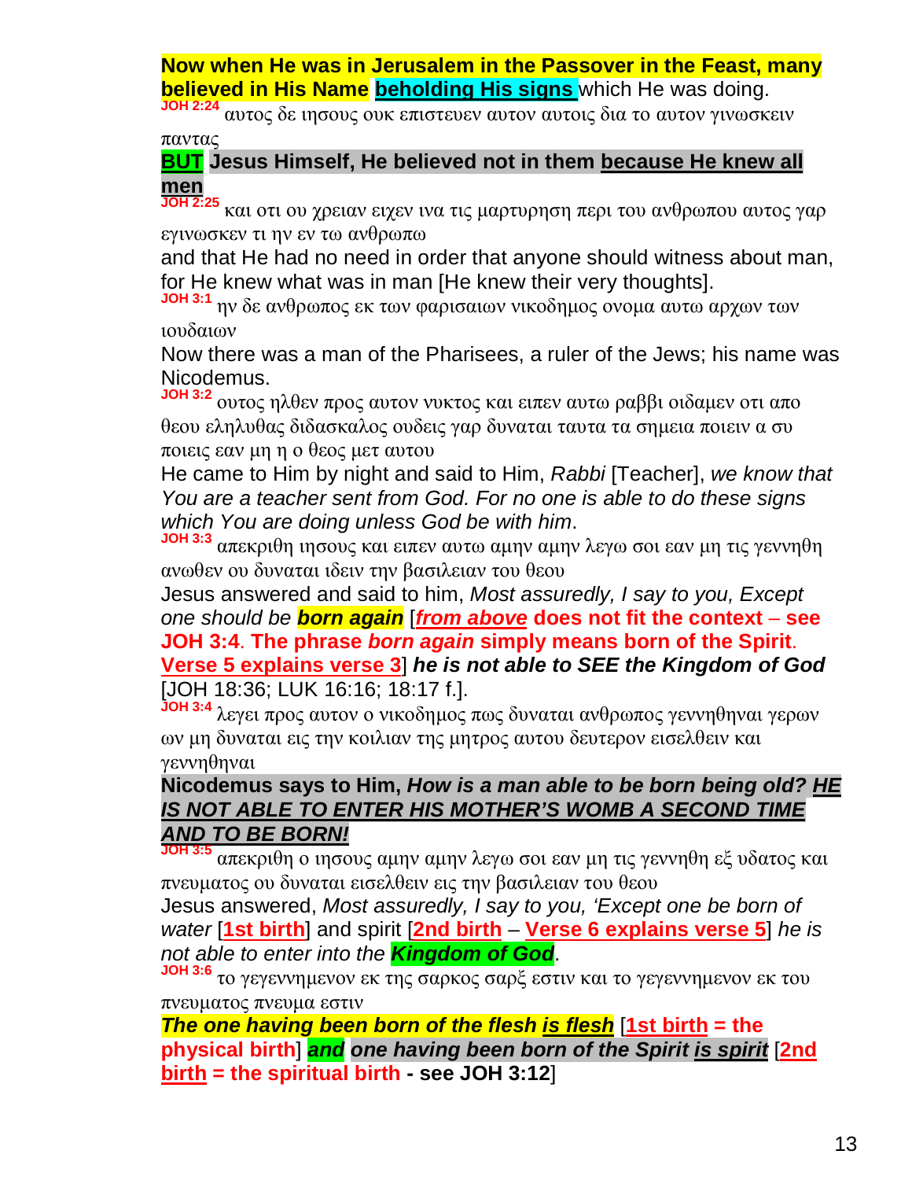**Now when He was in Jerusalem in the Passover in the Feast, many believed in His Name** **beholding His signs** which He was doing.

**JOH 2:24** αυτος δε ιησους ουκ επιστευεν αυτον αυτοις δια το αυτον γινωσκειν παντας

**BUT Jesus Himself, He believed not in them because He knew all men**

**JOH 2:25** και οτι ου χρειαν ειχεν ινα τις μαρτυρηση περι του ανθρωπου αυτος γαρ εγινωσκεν τι ην εν τω ανθρωπω

and that He had no need in order that anyone should witness about man, for He knew what was in man [He knew their very thoughts].

**JOH 3:1** ην δε ανθρωπος εκ των φαρισαιων νικοδημος ονομα αυτω αρχων των ιουδαιων

Now there was a man of the Pharisees, a ruler of the Jews; his name was Nicodemus.

**JOH 3:2** ουτος ηλθεν προς αυτον νυκτος και ειπεν αυτω ραββι οιδαμεν οτι απο θεου εληλυθας διδασκαλος ουδεις γαρ δυναται ταυτα τα σημεια ποιειν α συ ποιεις εαν μη η ο θεος μετ αυτου

He came to Him by night and said to Him, *Rabbi* [Teacher], *we know that You are a teacher sent from God. For no one is able to do these signs which You are doing unless God be with him*.

**JOH 3:3** απεκριθη ιησους και ειπεν αυτω αμην αμην λεγω σοι εαν μη τις γεννηθη ανωθεν ου δυναται ιδειν την βασιλειαν του θεου

Jesus answered and said to him, *Most assuredly, I say to you, Except one should be **born again*** [***from above*** **does not fit the context – see JOH 3:4. The phrase *born again* simply means born of the Spirit. Verse 5 explains verse 3**] ***he is not able to SEE the Kingdom of God*** [JOH 18:36; LUK 16:16; 18:17 f.].

**JOH 3:4** λεγει προς αυτον ο νικοδημος πως δυναται ανθρωπος γεννηθηναι γερων ων μη δυναται εις την κοιλιαν της μητρος αυτου δευτερον εισελθειν και γεννηθηναι

**Nicodemus says to Him, *How is a man able to be born being old? HE IS NOT ABLE TO ENTER HIS MOTHER'S WOMB A SECOND TIME AND TO BE BORN!***

**JOH 3:5** απεκριθη ο ιησους αμην αμην λεγω σοι εαν μη τις γεννηθη εξ υδατος και πνευματος ου δυναται εισελθειν εις την βασιλειαν του θεου

Jesus answered, *Most assuredly, I say to you, 'Except one be born of water* [**1st birth**] and spirit [**2nd birth – Verse 6 explains verse 5**] *he is not able to enter into the **Kingdom of God***.

**JOH 3:6** το γεγεννημενον εκ της σαρκος σαρξ εστιν και το γεγεννημενον εκ του πνευματος πνευμα εστιν

***The one having been born of the flesh is flesh*** [**1st birth = the physical birth**] ***and one having been born of the Spirit is spirit*** [**2nd birth = the spiritual birth - see JOH 3:12**]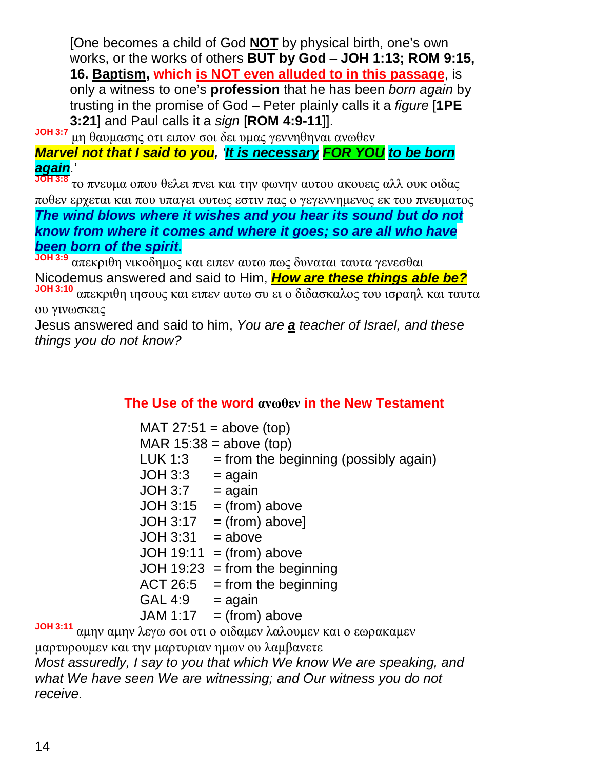[One becomes a child of God **NOT** by physical birth, one's own works, or the works of others **BUT by God** – **JOH 1:13; ROM 9:15, 16. Baptism, which is NOT even alluded to in this passage**, is only a witness to one's **profession** that he has been *born again* by trusting in the promise of God – Peter plainly calls it a *figure* [**1PE 3:21**] and Paul calls it a *sign* [**ROM 4:9-11**]].

**JOH 3:7** μη θαυμασης οτι ειπον σοι δει υμας γεννηθηναι ανωθεν

***Marvel not that I said to you, 'It is necessary FOR YOU to be born again.'***

**JOH 3:8** το πνευμα οπου θελει πνει και την φωνην αυτου ακουεις αλλ ουκ οιδας ποθεν ερχεται και που υπαγει ουτως εστιν πας ο γεγεννημενος εκ του πνευματος

***The wind blows where it wishes and you hear its sound but do not know from where it comes and where it goes; so are all who have been born of the spirit.***

**JOH 3:9** απεκριθη νικοδημος και ειπεν αυτω πως δυναται ταυτα γενεσθαι

Nicodemus answered and said to Him, ***How are these things able be?***

**JOH 3:10** απεκριθη ιησους και ειπεν αυτω συ ει ο διδασκαλος του ισραηλ και ταυτα ου γινωσκεις

Jesus answered and said to him, *You are **a** teacher of Israel, and these things you do not know?*

## The Use of the word ανωθεν in the New Testament

MAT 27:51 = above (top)
MAR 15:38 = above (top)
LUK 1:3 = from the beginning (possibly again)
JOH 3:3 = again
JOH 3:7 = again
JOH 3:15 = (from) above
JOH 3:17 = (from) above]
JOH 3:31 = above
JOH 19:11 = (from) above
JOH 19:23 = from the beginning
ACT 26:5 = from the beginning
GAL 4:9 = again
JAM 1:17 = (from) above

**JOH 3:11** αμην αμην λεγω σοι οτι ο οιδαμεν λαλουμεν και ο εωρακαμεν μαρτυρουμεν και την μαρτυριαν ημων ου λαμβανετε

*Most assuredly, I say to you that which We know We are speaking, and what We have seen We are witnessing; and Our witness you do not receive*.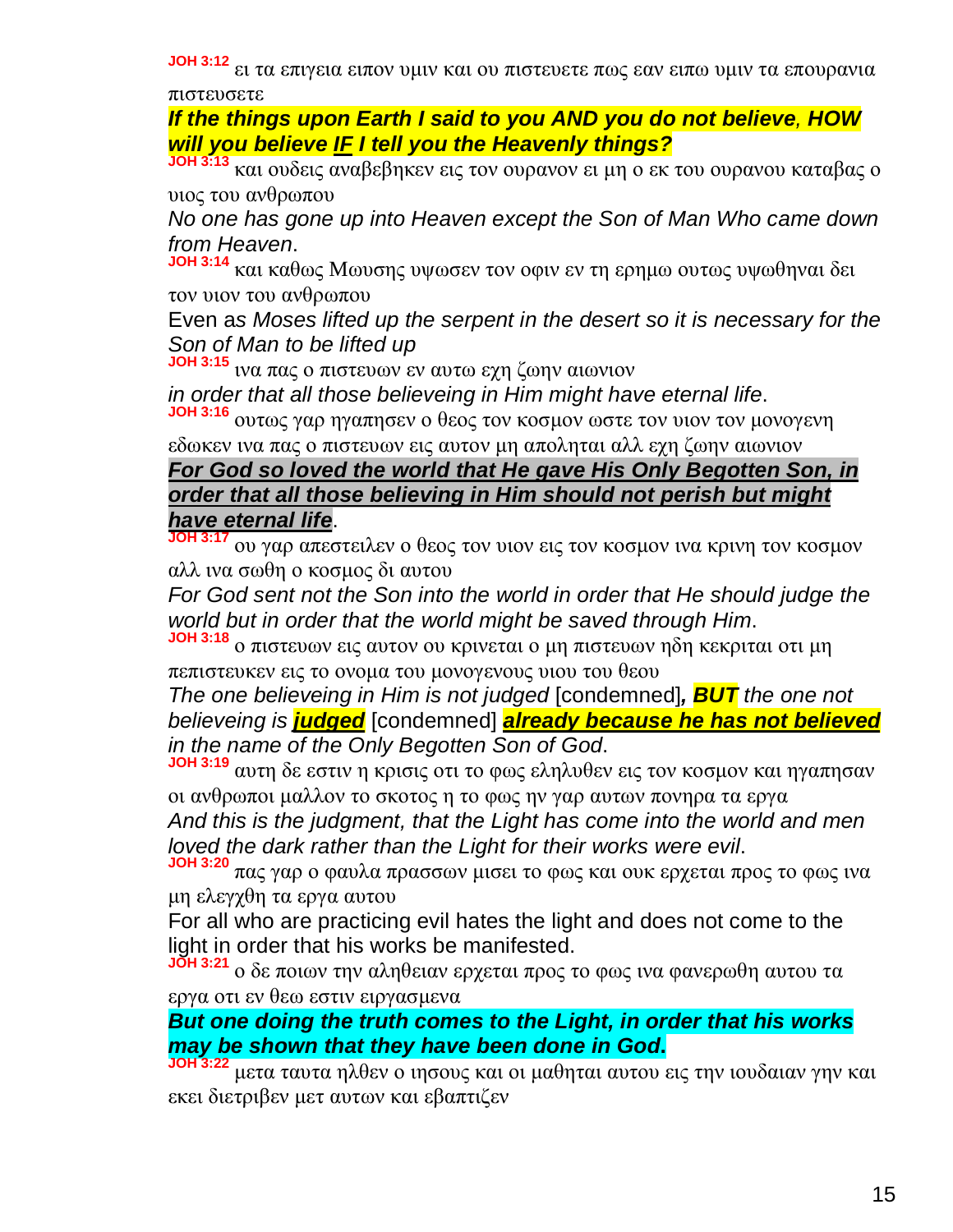**JOH 3:12** ει τα επιγεια ειπον υμιν και ου πιστευετε πως εαν ειπω υμιν τα επουρανια πιστευσετε

***If the things upon Earth I said to you AND you do not believe, HOW will you believe <u>IF</u> I tell you the Heavenly things?***

**JOH 3:13** και ουδεις αναβεβηκεν εις τον ουρανον ει μη ο εκ του ουρανου καταβας ο υιος του ανθρωπου

*No one has gone up into Heaven except the Son of Man Who came down from Heaven*.

**JOH 3:14** και καθως Μωυσης υψωσεν τον οφιν εν τη ερημω ουτως υψωθηναι δει τον υιον του ανθρωπου

Even a*s Moses lifted up the serpent in the desert so it is necessary for the Son of Man to be lifted up*

**JOH 3:15** ινα πας ο πιστευων εν αυτω εχη ζωην αιωνιον

*in order that all those believeing in Him might have eternal life*.

**JOH 3:16** ουτως γαρ ηγαπησεν ο θεος τον κοσμον ωστε τον υιον τον μονογενη εδωκεν ινα πας ο πιστευων εις αυτον μη αποληται αλλ εχη ζωην αιωνιον

***<u>For God so loved the world that He gave His Only Begotten Son, in order that all those believing in Him should not perish but might have eternal life</u>***.

**JOH 3:17** ου γαρ απεστειλεν ο θεος τον υιον εις τον κοσμον ινα κρινη τον κοσμον αλλ ινα σωθη ο κοσμος δι αυτου

*For God sent not the Son into the world in order that He should judge the world but in order that the world might be saved through Him*.

**JOH 3:18** ο πιστευων εις αυτον ου κρινεται ο μη πιστευων ηδη κεκριται οτι μη πεπιστευκεν εις το ονομα του μονογενους υιου του θεου

*The one believeing in Him is not judged* [condemned]***, BUT*** *the one not believeing is* ***<u>judged</u>*** [condemned] ***<u>already because he has not believed</u>*** *in the name of the Only Begotten Son of God*.

**JOH 3:19** αυτη δε εστιν η κρισις οτι το φως εληλυθεν εις τον κοσμον και ηγαπησαν οι ανθρωποι μαλλον το σκοτος η το φως ην γαρ αυτων πονηρα τα εργα

*And this is the judgment, that the Light has come into the world and men loved the dark rather than the Light for their works were evil*.

**JOH 3:20** πας γαρ ο φαυλα πρασσων μισει το φως και ουκ ερχεται προς το φως ινα μη ελεγχθη τα εργα αυτου

For all who are practicing evil hates the light and does not come to the light in order that his works be manifested.

**JOH 3:21** ο δε ποιων την αληθειαν ερχεται προς το φως ινα φανερωθη αυτου τα εργα οτι εν θεω εστιν ειργασμενα

***But one doing the truth comes to the Light, in order that his works may be shown that they have been done in God.***

**JOH 3:22** μετα ταυτα ηλθεν ο ιησους και οι μαθηται αυτου εις την ιουδαιαν γην και εκει διετριβεν μετ αυτων και εβαπτιζεν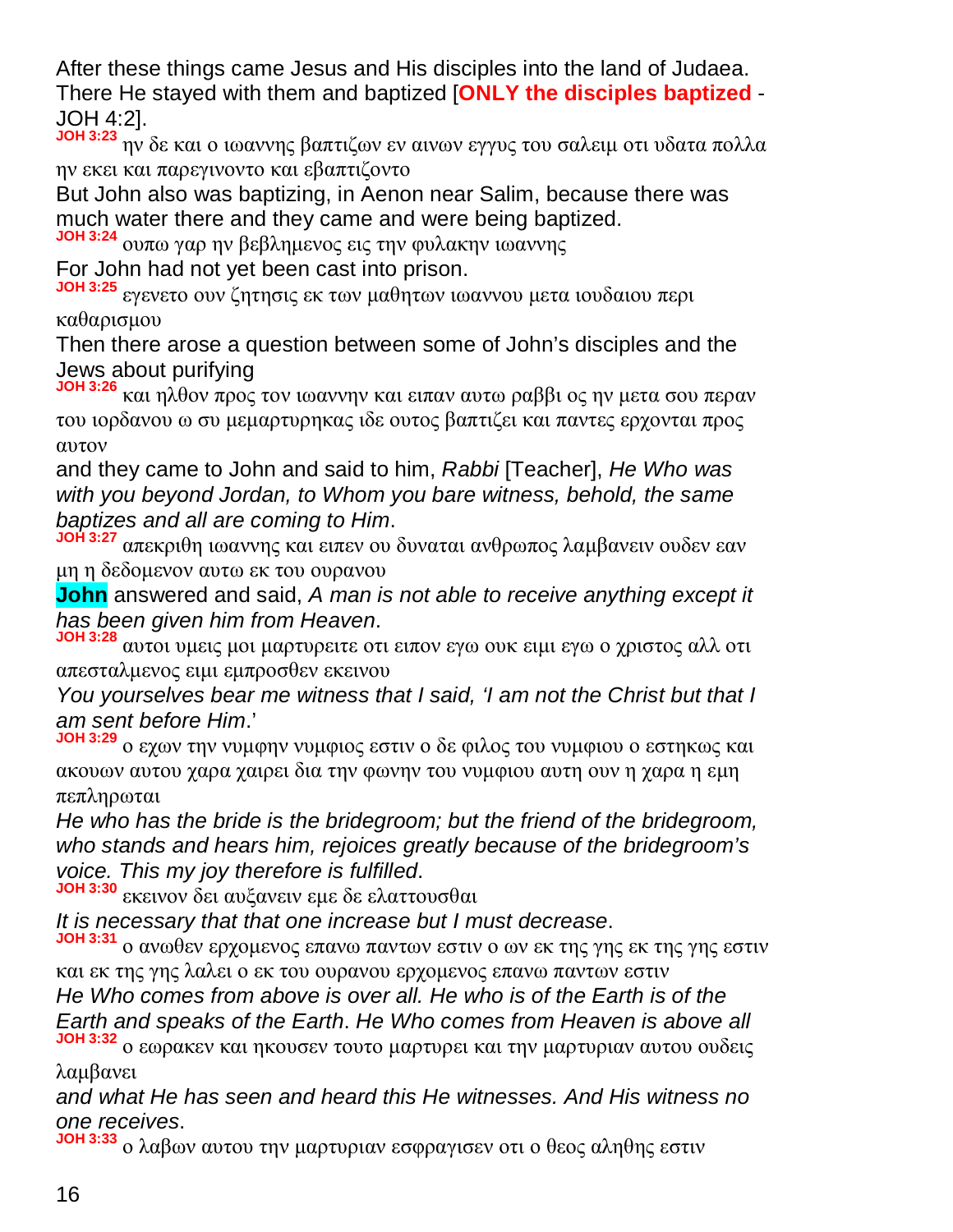After these things came Jesus and His disciples into the land of Judaea. There He stayed with them and baptized [**ONLY the disciples baptized** - JOH 4:2].

**JOH 3:23** ην δε και ο ιωαννης βαπτιζων εν αινων εγγυς του σαλειμ οτι υδατα πολλα ην εκει και παρεγινοντο και εβαπτιζοντο

But John also was baptizing, in Aenon near Salim, because there was much water there and they came and were being baptized.

**JOH 3:24** ουπω γαρ ην βεβλημενος εις την φυλακην ιωαννης

For John had not yet been cast into prison.

**JOH 3:25** εγενετο ουν ζητησις εκ των μαθητων ιωαννου μετα ιουδαιου περι καθαρισμου

Then there arose a question between some of John's disciples and the Jews about purifying

**JOH 3:26** και ηλθον προς τον ιωαννην και ειπαν αυτω ραββι ος ην μετα σου περαν του ιορδανου ω συ μεμαρτυρηκας ιδε ουτος βαπτιζει και παντες ερχονται προς αυτον

and they came to John and said to him, *Rabbi* [Teacher], *He Who was with you beyond Jordan, to Whom you bare witness, behold, the same baptizes and all are coming to Him*.

**JOH 3:27** απεκριθη ιωαννης και ειπεν ου δυναται ανθρωπος λαμβανειν ουδεν εαν μη η δεδομενον αυτω εκ του ουρανου

**John** answered and said, *A man is not able to receive anything except it has been given him from Heaven*.

**JOH 3:28** αυτοι υμεις μοι μαρτυρειτε οτι ειπον εγω ουκ ειμι εγω ο χριστος αλλ οτι απεσταλμενος ειμι εμπροσθεν εκεινου

*You yourselves bear me witness that I said, 'I am not the Christ but that I am sent before Him*.'

**JOH 3:29** ο εχων την νυμφην νυμφιος εστιν ο δε φιλος του νυμφιου ο εστηκως και ακουων αυτου χαρα χαιρει δια την φωνην του νυμφιου αυτη ουν η χαρα η εμη πεπληρωται

*He who has the bride is the bridegroom; but the friend of the bridegroom, who stands and hears him, rejoices greatly because of the bridegroom's voice. This my joy therefore is fulfilled*.

**JOH 3:30** εκεινον δει αυξανειν εμε δε ελαττουσθαι

*It is necessary that that one increase but I must decrease*.

**JOH 3:31** ο ανωθεν ερχομενος επανω παντων εστιν ο ων εκ της γης εκ της γης εστιν και εκ της γης λαλει ο εκ του ουρανου ερχομενος επανω παντων εστιν

*He Who comes from above is over all. He who is of the Earth is of the Earth and speaks of the Earth*. *He Who comes from Heaven is above all*

**JOH 3:32** ο εωρακεν και ηκουσεν τουτο μαρτυρει και την μαρτυριαν αυτου ουδεις λαμβανει

*and what He has seen and heard this He witnesses. And His witness no one receives*.

**JOH 3:33** ο λαβων αυτου την μαρτυριαν εσφραγισεν οτι ο θεος αληθης εστιν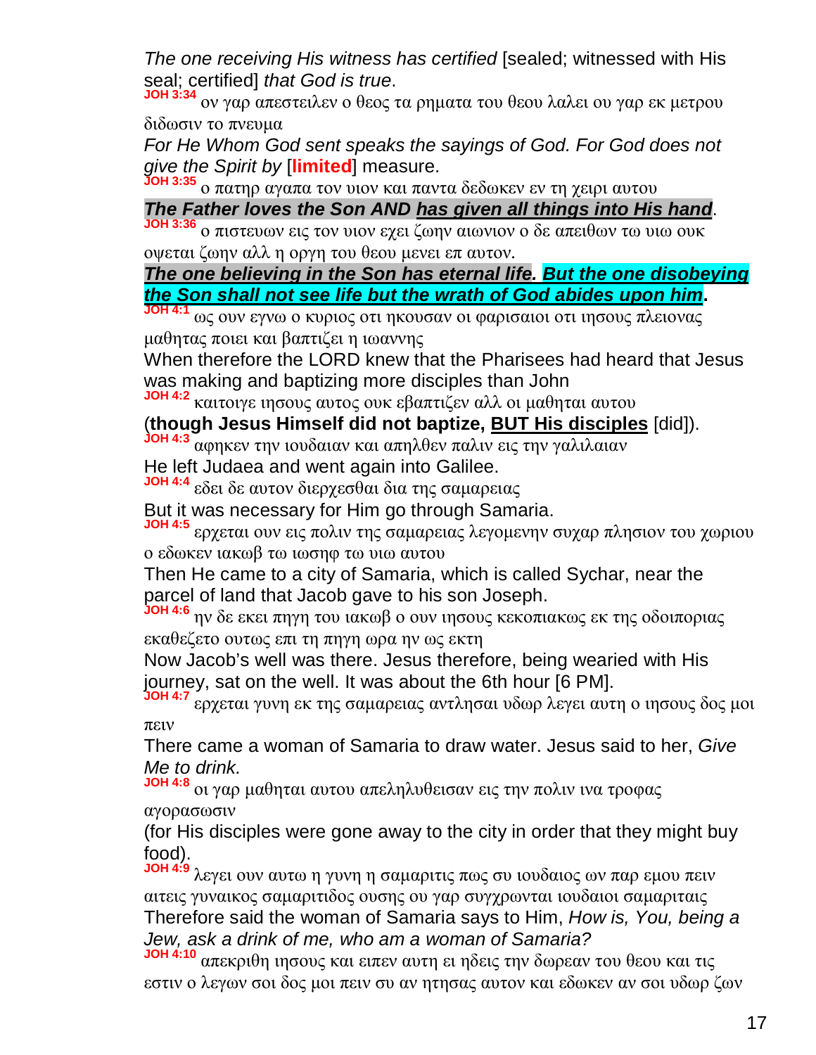*The one receiving His witness has certified* [sealed; witnessed with His seal; certified] *that God is true*.

**JOH 3:34** ον γαρ απεστειλεν ο θεος τα ρηματα του θεου λαλει ου γαρ εκ μετρου διδωσιν το πνευμα

*For He Whom God sent speaks the sayings of God. For God does not give the Spirit by* [**limited**] measure.

**JOH 3:35** ο πατηρ αγαπα τον υιον και παντα δεδωκεν εν τη χειρι αυτου

***The Father loves the Son AND has given all things into His hand***.

**JOH 3:36** ο πιστευων εις τον υιον εχει ζωην αιωνιον ο δε απειθων τω υιω ουκ οψεται ζωην αλλ η οργη του θεου μενει επ αυτον.

***The one believing in the Son has eternal life. But the one disobeying the Son shall not see life but the wrath of God abides upon him*.**

**JOH 4:1** ως ουν εγνω ο κυριος οτι ηκουσαν οι φαρισαιοι οτι ιησους πλειονας μαθητας ποιει και βαπτιζει η ιωαννης

When therefore the LORD knew that the Pharisees had heard that Jesus was making and baptizing more disciples than John

**JOH 4:2** καιτοιγε ιησους αυτος ουκ εβαπτιζεν αλλ οι μαθηται αυτου

(**though Jesus Himself did not baptize, BUT His disciples** [did]).

**JOH 4:3** αφηκεν την ιουδαιαν και απηλθεν παλιν εις την γαλιλαιαν

He left Judaea and went again into Galilee.

**JOH 4:4** εδει δε αυτον διερχεσθαι δια της σαμαρειας

But it was necessary for Him go through Samaria.

**JOH 4:5** ερχεται ουν εις πολιν της σαμαρειας λεγομενην συχαρ πλησιον του χωριου ο εδωκεν ιακωβ τω ιωσηφ τω υιω αυτου

Then He came to a city of Samaria, which is called Sychar, near the parcel of land that Jacob gave to his son Joseph.

**JOH 4:6** ην δε εκει πηγη του ιακωβ ο ουν ιησους κεκοπιακως εκ της οδοιποριας εκαθεζετο ουτως επι τη πηγη ωρα ην ως εκτη

Now Jacob's well was there. Jesus therefore, being wearied with His journey, sat on the well. It was about the 6th hour [6 PM].

**JOH 4:7** ερχεται γυνη εκ της σαμαρειας αντλησαι υδωρ λεγει αυτη ο ιησους δος μοι πειν

There came a woman of Samaria to draw water. Jesus said to her, *Give Me to drink.*

**JOH 4:8** οι γαρ μαθηται αυτου απεληλυθεισαν εις την πολιν ινα τροφας αγορασωσιν

(for His disciples were gone away to the city in order that they might buy food).

**JOH 4:9** λεγει ουν αυτω η γυνη η σαμαριτις πως συ ιουδαιος ων παρ εμου πειν αιτεις γυναικος σαμαριτιδος ουσης ου γαρ συγχρωνται ιουδαιοι σαμαριταις

Therefore said the woman of Samaria says to Him, *How is, You, being a Jew, ask a drink of me, who am a woman of Samaria?*

**JOH 4:10** απεκριθη ιησους και ειπεν αυτη ει ηδεις την δωρεαν του θεου και τις εστιν ο λεγων σοι δος μοι πειν συ αν ητησας αυτον και εδωκεν αν σοι υδωρ ζων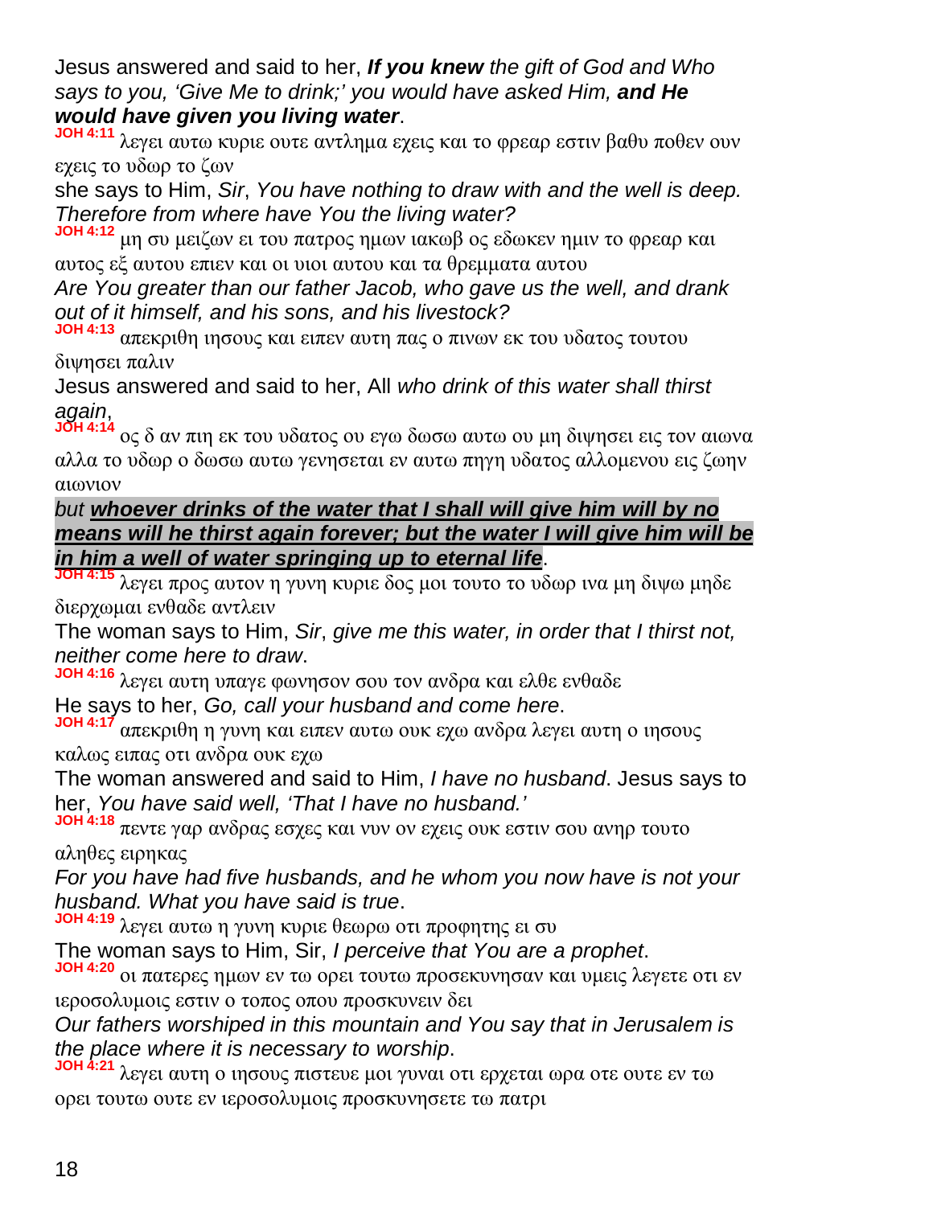Jesus answered and said to her, ***If you knew*** *the gift of God and Who says to you, 'Give Me to drink;' you would have asked Him,* ***and He would have given you living water***.

**JOH 4:11** λεγει αυτω κυριε ουτε αντλημα εχεις και το φρεαρ εστιν βαθυ ποθεν ουν εχεις το υδωρ το ζων

she says to Him, *Sir*, *You have nothing to draw with and the well is deep. Therefore from where have You the living water?*

**JOH 4:12** μη συ μειζων ει του πατρος ημων ιακωβ ος εδωκεν ημιν το φρεαρ και αυτος εξ αυτου επιεν και οι υιοι αυτου και τα θρεμματα αυτου

*Are You greater than our father Jacob, who gave us the well, and drank out of it himself, and his sons, and his livestock?*

**JOH 4:13** απεκριθη ιησους και ειπεν αυτη πας ο πινων εκ του υδατος τουτου διψησει παλιν

Jesus answered and said to her, All *who drink of this water shall thirst again*,

**JOH 4:14** ος δ αν πιη εκ του υδατος ου εγω δωσω αυτω ου μη διψησει εις τον αιωνα αλλα το υδωρ ο δωσω αυτω γενησεται εν αυτω πηγη υδατος αλλομενου εις ζωην αιωνιον

*but* ***whoever drinks of the water that I shall will give him will by no means will he thirst again forever; but the water I will give him will be in him a well of water springing up to eternal life***.

**JOH 4:15** λεγει προς αυτον η γυνη κυριε δος μοι τουτο το υδωρ ινα μη διψω μηδε διερχωμαι ενθαδε αντλειν

The woman says to Him, *Sir*, *give me this water, in order that I thirst not, neither come here to draw*.

**JOH 4:16** λεγει αυτη υπαγε φωνησον σου τον ανδρα και ελθε ενθαδε

He says to her, *Go, call your husband and come here*.

**JOH 4:17** απεκριθη η γυνη και ειπεν αυτω ουκ εχω ανδρα λεγει αυτη ο ιησους καλως ειπας οτι ανδρα ουκ εχω

The woman answered and said to Him, *I have no husband*. Jesus says to her, *You have said well, 'That I have no husband.'*

**JOH 4:18** πεντε γαρ ανδρας εσχες και νυν ον εχεις ουκ εστιν σου ανηρ τουτο αληθες ειρηκας

*For you have had five husbands, and he whom you now have is not your husband. What you have said is true*.

**JOH 4:19** λεγει αυτω η γυνη κυριε θεωρω οτι προφητης ει συ

The woman says to Him, Sir, *I perceive that You are a prophet*.

**JOH 4:20** οι πατερες ημων εν τω ορει τουτω προσεκυνησαν και υμεις λεγετε οτι εν ιεροσολυμοις εστιν ο τοπος οπου προσκυνειν δει

*Our fathers worshiped in this mountain and You say that in Jerusalem is the place where it is necessary to worship*.

**JOH 4:21** λεγει αυτη ο ιησους πιστευε μοι γυναι οτι ερχεται ωρα οτε ουτε εν τω ορει τουτω ουτε εν ιεροσολυμοις προσκυνησετε τω πατρι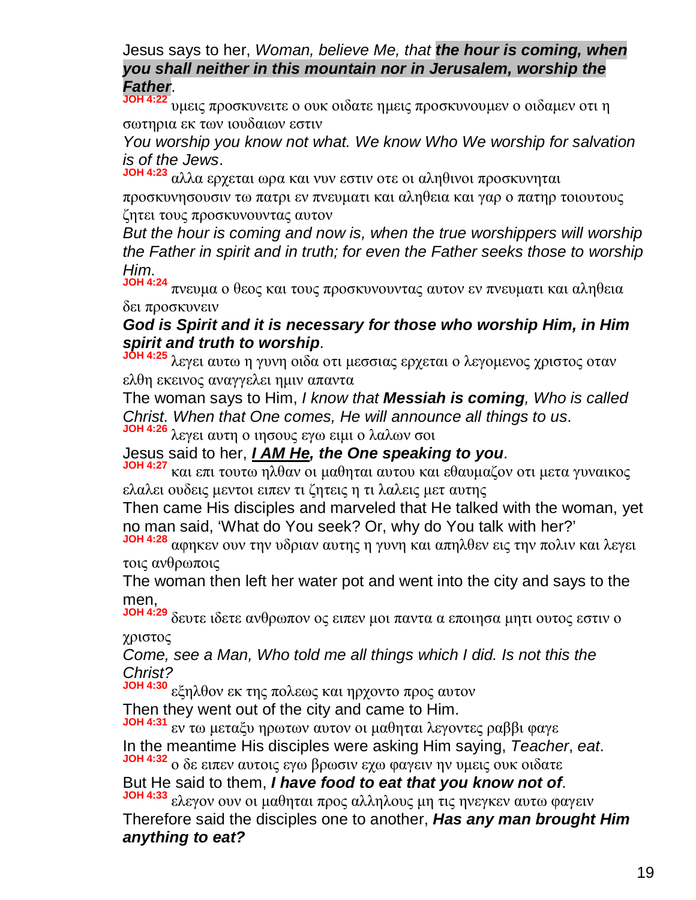Jesus says to her, *Woman, believe Me, that* ***the hour is coming, when you shall neither in this mountain nor in Jerusalem, worship the Father***.

**JOH 4:22** υμεις προσκυνειτε ο ουκ οιδατε ημεις προσκυνουμεν ο οιδαμεν οτι η σωτηρια εκ των ιουδαιων εστιν

*You worship you know not what. We know Who We worship for salvation is of the Jews*.

**JOH 4:23** αλλα ερχεται ωρα και νυν εστιν οτε οι αληθινοι προσκυνηται προσκυνησουσιν τω πατρι εν πνευματι και αληθεια και γαρ ο πατηρ τοιουτους ζητει τους προσκυνουντας αυτον

*But the hour is coming and now is, when the true worshippers will worship the Father in spirit and in truth; for even the Father seeks those to worship Him*.

**JOH 4:24** πνευμα ο θεος και τους προσκυνουντας αυτον εν πνευματι και αληθεια δει προσκυνειν

***God is Spirit and it is necessary for those who worship Him, in Him spirit and truth to worship***.

**JOH 4:25** λεγει αυτω η γυνη οιδα οτι μεσσιας ερχεται ο λεγομενος χριστος οταν ελθη εκεινος αναγγελει ημιν απαντα

The woman says to Him, *I know that* ***Messiah is coming****, Who is called Christ. When that One comes, He will announce all things to us*.

**JOH 4:26** λεγει αυτη ο ιησους εγω ειμι ο λαλων σοι

Jesus said to her, ***<u>I AM He</u>, the One speaking to you***.

**JOH 4:27** και επι τουτω ηλθαν οι μαθηται αυτου και εθαυμαζον οτι μετα γυναικος ελαλει ουδεις μεντοι ειπεν τι ζητεις η τι λαλεις μετ αυτης

Then came His disciples and marveled that He talked with the woman, yet no man said, 'What do You seek? Or, why do You talk with her?'

**JOH 4:28** αφηκεν ουν την υδριαν αυτης η γυνη και απηλθεν εις την πολιν και λεγει τοις ανθρωποις

The woman then left her water pot and went into the city and says to the men,

**JOH 4:29** δευτε ιδετε ανθρωπον ος ειπεν μοι παντα α εποιησα μητι ουτος εστιν ο χριστος

*Come, see a Man, Who told me all things which I did. Is not this the Christ?*

**JOH 4:30** εξηλθον εκ της πολεως και ηρχοντο προς αυτον

Then they went out of the city and came to Him.

**JOH 4:31** εν τω μεταξυ ηρωτων αυτον οι μαθηται λεγοντες ραββι φαγε

In the meantime His disciples were asking Him saying, *Teacher*, *eat*.

**JOH 4:32** ο δε ειπεν αυτοις εγω βρωσιν εχω φαγειν ην υμεις ουκ οιδατε

But He said to them, ***I have food to eat that you know not of***.

**JOH 4:33** ελεγον ουν οι μαθηται προς αλληλους μη τις ηνεγκεν αυτω φαγειν

Therefore said the disciples one to another, ***Has any man brought Him anything to eat?***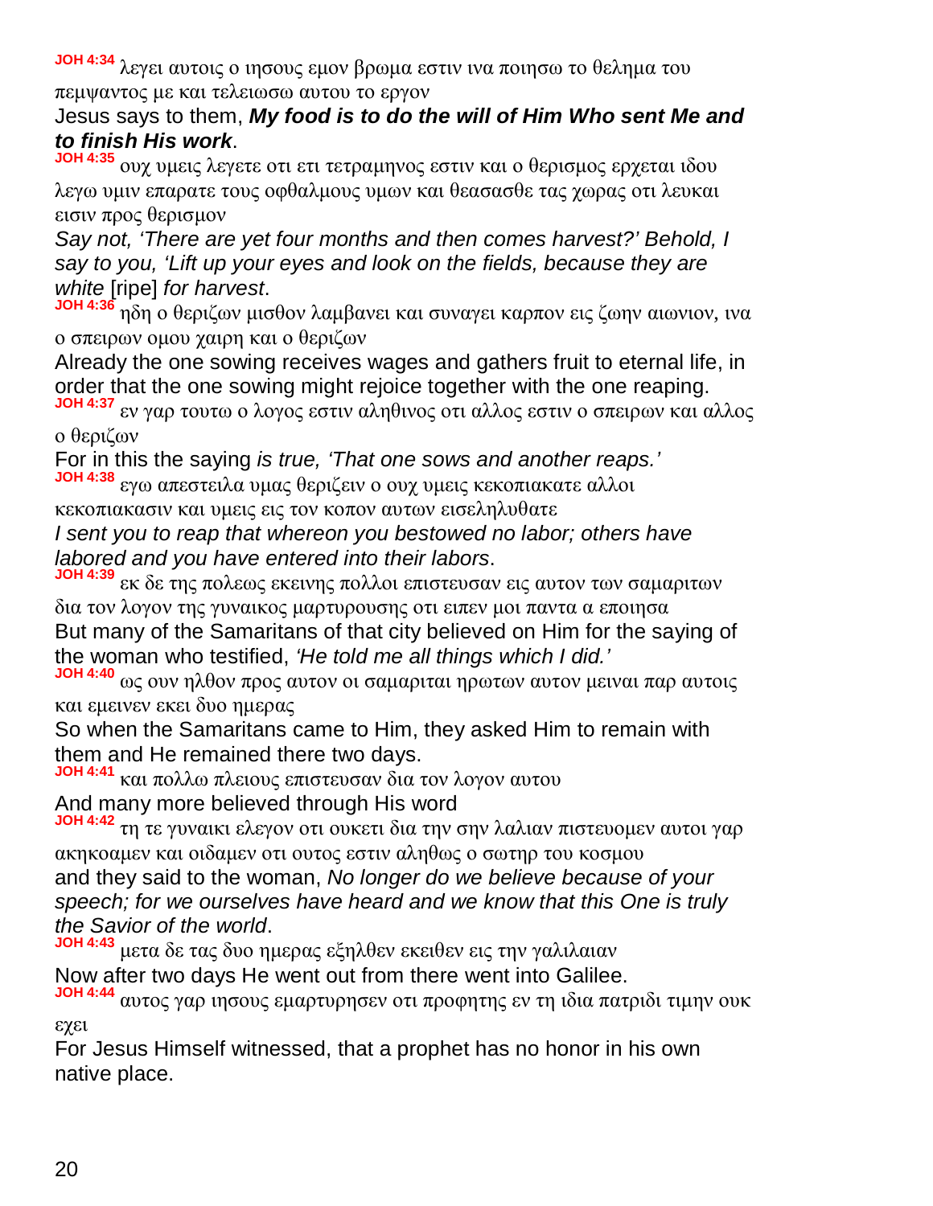**JOH 4:34** λεγει αυτοις ο ιησους εμον βρωμα εστιν ινα ποιησω το θελημα του πεμψαντος με και τελειωσω αυτου το εργον

Jesus says to them, ***My food is to do the will of Him Who sent Me and to finish His work***.

**JOH 4:35** ουχ υμεις λεγετε οτι ετι τετραμηνος εστιν και ο θερισμος ερχεται ιδου λεγω υμιν επαρατε τους οφθαλμους υμων και θεασασθε τας χωρας οτι λευκαι εισιν προς θερισμον

*Say not, 'There are yet four months and then comes harvest?' Behold, I say to you, 'Lift up your eyes and look on the fields, because they are white* [ripe] *for harvest*.

**JOH 4:36** ηδη ο θεριζων μισθον λαμβανει και συναγει καρπον εις ζωην αιωνιον, ινα ο σπειρων ομου χαιρη και ο θεριζων

Already the one sowing receives wages and gathers fruit to eternal life, in order that the one sowing might rejoice together with the one reaping.

**JOH 4:37** εν γαρ τουτω ο λογος εστιν αληθινος οτι αλλος εστιν ο σπειρων και αλλος ο θεριζων

For in this the saying *is true, 'That one sows and another reaps.'*

**JOH 4:38** εγω απεστειλα υμας θεριζειν ο ουχ υμεις κεκοπιακατε αλλοι κεκοπιακασιν και υμεις εις τον κοπον αυτων εισεληλυθατε

*I sent you to reap that whereon you bestowed no labor; others have labored and you have entered into their labors*.

**JOH 4:39** εκ δε της πολεως εκεινης πολλοι επιστευσαν εις αυτον των σαμαριτων δια τον λογον της γυναικος μαρτυρουσης οτι ειπεν μοι παντα α εποιησα

But many of the Samaritans of that city believed on Him for the saying of the woman who testified, *'He told me all things which I did.'*

**JOH 4:40** ως ουν ηλθον προς αυτον οι σαμαριται ηρωτων αυτον μειναι παρ αυτοις και εμεινεν εκει δυο ημερας

So when the Samaritans came to Him, they asked Him to remain with them and He remained there two days.

**JOH 4:41** και πολλω πλειους επιστευσαν δια τον λογον αυτου

And many more believed through His word

**JOH 4:42** τη τε γυναικι ελεγον οτι ουκετι δια την σην λαλιαν πιστευομεν αυτοι γαρ ακηκοαμεν και οιδαμεν οτι ουτος εστιν αληθως ο σωτηρ του κοσμου

and they said to the woman, *No longer do we believe because of your speech; for we ourselves have heard and we know that this One is truly the Savior of the world*.

**JOH 4:43** μετα δε τας δυο ημερας εξηλθεν εκειθεν εις την γαλιλαιαν

Now after two days He went out from there went into Galilee.

**JOH 4:44** αυτος γαρ ιησους εμαρτυρησεν οτι προφητης εν τη ιδια πατριδι τιμην ουκ εχει

For Jesus Himself witnessed, that a prophet has no honor in his own native place.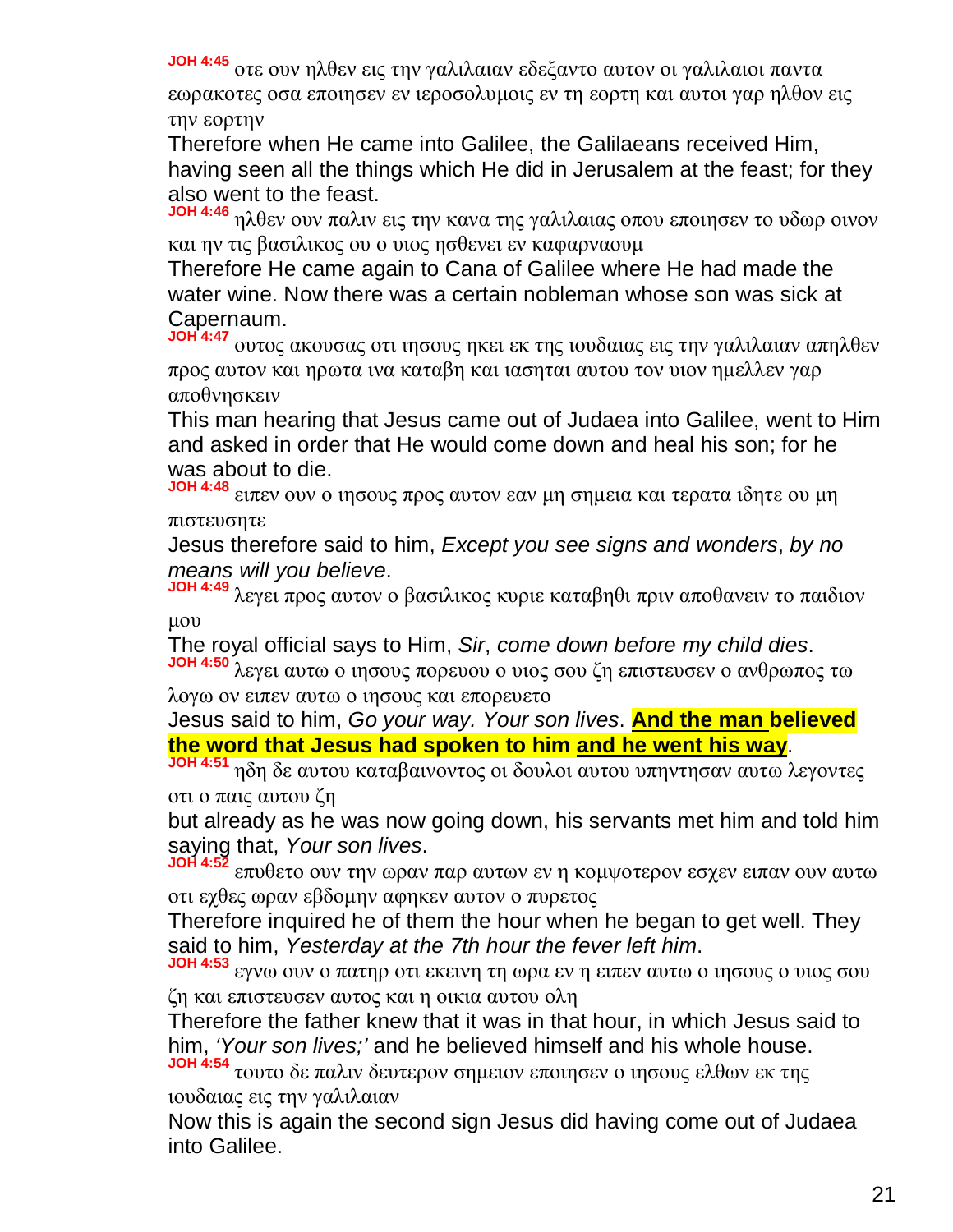**JOH 4:45** οτε ουν ηλθεν εις την γαλιλαιαν εδεξαντο αυτον οι γαλιλαιοι παντα εωρακοτες οσα εποιησεν εν ιεροσολυμοις εν τη εορτη και αυτοι γαρ ηλθον εις την εορτην

Therefore when He came into Galilee, the Galilaeans received Him, having seen all the things which He did in Jerusalem at the feast; for they also went to the feast.

**JOH 4:46** ηλθεν ουν παλιν εις την κανα της γαλιλαιας οπου εποιησεν το υδωρ οινον και ην τις βασιλικος ου ο υιος ησθενει εν καφαρναουμ

Therefore He came again to Cana of Galilee where He had made the water wine. Now there was a certain nobleman whose son was sick at Capernaum.

**JOH 4:47** ουτος ακουσας οτι ιησους ηκει εκ της ιουδαιας εις την γαλιλαιαν απηλθεν προς αυτον και ηρωτα ινα καταβη και ιασηται αυτου τον υιον ημελλεν γαρ αποθνησκειν

This man hearing that Jesus came out of Judaea into Galilee, went to Him and asked in order that He would come down and heal his son; for he was about to die.

**JOH 4:48** ειπεν ουν ο ιησους προς αυτον εαν μη σημεια και τερατα ιδητε ου μη πιστευσητε

Jesus therefore said to him, *Except you see signs and wonders*, *by no means will you believe*.

**JOH 4:49** λεγει προς αυτον ο βασιλικος κυριε καταβηθι πριν αποθανειν το παιδιον μου

The royal official says to Him, *Sir*, *come down before my child dies*.

**JOH 4:50** λεγει αυτω ο ιησους πορευου ο υιος σου ζη επιστευσεν ο ανθρωπος τω λογω ον ειπεν αυτω ο ιησους και επορευετο

Jesus said to him, *Go your way. Your son lives*. **And the man believed the word that Jesus had spoken to him and he went his way**.

**JOH 4:51** ηδη δε αυτου καταβαινοντος οι δουλοι αυτου υπηντησαν αυτω λεγοντες οτι ο παις αυτου ζη

but already as he was now going down, his servants met him and told him saying that, *Your son lives*.

**JOH 4:52** επυθετο ουν την ωραν παρ αυτων εν η κομψοτερον εσχεν ειπαν ουν αυτω οτι εχθες ωραν εβδομην αφηκεν αυτον ο πυρετος

Therefore inquired he of them the hour when he began to get well. They said to him, *Yesterday at the 7th hour the fever left him*.

**JOH 4:53** εγνω ουν ο πατηρ οτι εκεινη τη ωρα εν η ειπεν αυτω ο ιησους ο υιος σου ζη και επιστευσεν αυτος και η οικια αυτου ολη

Therefore the father knew that it was in that hour, in which Jesus said to him, *'Your son lives;'* and he believed himself and his whole house.

**JOH 4:54** τουτο δε παλιν δευτερον σημειον εποιησεν ο ιησους ελθων εκ της ιουδαιας εις την γαλιλαιαν

Now this is again the second sign Jesus did having come out of Judaea into Galilee.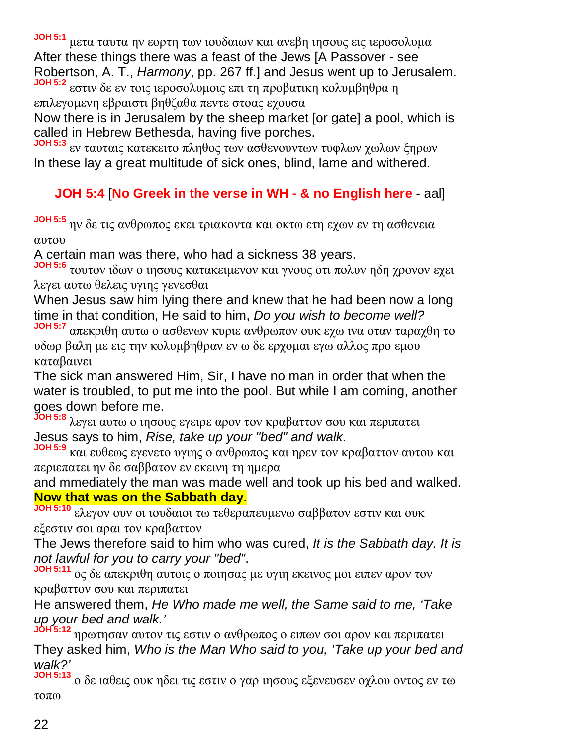**JOH 5:1** μετα ταυτα ην εορτη των ιουδαιων και ανεβη ιησους εις ιεροσολυμα
After these things there was a feast of the Jews [A Passover - see Robertson, A. T., *Harmony*, pp. 267 ff.] and Jesus went up to Jerusalem.
**JOH 5:2** εστιν δε εν τοις ιεροσολυμοις επι τη προβατικη κολυμβηθρα η επιλεγομενη εβραιστι βηθζαθα πεντε στοας εχουσα
Now there is in Jerusalem by the sheep market [or gate] a pool, which is called in Hebrew Bethesda, having five porches.
**JOH 5:3** εν ταυταις κατεκειτο πληθος των ασθενουντων τυφλων χωλων ξηρων
In these lay a great multitude of sick ones, blind, lame and withered.

**JOH 5:4** [**No Greek in the verse in WH - & no English here** - aal]

**JOH 5:5** ην δε τις ανθρωπος εκει τριακοντα και οκτω ετη εχων εν τη ασθενεια αυτου
A certain man was there, who had a sickness 38 years.
**JOH 5:6** τουτον ιδων ο ιησους κατακειμενον και γνους οτι πολυν ηδη χρονον εχει λεγει αυτω θελεις υγιης γενεσθαι
When Jesus saw him lying there and knew that he had been now a long time in that condition, He said to him, *Do you wish to become well?*
**JOH 5:7** απεκριθη αυτω ο ασθενων κυριε ανθρωπον ουκ εχω ινα οταν ταραχθη το υδωρ βαλη με εις την κολυμβηθραν εν ω δε ερχομαι εγω αλλος προ εμου καταβαινει
The sick man answered Him, Sir, I have no man in order that when the water is troubled, to put me into the pool. But while I am coming, another goes down before me.
**JOH 5:8** λεγει αυτω ο ιησους εγειρε αρον τον κραβαττον σου και περιπατει
Jesus says to him, *Rise, take up your "bed" and walk*.
**JOH 5:9** και ευθεως εγενετο υγιης ο ανθρωπος και ηρεν τον κραβαττον αυτου και περιεπατει ην δε σαββατον εν εκεινη τη ημερα
and mmediately the man was made well and took up his bed and walked. **Now that was on the Sabbath day**.
**JOH 5:10** ελεγον ουν οι ιουδαιοι τω τεθεραπευμενω σαββατον εστιν και ουκ εξεστιν σοι αραι τον κραβαττον
The Jews therefore said to him who was cured, *It is the Sabbath day. It is not lawful for you to carry your "bed"*.
**JOH 5:11** ος δε απεκριθη αυτοις ο ποιησας με υγιη εκεινος μοι ειπεν αρον τον κραβαττον σου και περιπατει
He answered them, *He Who made me well, the Same said to me, 'Take up your bed and walk.'*
**JOH 5:12** ηρωτησαν αυτον τις εστιν ο ανθρωπος ο ειπων σοι αρον και περιπατει
They asked him, *Who is the Man Who said to you, 'Take up your bed and walk?'*
**JOH 5:13** ο δε ιαθεις ουκ ηδει τις εστιν ο γαρ ιησους εξενευσεν οχλου οντος εν τω τοπω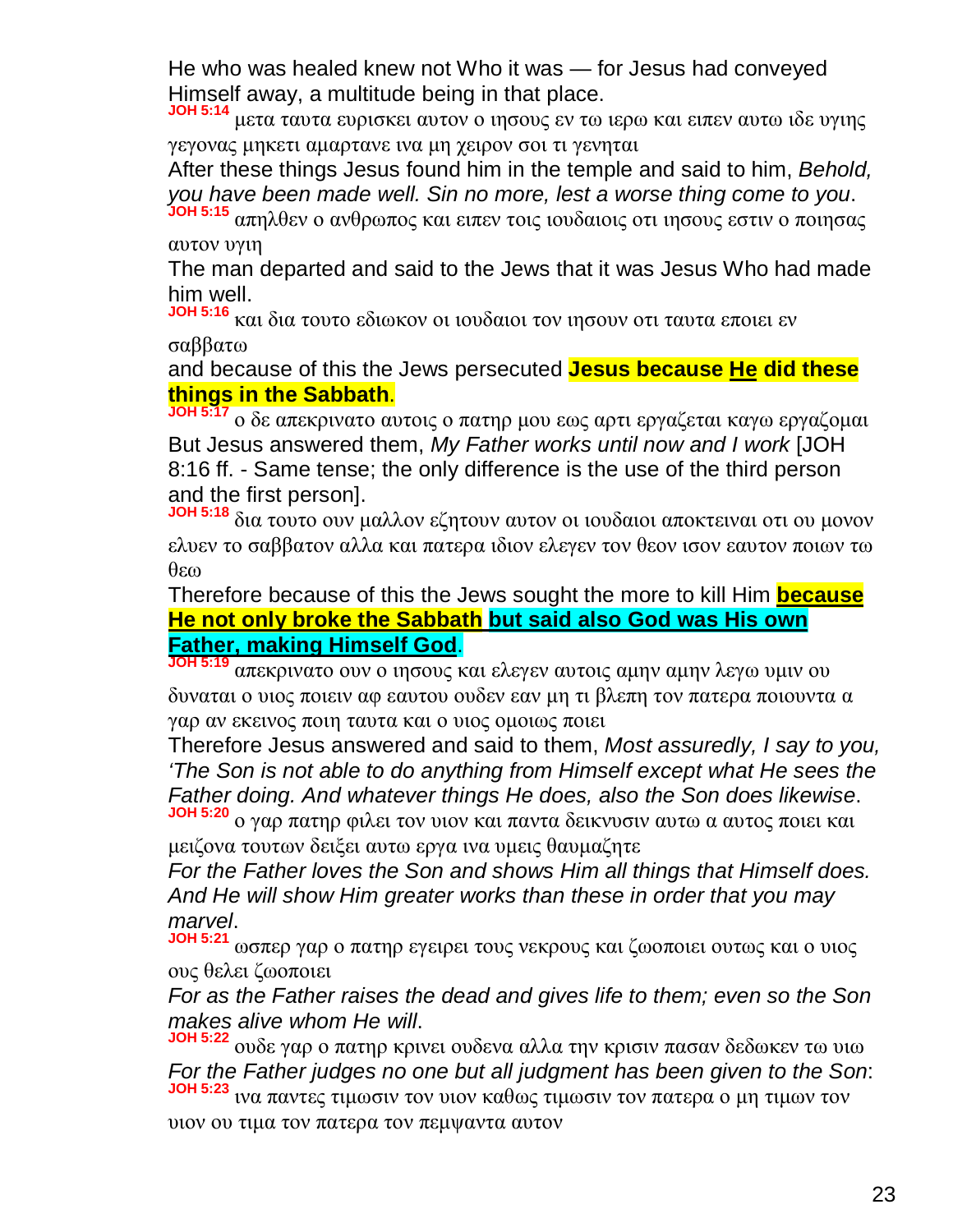He who was healed knew not Who it was — for Jesus had conveyed Himself away, a multitude being in that place.

**JOH 5:14** μετα ταυτα ευρισκει αυτον ο ιησους εν τω ιερω και ειπεν αυτω ιδε υγιης γεγονας μηκετι αμαρτανε ινα μη χειρον σοι τι γενηται

After these things Jesus found him in the temple and said to him, *Behold, you have been made well. Sin no more, lest a worse thing come to you*.

**JOH 5:15** απηλθεν ο ανθρωπος και ειπεν τοις ιουδαιοις οτι ιησους εστιν ο ποιησας αυτον υγιη

The man departed and said to the Jews that it was Jesus Who had made him well.

**JOH 5:16** και δια τουτο εδιωκον οι ιουδαιοι τον ιησουν οτι ταυτα εποιει εν σαββατω

and because of this the Jews persecuted **Jesus because <u>He</u> did these things in the Sabbath**.

**JOH 5:17** ο δε απεκρινατο αυτοις ο πατηρ μου εως αρτι εργαζεται καγω εργαζομαι

But Jesus answered them, *My Father works until now and I work* [JOH 8:16 ff. - Same tense; the only difference is the use of the third person and the first person].

**JOH 5:18** δια τουτο ουν μαλλον εζητουν αυτον οι ιουδαιοι αποκτειναι οτι ου μονον ελυεν το σαββατον αλλα και πατερα ιδιον ελεγεν τον θεον ισον εαυτον ποιων τω θεω

Therefore because of this the Jews sought the more to kill Him **<u>because He not only broke the Sabbath</u> <u>but said also God was His own Father, making Himself God</u>**.

**JOH 5:19** απεκρινατο ουν ο ιησους και ελεγεν αυτοις αμην αμην λεγω υμιν ου δυναται ο υιος ποιειν αφ εαυτου ουδεν εαν μη τι βλεπη τον πατερα ποιουντα α γαρ αν εκεινος ποιη ταυτα και ο υιος ομοιως ποιει

Therefore Jesus answered and said to them, *Most assuredly, I say to you, ‘The Son is not able to do anything from Himself except what He sees the Father doing. And whatever things He does, also the Son does likewise*.

**JOH 5:20** ο γαρ πατηρ φιλει τον υιον και παντα δεικνυσιν αυτω α αυτος ποιει και μειζονα τουτων δειξει αυτω εργα ινα υμεις θαυμαζητε

*For the Father loves the Son and shows Him all things that Himself does. And He will show Him greater works than these in order that you may marvel*.

**JOH 5:21** ωσπερ γαρ ο πατηρ εγειρει τους νεκρους και ζωοποιει ουτως και ο υιος ους θελει ζωοποιει

*For as the Father raises the dead and gives life to them; even so the Son makes alive whom He will*.

**JOH 5:22** ουδε γαρ ο πατηρ κρινει ουδενα αλλα την κρισιν πασαν δεδωκεν τω υιω

*For the Father judges no one but all judgment has been given to the Son*:

**JOH 5:23** ινα παντες τιμωσιν τον υιον καθως τιμωσιν τον πατερα ο μη τιμων τον υιον ου τιμα τον πατερα τον πεμψαντα αυτον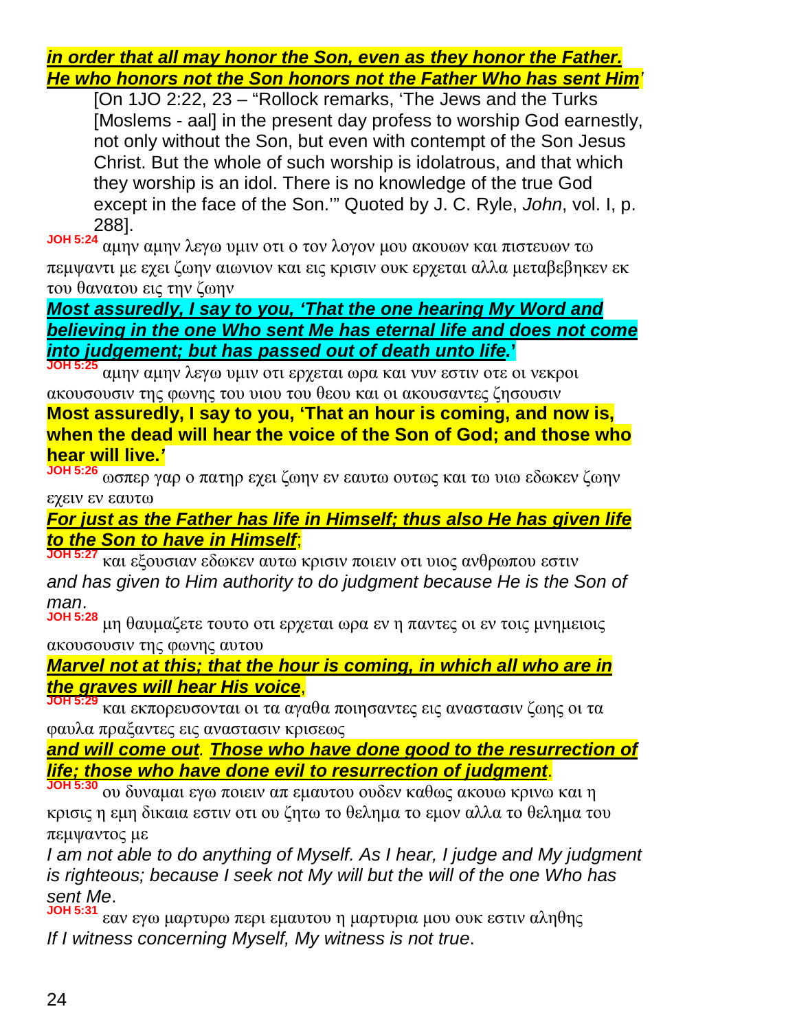***in order that all may honor the Son, even as they honor the Father. He who honors not the Son honors not the Father Who has sent Him***’

> [On 1JO 2:22, 23 – “Rollock remarks, ‘The Jews and the Turks [Moslems - aal] in the present day profess to worship God earnestly, not only without the Son, but even with contempt of the Son Jesus Christ. But the whole of such worship is idolatrous, and that which they worship is an idol. There is no knowledge of the true God except in the face of the Son.’” Quoted by J. C. Ryle, *John*, vol. I, p. 288].

**JOH 5:24** αμην αμην λεγω υμιν οτι ο τον λογον μου ακουων και πιστευων τω πεμψαντι με εχει ζωην αιωνιον και εις κρισιν ουκ ερχεται αλλα μεταβεβηκεν εκ του θανατου εις την ζωην

***Most assuredly, I say to you, ‘That the one hearing My Word and believing in the one Who sent Me has eternal life and does not come into judgement; but has passed out of death unto life.’***

**JOH 5:25** αμην αμην λεγω υμιν οτι ερχεται ωρα και νυν εστιν οτε οι νεκροι ακουσουσιν της φωνης του υιου του θεου και οι ακουσαντες ζησουσιν

**Most assuredly, I say to you, ‘That an hour is coming, and now is, when the dead will hear the voice of the Son of God; and those who hear will live.’**

**JOH 5:26** ωσπερ γαρ ο πατηρ εχει ζωην εν εαυτω ουτως και τω υιω εδωκεν ζωην εχειν εν εαυτω

***For just as the Father has life in Himself; thus also He has given life to the Son to have in Himself***;

**JOH 5:27** και εξουσιαν εδωκεν αυτω κρισιν ποιειν οτι υιος ανθρωπου εστιν

*and has given to Him authority to do judgment because He is the Son of man*.

**JOH 5:28** μη θαυμαζετε τουτο οτι ερχεται ωρα εν η παντες οι εν τοις μνημειοις ακουσουσιν της φωνης αυτου

***Marvel not at this; that the hour is coming, in which all who are in the graves will hear His voice***,

**JOH 5:29** και εκπορευσονται οι τα αγαθα ποιησαντες εις αναστασιν ζωης οι τα φαυλα πραξαντες εις αναστασιν κρισεως

***and will come out. Those who have done good to the resurrection of life; those who have done evil to resurrection of judgment***.

**JOH 5:30** ου δυναμαι εγω ποιειν απ εμαυτου ουδεν καθως ακουω κρινω και η κρισις η εμη δικαια εστιν οτι ου ζητω το θελημα το εμον αλλα το θελημα του πεμψαντος με

*I am not able to do anything of Myself. As I hear, I judge and My judgment is righteous; because I seek not My will but the will of the one Who has sent Me*.

**JOH 5:31** εαν εγω μαρτυρω περι εμαυτου η μαρτυρια μου ουκ εστιν αληθης

*If I witness concerning Myself, My witness is not true*.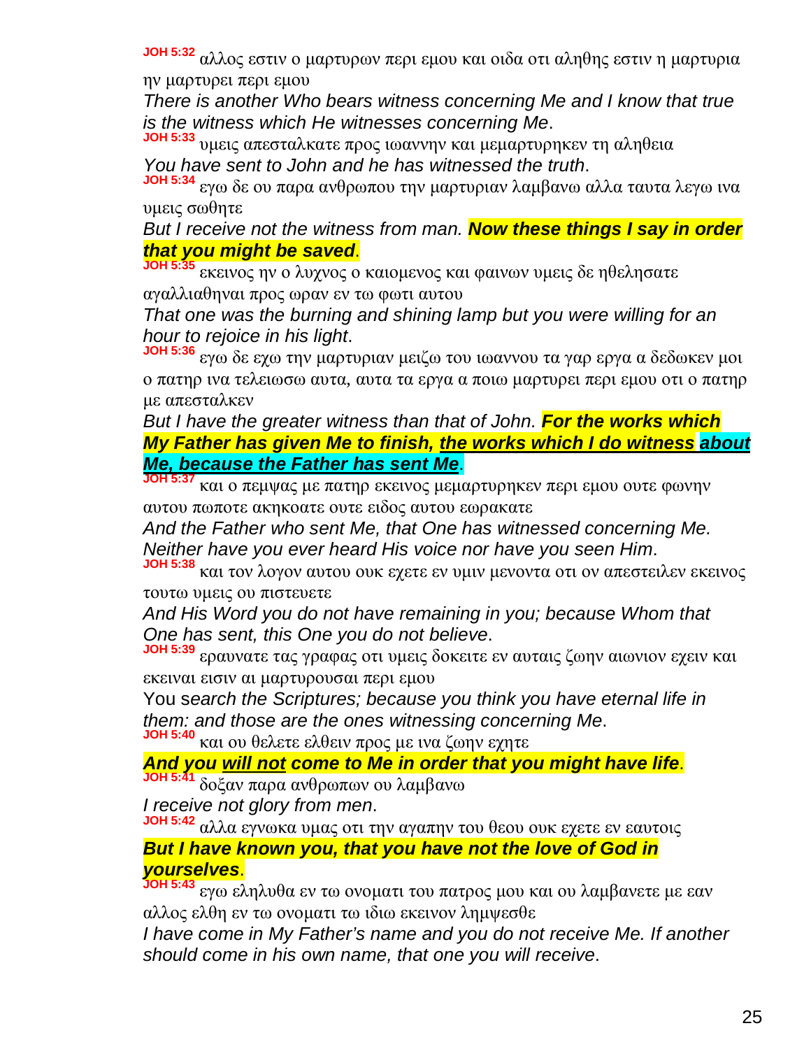**JOH 5:32** αλλος εστιν ο μαρτυρων περι εμου και οιδα οτι αληθης εστιν η μαρτυρια ην μαρτυρει περι εμου

*There is another Who bears witness concerning Me and I know that true is the witness which He witnesses concerning Me*.

**JOH 5:33** υμεις απεσταλκατε προς ιωαννην και μεμαρτυρηκεν τη αληθεια

*You have sent to John and he has witnessed the truth*.

**JOH 5:34** εγω δε ου παρα ανθρωπου την μαρτυριαν λαμβανω αλλα ταυτα λεγω ινα υμεις σωθητε

*But I receive not the witness from man.* ***Now these things I say in order that you might be saved***.

**JOH 5:35** εκεινος ην ο λυχνος ο καιομενος και φαινων υμεις δε ηθελησατε αγαλλιαθηναι προς ωραν εν τω φωτι αυτου

*That one was the burning and shining lamp but you were willing for an hour to rejoice in his light*.

**JOH 5:36** εγω δε εχω την μαρτυριαν μειζω του ιωαννου τα γαρ εργα α δεδωκεν μοι ο πατηρ ινα τελειωσω αυτα, αυτα τα εργα α ποιω μαρτυρει περι εμου οτι ο πατηρ με απεσταλκεν

*But I have the greater witness than that of John.* ***For the works which My Father has given Me to finish, the works which I do witness about Me, because the Father has sent Me***.

**JOH 5:37** και ο πεμψας με πατηρ εκεινος μεμαρτυρηκεν περι εμου ουτε φωνην αυτου πωποτε ακηκοατε ουτε ειδος αυτου εωρακατε

*And the Father who sent Me, that One has witnessed concerning Me. Neither have you ever heard His voice nor have you seen Him*.

**JOH 5:38** και τον λογον αυτου ουκ εχετε εν υμιν μενοντα οτι ον απεστειλεν εκεινος τουτω υμεις ου πιστευετε

*And His Word you do not have remaining in you; because Whom that One has sent, this One you do not believe*.

**JOH 5:39** ερευνατε τας γραφας οτι υμεις δοκειτε εν αυταις ζωην αιωνιον εχειν και εκειναι εισιν αι μαρτυρουσαι περι εμου

You s*earch the Scriptures; because you think you have eternal life in them: and those are the ones witnessing concerning Me*.

**JOH 5:40** και ου θελετε ελθειν προς με ινα ζωην εχητε

***And you will not come to Me in order that you might have life***.

**JOH 5:41** δοξαν παρα ανθρωπων ου λαμβανω

*I receive not glory from men*.

**JOH 5:42** αλλα εγνωκα υμας οτι την αγαπην του θεου ουκ εχετε εν εαυτοις

***But I have known you, that you have not the love of God in yourselves***.

**JOH 5:43** εγω εληλυθα εν τω ονοματι του πατρος μου και ου λαμβανετε με εαν αλλος ελθη εν τω ονοματι τω ιδιω εκεινον λημψεσθε

*I have come in My Father's name and you do not receive Me. If another should come in his own name, that one you will receive*.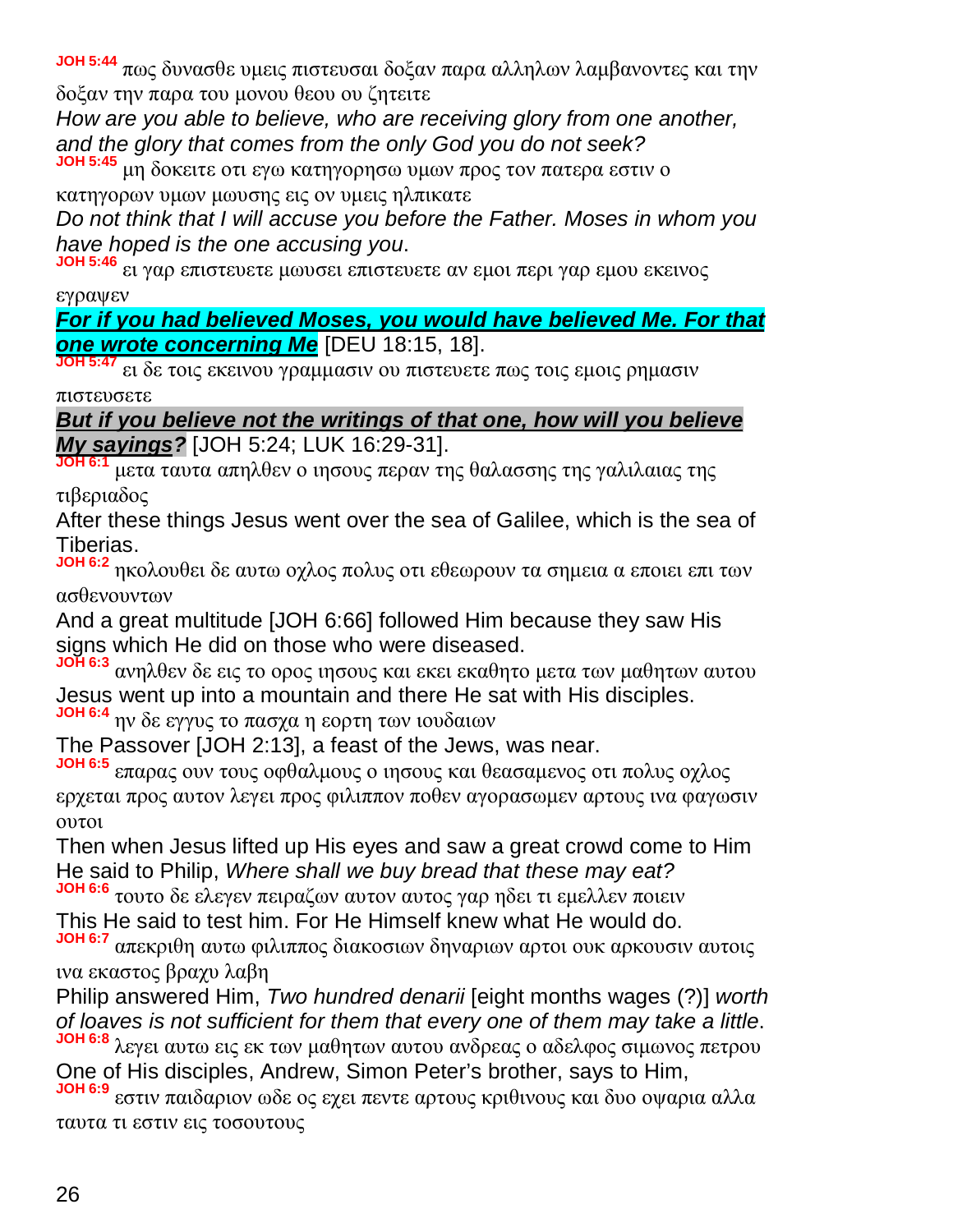**JOH 5:44** πως δυνασθε υμεις πιστευσαι δοξαν παρα αλληλων λαμβανοντες και την δοξαν την παρα του μονου θεου ου ζητειτε

*How are you able to believe, who are receiving glory from one another, and the glory that comes from the only God you do not seek?*

**JOH 5:45** μη δοκειτε οτι εγω κατηγορησω υμων προς τον πατερα εστιν ο κατηγορων υμων μωυσης εις ον υμεις ηλπικατε

*Do not think that I will accuse you before the Father. Moses in whom you have hoped is the one accusing you*.

**JOH 5:46** ει γαρ επιστευετε μωυσει επιστευετε αν εμοι περι γαρ εμου εκεινος εγραψεν

***For if you had believed Moses, you would have believed Me. For that one wrote concerning Me*** [DEU 18:15, 18].

**JOH 5:47** ει δε τοις εκεινου γραμμασιν ου πιστευετε πως τοις εμοις ρημασιν πιστευσετε

***But if you believe not the writings of that one, how will you believe My sayings?*** [JOH 5:24; LUK 16:29-31].

**JOH 6:1** μετα ταυτα απηλθεν ο ιησους περαν της θαλασσης της γαλιλαιας της τιβεριαδος

After these things Jesus went over the sea of Galilee, which is the sea of Tiberias.

**JOH 6:2** ηκολουθει δε αυτω οχλος πολυς οτι εθεωρουν τα σημεια α εποιει επι των ασθενουντων

And a great multitude [JOH 6:66] followed Him because they saw His signs which He did on those who were diseased.

**JOH 6:3** ανηλθεν δε εις το ορος ιησους και εκει εκαθητο μετα των μαθητων αυτου

Jesus went up into a mountain and there He sat with His disciples.

**JOH 6:4** ην δε εγγυς το πασχα η εορτη των ιουδαιων

The Passover [JOH 2:13], a feast of the Jews, was near.

**JOH 6:5** επαρας ουν τους οφθαλμους ο ιησους και θεασαμενος οτι πολυς οχλος ερχεται προς αυτον λεγει προς φιλιππον ποθεν αγορασωμεν αρτους ινα φαγωσιν ουτοι

Then when Jesus lifted up His eyes and saw a great crowd come to Him He said to Philip, *Where shall we buy bread that these may eat?*

**JOH 6:6** τουτο δε ελεγεν πειραζων αυτον αυτος γαρ ηδει τι εμελλεν ποιειν

This He said to test him. For He Himself knew what He would do.

**JOH 6:7** απεκριθη αυτω φιλιππος διακοσιων δηναριων αρτοι ουκ αρκουσιν αυτοις ινα εκαστος βραχυ λαβη

Philip answered Him, *Two hundred denarii* [eight months wages (?)] *worth of loaves is not sufficient for them that every one of them may take a little*.

**JOH 6:8** λεγει αυτω εις εκ των μαθητων αυτου ανδρεας ο αδελφος σιμωνος πετρου

One of His disciples, Andrew, Simon Peter's brother, says to Him,

**JOH 6:9** εστιν παιδαριον ωδε ος εχει πεντε αρτους κριθινους και δυο οψαρια αλλα ταυτα τι εστιν εις τοσουτους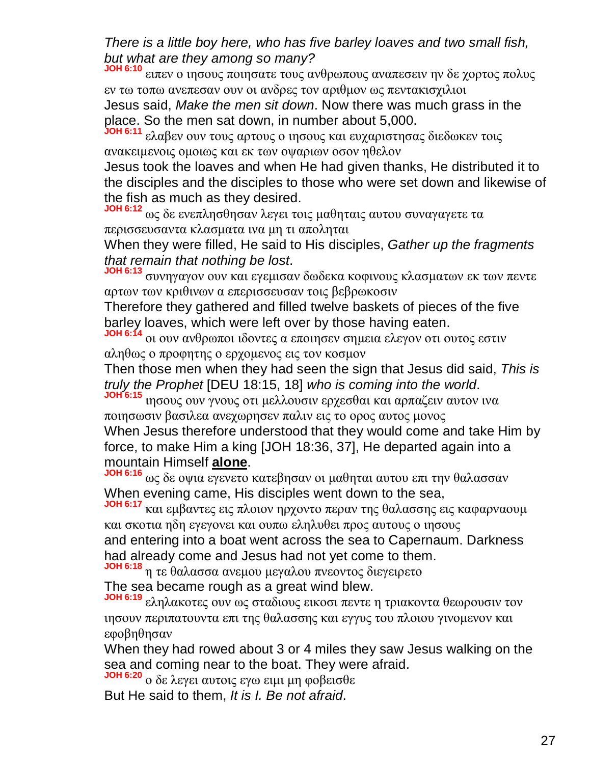*There is a little boy here, who has five barley loaves and two small fish, but what are they among so many?*

**JOH 6:10** ειπεν ο ιησους ποιησατε τους ανθρωπους αναπεσειν ην δε χορτος πολυς εν τω τοπω ανεπεσαν ουν οι ανδρες τον αριθμον ως πεντακισχιλιοι

Jesus said, *Make the men sit down*. Now there was much grass in the place. So the men sat down, in number about 5,000.

**JOH 6:11** ελαβεν ουν τους αρτους ο ιησους και ευχαριστησας διεδωκεν τοις ανακειμενοις ομοιως και εκ των οψαριων οσον ηθελον

Jesus took the loaves and when He had given thanks, He distributed it to the disciples and the disciples to those who were set down and likewise of the fish as much as they desired.

**JOH 6:12** ως δε ενεπλησθησαν λεγει τοις μαθηταις αυτου συναγαγετε τα περισσευσαντα κλασματα ινα μη τι αποληται

When they were filled, He said to His disciples, *Gather up the fragments that remain that nothing be lost*.

**JOH 6:13** συνηγαγον ουν και εγεμισαν δωδεκα κοφινους κλασματων εκ των πεντε αρτων των κριθινων α επερισσευσαν τοις βεβρωκοσιν

Therefore they gathered and filled twelve baskets of pieces of the five barley loaves, which were left over by those having eaten.

**JOH 6:14** οι ουν ανθρωποι ιδοντες α εποιησεν σημεια ελεγον οτι ουτος εστιν αληθως ο προφητης ο ερχομενος εις τον κοσμον

Then those men when they had seen the sign that Jesus did said, *This is truly the Prophet* [DEU 18:15, 18] *who is coming into the world*.

**JOH 6:15** ιησους ουν γνους οτι μελλουσιν ερχεσθαι και αρπαζειν αυτον ινα ποιησωσιν βασιλεα ανεχωρησεν παλιν εις το ορος αυτος μονος

When Jesus therefore understood that they would come and take Him by force, to make Him a king [JOH 18:36, 37], He departed again into a mountain Himself **alone**.

**JOH 6:16** ως δε οψια εγενετο κατεβησαν οι μαθηται αυτου επι την θαλασσαν

When evening came, His disciples went down to the sea,

**JOH 6:17** και εμβαντες εις πλοιον ηρχοντο περαν της θαλασσης εις καφαρναουμ και σκοτια ηδη εγεγονει και ουπω εληλυθει προς αυτους ο ιησους

and entering into a boat went across the sea to Capernaum. Darkness had already come and Jesus had not yet come to them.

**JOH 6:18** η τε θαλασσα ανεμου μεγαλου πνεοντος διεγειρετο

The sea became rough as a great wind blew.

**JOH 6:19** εληλακοτες ουν ως σταδιους εικοσι πεντε η τριακοντα θεωρουσιν τον ιησουν περιπατουντα επι της θαλασσης και εγγυς του πλοιου γινομενον και εφοβηθησαν

When they had rowed about 3 or 4 miles they saw Jesus walking on the sea and coming near to the boat. They were afraid.

**JOH 6:20** ο δε λεγει αυτοις εγω ειμι μη φοβεισθε

But He said to them, *It is I. Be not afraid*.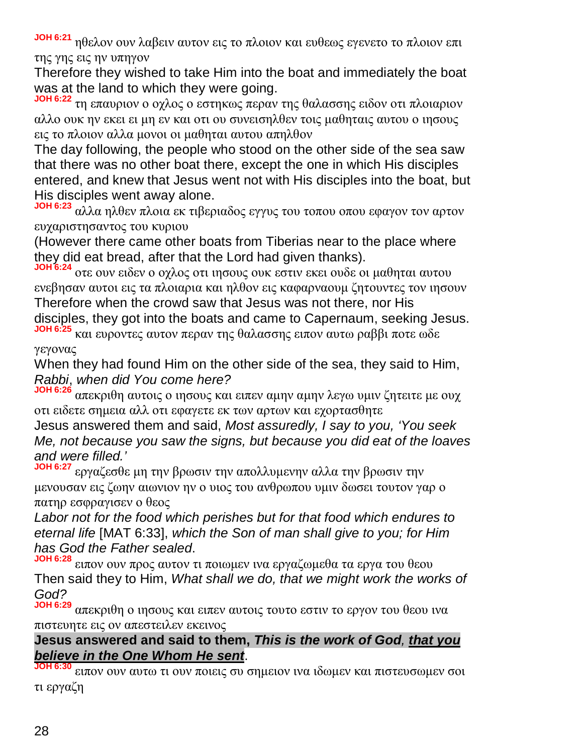**JOH 6:21** ηθελον ουν λαβειν αυτον εις το πλοιον και ευθεως εγενετο το πλοιον επι της γης εις ην υπηγον

Therefore they wished to take Him into the boat and immediately the boat was at the land to which they were going.

**JOH 6:22** τη επαυριον ο οχλος ο εστηκως περαν της θαλασσης ειδον οτι πλοιαριον αλλο ουκ ην εκει ει μη εν και οτι ου συνεισηλθεν τοις μαθηταις αυτου ο ιησους εις το πλοιον αλλα μονοι οι μαθηται αυτου απηλθον

The day following, the people who stood on the other side of the sea saw that there was no other boat there, except the one in which His disciples entered, and knew that Jesus went not with His disciples into the boat, but His disciples went away alone.

**JOH 6:23** αλλα ηλθεν πλοια εκ τιβεριαδος εγγυς του τοπου οπου εφαγον τον αρτον ευχαριστησαντος του κυριου

(However there came other boats from Tiberias near to the place where they did eat bread, after that the Lord had given thanks).

**JOH 6:24** οτε ουν ειδεν ο οχλος οτι ιησους ουκ εστιν εκει ουδε οι μαθηται αυτου ενεβησαν αυτοι εις τα πλοιαρια και ηλθον εις καφαρναουμ ζητουντες τον ιησουν

Therefore when the crowd saw that Jesus was not there, nor His disciples, they got into the boats and came to Capernaum, seeking Jesus.

**JOH 6:25** και ευροντες αυτον περαν της θαλασσης ειπον αυτω ραββι ποτε ωδε γεγονας

When they had found Him on the other side of the sea, they said to Him, *Rabbi*, *when did You come here?*

**JOH 6:26** απεκριθη αυτοις ο ιησους και ειπεν αμην αμην λεγω υμιν ζητειτε με ουχ οτι ειδετε σημεια αλλ οτι εφαγετε εκ των αρτων και εχορτασθητε

Jesus answered them and said, *Most assuredly, I say to you, 'You seek Me, not because you saw the signs, but because you did eat of the loaves and were filled.'*

**JOH 6:27** εργαζεσθε μη την βρωσιν την απολλυμενην αλλα την βρωσιν την μενουσαν εις ζωην αιωνιον ην ο υιος του ανθρωπου υμιν δωσει τουτον γαρ ο πατηρ εσφραγισεν ο θεος

*Labor not for the food which perishes but for that food which endures to eternal life* [MAT 6:33], *which the Son of man shall give to you; for Him has God the Father sealed*.

**JOH 6:28** ειπον ουν προς αυτον τι ποιωμεν ινα εργαζωμεθα τα εργα του θεου

Then said they to Him, *What shall we do, that we might work the works of God?*

**JOH 6:29** απεκριθη ο ιησους και ειπεν αυτοις τουτο εστιν το εργον του θεου ινα πιστευητε εις ον απεστειλεν εκεινος

**Jesus answered and said to them, *This is the work of God, <u>that you believe in the One Whom He sent</u>*.**

**JOH 6:30** ειπον ουν αυτω τι ουν ποιεις συ σημειον ινα ιδωμεν και πιστευσωμεν σοι τι εργαζη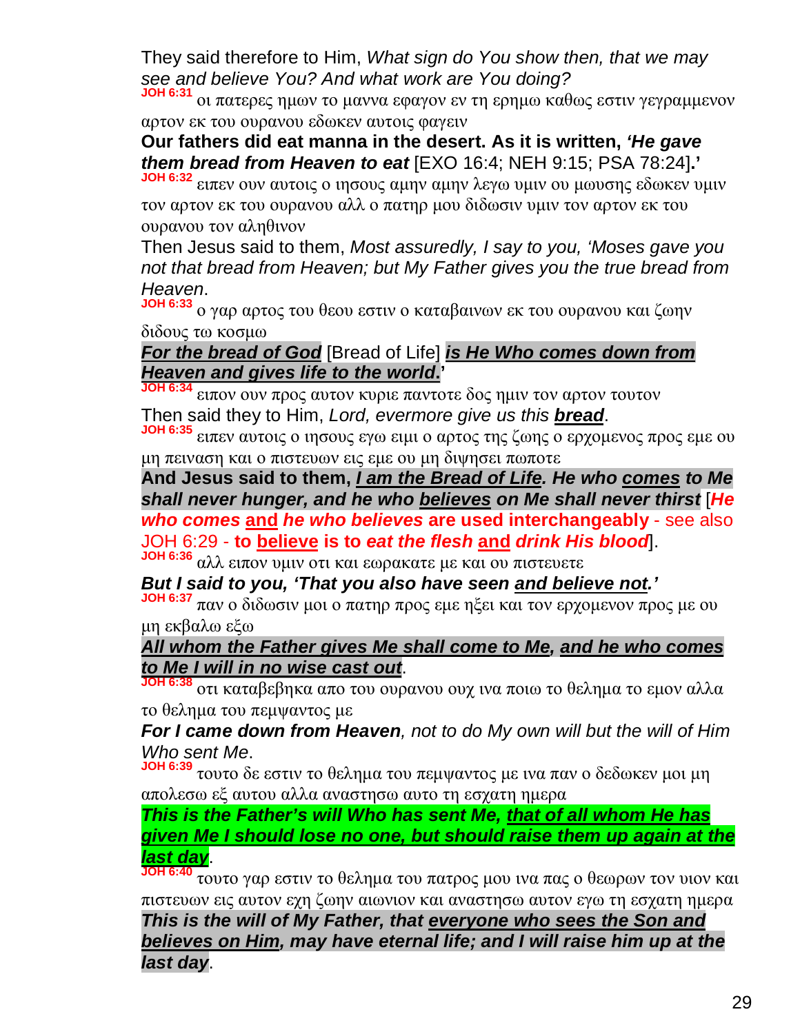They said therefore to Him, *What sign do You show then, that we may see and believe You? And what work are You doing?*

**JOH 6:31** οι πατερες ημων το μαννα εφαγον εν τη ερημω καθως εστιν γεγραμμενον αρτον εκ του ουρανου εδωκεν αυτοις φαγειν

**Our fathers did eat manna in the desert. As it is written, *'He gave them bread from Heaven to eat*** [EXO 16:4; NEH 9:15; PSA 78:24]**.'**

**JOH 6:32** ειπεν ουν αυτοις ο ιησους αμην αμην λεγω υμιν ου μωυσης εδωκεν υμιν τον αρτον εκ του ουρανου αλλ ο πατηρ μου διδωσιν υμιν τον αρτον εκ του ουρανου τον αληθινον

Then Jesus said to them, *Most assuredly, I say to you, 'Moses gave you not that bread from Heaven; but My Father gives you the true bread from Heaven*.

**JOH 6:33** ο γαρ αρτος του θεου εστιν ο καταβαινων εκ του ουρανου και ζωην διδους τω κοσμω

***For the bread of God*** [Bread of Life] ***is He Who comes down from Heaven and gives life to the world*.'**

**JOH 6:34** ειπον ουν προς αυτον κυριε παντοτε δος ημιν τον αρτον τουτον

Then said they to Him, *Lord, evermore give us this **bread***.

**JOH 6:35** ειπεν αυτοις ο ιησους εγω ειμι ο αρτος της ζωης ο ερχομενος προς εμε ου μη πειναση και ο πιστευων εις εμε ου μη διψησει πωποτε

**And Jesus said to them, *I am the Bread of Life. He who comes to Me shall never hunger, and he who believes on Me shall never thirst*** [***He who comes* and *he who believes* are used interchangeably** - see also JOH 6:29 - **to believe is to *eat the flesh* and *drink His blood***].

**JOH 6:36** αλλ ειπον υμιν οτι και εωρακατε με και ου πιστευετε

***But I said to you, 'That you also have seen and believe not.'***

**JOH 6:37** παν ο διδωσιν μοι ο πατηρ προς εμε ηξει και τον ερχομενον προς με ου μη εκβαλω εξω

***All whom the Father gives Me shall come to Me, and he who comes to Me I will in no wise cast out***.

**JOH 6:38** οτι καταβεβηκα απο του ουρανου ουχ ινα ποιω το θελημα το εμον αλλα το θελημα του πεμψαντος με

***For I came down from Heaven****, not to do My own will but the will of Him Who sent Me*.

**JOH 6:39** τουτο δε εστιν το θελημα του πεμψαντος με ινα παν ο δεδωκεν μοι μη απολεσω εξ αυτου αλλα αναστησω αυτο τη εσχατη ημερα

***This is the Father's will Who has sent Me, that of all whom He has given Me I should lose no one, but should raise them up again at the last day***.

**JOH 6:40** τουτο γαρ εστιν το θελημα του πατρος μου ινα πας ο θεωρων τον υιον και πιστευων εις αυτον εχη ζωην αιωνιον και αναστησω αυτον εγω τη εσχατη ημερα

***This is the will of My Father, that everyone who sees the Son and believes on Him, may have eternal life; and I will raise him up at the last day***.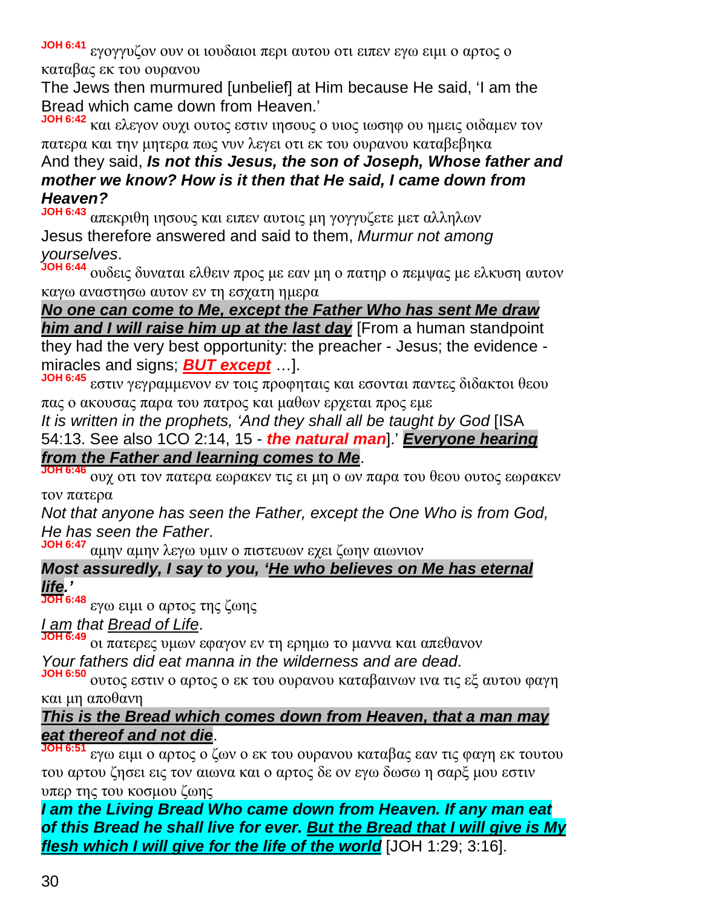**JOH 6:41** εγογγυζον ουν οι ιουδαιοι περι αυτου οτι ειπεν εγω ειμι ο αρτος ο καταβας εκ του ουρανου

The Jews then murmured [unbelief] at Him because He said, 'I am the Bread which came down from Heaven.'

**JOH 6:42** και ελεγον ουχι ουτος εστιν ιησους ο υιος ιωσηφ ου ημεις οιδαμεν τον πατερα και την μητερα πως νυν λεγει οτι εκ του ουρανου καταβεβηκα

And they said, ***Is not this Jesus, the son of Joseph, Whose father and mother we know? How is it then that He said, I came down from Heaven?***

**JOH 6:43** απεκριθη ιησους και ειπεν αυτοις μη γογγυζετε μετ αλληλων

Jesus therefore answered and said to them, *Murmur not among yourselves*.

**JOH 6:44** ουδεις δυναται ελθειν προς με εαν μη ο πατηρ ο πεμψας με ελκυση αυτον καγω αναστησω αυτον εν τη εσχατη ημερα

***No one can come to Me, except the Father Who has sent Me draw him and I will raise him up at the last day*** [From a human standpoint they had the very best opportunity: the preacher - Jesus; the evidence - miracles and signs; ***BUT except*** …].

**JOH 6:45** εστιν γεγραμμενον εν τοις προφηταις και εσονται παντες διδακτοι θεου πας ο ακουσας παρα του πατρος και μαθων ερχεται προς εμε

*It is written in the prophets, 'And they shall all be taught by God* [ISA 54:13. See also 1CO 2:14, 15 - ***the natural man***].' ***Everyone hearing from the Father and learning comes to Me***.

**JOH 6:46** ουχ οτι τον πατερα εωρακεν τις ει μη ο ων παρα του θεου ουτος εωρακεν τον πατερα

*Not that anyone has seen the Father, except the One Who is from God, He has seen the Father*.

**JOH 6:47** αμην αμην λεγω υμιν ο πιστευων εχει ζωην αιωνιον

***Most assuredly, I say to you, 'He who believes on Me has eternal life.'***

**JOH 6:48** εγω ειμι ο αρτος της ζωης

*I am that Bread of Life*.

**JOH 6:49** οι πατερες υμων εφαγον εν τη ερημω το μαννα και απεθανον

*Your fathers did eat manna in the wilderness and are dead*.

**JOH 6:50** ουτος εστιν ο αρτος ο εκ του ουρανου καταβαινων ινα τις εξ αυτου φαγη και μη αποθανη

***This is the Bread which comes down from Heaven, that a man may eat thereof and not die***.

**JOH 6:51** εγω ειμι ο αρτος ο ζων ο εκ του ουρανου καταβας εαν τις φαγη εκ τουτου του αρτου ζησει εις τον αιωνα και ο αρτος δε ον εγω δωσω η σαρξ μου εστιν υπερ της του κοσμου ζωης

***I am the Living Bread Who came down from Heaven. If any man eat of this Bread he shall live for ever. But the Bread that I will give is My flesh which I will give for the life of the world*** [JOH 1:29; 3:16].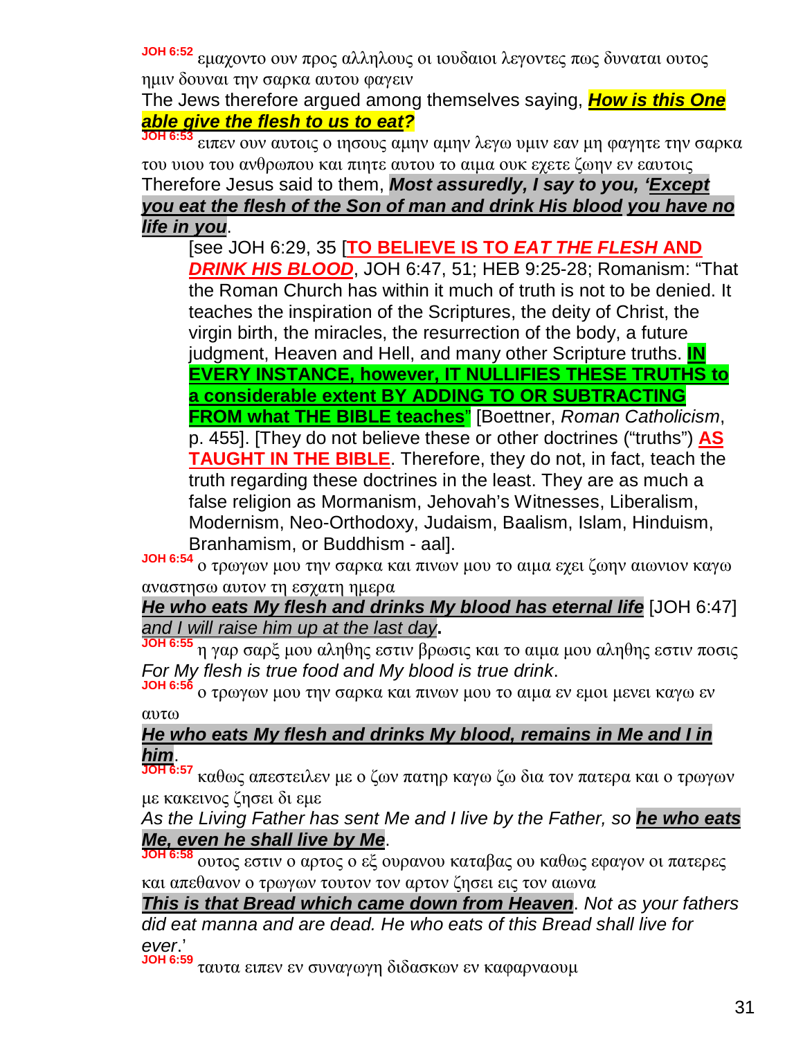**JOH 6:52** εμαχοντο ουν προς αλληλους οι ιουδαιοι λεγοντες πως δυναται ουτος ημιν δουναι την σαρκα αυτου φαγειν

The Jews therefore argued among themselves saying, ***How is this One able give the flesh to us to eat?***

**JOH 6:53** ειπεν ουν αυτοις ο ιησους αμην αμην λεγω υμιν εαν μη φαγητε την σαρκα του υιου του ανθρωπου και πιητε αυτου το αιμα ουκ εχετε ζωην εν εαυτοις

Therefore Jesus said to them, ***Most assuredly, I say to you, 'Except you eat the flesh of the Son of man and drink His blood you have no life in you***.

> [see JOH 6:29, 35 [**TO BELIEVE IS TO *EAT THE FLESH* AND *DRINK HIS BLOOD***, JOH 6:47, 51; HEB 9:25-28; Romanism: "That the Roman Church has within it much of truth is not to be denied. It teaches the inspiration of the Scriptures, the deity of Christ, the virgin birth, the miracles, the resurrection of the body, a future judgment, Heaven and Hell, and many other Scripture truths. **IN EVERY INSTANCE, however, IT NULLIFIES THESE TRUTHS to a considerable extent BY ADDING TO OR SUBTRACTING FROM what THE BIBLE teaches**" [Boettner, *Roman Catholicism*, p. 455]. [They do not believe these or other doctrines ("truths") **AS TAUGHT IN THE BIBLE**. Therefore, they do not, in fact, teach the truth regarding these doctrines in the least. They are as much a false religion as Mormanism, Jehovah's Witnesses, Liberalism, Modernism, Neo-Orthodoxy, Judaism, Baalism, Islam, Hinduism, Branhamism, or Buddhism - aal].

**JOH 6:54** ο τρωγων μου την σαρκα και πινων μου το αιμα εχει ζωην αιωνιον καγω αναστησω αυτον τη εσχατη ημερα

***He who eats My flesh and drinks My blood has eternal life*** [JOH 6:47] *and I will raise him up at the last day*.

**JOH 6:55** η γαρ σαρξ μου αληθης εστιν βρωσις και το αιμα μου αληθης εστιν ποσις

*For My flesh is true food and My blood is true drink*.

**JOH 6:56** ο τρωγων μου την σαρκα και πινων μου το αιμα εν εμοι μενει καγω εν αυτω

***He who eats My flesh and drinks My blood, remains in Me and I in him***.

**JOH 6:57** καθως απεστειλεν με ο ζων πατηρ καγω ζω δια τον πατερα και ο τρωγων με κακεινος ζησει δι εμε

*As the Living Father has sent Me and I live by the Father, so* ***he who eats Me, even he shall live by Me***.

**JOH 6:58** ουτος εστιν ο αρτος ο εξ ουρανου καταβας ου καθως εφαγον οι πατερες και απεθανον ο τρωγων τουτον τον αρτον ζησει εις τον αιωνα

***This is that Bread which came down from Heaven***. *Not as your fathers did eat manna and are dead. He who eats of this Bread shall live for ever*.'

**JOH 6:59** ταυτα ειπεν εν συναγωγη διδασκων εν καφαρναουμ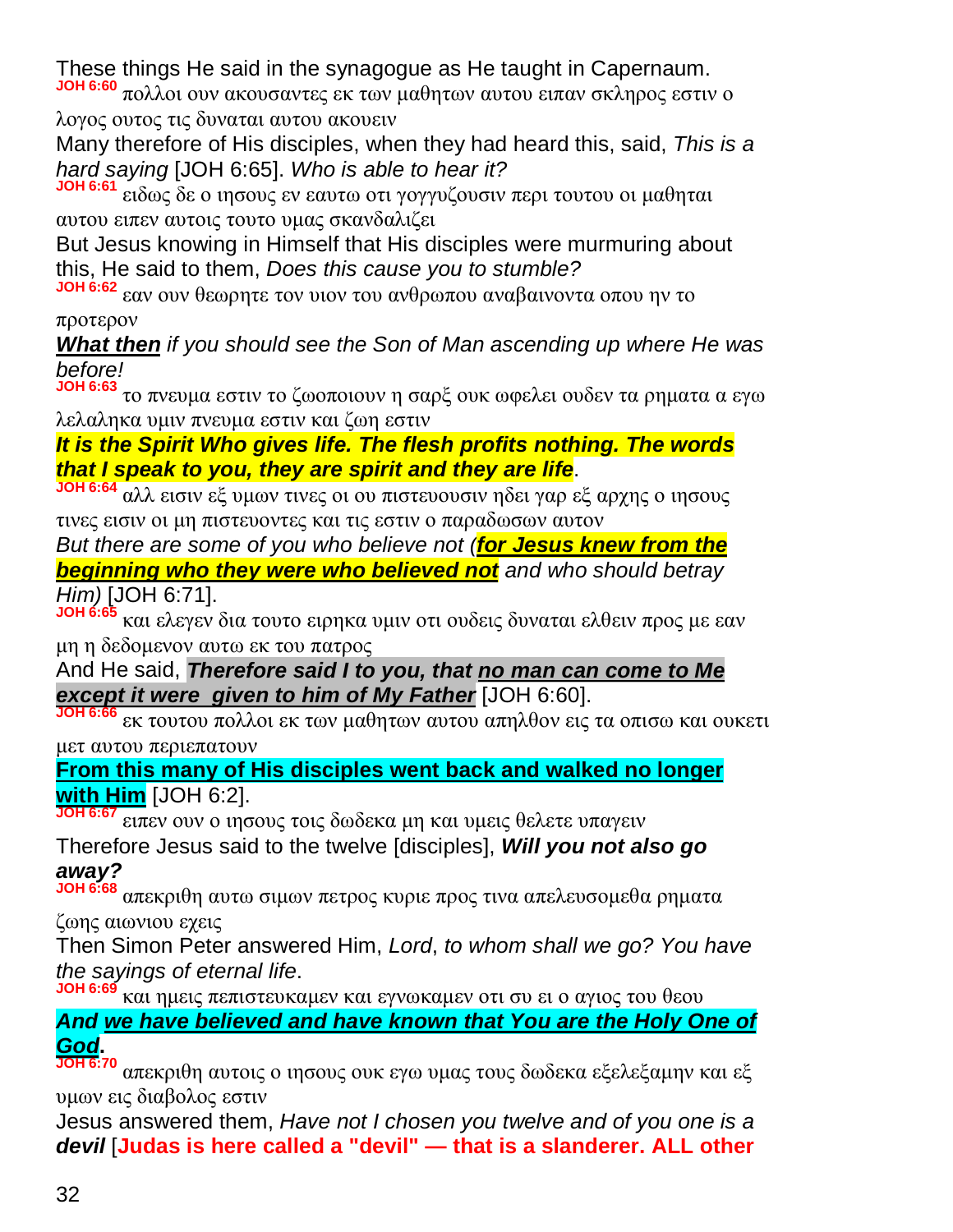These things He said in the synagogue as He taught in Capernaum.

**JOH 6:60** πολλοι ουν ακουσαντες εκ των μαθητων αυτου ειπαν σκληρος εστιν ο λογος ουτος τις δυναται αυτου ακουειν

Many therefore of His disciples, when they had heard this, said, *This is a hard saying* [JOH 6:65]. *Who is able to hear it?*

**JOH 6:61** ειδως δε ο ιησους εν εαυτω οτι γογγυζουσιν περι τουτου οι μαθηται αυτου ειπεν αυτοις τουτο υμας σκανδαλιζει

But Jesus knowing in Himself that His disciples were murmuring about this, He said to them, *Does this cause you to stumble?*

**JOH 6:62** εαν ουν θεωρητε τον υιον του ανθρωπου αναβαινοντα οπου ην το προτερον

***What then*** *if you should see the Son of Man ascending up where He was before!*

**JOH 6:63** το πνευμα εστιν το ζωοποιουν η σαρξ ουκ ωφελει ουδεν τα ρηματα α εγω λελαληκα υμιν πνευμα εστιν και ζωη εστιν

***It is the Spirit Who gives life. The flesh profits nothing. The words that I speak to you, they are spirit and they are life***.

**JOH 6:64** αλλ εισιν εξ υμων τινες οι ου πιστευουσιν ηδει γαρ εξ αρχης ο ιησους τινες εισιν οι μη πιστευοντες και τις εστιν ο παραδωσων αυτον

*But there are some of you who believe not (****for Jesus knew from the beginning who they were who believed not*** *and who should betray Him)* [JOH 6:71].

**JOH 6:65** και ελεγεν δια τουτο ειρηκα υμιν οτι ουδεις δυναται ελθειν προς με εαν μη η δεδομενον αυτω εκ του πατρος

And He said, ***Therefore said I to you, that no man can come to Me except it were given to him of My Father*** [JOH 6:60].

**JOH 6:66** εκ τουτου πολλοι εκ των μαθητων αυτου απηλθον εις τα οπισω και ουκετι μετ αυτου περιεπατουν

**From this many of His disciples went back and walked no longer with Him** [JOH 6:2].

**JOH 6:67** ειπεν ουν ο ιησους τοις δωδεκα μη και υμεις θελετε υπαγειν

Therefore Jesus said to the twelve [disciples], ***Will you not also go away?***

**JOH 6:68** απεκριθη αυτω σιμων πετρος κυριε προς τινα απελευσομεθα ρηματα ζωης αιωνιου εχεις

Then Simon Peter answered Him, *Lord*, *to whom shall we go? You have the sayings of eternal life*.

**JOH 6:69** και ημεις πεπιστευκαμεν και εγνωκαμεν οτι συ ει ο αγιος του θεου

***And we have believed and have known that You are the Holy One of God.***

**JOH 6:70** απεκριθη αυτοις ο ιησους ουκ εγω υμας τους δωδεκα εξελεξαμην και εξ υμων εις διαβολος εστιν

Jesus answered them, *Have not I chosen you twelve and of you one is a* ***devil*** [**Judas is here called a "devil" — that is a slanderer. ALL other**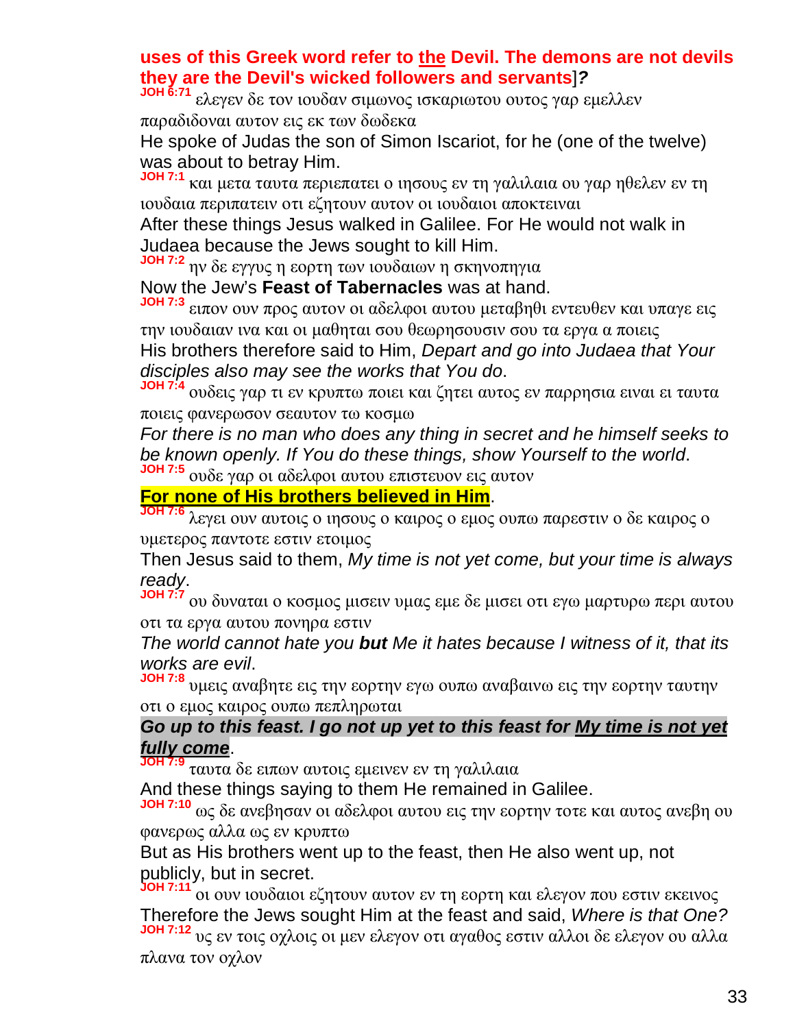**uses of this Greek word refer to <u>the</u> Devil. The demons are not devils they are the Devil's wicked followers and servants**]***?***

**JOH 6:71** ελεγεν δε τον ιουδαν σιμωνος ισκαριωτου ουτος γαρ εμελλεν παραδιδοναι αυτον εις εκ των δωδεκα

He spoke of Judas the son of Simon Iscariot, for he (one of the twelve) was about to betray Him.

**JOH 7:1** και μετα ταυτα περιεπατει ο ιησους εν τη γαλιλαια ου γαρ ηθελεν εν τη ιουδαια περιπατειν οτι εζητουν αυτον οι ιουδαιοι αποκτειναι

After these things Jesus walked in Galilee. For He would not walk in Judaea because the Jews sought to kill Him.

**JOH 7:2** ην δε εγγυς η εορτη των ιουδαιων η σκηνοπηγια

Now the Jew's **Feast of Tabernacles** was at hand.

**JOH 7:3** ειπον ουν προς αυτον οι αδελφοι αυτου μεταβηθι εντευθεν και υπαγε εις την ιουδαιαν ινα και οι μαθηται σου θεωρησουσιν σου τα εργα α ποιεις

His brothers therefore said to Him, *Depart and go into Judaea that Your disciples also may see the works that You do*.

**JOH 7:4** ουδεις γαρ τι εν κρυπτω ποιει και ζητει αυτος εν παρρησια ειναι ει ταυτα ποιεις φανερωσον σεαυτον τω κοσμω

*For there is no man who does any thing in secret and he himself seeks to be known openly. If You do these things, show Yourself to the world*.

**JOH 7:5** ουδε γαρ οι αδελφοι αυτου επιστευον εις αυτον

**<u>For none of His brothers believed in Him</u>**.

**JOH 7:6** λεγει ουν αυτοις ο ιησους ο καιρος ο εμος ουπω παρεστιν ο δε καιρος ο υμετερος παντοτε εστιν ετοιμος

Then Jesus said to them, *My time is not yet come, but your time is always ready*.

**JOH 7:7** ου δυναται ο κοσμος μισειν υμας εμε δε μισει οτι εγω μαρτυρω περι αυτου οτι τα εργα αυτου πονηρα εστιν

*The world cannot hate you **but** Me it hates because I witness of it, that its works are evil*.

**JOH 7:8** υμεις αναβητε εις την εορτην εγω ουπω αναβαινω εις την εορτην ταυτην οτι ο εμος καιρος ουπω πεπληρωται

***Go up to this feast. I go not up yet to this feast for <u>My time is not yet fully come</u>***.

**JOH 7:9** ταυτα δε ειπων αυτοις εμεινεν εν τη γαλιλαια

And these things saying to them He remained in Galilee.

**JOH 7:10** ως δε ανεβησαν οι αδελφοι αυτου εις την εορτην τοτε και αυτος ανεβη ου φανερως αλλα ως εν κρυπτω

But as His brothers went up to the feast, then He also went up, not publicly, but in secret.

**JOH 7:11** οι ουν ιουδαιοι εζητουν αυτον εν τη εορτη και ελεγον που εστιν εκεινος

Therefore the Jews sought Him at the feast and said, *Where is that One?*

**JOH 7:12** υς εν τοις οχλοις οι μεν ελεγον οτι αγαθος εστιν αλλοι δε ελεγον ου αλλα πλανα τον οχλον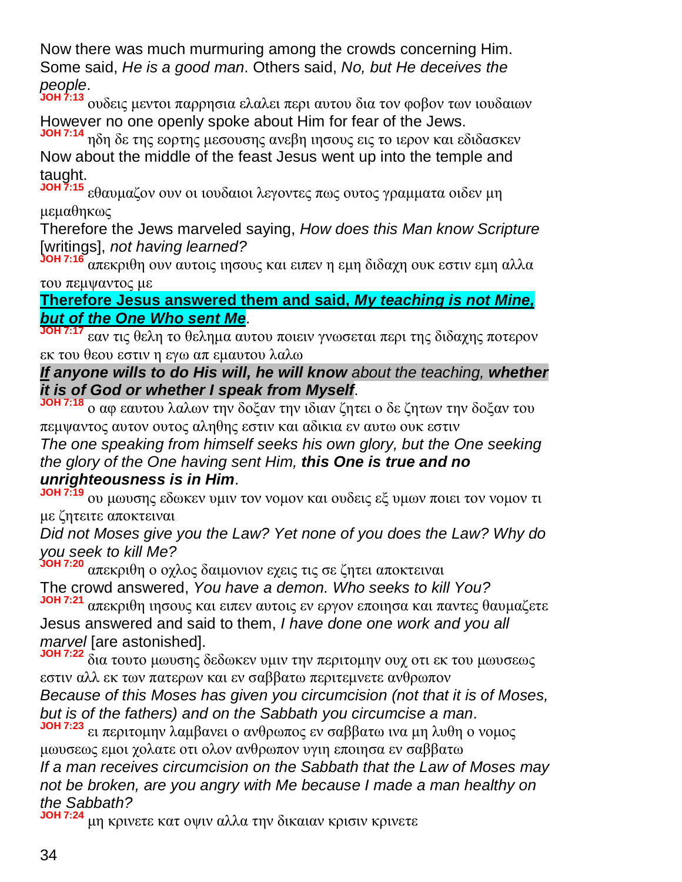Now there was much murmuring among the crowds concerning Him. Some said, *He is a good man*. Others said, *No, but He deceives the people*.

**JOH 7:13** ουδεις μεντοι παρρησια ελαλει περι αυτου δια τον φοβον των ιουδαιων

However no one openly spoke about Him for fear of the Jews.

**JOH 7:14** ηδη δε της εορτης μεσουσης ανεβη ιησους εις το ιερον και εδιδασκεν

Now about the middle of the feast Jesus went up into the temple and taught.

**JOH 7:15** εθαυμαζον ουν οι ιουδαιοι λεγοντες πως ουτος γραμματα οιδεν μη μεμαθηκως

Therefore the Jews marveled saying, *How does this Man know Scripture* [writings], *not having learned?*

**JOH 7:16** απεκριθη ουν αυτοις ιησους και ειπεν η εμη διδαχη ουκ εστιν εμη αλλα του πεμψαντος με

**Therefore Jesus answered them and said, *My teaching is not Mine, but of the One Who sent Me*.**

**JOH 7:17** εαν τις θελη το θελημα αυτου ποιειν γνωσεται περι της διδαχης ποτερον εκ του θεου εστιν η εγω απ εμαυτου λαλω

***If anyone wills to do His will, he will know*** *about the teaching,* ***whether it is of God or whether I speak from Myself***.

**JOH 7:18** ο αφ εαυτου λαλων την δοξαν την ιδιαν ζητει ο δε ζητων την δοξαν του πεμψαντος αυτον ουτος αληθης εστιν και αδικια εν αυτω ουκ εστιν

*The one speaking from himself seeks his own glory, but the One seeking the glory of the One having sent Him,* ***this One is true and no unrighteousness is in Him***.

**JOH 7:19** ου μωυσης εδωκεν υμιν τον νομον και ουδεις εξ υμων ποιει τον νομον τι με ζητειτε αποκτειναι

*Did not Moses give you the Law? Yet none of you does the Law? Why do you seek to kill Me?*

**JOH 7:20** απεκριθη ο οχλος δαιμονιον εχεις τις σε ζητει αποκτειναι

The crowd answered, *You have a demon. Who seeks to kill You?*

**JOH 7:21** απεκριθη ιησους και ειπεν αυτοις εν εργον εποιησα και παντες θαυμαζετε

Jesus answered and said to them, *I have done one work and you all marvel* [are astonished].

**JOH 7:22** δια τουτο μωυσης δεδωκεν υμιν την περιτομην ουχ οτι εκ του μωυσεως εστιν αλλ εκ των πατερων και εν σαββατω περιτεμνετε ανθρωπον

*Because of this Moses has given you circumcision (not that it is of Moses, but is of the fathers) and on the Sabbath you circumcise a man*.

**JOH 7:23** ει περιτομην λαμβανει ο ανθρωπος εν σαββατω ινα μη λυθη ο νομος μωυσεως εμοι χολατε οτι ολον ανθρωπον υγιη εποιησα εν σαββατω

*If a man receives circumcision on the Sabbath that the Law of Moses may not be broken, are you angry with Me because I made a man healthy on the Sabbath?*

**JOH 7:24** μη κρινετε κατ οψιν αλλα την δικαιαν κρισιν κρινετε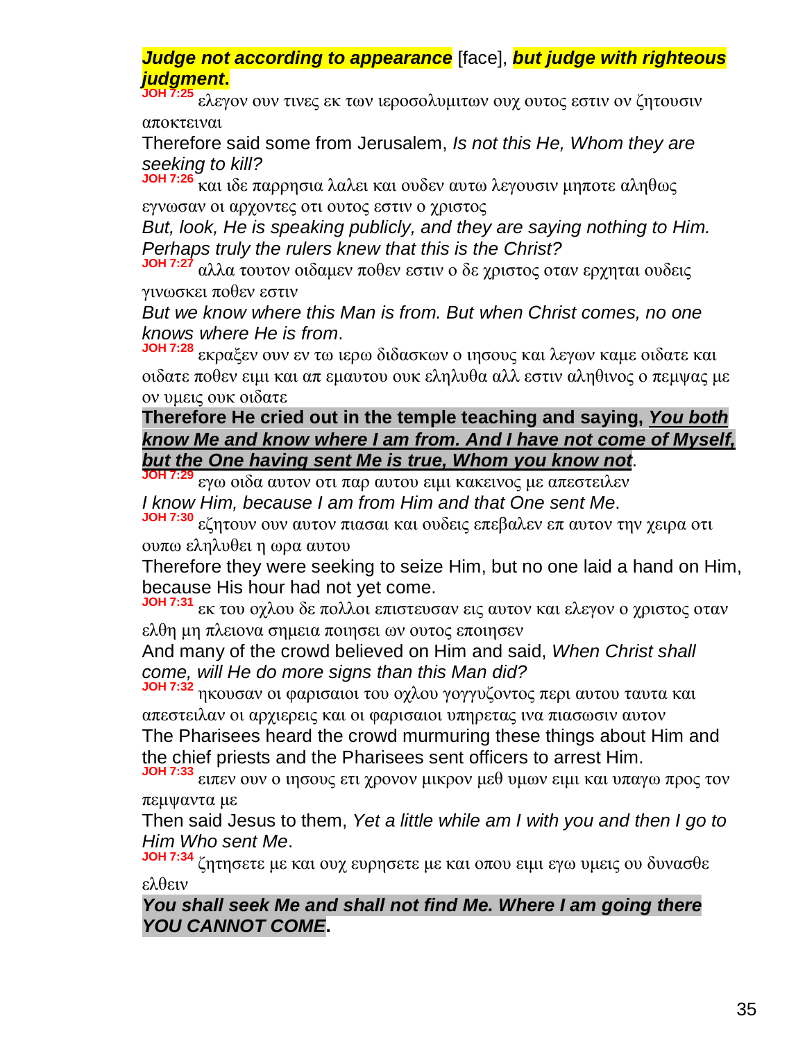***Judge not according to appearance*** [face], ***but judge with righteous judgment*.**

**JOH 7:25** ελεγον ουν τινες εκ των ιεροσολυμιτων ουχ ουτος εστιν ον ζητουσιν αποκτειναι

Therefore said some from Jerusalem, *Is not this He, Whom they are seeking to kill?*

**JOH 7:26** και ιδε παρρησια λαλει και ουδεν αυτω λεγουσιν μηποτε αληθως εγνωσαν οι αρχοντες οτι ουτος εστιν ο χριστος

*But, look, He is speaking publicly, and they are saying nothing to Him. Perhaps truly the rulers knew that this is the Christ?*

**JOH 7:27** αλλα τουτον οιδαμεν ποθεν εστιν ο δε χριστος οταν ερχηται ουδεις γινωσκει ποθεν εστιν

*But we know where this Man is from. But when Christ comes, no one knows where He is from*.

**JOH 7:28** εκραξεν ουν εν τω ιερω διδασκων ο ιησους και λεγων καμε οιδατε και οιδατε ποθεν ειμι και απ εμαυτου ουκ εληλυθα αλλ εστιν αληθινος ο πεμψας με ον υμεις ουκ οιδατε

**Therefore He cried out in the temple teaching and saying, *You both know Me and know where I am from. And I have not come of Myself, but the One having sent Me is true, Whom you know not*.**

**JOH 7:29** εγω οιδα αυτον οτι παρ αυτου ειμι κακεινος με απεστειλεν

*I know Him, because I am from Him and that One sent Me*.

**JOH 7:30** εζητουν ουν αυτον πιασαι και ουδεις επεβαλεν επ αυτον την χειρα οτι ουπω εληλυθει η ωρα αυτου

Therefore they were seeking to seize Him, but no one laid a hand on Him, because His hour had not yet come.

**JOH 7:31** εκ του οχλου δε πολλοι επιστευσαν εις αυτον και ελεγον ο χριστος οταν ελθη μη πλειονα σημεια ποιησει ων ουτος εποιησεν

And many of the crowd believed on Him and said, *When Christ shall come, will He do more signs than this Man did?*

**JOH 7:32** ηκουσαν οι φαρισαιοι του οχλου γογγυζοντος περι αυτου ταυτα και απεστειλαν οι αρχιερεις και οι φαρισαιοι υπηρετας ινα πιασωσιν αυτον

The Pharisees heard the crowd murmuring these things about Him and the chief priests and the Pharisees sent officers to arrest Him.

**JOH 7:33** ειπεν ουν ο ιησους ετι χρονον μικρον μεθ υμων ειμι και υπαγω προς τον πεμψαντα με

Then said Jesus to them, *Yet a little while am I with you and then I go to Him Who sent Me*.

**JOH 7:34** ζητησετε με και ουχ ευρησετε με και οπου ειμι εγω υμεις ου δυνασθε ελθειν

***You shall seek Me and shall not find Me. Where I am going there YOU CANNOT COME*.**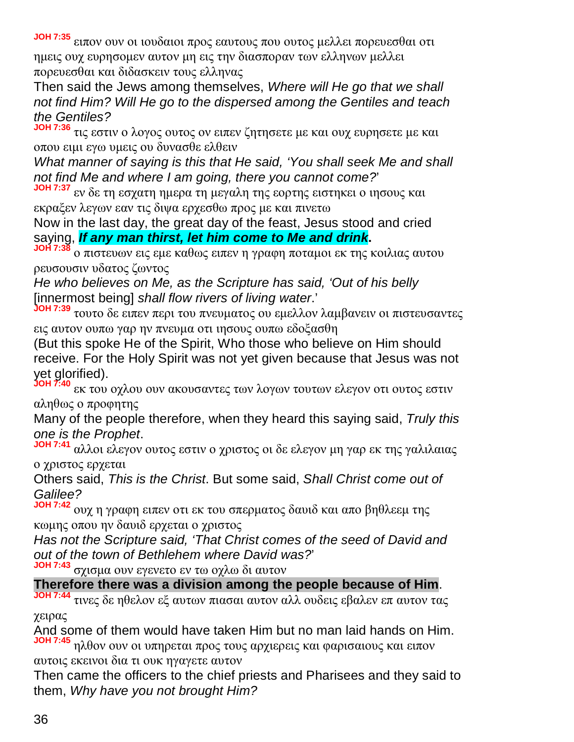**JOH 7:35** ειπον ουν οι ιουδαιοι προς εαυτους που ουτος μελλει πορευεσθαι οτι ημεις ουχ ευρησομεν αυτον μη εις την διασποραν των ελληνων μελλει πορευεσθαι και διδασκειν τους ελληνας

Then said the Jews among themselves, *Where will He go that we shall not find Him? Will He go to the dispersed among the Gentiles and teach the Gentiles?*

**JOH 7:36** τις εστιν ο λογος ουτος ον ειπεν ζητησετε με και ουχ ευρησετε με και οπου ειμι εγω υμεις ου δυνασθε ελθειν

*What manner of saying is this that He said, 'You shall seek Me and shall not find Me and where I am going, there you cannot come?*'

**JOH 7:37** εν δε τη εσχατη ημερα τη μεγαλη της εορτης ειστηκει ο ιησους και εκραξεν λεγων εαν τις διψα ερχεσθω προς με και πινετω

Now in the last day, the great day of the feast, Jesus stood and cried saying, ***If any man thirst, let him come to Me and drink*.**

**JOH 7:38** ο πιστευων εις εμε καθως ειπεν η γραφη ποταμοι εκ της κοιλιας αυτου ρευσουσιν υδατος ζωντος

*He who believes on Me, as the Scripture has said, 'Out of his belly* [innermost being] *shall flow rivers of living water*.'

**JOH 7:39** τουτο δε ειπεν περι του πνευματος ου εμελλον λαμβανειν οι πιστευσαντες εις αυτον ουπω γαρ ην πνευμα οτι ιησους ουπω εδοξασθη

(But this spoke He of the Spirit, Who those who believe on Him should receive. For the Holy Spirit was not yet given because that Jesus was not yet glorified).

**JOH 7:40** εκ του οχλου ουν ακουσαντες των λογων τουτων ελεγον οτι ουτος εστιν αληθως ο προφητης

Many of the people therefore, when they heard this saying said, *Truly this one is the Prophet*.

**JOH 7:41** αλλοι ελεγον ουτος εστιν ο χριστος οι δε ελεγον μη γαρ εκ της γαλιλαιας ο χριστος ερχεται

Others said, *This is the Christ*. But some said, *Shall Christ come out of Galilee?*

**JOH 7:42** ουχ η γραφη ειπεν οτι εκ του σπερματος δαυιδ και απο βηθλεεμ της κωμης οπου ην δαυιδ ερχεται ο χριστος

*Has not the Scripture said, 'That Christ comes of the seed of David and out of the town of Bethlehem where David was?*'

**JOH 7:43** σχισμα ουν εγενετο εν τω οχλω δι αυτον

**Therefore there was a division among the people because of Him**.

**JOH 7:44** τινες δε ηθελον εξ αυτων πιασαι αυτον αλλ ουδεις εβαλεν επ αυτον τας χειρας

And some of them would have taken Him but no man laid hands on Him.

**JOH 7:45** ηλθον ουν οι υπηρεται προς τους αρχιερεις και φαρισαιους και ειπον αυτοις εκεινοι δια τι ουκ ηγαγετε αυτον

Then came the officers to the chief priests and Pharisees and they said to them, *Why have you not brought Him?*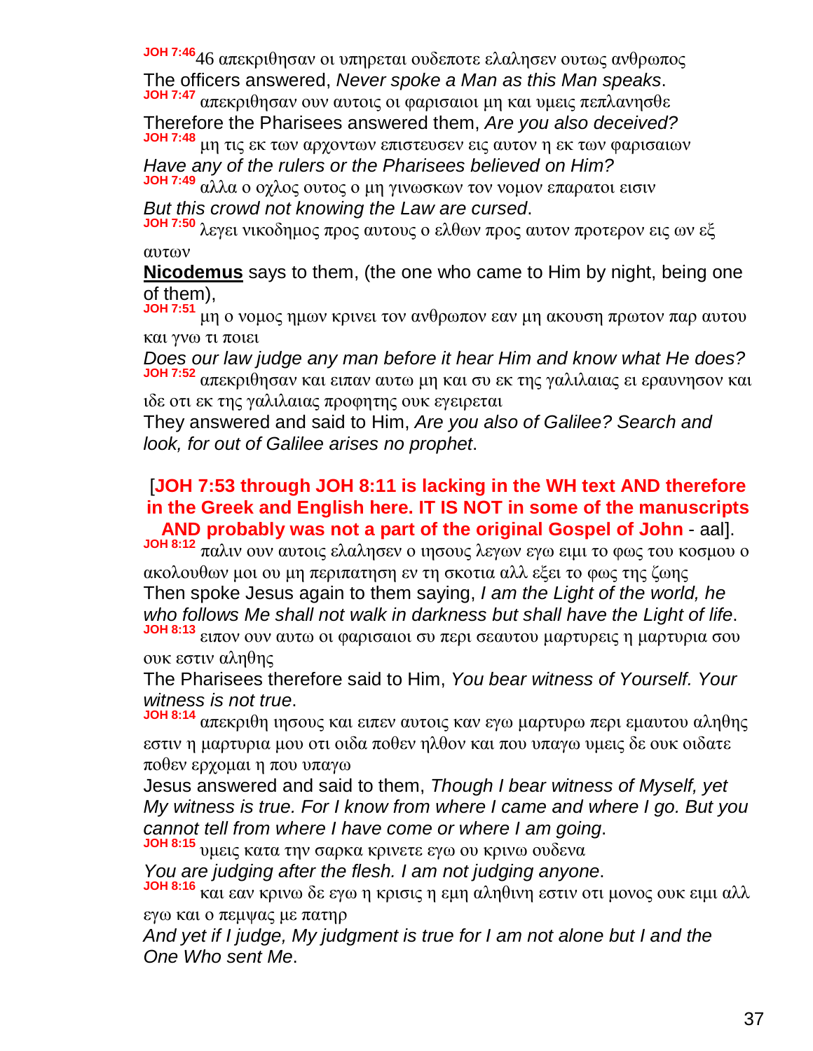**JOH 7:46** 46 απεκριθησαν οι υπηρεται ουδεποτε ελαλησεν ουτως ανθρωπος

The officers answered, *Never spoke a Man as this Man speaks*.

**JOH 7:47** απεκριθησαν ουν αυτοις οι φαρισαιοι μη και υμεις πεπλανησθε

Therefore the Pharisees answered them, *Are you also deceived?*

**JOH 7:48** μη τις εκ των αρχοντων επιστευσεν εις αυτον η εκ των φαρισαιων

*Have any of the rulers or the Pharisees believed on Him?*

**JOH 7:49** αλλα ο οχλος ουτος ο μη γινωσκων τον νομον επαρατοι εισιν

*But this crowd not knowing the Law are cursed*.

**JOH 7:50** λεγει νικοδημος προς αυτους ο ελθων προς αυτον προτερον εις ων εξ αυτων

**Nicodemus** says to them, (the one who came to Him by night, being one of them),

**JOH 7:51** μη ο νομος ημων κρινει τον ανθρωπον εαν μη ακουση πρωτον παρ αυτου και γνω τι ποιει

*Does our law judge any man before it hear Him and know what He does?*

**JOH 7:52** απεκριθησαν και ειπαν αυτω μη και συ εκ της γαλιλαιας ει ερευνησον και ιδε οτι εκ της γαλιλαιας προφητης ουκ εγειρεται

They answered and said to Him, *Are you also of Galilee? Search and look, for out of Galilee arises no prophet*.

[**JOH 7:53 through JOH 8:11 is lacking in the WH text AND therefore in the Greek and English here. IT IS NOT in some of the manuscripts AND probably was not a part of the original Gospel of John** - aal].

**JOH 8:12** παλιν ουν αυτοις ελαλησεν ο ιησους λεγων εγω ειμι το φως του κοσμου ο ακολουθων μοι ου μη περιπατηση εν τη σκοτια αλλ εξει το φως της ζωης

Then spoke Jesus again to them saying, *I am the Light of the world, he who follows Me shall not walk in darkness but shall have the Light of life*.

**JOH 8:13** ειπον ουν αυτω οι φαρισαιοι συ περι σεαυτου μαρτυρεις η μαρτυρια σου ουκ εστιν αληθης

The Pharisees therefore said to Him, *You bear witness of Yourself. Your witness is not true*.

**JOH 8:14** απεκριθη ιησους και ειπεν αυτοις καν εγω μαρτυρω περι εμαυτου αληθης εστιν η μαρτυρια μου οτι οιδα ποθεν ηλθον και που υπαγω υμεις δε ουκ οιδατε ποθεν ερχομαι η που υπαγω

Jesus answered and said to them, *Though I bear witness of Myself, yet My witness is true. For I know from where I came and where I go. But you cannot tell from where I have come or where I am going*.

**JOH 8:15** υμεις κατα την σαρκα κρινετε εγω ου κρινω ουδενα

*You are judging after the flesh. I am not judging anyone*.

**JOH 8:16** και εαν κρινω δε εγω η κρισις η εμη αληθινη εστιν οτι μονος ουκ ειμι αλλ εγω και ο πεμψας με πατηρ

*And yet if I judge, My judgment is true for I am not alone but I and the One Who sent Me*.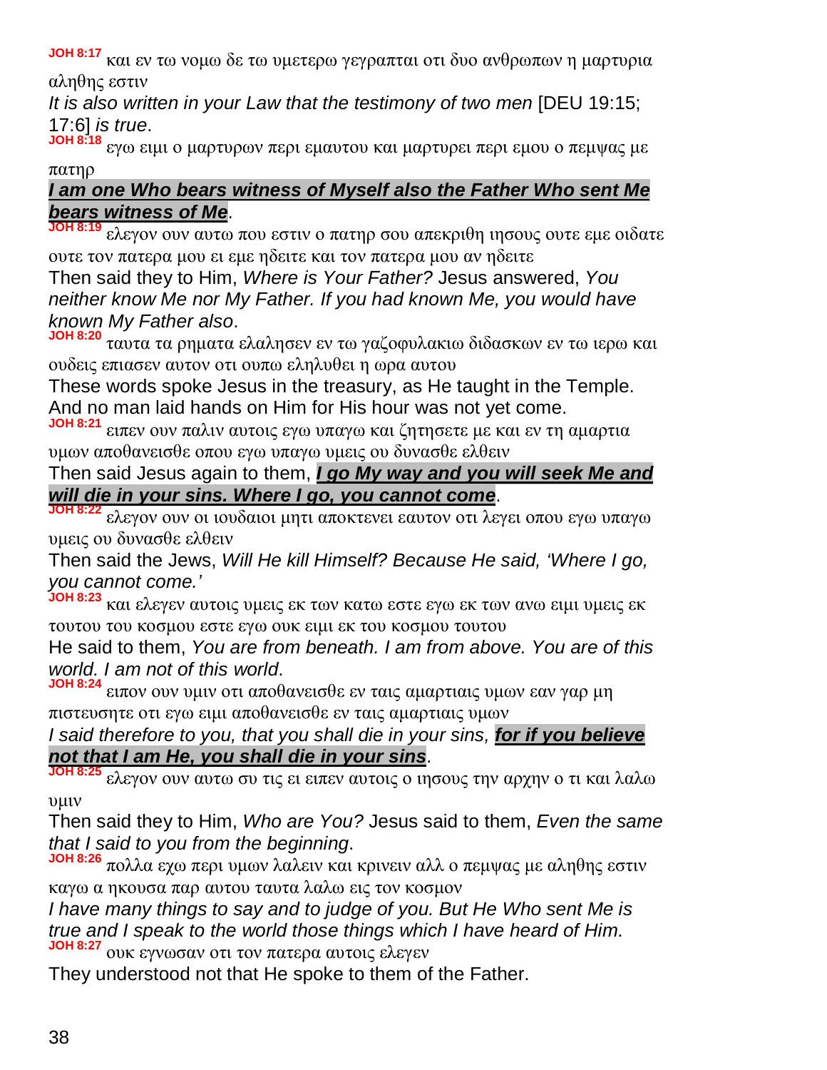**JOH 8:17** και εν τω νομω δε τω υμετερω γεγραπται οτι δυο ανθρωπων η μαρτυρια αληθης εστιν

*It is also written in your Law that the testimony of two men* [DEU 19:15; 17:6] *is true*.

**JOH 8:18** εγω ειμι ο μαρτυρων περι εμαυτου και μαρτυρει περι εμου ο πεμψας με πατηρ

***I am one Who bears witness of Myself also the Father Who sent Me bears witness of Me***.

**JOH 8:19** ελεγον ουν αυτω που εστιν ο πατηρ σου απεκριθη ιησους ουτε εμε οιδατε ουτε τον πατερα μου ει εμε ηδειτε και τον πατερα μου αν ηδειτε

Then said they to Him, *Where is Your Father?* Jesus answered, *You neither know Me nor My Father. If you had known Me, you would have known My Father also*.

**JOH 8:20** ταυτα τα ρηματα ελαλησεν εν τω γαζοφυλακιω διδασκων εν τω ιερω και ουδεις επιασεν αυτον οτι ουπω εληλυθει η ωρα αυτου

These words spoke Jesus in the treasury, as He taught in the Temple. And no man laid hands on Him for His hour was not yet come.

**JOH 8:21** ειπεν ουν παλιν αυτοις εγω υπαγω και ζητησετε με και εν τη αμαρτια υμων αποθανεισθε οπου εγω υπαγω υμεις ου δυνασθε ελθειν

Then said Jesus again to them, ***I go My way and you will seek Me and will die in your sins. Where I go, you cannot come***.

**JOH 8:22** ελεγον ουν οι ιουδαιοι μητι αποκτενει εαυτον οτι λεγει οπου εγω υπαγω υμεις ου δυνασθε ελθειν

Then said the Jews, *Will He kill Himself? Because He said, 'Where I go, you cannot come.'*

**JOH 8:23** και ελεγεν αυτοις υμεις εκ των κατω εστε εγω εκ των ανω ειμι υμεις εκ τουτου του κοσμου εστε εγω ουκ ειμι εκ του κοσμου τουτου

He said to them, *You are from beneath. I am from above. You are of this world. I am not of this world*.

**JOH 8:24** ειπον ουν υμιν οτι αποθανεισθε εν ταις αμαρτιαις υμων εαν γαρ μη πιστευσητε οτι εγω ειμι αποθανεισθε εν ταις αμαρτιαις υμων

*I said therefore to you, that you shall die in your sins, **for if you believe not that I am He, you shall die in your sins***.

**JOH 8:25** ελεγον ουν αυτω συ τις ει ειπεν αυτοις ο ιησους την αρχην ο τι και λαλω υμιν

Then said they to Him, *Who are You?* Jesus said to them, *Even the same that I said to you from the beginning*.

**JOH 8:26** πολλα εχω περι υμων λαλειν και κρινειν αλλ ο πεμψας με αληθης εστιν καγω α ηκουσα παρ αυτου ταυτα λαλω εις τον κοσμον

*I have many things to say and to judge of you. But He Who sent Me is true and I speak to the world those things which I have heard of Him*.

**JOH 8:27** ουκ εγνωσαν οτι τον πατερα αυτοις ελεγεν

They understood not that He spoke to them of the Father.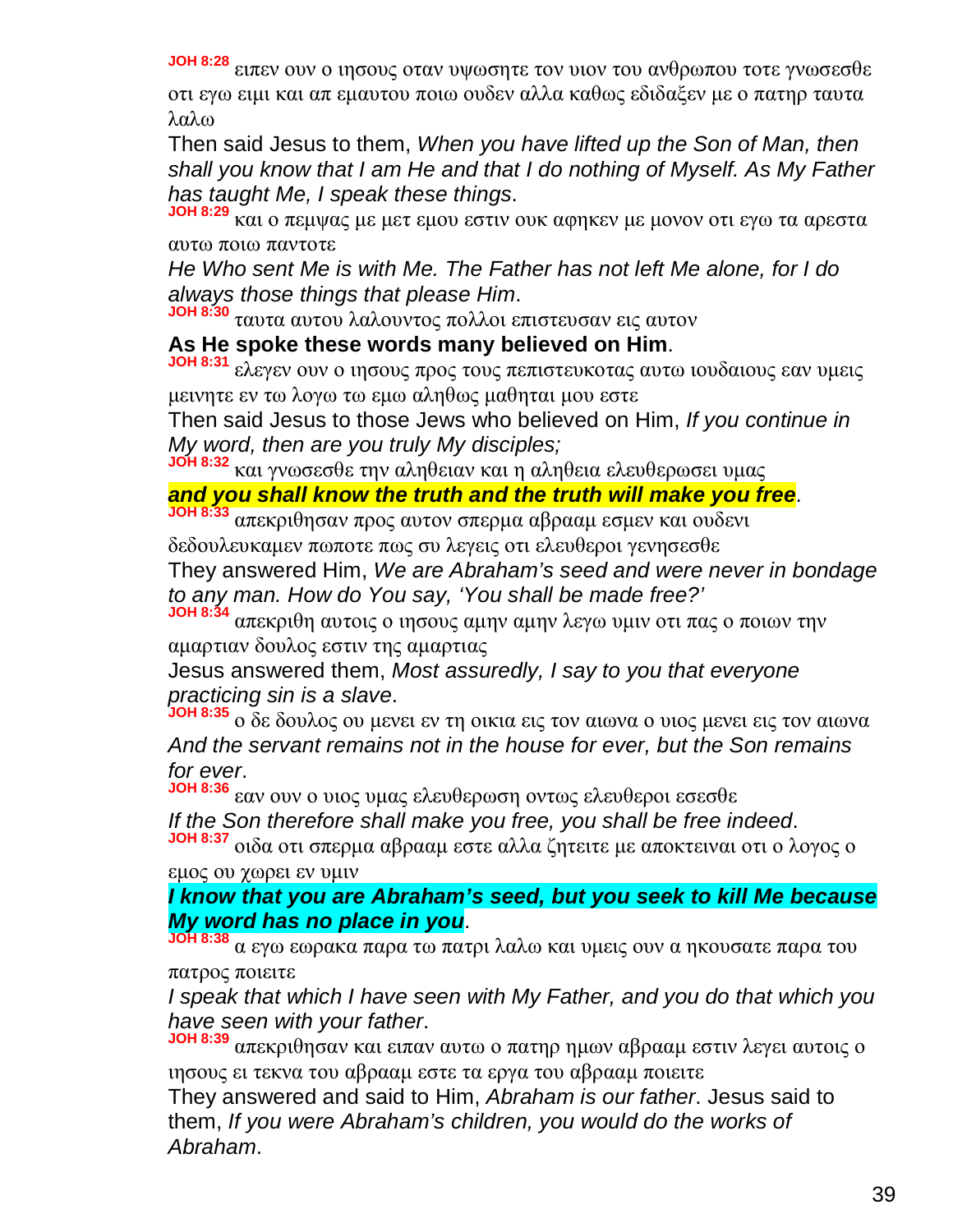JOH 8:28 ειπεν ουν ο ιησους οταν υψωσητε τον υιον του ανθρωπου τοτε γνωσεσθε οτι εγω ειμι και απ εμαυτου ποιω ουδεν αλλα καθως εδιδαξεν με ο πατηρ ταυτα λαλω

Then said Jesus to them, *When you have lifted up the Son of Man, then shall you know that I am He and that I do nothing of Myself. As My Father has taught Me, I speak these things*.

JOH 8:29 και ο πεμψας με μετ εμου εστιν ουκ αφηκεν με μονον οτι εγω τα αρεστα αυτω ποιω παντοτε

*He Who sent Me is with Me. The Father has not left Me alone, for I do always those things that please Him*.

JOH 8:30 ταυτα αυτου λαλουντος πολλοι επιστευσαν εις αυτον

**As He spoke these words many believed on Him**.

JOH 8:31 ελεγεν ουν ο ιησους προς τους πεπιστευκοτας αυτω ιουδαιους εαν υμεις μεινητε εν τω λογω τω εμω αληθως μαθηται μου εστε

Then said Jesus to those Jews who believed on Him, *If you continue in My word, then are you truly My disciples;*

JOH 8:32 και γνωσεσθε την αληθειαν και η αληθεια ελευθερωσει υμας

***and you shall know the truth and the truth will make you free***.

JOH 8:33 απεκριθησαν προς αυτον σπερμα αβρααμ εσμεν και ουδενι δεδουλευκαμεν πωποτε πως συ λεγεις οτι ελευθεροι γενησεσθε

They answered Him, *We are Abraham's seed and were never in bondage to any man. How do You say, 'You shall be made free?'*

JOH 8:34 απεκριθη αυτοις ο ιησους αμην αμην λεγω υμιν οτι πας ο ποιων την αμαρτιαν δουλος εστιν της αμαρτιας

Jesus answered them, *Most assuredly, I say to you that everyone practicing sin is a slave*.

JOH 8:35 ο δε δουλος ου μενει εν τη οικια εις τον αιωνα ο υιος μενει εις τον αιωνα

*And the servant remains not in the house for ever, but the Son remains for ever*.

JOH 8:36 εαν ουν ο υιος υμας ελευθερωση οντως ελευθεροι εσεσθε

*If the Son therefore shall make you free, you shall be free indeed*.

JOH 8:37 οιδα οτι σπερμα αβρααμ εστε αλλα ζητειτε με αποκτειναι οτι ο λογος ο εμος ου χωρει εν υμιν

***I know that you are Abraham's seed, but you seek to kill Me because My word has no place in you***.

JOH 8:38 α εγω εωρακα παρα τω πατρι λαλω και υμεις ουν α ηκουσατε παρα του πατρος ποιειτε

*I speak that which I have seen with My Father, and you do that which you have seen with your father*.

JOH 8:39 απεκριθησαν και ειπαν αυτω ο πατηρ ημων αβρααμ εστιν λεγει αυτοις ο ιησους ει τεκνα του αβρααμ εστε τα εργα του αβρααμ ποιειτε

They answered and said to Him, *Abraham is our father*. Jesus said to them, *If you were Abraham's children, you would do the works of Abraham*.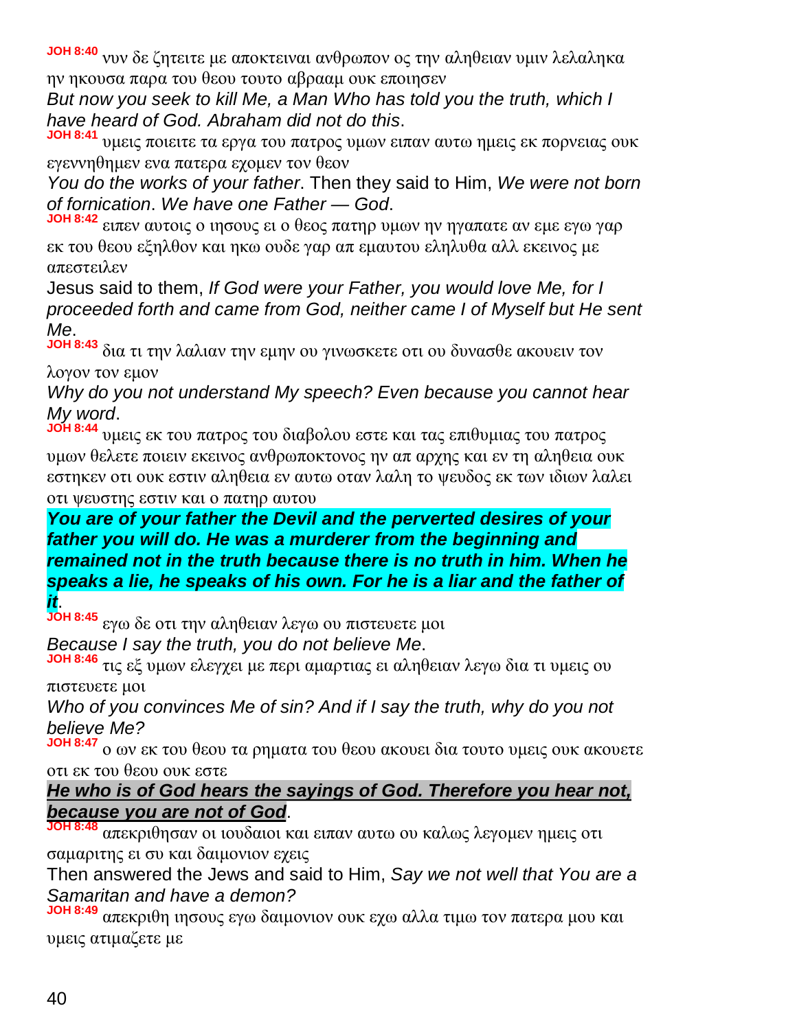**JOH 8:40** νυν δε ζητειτε με αποκτειναι ανθρωπον ος την αληθειαν υμιν λελαληκα ην ηκουσα παρα του θεου τουτο αβρααμ ουκ εποιησεν

*But now you seek to kill Me, a Man Who has told you the truth, which I have heard of God. Abraham did not do this*.

**JOH 8:41** υμεις ποιειτε τα εργα του πατρος υμων ειπαν αυτω ημεις εκ πορνειας ουκ εγεννηθημεν ενα πατερα εχομεν τον θεον

*You do the works of your father*. Then they said to Him, *We were not born of fornication*. *We have one Father — God*.

**JOH 8:42** ειπεν αυτοις ο ιησους ει ο θεος πατηρ υμων ην ηγαπατε αν εμε εγω γαρ εκ του θεου εξηλθον και ηκω ουδε γαρ απ εμαυτου εληλυθα αλλ εκεινος με απεστειλεν

Jesus said to them, *If God were your Father, you would love Me, for I proceeded forth and came from God, neither came I of Myself but He sent Me*.

**JOH 8:43** δια τι την λαλιαν την εμην ου γινωσκετε οτι ου δυνασθε ακουειν τον λογον τον εμον

*Why do you not understand My speech? Even because you cannot hear My word*.

**JOH 8:44** υμεις εκ του πατρος του διαβολου εστε και τας επιθυμιας του πατρος υμων θελετε ποιειν εκεινος ανθρωποκτονος ην απ αρχης και εν τη αληθεια ουκ εστηκεν οτι ουκ εστιν αληθεια εν αυτω οταν λαλη το ψευδος εκ των ιδιων λαλει οτι ψευστης εστιν και ο πατηρ αυτου

***You are of your father the Devil and the perverted desires of your father you will do. He was a murderer from the beginning and remained not in the truth because there is no truth in him. When he speaks a lie, he speaks of his own. For he is a liar and the father of it***.

**JOH 8:45** εγω δε οτι την αληθειαν λεγω ου πιστευετε μοι

*Because I say the truth, you do not believe Me*.

**JOH 8:46** τις εξ υμων ελεγχει με περι αμαρτιας ει αληθειαν λεγω δια τι υμεις ου πιστευετε μοι

*Who of you convinces Me of sin? And if I say the truth, why do you not believe Me?*

**JOH 8:47** ο ων εκ του θεου τα ρηματα του θεου ακουει δια τουτο υμεις ουκ ακουετε οτι εκ του θεου ουκ εστε

***He who is of God hears the sayings of God. Therefore you hear not, because you are not of God***.

**JOH 8:48** απεκριθησαν οι ιουδαιοι και ειπαν αυτω ου καλως λεγομεν ημεις οτι σαμαριτης ει συ και δαιμονιον εχεις

Then answered the Jews and said to Him, *Say we not well that You are a Samaritan and have a demon?*

**JOH 8:49** απεκριθη ιησους εγω δαιμονιον ουκ εχω αλλα τιμω τον πατερα μου και υμεις ατιμαζετε με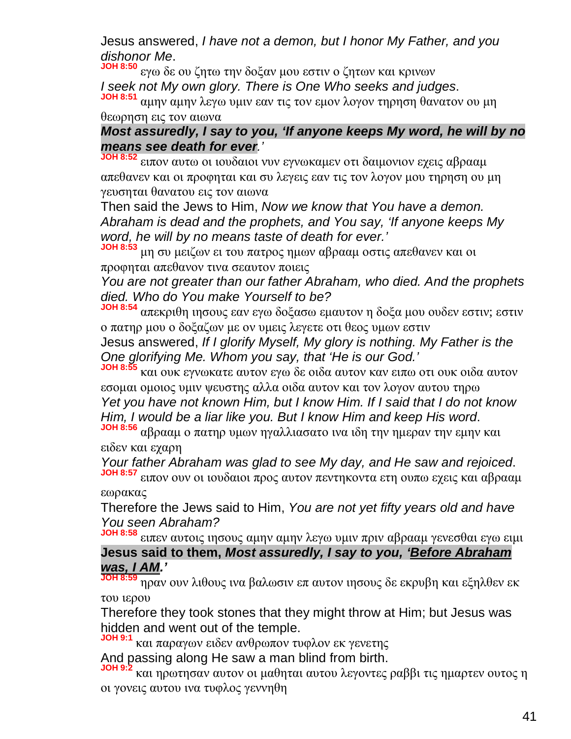Jesus answered, *I have not a demon, but I honor My Father, and you dishonor Me*.

**JOH 8:50** εγω δε ου ζητω την δοξαν μου εστιν ο ζητων και κρινων

*I seek not My own glory. There is One Who seeks and judges*.

**JOH 8:51** αμην αμην λεγω υμιν εαν τις τον εμον λογον τηρηση θανατον ου μη θεωρηση εις τον αιωνα

***Most assuredly, I say to you, 'If anyone keeps My word, he will by no means see death for ever**.'*

**JOH 8:52** ειπον αυτω οι ιουδαιοι νυν εγνωκαμεν οτι δαιμονιον εχεις αβρααμ απεθανεν και οι προφηται και συ λεγεις εαν τις τον λογον μου τηρηση ου μη γευσηται θανατου εις τον αιωνα

Then said the Jews to Him, *Now we know that You have a demon. Abraham is dead and the prophets, and You say, 'If anyone keeps My word, he will by no means taste of death for ever.'*

**JOH 8:53** μη συ μειζων ει του πατρος ημων αβρααμ οστις απεθανεν και οι προφηται απεθανον τινα σεαυτον ποιεις

*You are not greater than our father Abraham, who died. And the prophets died. Who do You make Yourself to be?*

**JOH 8:54** απεκριθη ιησους εαν εγω δοξασω εμαυτον η δοξα μου ουδεν εστιν; εστιν ο πατηρ μου ο δοξαζων με ον υμεις λεγετε οτι θεος υμων εστιν

Jesus answered, *If I glorify Myself, My glory is nothing. My Father is the One glorifying Me. Whom you say, that 'He is our God.'*

**JOH 8:55** και ουκ εγνωκατε αυτον εγω δε οιδα αυτον καν ειπω οτι ουκ οιδα αυτον εσομαι ομοιος υμιν ψευστης αλλα οιδα αυτον και τον λογον αυτου τηρω

*Yet you have not known Him, but I know Him. If I said that I do not know Him, I would be a liar like you. But I know Him and keep His word*.

**JOH 8:56** αβρααμ ο πατηρ υμων ηγαλλιασατο ινα ιδη την ημεραν την εμην και ειδεν και εχαρη

*Your father Abraham was glad to see My day, and He saw and rejoiced*.

**JOH 8:57** ειπον ουν οι ιουδαιοι προς αυτον πεντηκοντα ετη ουπω εχεις και αβρααμ εωρακας

Therefore the Jews said to Him, *You are not yet fifty years old and have You seen Abraham?*

**JOH 8:58** ειπεν αυτοις ιησους αμην αμην λεγω υμιν πριν αβρααμ γενεσθαι εγω ειμι

**Jesus said to them, *Most assuredly, I say to you, '<u>Before Abraham was, I AM</u>.'***

**JOH 8:59** ηραν ουν λιθους ινα βαλωσιν επ αυτον ιησους δε εκρυβη και εξηλθεν εκ του ιερου

Therefore they took stones that they might throw at Him; but Jesus was hidden and went out of the temple.

**JOH 9:1** και παραγων ειδεν ανθρωπον τυφλον εκ γενετης

And passing along He saw a man blind from birth.

**JOH 9:2** και ηρωτησαν αυτον οι μαθηται αυτου λεγοντες ραββι τις ημαρτεν ουτος η οι γονεις αυτου ινα τυφλος γεννηθη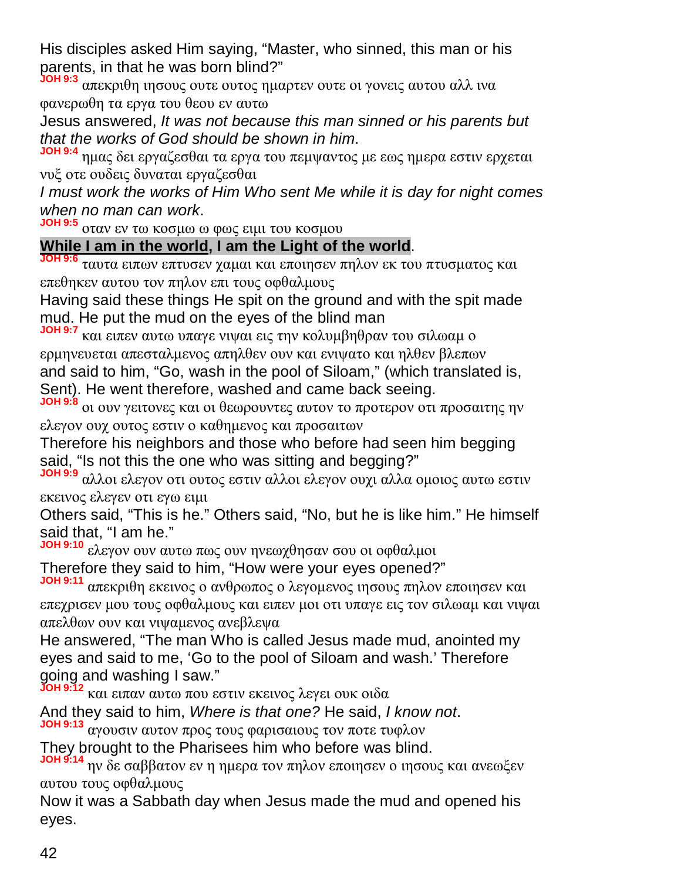His disciples asked Him saying, "Master, who sinned, this man or his parents, in that he was born blind?"

**JOH 9:3** απεκριθη ιησους ουτε ουτος ημαρτεν ουτε οι γονεις αυτου αλλ ινα φανερωθη τα εργα του θεου εν αυτω

Jesus answered, *It was not because this man sinned or his parents but that the works of God should be shown in him*.

**JOH 9:4** ημας δει εργαζεσθαι τα εργα του πεμψαντος με εως ημερα εστιν ερχεται νυξ οτε ουδεις δυναται εργαζεσθαι

*I must work the works of Him Who sent Me while it is day for night comes when no man can work*.

**JOH 9:5** οταν εν τω κοσμω ω φως ειμι του κοσμου

**While I am in the world, I am the Light of the world**.

**JOH 9:6** ταυτα ειπων επτυσεν χαμαι και εποιησεν πηλον εκ του πτυσματος και επεθηκεν αυτου τον πηλον επι τους οφθαλμους

Having said these things He spit on the ground and with the spit made mud. He put the mud on the eyes of the blind man

**JOH 9:7** και ειπεν αυτω υπαγε νιψαι εις την κολυμβηθραν του σιλωαμ ο ερμηνευεται απεσταλμενος απηλθεν ουν και ενιψατο και ηλθεν βλεπων

and said to him, "Go, wash in the pool of Siloam," (which translated is, Sent). He went therefore, washed and came back seeing.

**JOH 9:8** οι ουν γειτονες και οι θεωρουντες αυτον το προτερον οτι προσαιτης ην ελεγον ουχ ουτος εστιν ο καθημενος και προσαιτων

Therefore his neighbors and those who before had seen him begging said, "Is not this the one who was sitting and begging?"

**JOH 9:9** αλλοι ελεγον οτι ουτος εστιν αλλοι ελεγον ουχι αλλα ομοιος αυτω εστιν εκεινος ελεγεν οτι εγω ειμι

Others said, "This is he." Others said, "No, but he is like him." He himself said that, "I am he."

**JOH 9:10** ελεγον ουν αυτω πως ουν ηνεωχθησαν σου οι οφθαλμοι

Therefore they said to him, "How were your eyes opened?"

**JOH 9:11** απεκριθη εκεινος ο ανθρωπος ο λεγομενος ιησους πηλον εποιησεν και επεχρισεν μου τους οφθαλμους και ειπεν μοι οτι υπαγε εις τον σιλωαμ και νιψαι απελθων ουν και νιψαμενος ανεβλεψα

He answered, "The man Who is called Jesus made mud, anointed my eyes and said to me, 'Go to the pool of Siloam and wash.' Therefore going and washing I saw."

**JOH 9:12** και ειπαν αυτω που εστιν εκεινος λεγει ουκ οιδα

And they said to him, *Where is that one?* He said, *I know not*.

**JOH 9:13** αγουσιν αυτον προς τους φαρισαιους τον ποτε τυφλον

They brought to the Pharisees him who before was blind.

**JOH 9:14** ην δε σαββατον εν η ημερα τον πηλον εποιησεν ο ιησους και ανεωξεν αυτου τους οφθαλμους

Now it was a Sabbath day when Jesus made the mud and opened his eyes.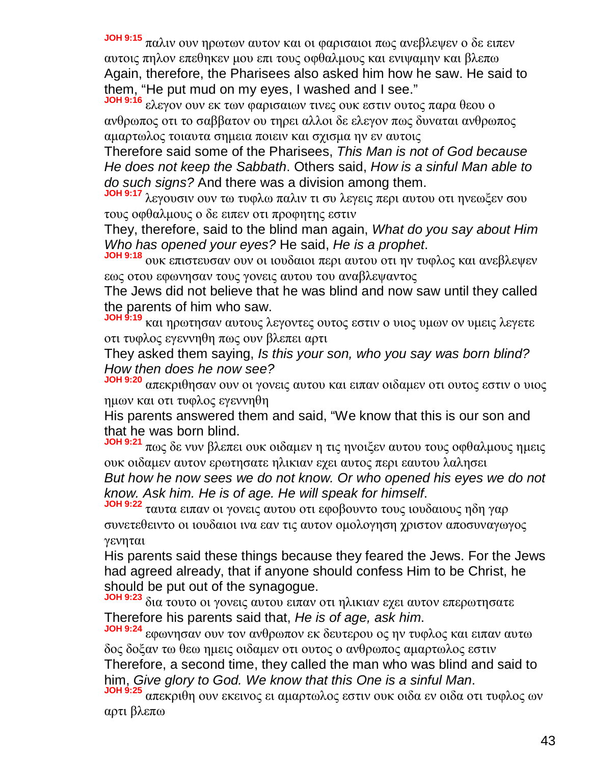**JOH 9:15** παλιν ουν ηρωτων αυτον και οι φαρισαιοι πως ανεβλεψεν ο δε ειπεν αυτοις πηλον επεθηκεν μου επι τους οφθαλμους και ενιψαμην και βλεπω
Again, therefore, the Pharisees also asked him how he saw. He said to them, "He put mud on my eyes, I washed and I see."

**JOH 9:16** ελεγον ουν εκ των φαρισαιων τινες ουκ εστιν ουτος παρα θεου ο ανθρωπος οτι το σαββατον ου τηρει αλλοι δε ελεγον πως δυναται ανθρωπος αμαρτωλος τοιαυτα σημεια ποιειν και σχισμα ην εν αυτοις
Therefore said some of the Pharisees, *This Man is not of God because He does not keep the Sabbath*. Others said, *How is a sinful Man able to do such signs?* And there was a division among them.

**JOH 9:17** λεγουσιν ουν τω τυφλω παλιν τι συ λεγεις περι αυτου οτι ηνεωξεν σου τους οφθαλμους ο δε ειπεν οτι προφητης εστιν
They, therefore, said to the blind man again, *What do you say about Him Who has opened your eyes?* He said, *He is a prophet*.

**JOH 9:18** ουκ επιστευσαν ουν οι ιουδαιοι περι αυτου οτι ην τυφλος και ανεβλεψεν εως οτου εφωνησαν τους γονεις αυτου του αναβλεψαντος
The Jews did not believe that he was blind and now saw until they called the parents of him who saw.

**JOH 9:19** και ηρωτησαν αυτους λεγοντες ουτος εστιν ο υιος υμων ον υμεις λεγετε οτι τυφλος εγεννηθη πως ουν βλεπει αρτι
They asked them saying, *Is this your son, who you say was born blind? How then does he now see?*

**JOH 9:20** απεκριθησαν ουν οι γονεις αυτου και ειπαν οιδαμεν οτι ουτος εστιν ο υιος ημων και οτι τυφλος εγεννηθη
His parents answered them and said, "We know that this is our son and that he was born blind.

**JOH 9:21** πως δε νυν βλεπει ουκ οιδαμεν η τις ηνοιξεν αυτου τους οφθαλμους ημεις ουκ οιδαμεν αυτον ερωτησατε ηλικιαν εχει αυτος περι εαυτου λαλησει
*But how he now sees we do not know. Or who opened his eyes we do not know. Ask him. He is of age. He will speak for himself*.

**JOH 9:22** ταυτα ειπαν οι γονεις αυτου οτι εφοβουντο τους ιουδαιους ηδη γαρ συνετεθειντο οι ιουδαιοι ινα εαν τις αυτον ομολογηση χριστον αποσυναγωγος γενηται
His parents said these things because they feared the Jews. For the Jews had agreed already, that if anyone should confess Him to be Christ, he should be put out of the synagogue.

**JOH 9:23** δια τουτο οι γονεις αυτου ειπαν οτι ηλικιαν εχει αυτον επερωτησατε
Therefore his parents said that, *He is of age, ask him*.

**JOH 9:24** εφωνησαν ουν τον ανθρωπον εκ δευτερου ος ην τυφλος και ειπαν αυτω δος δοξαν τω θεω ημεις οιδαμεν οτι ουτος ο ανθρωπος αμαρτωλος εστιν
Therefore, a second time, they called the man who was blind and said to him, *Give glory to God. We know that this One is a sinful Man*.

**JOH 9:25** απεκριθη ουν εκεινος ει αμαρτωλος εστιν ουκ οιδα εν οιδα οτι τυφλος ων αρτι βλεπω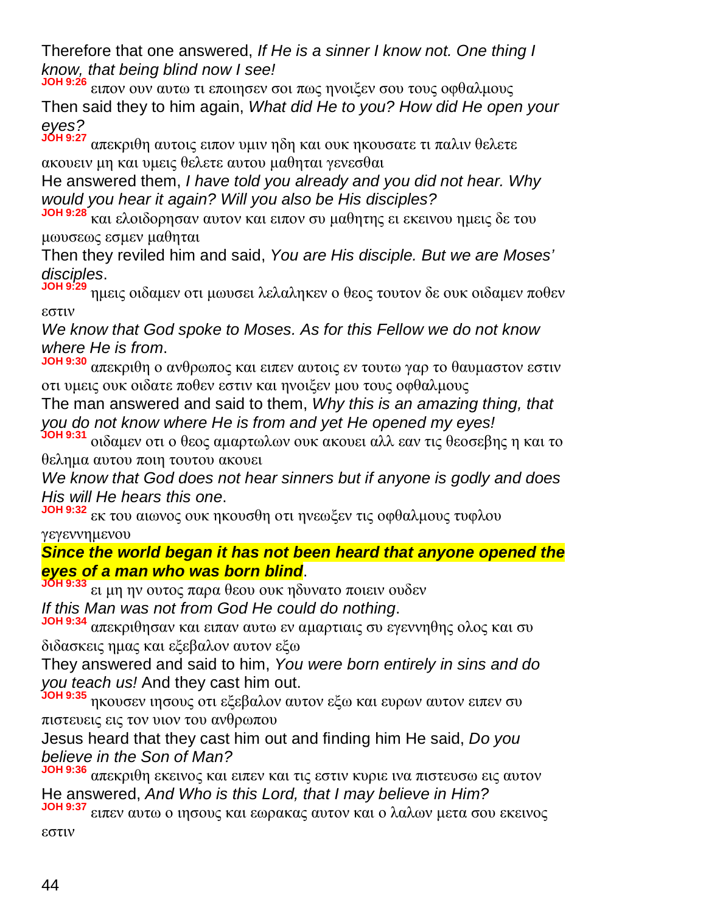Therefore that one answered, *If He is a sinner I know not. One thing I know, that being blind now I see!*

**JOH 9:26** ειπον ουν αυτω τι εποιησεν σοι πως ηνοιξεν σου τους οφθαλμους

Then said they to him again, *What did He to you? How did He open your eyes?*

**JOH 9:27** απεκριθη αυτοις ειπον υμιν ηδη και ουκ ηκουσατε τι παλιν θελετε ακουειν μη και υμεις θελετε αυτου μαθηται γενεσθαι

He answered them, *I have told you already and you did not hear. Why would you hear it again? Will you also be His disciples?*

**JOH 9:28** και ελοιδορησαν αυτον και ειπον συ μαθητης ει εκεινου ημεις δε του μωυσεως εσμεν μαθηται

Then they reviled him and said, *You are His disciple. But we are Moses' disciples*.

**JOH 9:29** ημεις οιδαμεν οτι μωυσει λελαληκεν ο θεος τουτον δε ουκ οιδαμεν ποθεν εστιν

*We know that God spoke to Moses. As for this Fellow we do not know where He is from*.

**JOH 9:30** απεκριθη ο ανθρωπος και ειπεν αυτοις εν τουτω γαρ το θαυμαστον εστιν οτι υμεις ουκ οιδατε ποθεν εστιν και ηνοιξεν μου τους οφθαλμους

The man answered and said to them, *Why this is an amazing thing, that you do not know where He is from and yet He opened my eyes!*

**JOH 9:31** οιδαμεν οτι ο θεος αμαρτωλων ουκ ακουει αλλ εαν τις θεοσεβης η και το θελημα αυτου ποιη τουτου ακουει

*We know that God does not hear sinners but if anyone is godly and does His will He hears this one*.

**JOH 9:32** εκ του αιωνος ουκ ηκουσθη οτι ηνεωξεν τις οφθαλμους τυφλου γεγεννημενου

***Since the world began it has not been heard that anyone opened the eyes of a man who was born blind***.

**JOH 9:33** ει μη ην ουτος παρα θεου ουκ ηδυνατο ποιειν ουδεν

*If this Man was not from God He could do nothing*.

**JOH 9:34** απεκριθησαν και ειπαν αυτω εν αμαρτιαις συ εγεννηθης ολος και συ διδασκεις ημας και εξεβαλον αυτον εξω

They answered and said to him, *You were born entirely in sins and do you teach us!* And they cast him out.

**JOH 9:35** ηκουσεν ιησους οτι εξεβαλον αυτον εξω και ευρων αυτον ειπεν συ πιστευεις εις τον υιον του ανθρωπου

Jesus heard that they cast him out and finding him He said, *Do you believe in the Son of Man?*

**JOH 9:36** απεκριθη εκεινος και ειπεν και τις εστιν κυριε ινα πιστευσω εις αυτον

He answered, *And Who is this Lord, that I may believe in Him?*

**JOH 9:37** ειπεν αυτω ο ιησους και εωρακας αυτον και ο λαλων μετα σου εκεινος εστιν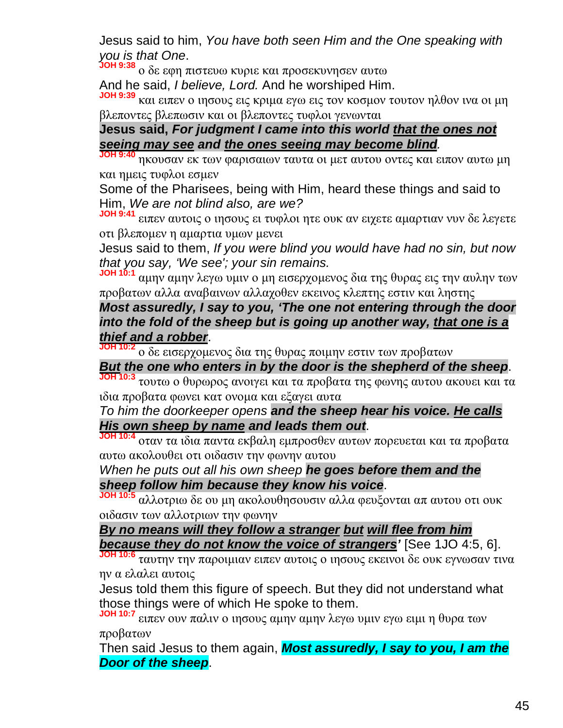Jesus said to him, *You have both seen Him and the One speaking with you is that One*.

**JOH 9:38** ο δε εφη πιστευω κυριε και προσεκυνησεν αυτω

And he said, *I believe, Lord.* And he worshiped Him.

**JOH 9:39** και ειπεν ο ιησους εις κριμα εγω εις τον κοσμον τουτον ηλθον ινα οι μη βλεποντες βλεπωσιν και οι βλεποντες τυφλοι γενωνται

**Jesus said, *For judgment I came into this world <u>that the ones not seeing may see</u> and <u>the ones seeing may become blind</u>.***

**JOH 9:40** ηκουσαν εκ των φαρισαιων ταυτα οι μετ αυτου οντες και ειπον αυτω μη και ημεις τυφλοι εσμεν

Some of the Pharisees, being with Him, heard these things and said to Him, *We are not blind also, are we?*

**JOH 9:41** ειπεν αυτοις ο ιησους ει τυφλοι ητε ουκ αν ειχετε αμαρτιαν νυν δε λεγετε οτι βλεπομεν η αμαρτια υμων μενει

Jesus said to them, *If you were blind you would have had no sin, but now that you say, 'We see'; your sin remains.*

**JOH 10:1** αμην αμην λεγω υμιν ο μη εισερχομενος δια της θυρας εις την αυλην των προβατων αλλα αναβαινων αλλαχοθεν εκεινος κλεπτης εστιν και ληστης

***Most assuredly, I say to you, 'The one not entering through the door into the fold of the sheep but is going up another way, <u>that one is a thief and a robber</u>.***

**JOH 10:2** ο δε εισερχομενος δια της θυρας ποιμην εστιν των προβατων

***<u>But</u> the one who enters in by the door is the shepherd of the sheep*.**

**JOH 10:3** τουτω ο θυρωρος ανοιγει και τα προβατα της φωνης αυτου ακουει και τα ιδια προβατα φωνει κατ ονομα και εξαγει αυτα

*To him the doorkeeper opens **and the sheep hear his voice. <u>He calls His own sheep by name</u> and leads them out***.

**JOH 10:4** οταν τα ιδια παντα εκβαλη εμπροσθεν αυτων πορευεται και τα προβατα αυτω ακολουθει οτι οιδασιν την φωνην αυτου

*When he puts out all his own sheep **he goes before them and the sheep follow him because they know his voice***.

**JOH 10:5** αλλοτριω δε ου μη ακολουθησουσιν αλλα φευξονται απ αυτου οτι ουκ οιδασιν των αλλοτριων την φωνην

***<u>By no means will they follow a stranger</u> <u>but</u> <u>will flee from him because they do not know the voice of strangers</u>'*** [See 1JO 4:5, 6].

**JOH 10:6** ταυτην την παροιμιαν ειπεν αυτοις ο ιησους εκεινοι δε ουκ εγνωσαν τινα ην α ελαλει αυτοις

Jesus told them this figure of speech. But they did not understand what those things were of which He spoke to them.

**JOH 10:7** ειπεν ουν παλιν ο ιησους αμην αμην λεγω υμιν εγω ειμι η θυρα των προβατων

Then said Jesus to them again, ***Most assuredly, I say to you, I am the Door of the sheep***.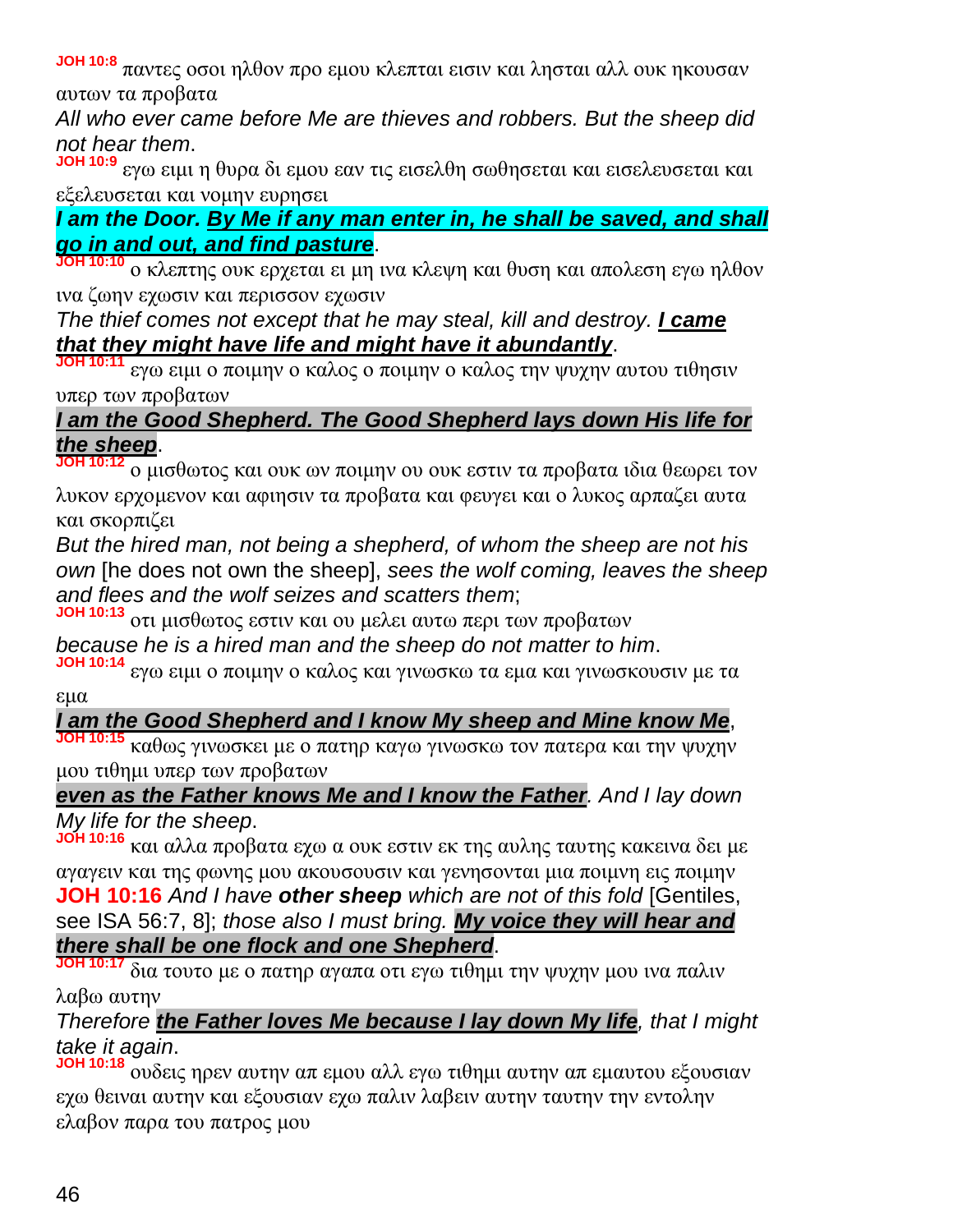**JOH 10:8** παντες οσοι ηλθον προ εμου κλεπται εισιν και λησται αλλ ουκ ηκουσαν αυτων τα προβατα

*All who ever came before Me are thieves and robbers. But the sheep did not hear them*.

**JOH 10:9** εγω ειμι η θυρα δι εμου εαν τις εισελθη σωθησεται και εισελευσεται και εξελευσεται και νομην ευρησει

***I am the Door. By Me if any man enter in, he shall be saved, and shall go in and out, and find pasture***.

**JOH 10:10** ο κλεπτης ουκ ερχεται ει μη ινα κλεψη και θυση και απολεση εγω ηλθον ινα ζωην εχωσιν και περισσον εχωσιν

*The thief comes not except that he may steal, kill and destroy.* ***I came that they might have life and might have it abundantly***.

**JOH 10:11** εγω ειμι ο ποιμην ο καλος ο ποιμην ο καλος την ψυχην αυτου τιθησιν υπερ των προβατων

***I am the Good Shepherd. The Good Shepherd lays down His life for the sheep***.

**JOH 10:12** ο μισθωτος και ουκ ων ποιμην ου ουκ εστιν τα προβατα ιδια θεωρει τον λυκον ερχομενον και αφιησιν τα προβατα και φευγει και ο λυκος αρπαζει αυτα και σκορπιζει

*But the hired man, not being a shepherd, of whom the sheep are not his own* [he does not own the sheep], *sees the wolf coming, leaves the sheep and flees and the wolf seizes and scatters them*;

**JOH 10:13** οτι μισθωτος εστιν και ου μελει αυτω περι των προβατων

*because he is a hired man and the sheep do not matter to him*.

**JOH 10:14** εγω ειμι ο ποιμην ο καλος και γινωσκω τα εμα και γινωσκουσιν με τα εμα

***I am the Good Shepherd and I know My sheep and Mine know Me***,

**JOH 10:15** καθως γινωσκει με ο πατηρ καγω γινωσκω τον πατερα και την ψυχην μου τιθημι υπερ των προβατων

***even as the Father knows Me and I know the Father****. And I lay down My life for the sheep*.

**JOH 10:16** και αλλα προβατα εχω α ουκ εστιν εκ της αυλης ταυτης κακεινα δει με αγαγειν και της φωνης μου ακουσουσιν και γενησονται μια ποιμνη εις ποιμην

**JOH 10:16** *And I have* ***other sheep*** *which are not of this fold* [Gentiles, see ISA 56:7, 8]; *those also I must bring.* ***My voice they will hear and there shall be one flock and one Shepherd***.

**JOH 10:17** δια τουτο με ο πατηρ αγαπα οτι εγω τιθημι την ψυχην μου ινα παλιν λαβω αυτην

*Therefore* ***the Father loves Me because I lay down My life****, that I might take it again*.

**JOH 10:18** ουδεις ηρεν αυτην απ εμου αλλ εγω τιθημι αυτην απ εμαυτου εξουσιαν εχω θειναι αυτην και εξουσιαν εχω παλιν λαβειν αυτην ταυτην την εντολην ελαβον παρα του πατρος μου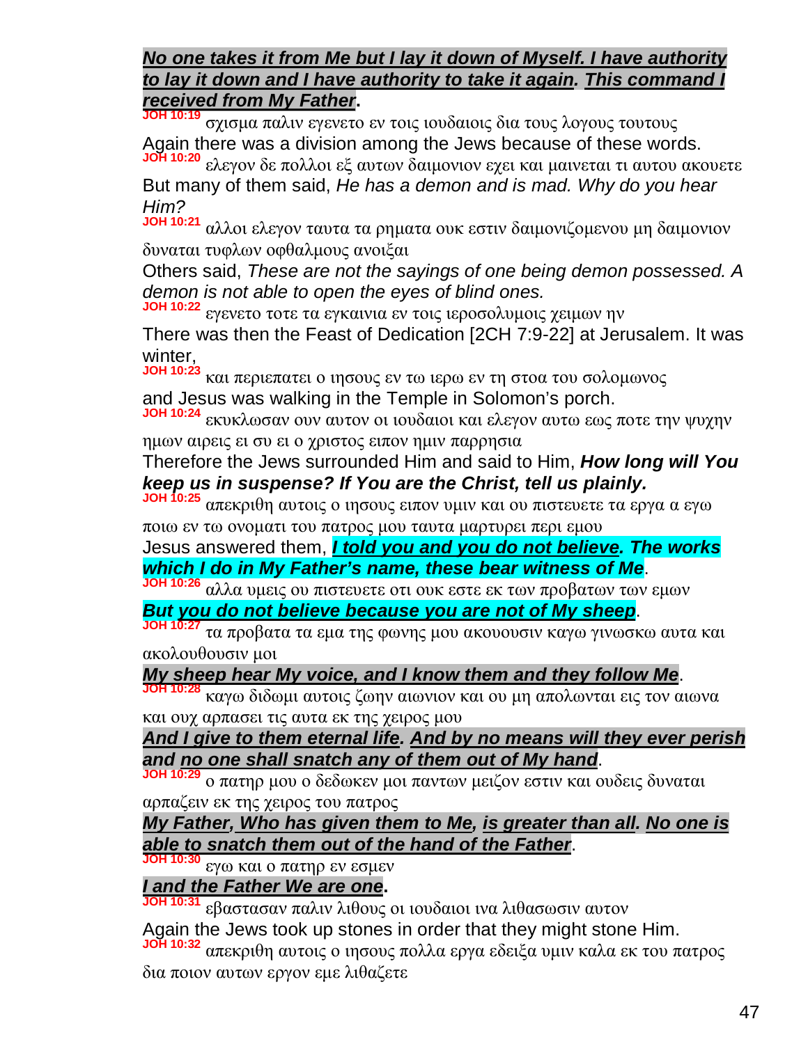***No one takes it from Me but I lay it down of Myself. I have authority to lay it down and I have authority to take it again. This command I received from My Father*.**

**JOH 10:19** σχισμα παλιν εγενετο εν τοις ιουδαιοις δια τους λογους τουτους
Again there was a division among the Jews because of these words.

**JOH 10:20** ελεγον δε πολλοι εξ αυτων δαιμονιον εχει και μαινεται τι αυτου ακουετε
But many of them said, *He has a demon and is mad. Why do you hear Him?*

**JOH 10:21** αλλοι ελεγον ταυτα τα ρηματα ουκ εστιν δαιμονιζομενου μη δαιμονιον δυναται τυφλων οφθαλμους ανοιξαι
Others said, *These are not the sayings of one being demon possessed. A demon is not able to open the eyes of blind ones.*

**JOH 10:22** εγενετο τοτε τα εγκαινια εν τοις ιεροσολυμοις χειμων ην
There was then the Feast of Dedication [2CH 7:9-22] at Jerusalem. It was winter,

**JOH 10:23** και περιεπατει ο ιησους εν τω ιερω εν τη στοα του σολομωνος
and Jesus was walking in the Temple in Solomon's porch.

**JOH 10:24** εκυκλωσαν ουν αυτον οι ιουδαιοι και ελεγον αυτω εως ποτε την ψυχην ημων αιρεις ει συ ει ο χριστος ειπον ημιν παρρησια
Therefore the Jews surrounded Him and said to Him, ***How long will You keep us in suspense? If You are the Christ, tell us plainly.***

**JOH 10:25** απεκριθη αυτοις ο ιησους ειπον υμιν και ου πιστευετε τα εργα α εγω ποιω εν τω ονοματι του πατρος μου ταυτα μαρτυρει περι εμου
Jesus answered them, ***I told you and you do not believe. The works which I do in My Father's name, these bear witness of Me***.

**JOH 10:26** αλλα υμεις ου πιστευετε οτι ουκ εστε εκ των προβατων των εμων
***But you do not believe because you are not of My sheep***.

**JOH 10:27** τα προβατα τα εμα της φωνης μου ακουουσιν καγω γινωσκω αυτα και ακολουθουσιν μοι
***My sheep hear My voice, and I know them and they follow Me***.

**JOH 10:28** καγω διδωμι αυτοις ζωην αιωνιον και ου μη απολωνται εις τον αιωνα και ουχ αρπασει τις αυτα εκ της χειρος μου
***And I give to them eternal life. And by no means will they ever perish and no one shall snatch any of them out of My hand***.

**JOH 10:29** ο πατηρ μου ο δεδωκεν μοι παντων μειζον εστιν και ουδεις δυναται αρπαζειν εκ της χειρος του πατρος
***My Father, Who has given them to Me, is greater than all. No one is able to snatch them out of the hand of the Father***.

**JOH 10:30** εγω και ο πατηρ εν εσμεν
***I and the Father We are one*.**

**JOH 10:31** εβαστασαν παλιν λιθους οι ιουδαιοι ινα λιθασωσιν αυτον
Again the Jews took up stones in order that they might stone Him.

**JOH 10:32** απεκριθη αυτοις ο ιησους πολλα εργα εδειξα υμιν καλα εκ του πατρος δια ποιον αυτων εργον εμε λιθαζετε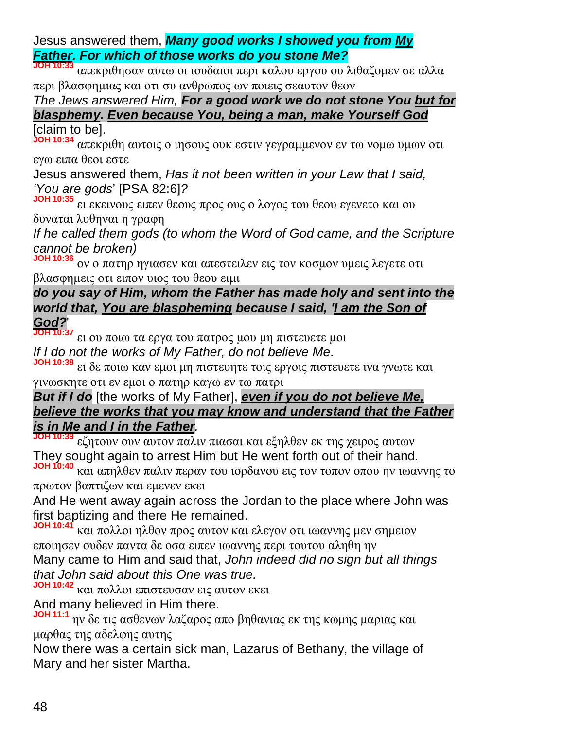Jesus answered them, ***Many good works I showed you from My Father. For which of those works do you stone Me?***

**JOH 10:33** απεκριθησαν αυτω οι ιουδαιοι περι καλου εργου ου λιθαζομεν σε αλλα περι βλασφημιας και οτι συ ανθρωπος ων ποιεις σεαυτον θεον

*The Jews answered Him,* ***For a good work we do not stone You but for blasphemy. Even because You, being a man, make Yourself God*** [claim to be].

**JOH 10:34** απεκριθη αυτοις ο ιησους ουκ εστιν γεγραμμενον εν τω νομω υμων οτι εγω ειπα θεοι εστε

Jesus answered them, *Has it not been written in your Law that I said, 'You are gods'* [PSA 82:6]*?*

**JOH 10:35** ει εκεινους ειπεν θεους προς ους ο λογος του θεου εγενετο και ου δυναται λυθηναι η γραφη

*If he called them gods (to whom the Word of God came, and the Scripture cannot be broken)*

**JOH 10:36** ον ο πατηρ ηγιασεν και απεστειλεν εις τον κοσμον υμεις λεγετε οτι βλασφημεις οτι ειπον υιος του θεου ειμι

***do you say of Him, whom the Father has made holy and sent into the world that, You are blaspheming because I said, 'I am the Son of God?'***

**JOH 10:37** ει ου ποιω τα εργα του πατρος μου μη πιστευετε μοι

*If I do not the works of My Father, do not believe Me*.

**JOH 10:38** ει δε ποιω καν εμοι μη πιστευητε τοις εργοις πιστευετε ινα γνωτε και γινωσκητε οτι εν εμοι ο πατηρ καγω εν τω πατρι

***But if I do*** [the works of My Father], ***even if you do not believe Me, believe the works that you may know and understand that the Father is in Me and I in the Father****.*

**JOH 10:39** εζητουν ουν αυτον παλιν πιασαι και εξηλθεν εκ της χειρος αυτων

They sought again to arrest Him but He went forth out of their hand.

**JOH 10:40** και απηλθεν παλιν περαν του ιορδανου εις τον τοπον οπου ην ιωαννης το πρωτον βαπτιζων και εμενεν εκει

And He went away again across the Jordan to the place where John was first baptizing and there He remained.

**JOH 10:41** και πολλοι ηλθον προς αυτον και ελεγον οτι ιωαννης μεν σημειον εποιησεν ουδεν παντα δε οσα ειπεν ιωαννης περι τουτου αληθη ην

Many came to Him and said that, *John indeed did no sign but all things that John said about this One was true.*

**JOH 10:42** και πολλοι επιστευσαν εις αυτον εκει

And many believed in Him there.

**JOH 11:1** ην δε τις ασθενων λαζαρος απο βηθανιας εκ της κωμης μαριας και μαρθας της αδελφης αυτης

Now there was a certain sick man, Lazarus of Bethany, the village of Mary and her sister Martha.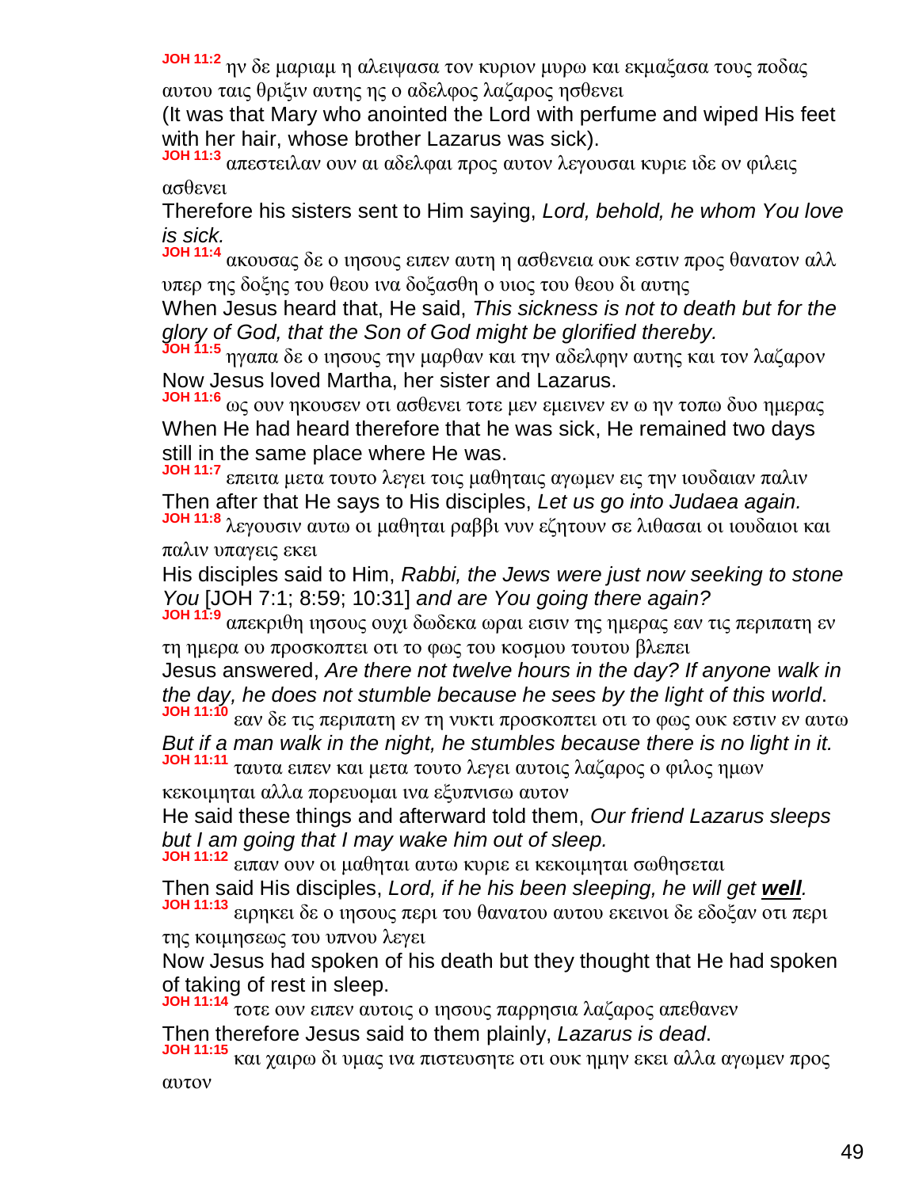**JOH 11:2** ην δε μαριαμ η αλειψασα τον κυριον μυρω και εκμαξασα τους ποδας αυτου ταις θριξιν αυτης ης ο αδελφος λαζαρος ησθενει

(It was that Mary who anointed the Lord with perfume and wiped His feet with her hair, whose brother Lazarus was sick).

**JOH 11:3** απεστειλαν ουν αι αδελφαι προς αυτον λεγουσαι κυριε ιδε ον φιλεις ασθενει

Therefore his sisters sent to Him saying, *Lord, behold, he whom You love is sick.*

**JOH 11:4** ακουσας δε ο ιησους ειπεν αυτη η ασθενεια ουκ εστιν προς θανατον αλλ υπερ της δοξης του θεου ινα δοξασθη ο υιος του θεου δι αυτης

When Jesus heard that, He said, *This sickness is not to death but for the glory of God, that the Son of God might be glorified thereby.*

**JOH 11:5** ηγαπα δε ο ιησους την μαρθαν και την αδελφην αυτης και τον λαζαρον

Now Jesus loved Martha, her sister and Lazarus.

**JOH 11:6** ως ουν ηκουσεν οτι ασθενει τοτε μεν εμεινεν εν ω ην τοπω δυο ημερας

When He had heard therefore that he was sick, He remained two days still in the same place where He was.

**JOH 11:7** επειτα μετα τουτο λεγει τοις μαθηταις αγωμεν εις την ιουδαιαν παλιν

Then after that He says to His disciples, *Let us go into Judaea again.*

**JOH 11:8** λεγουσιν αυτω οι μαθηται ραββι νυν εζητουν σε λιθασαι οι ιουδαιοι και παλιν υπαγεις εκει

His disciples said to Him, *Rabbi, the Jews were just now seeking to stone You* [JOH 7:1; 8:59; 10:31] *and are You going there again?*

**JOH 11:9** απεκριθη ιησους ουχι δωδεκα ωραι εισιν της ημερας εαν τις περιπατη εν τη ημερα ου προσκοπτει οτι το φως του κοσμου τουτου βλεπει

Jesus answered, *Are there not twelve hours in the day? If anyone walk in the day, he does not stumble because he sees by the light of this world*.

**JOH 11:10** εαν δε τις περιπατη εν τη νυκτι προσκοπτει οτι το φως ουκ εστιν εν αυτω

*But if a man walk in the night, he stumbles because there is no light in it.*

**JOH 11:11** ταυτα ειπεν και μετα τουτο λεγει αυτοις λαζαρος ο φιλος ημων κεκοιμηται αλλα πορευομαι ινα εξυπνισω αυτον

He said these things and afterward told them, *Our friend Lazarus sleeps but I am going that I may wake him out of sleep.*

**JOH 11:12** ειπαν ουν οι μαθηται αυτω κυριε ει κεκοιμηται σωθησεται

Then said His disciples, *Lord, if he his been sleeping, he will get* ***well****.*

**JOH 11:13** ειρηκει δε ο ιησους περι του θανατου αυτου εκεινοι δε εδοξαν οτι περι της κοιμησεως του υπνου λεγει

Now Jesus had spoken of his death but they thought that He had spoken of taking of rest in sleep.

**JOH 11:14** τοτε ουν ειπεν αυτοις ο ιησους παρρησια λαζαρος απεθανεν

Then therefore Jesus said to them plainly, *Lazarus is dead*.

**JOH 11:15** και χαιρω δι υμας ινα πιστευσητε οτι ουκ ημην εκει αλλα αγωμεν προς αυτον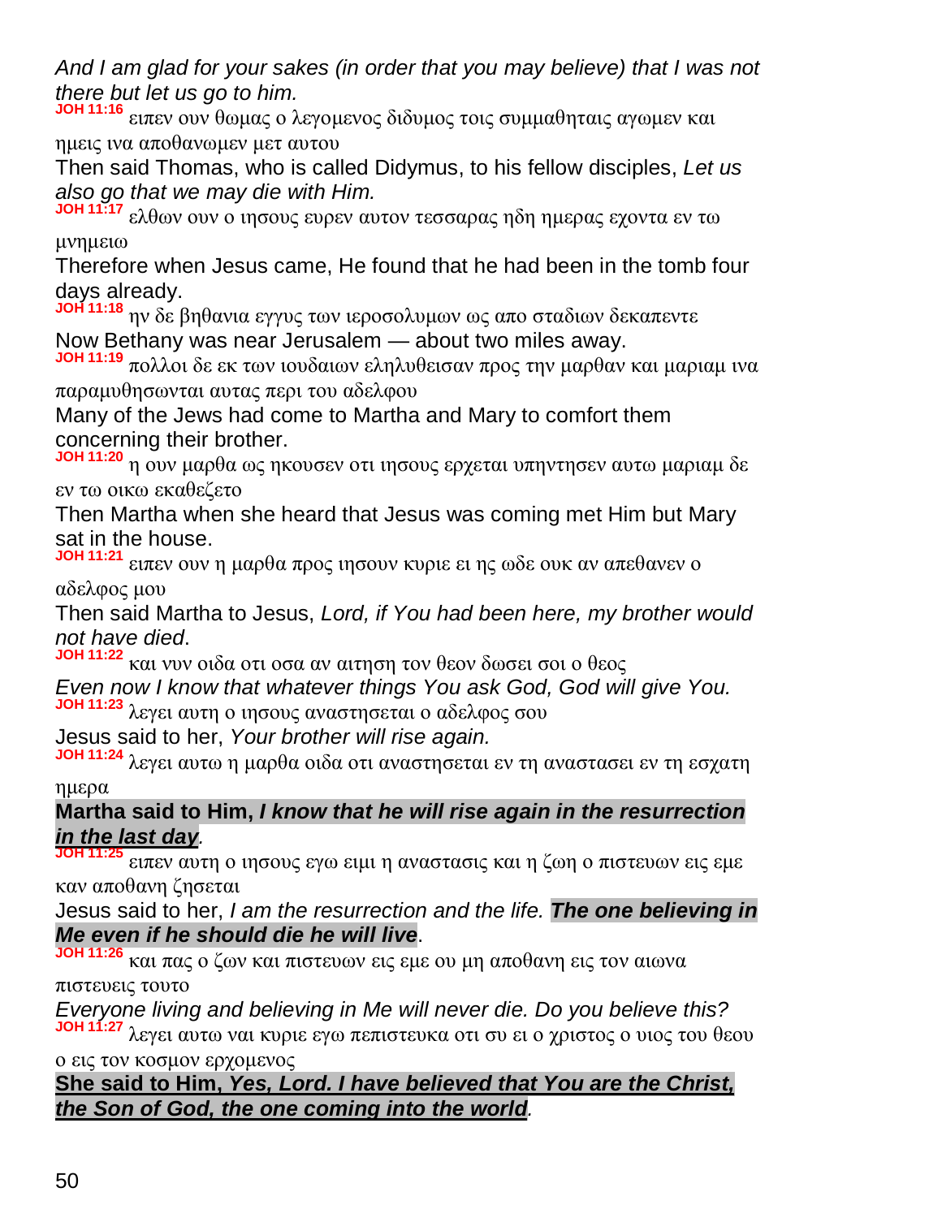*And I am glad for your sakes (in order that you may believe) that I was not there but let us go to him.*

**JOH 11:16** ειπεν ουν θωμας ο λεγομενος διδυμος τοις συμμαθηταις αγωμεν και ημεις ινα αποθανωμεν μετ αυτου

Then said Thomas, who is called Didymus, to his fellow disciples, *Let us also go that we may die with Him.*

**JOH 11:17** ελθων ουν ο ιησους ευρεν αυτον τεσσαρας ηδη ημερας εχοντα εν τω μνημειω

Therefore when Jesus came, He found that he had been in the tomb four days already.

**JOH 11:18** ην δε βηθανια εγγυς των ιεροσολυμων ως απο σταδιων δεκαπεντε

Now Bethany was near Jerusalem — about two miles away.

**JOH 11:19** πολλοι δε εκ των ιουδαιων εληλυθεισαν προς την μαρθαν και μαριαμ ινα παραμυθησωνται αυτας περι του αδελφου

Many of the Jews had come to Martha and Mary to comfort them concerning their brother.

**JOH 11:20** η ουν μαρθα ως ηκουσεν οτι ιησους ερχεται υπηντησεν αυτω μαριαμ δε εν τω οικω εκαθεζετο

Then Martha when she heard that Jesus was coming met Him but Mary sat in the house.

**JOH 11:21** ειπεν ουν η μαρθα προς ιησουν κυριε ει ης ωδε ουκ αν απεθανεν ο αδελφος μου

Then said Martha to Jesus, *Lord, if You had been here, my brother would not have died*.

**JOH 11:22** και νυν οιδα οτι οσα αν αιτηση τον θεον δωσει σοι ο θεος

*Even now I know that whatever things You ask God, God will give You.*

**JOH 11:23** λεγει αυτη ο ιησους αναστησεται ο αδελφος σου

Jesus said to her, *Your brother will rise again.*

**JOH 11:24** λεγει αυτω η μαρθα οιδα οτι αναστησεται εν τη αναστασει εν τη εσχατη ημερα

**Martha said to Him, *I know that he will rise again in the resurrection in the last day*.**

**JOH 11:25** ειπεν αυτη ο ιησους εγω ειμι η αναστασις και η ζωη ο πιστευων εις εμε καν αποθανη ζησεται

Jesus said to her, *I am the resurrection and the life.* ***The one believing in Me even if he should die he will live***.

**JOH 11:26** και πας ο ζων και πιστευων εις εμε ου μη αποθανη εις τον αιωνα πιστευεις τουτο

*Everyone living and believing in Me will never die. Do you believe this?*

**JOH 11:27** λεγει αυτω ναι κυριε εγω πεπιστευκα οτι συ ει ο χριστος ο υιος του θεου ο εις τον κοσμον ερχομενος

**She said to Him, *Yes, Lord. I have believed that You are the Christ, the Son of God, the one coming into the world*.**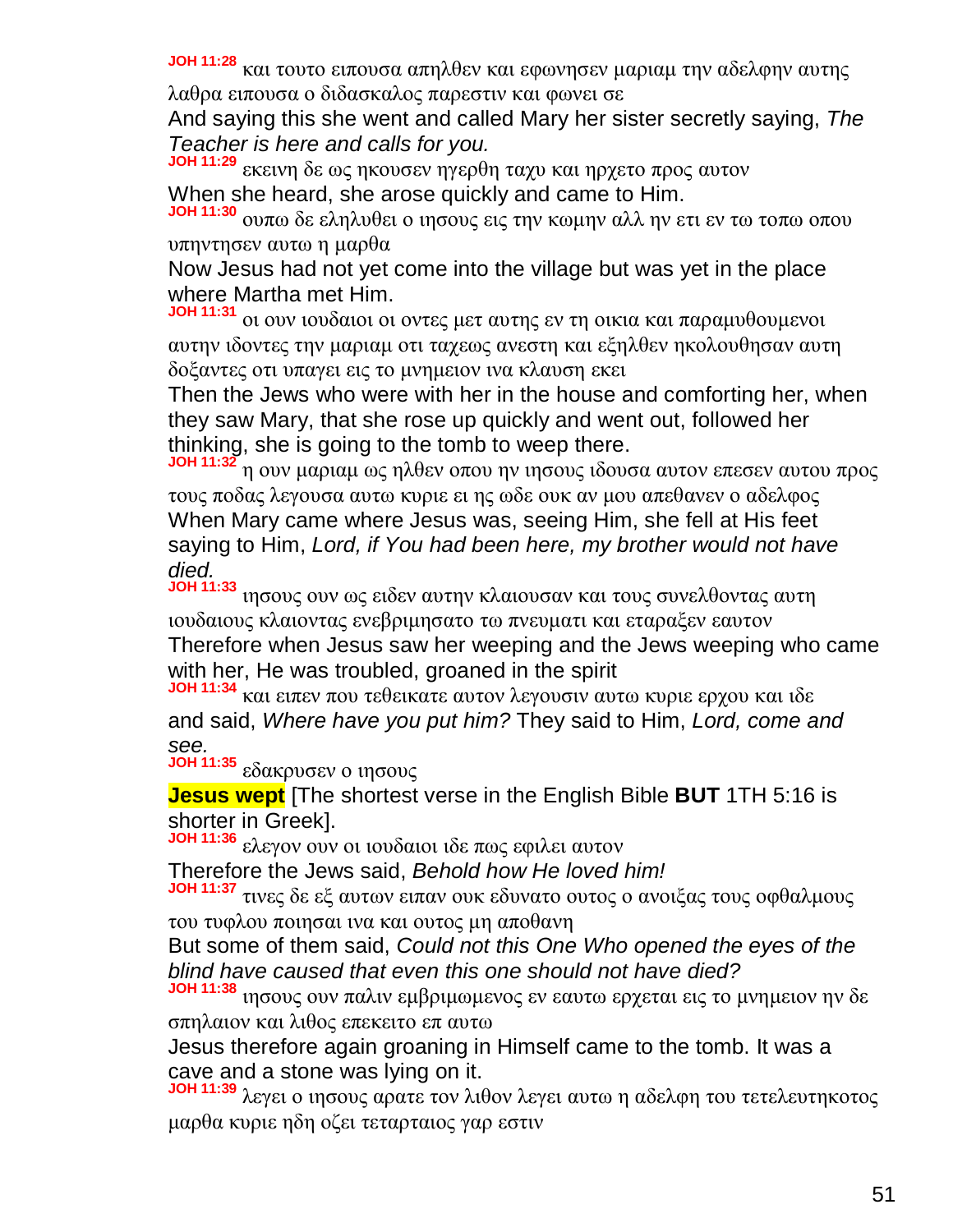**JOH 11:28** και τουτο ειπουσα απηλθεν και εφωνησεν μαριαμ την αδελφην αυτης λαθρα ειπουσα ο διδασκαλος παρεστιν και φωνει σε

And saying this she went and called Mary her sister secretly saying, *The Teacher is here and calls for you.*

**JOH 11:29** εκεινη δε ως ηκουσεν ηγερθη ταχυ και ηρχετο προς αυτον

When she heard, she arose quickly and came to Him.

**JOH 11:30** ουπω δε εληλυθει ο ιησους εις την κωμην αλλ ην ετι εν τω τοπω οπου υπηντησεν αυτω η μαρθα

Now Jesus had not yet come into the village but was yet in the place where Martha met Him.

**JOH 11:31** οι ουν ιουδαιοι οι οντες μετ αυτης εν τη οικια και παραμυθουμενοι αυτην ιδοντες την μαριαμ οτι ταχεως ανεστη και εξηλθεν ηκολουθησαν αυτη δοξαντες οτι υπαγει εις το μνημειον ινα κλαυση εκει

Then the Jews who were with her in the house and comforting her, when they saw Mary, that she rose up quickly and went out, followed her thinking, she is going to the tomb to weep there.

**JOH 11:32** η ουν μαριαμ ως ηλθεν οπου ην ιησους ιδουσα αυτον επεσεν αυτου προς τους ποδας λεγουσα αυτω κυριε ει ης ωδε ουκ αν μου απεθανεν ο αδελφος

When Mary came where Jesus was, seeing Him, she fell at His feet saying to Him, *Lord, if You had been here, my brother would not have died.*

**JOH 11:33** ιησους ουν ως ειδεν αυτην κλαιουσαν και τους συνελθοντας αυτη ιουδαιους κλαιοντας ενεβριμησατο τω πνευματι και εταραξεν εαυτον

Therefore when Jesus saw her weeping and the Jews weeping who came with her, He was troubled, groaned in the spirit

**JOH 11:34** και ειπεν που τεθεικατε αυτον λεγουσιν αυτω κυριε ερχου και ιδε

and said, *Where have you put him?* They said to Him, *Lord, come and see.*

**JOH 11:35** εδακρυσεν ο ιησους

**Jesus wept** [The shortest verse in the English Bible **BUT** 1TH 5:16 is shorter in Greek].

**JOH 11:36** ελεγον ουν οι ιουδαιοι ιδε πως εφιλει αυτον

Therefore the Jews said, *Behold how He loved him!*

**JOH 11:37** τινες δε εξ αυτων ειπαν ουκ εδυνατο ουτος ο ανοιξας τους οφθαλμους του τυφλου ποιησαι ινα και ουτος μη αποθανη

But some of them said, *Could not this One Who opened the eyes of the blind have caused that even this one should not have died?*

**JOH 11:38** ιησους ουν παλιν εμβριμωμενος εν εαυτω ερχεται εις το μνημειον ην δε σπηλαιον και λιθος επεκειτο επ αυτω

Jesus therefore again groaning in Himself came to the tomb. It was a cave and a stone was lying on it.

**JOH 11:39** λεγει ο ιησους αρατε τον λιθον λεγει αυτω η αδελφη του τετελευτηκοτος μαρθα κυριε ηδη οζει τεταρταιος γαρ εστιν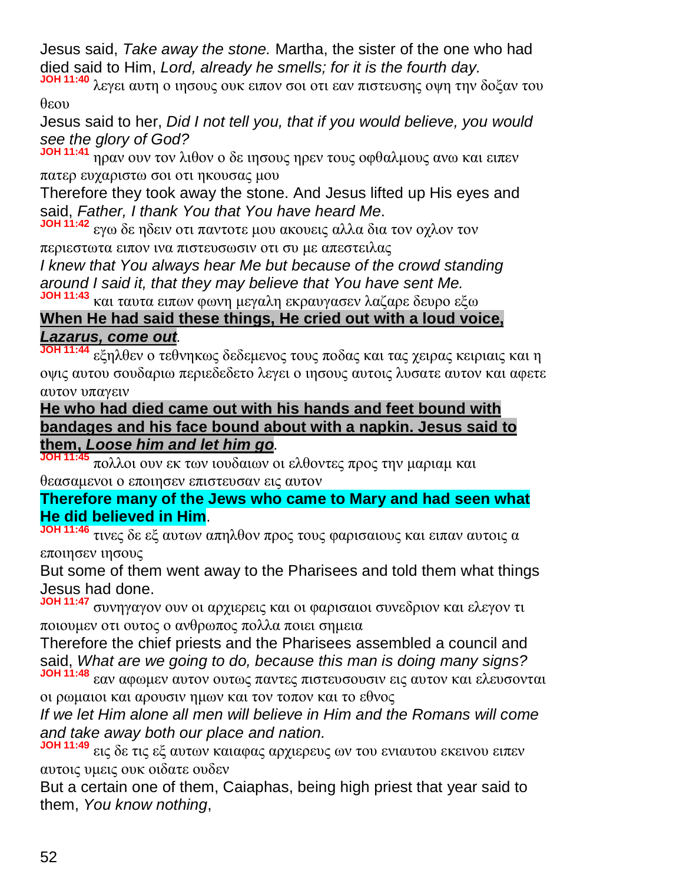Jesus said, *Take away the stone.* Martha, the sister of the one who had died said to Him, *Lord, already he smells; for it is the fourth day.*

**JOH 11:40** λεγει αυτη ο ιησους ουκ ειπον σοι οτι εαν πιστευσης οψη την δοξαν του θεου

Jesus said to her, *Did I not tell you, that if you would believe, you would see the glory of God?*

**JOH 11:41** ηραν ουν τον λιθον ο δε ιησους ηρεν τους οφθαλμους ανω και ειπεν πατερ ευχαριστω σοι οτι ηκουσας μου

Therefore they took away the stone. And Jesus lifted up His eyes and said, *Father, I thank You that You have heard Me*.

**JOH 11:42** εγω δε ηδειν οτι παντοτε μου ακουεις αλλα δια τον οχλον τον περιεστωτα ειπον ινα πιστευσωσιν οτι συ με απεστειλας

*I knew that You always hear Me but because of the crowd standing around I said it, that they may believe that You have sent Me.*

**JOH 11:43** και ταυτα ειπων φωνη μεγαλη εκραυγασεν λαζαρε δευρο εξω

**When He had said these things, He cried out with a loud voice, *Lazarus, come out*.**

**JOH 11:44** εξηλθεν ο τεθνηκως δεδεμενος τους ποδας και τας χειρας κειριαις και η οψις αυτου σουδαριω περιεδεδετο λεγει ο ιησους αυτοις λυσατε αυτον και αφετε αυτον υπαγειν

**He who had died came out with his hands and feet bound with bandages and his face bound about with a napkin. Jesus said to them, *Loose him and let him go*.**

**JOH 11:45** πολλοι ουν εκ των ιουδαιων οι ελθοντες προς την μαριαμ και θεασαμενοι ο εποιησεν επιστευσαν εις αυτον

**Therefore many of the Jews who came to Mary and had seen what He did believed in Him**.

**JOH 11:46** τινες δε εξ αυτων απηλθον προς τους φαρισαιους και ειπαν αυτοις α εποιησεν ιησους

But some of them went away to the Pharisees and told them what things Jesus had done.

**JOH 11:47** συνηγαγον ουν οι αρχιερεις και οι φαρισαιοι συνεδριον και ελεγον τι ποιουμεν οτι ουτος ο ανθρωπος πολλα ποιει σημεια

Therefore the chief priests and the Pharisees assembled a council and said, *What are we going to do, because this man is doing many signs?*

**JOH 11:48** εαν αφωμεν αυτον ουτως παντες πιστευσουσιν εις αυτον και ελευσονται οι ρωμαιοι και αρουσιν ημων και τον τοπον και το εθνος

*If we let Him alone all men will believe in Him and the Romans will come and take away both our place and nation.*

**JOH 11:49** εις δε τις εξ αυτων καιαφας αρχιερευς ων του ενιαυτου εκεινου ειπεν αυτοις υμεις ουκ οιδατε ουδεν

But a certain one of them, Caiaphas, being high priest that year said to them, *You know nothing*,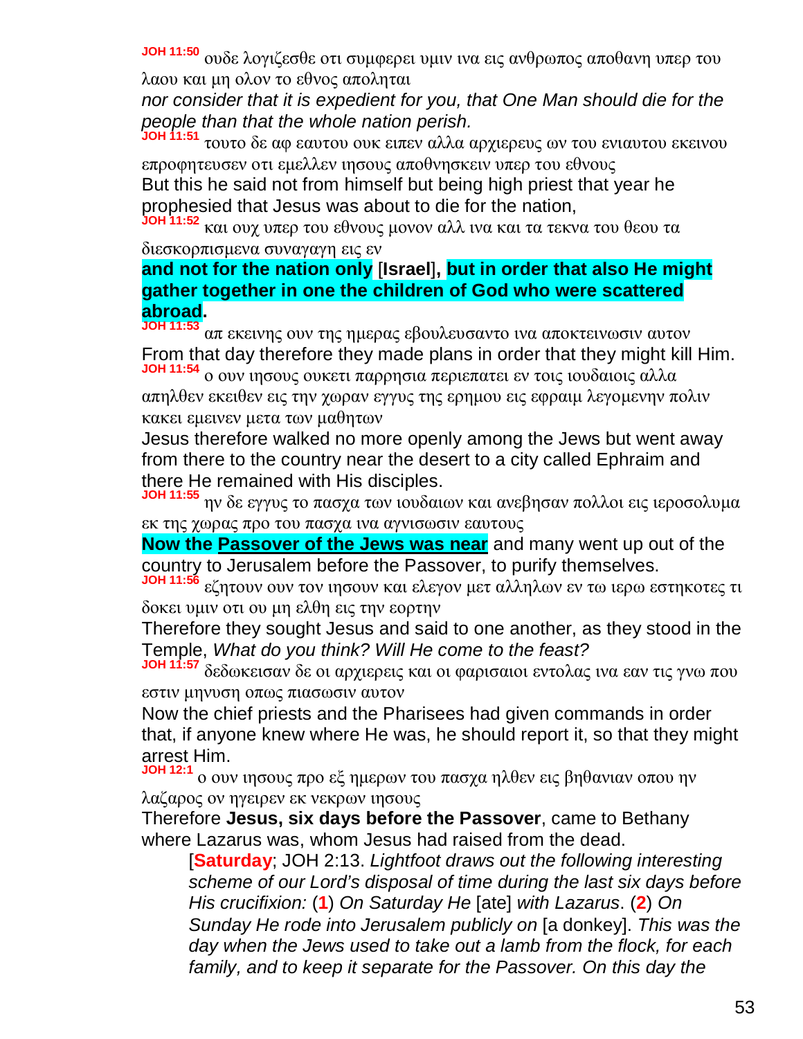**JOH 11:50** ουδε λογιζεσθε οτι συμφερει υμιν ινα εις ανθρωπος αποθανη υπερ του λαου και μη ολον το εθνος αποληται

*nor consider that it is expedient for you, that One Man should die for the people than that the whole nation perish.*

**JOH 11:51** τουτο δε αφ εαυτου ουκ ειπεν αλλα αρχιερευς ων του ενιαυτου εκεινου επροφητευσεν οτι εμελλεν ιησους αποθνησκειν υπερ του εθνους

But this he said not from himself but being high priest that year he prophesied that Jesus was about to die for the nation,

**JOH 11:52** και ουχ υπερ του εθνους μονον αλλ ινα και τα τεκνα του θεου τα διεσκορπισμενα συναγαγη εις εν

**and not for the nation only** [**Israel**]**, but in order that also He might gather together in one the children of God who were scattered abroad.**

**JOH 11:53** απ εκεινης ουν της ημερας εβουλευσαντο ινα αποκτεινωσιν αυτον

From that day therefore they made plans in order that they might kill Him.

**JOH 11:54** ο ουν ιησους ουκετι παρρησια περιεπατει εν τοις ιουδαιοις αλλα απηλθεν εκειθεν εις την χωραν εγγυς της ερημου εις εφραιμ λεγομενην πολιν κακει εμεινεν μετα των μαθητων

Jesus therefore walked no more openly among the Jews but went away from there to the country near the desert to a city called Ephraim and there He remained with His disciples.

**JOH 11:55** ην δε εγγυς το πασχα των ιουδαιων και ανεβησαν πολλοι εις ιεροσολυμα εκ της χωρας προ του πασχα ινα αγνισωσιν εαυτους

**Now the Passover of the Jews was near** and many went up out of the country to Jerusalem before the Passover, to purify themselves.

**JOH 11:56** εζητουν ουν τον ιησουν και ελεγον μετ αλληλων εν τω ιερω εστηκοτες τι δοκει υμιν οτι ου μη ελθη εις την εορτην

Therefore they sought Jesus and said to one another, as they stood in the Temple, *What do you think? Will He come to the feast?*

**JOH 11:57** δεδωκεισαν δε οι αρχιερεις και οι φαρισαιοι εντολας ινα εαν τις γνω που εστιν μηνυση οπως πιασωσιν αυτον

Now the chief priests and the Pharisees had given commands in order that, if anyone knew where He was, he should report it, so that they might arrest Him.

**JOH 12:1** ο ουν ιησους προ εξ ημερων του πασχα ηλθεν εις βηθανιαν οπου ην λαζαρος ον ηγειρεν εκ νεκρων ιησους

Therefore **Jesus, six days before the Passover**, came to Bethany where Lazarus was, whom Jesus had raised from the dead.

> [**Saturday**; JOH 2:13. *Lightfoot draws out the following interesting scheme of our Lord's disposal of time during the last six days before His crucifixion:* (**1**) *On Saturday He* [ate] *with Lazarus*. (**2**) *On Sunday He rode into Jerusalem publicly on* [a donkey]. *This was the day when the Jews used to take out a lamb from the flock, for each family, and to keep it separate for the Passover. On this day the*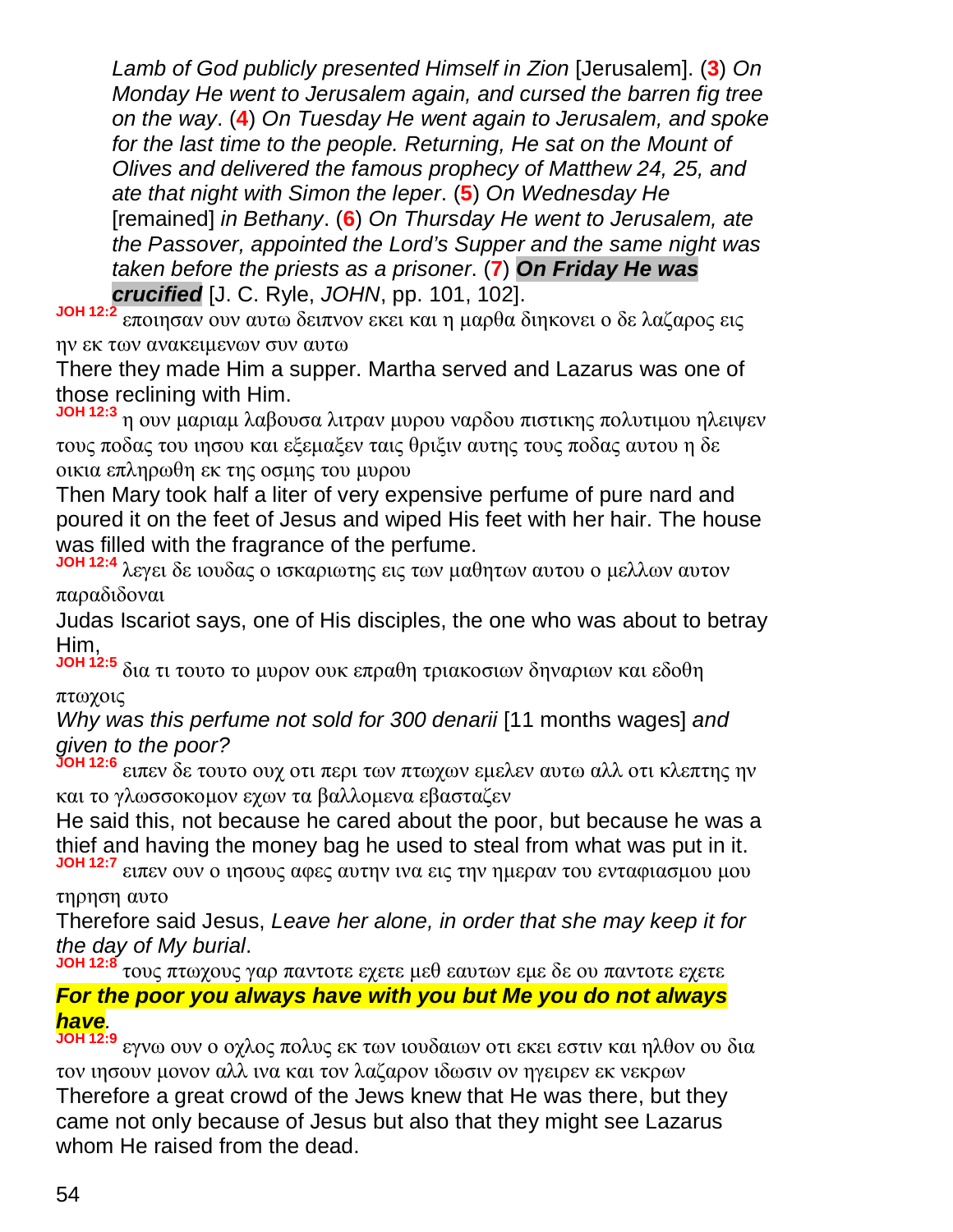*Lamb of God publicly presented Himself in Zion* [Jerusalem]. (**3**) *On Monday He went to Jerusalem again, and cursed the barren fig tree on the way*. (**4**) *On Tuesday He went again to Jerusalem, and spoke for the last time to the people. Returning, He sat on the Mount of Olives and delivered the famous prophecy of Matthew 24, 25, and ate that night with Simon the leper*. (**5**) *On Wednesday He* [remained] *in Bethany*. (**6**) *On Thursday He went to Jerusalem, ate the Passover, appointed the Lord's Supper and the same night was taken before the priests as a prisoner*. (**7**) ***On Friday He was crucified*** [J. C. Ryle, *JOHN*, pp. 101, 102].

**JOH 12:2** εποιησαν ουν αυτω δειπνον εκει και η μαρθα διηκονει ο δε λαζαρος εις ην εκ των ανακειμενων συν αυτω

There they made Him a supper. Martha served and Lazarus was one of those reclining with Him.

**JOH 12:3** η ουν μαριαμ λαβουσα λιτραν μυρου ναρδου πιστικης πολυτιμου ηλειψεν τους ποδας του ιησου και εξεμαξεν ταις θριξιν αυτης τους ποδας αυτου η δε οικια επληρωθη εκ της οσμης του μυρου

Then Mary took half a liter of very expensive perfume of pure nard and poured it on the feet of Jesus and wiped His feet with her hair. The house was filled with the fragrance of the perfume.

**JOH 12:4** λεγει δε ιουδας ο ισκαριωτης εις των μαθητων αυτου ο μελλων αυτον παραδιδοναι

Judas Iscariot says, one of His disciples, the one who was about to betray Him,

**JOH 12:5** δια τι τουτο το μυρον ουκ επραθη τριακοσιων δηναριων και εδοθη πτωχοις

*Why was this perfume not sold for 300 denarii* [11 months wages] *and given to the poor?*

**JOH 12:6** ειπεν δε τουτο ουχ οτι περι των πτωχων εμελεν αυτω αλλ οτι κλεπτης ην και το γλωσσοκομον εχων τα βαλλομενα εβασταζεν

He said this, not because he cared about the poor, but because he was a thief and having the money bag he used to steal from what was put in it.

**JOH 12:7** ειπεν ουν ο ιησους αφες αυτην ινα εις την ημεραν του ενταφιασμου μου τηρηση αυτο

Therefore said Jesus, *Leave her alone, in order that she may keep it for the day of My burial*.

**JOH 12:8** τους πτωχους γαρ παντοτε εχετε μεθ εαυτων εμε δε ου παντοτε εχετε

***For the poor you always have with you but Me you do not always have****.*

**JOH 12:9** εγνω ουν ο οχλος πολυς εκ των ιουδαιων οτι εκει εστιν και ηλθον ου δια τον ιησουν μονον αλλ ινα και τον λαζαρον ιδωσιν ον ηγειρεν εκ νεκρων

Therefore a great crowd of the Jews knew that He was there, but they came not only because of Jesus but also that they might see Lazarus whom He raised from the dead.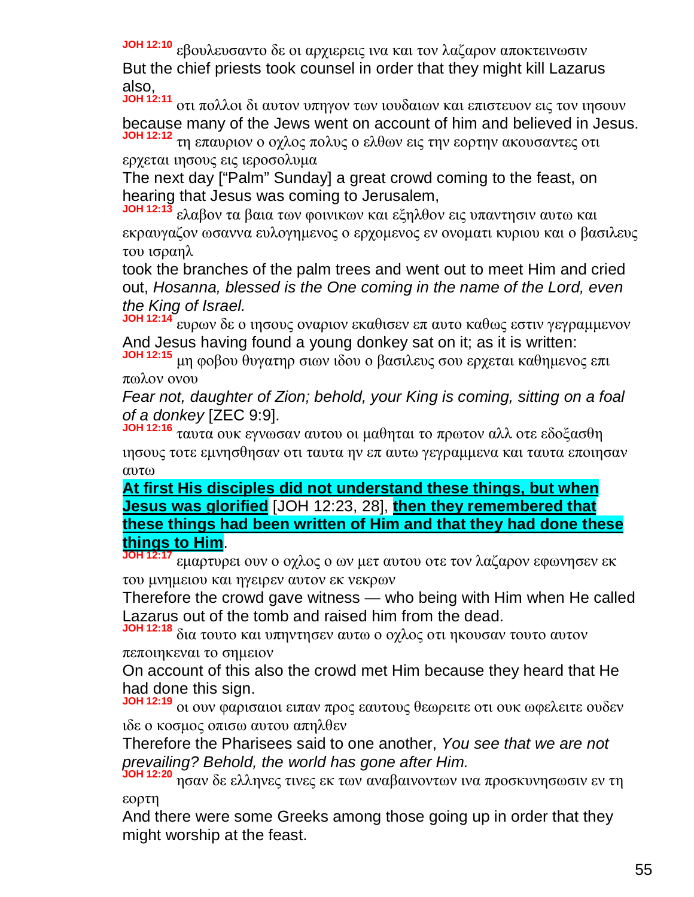**JOH 12:10** εβουλευσαντο δε οι αρχιερεις ινα και τον λαζαρον αποκτεινωσιν

But the chief priests took counsel in order that they might kill Lazarus also,

**JOH 12:11** οτι πολλοι δι αυτον υπηγον των ιουδαιων και επιστευον εις τον ιησουν

because many of the Jews went on account of him and believed in Jesus.

**JOH 12:12** τη επαυριον ο οχλος πολυς ο ελθων εις την εορτην ακουσαντες οτι ερχεται ιησους εις ιεροσολυμα

The next day ["Palm" Sunday] a great crowd coming to the feast, on hearing that Jesus was coming to Jerusalem,

**JOH 12:13** ελαβον τα βαια των φοινικων και εξηλθον εις υπαντησιν αυτω και εκραυγαζον ωσαννα ευλογημενος ο ερχομενος εν ονοματι κυριου και ο βασιλευς του ισραηλ

took the branches of the palm trees and went out to meet Him and cried out, *Hosanna, blessed is the One coming in the name of the Lord, even the King of Israel.*

**JOH 12:14** ευρων δε ο ιησους οναριον εκαθισεν επ αυτο καθως εστιν γεγραμμενον

And Jesus having found a young donkey sat on it; as it is written:

**JOH 12:15** μη φοβου θυγατηρ σιων ιδου ο βασιλευς σου ερχεται καθημενος επι πωλον ονου

*Fear not, daughter of Zion; behold, your King is coming, sitting on a foal of a donkey* [ZEC 9:9].

**JOH 12:16** ταυτα ουκ εγνωσαν αυτου οι μαθηται το πρωτον αλλ οτε εδοξασθη ιησους τοτε εμνησθησαν οτι ταυτα ην επ αυτω γεγραμμενα και ταυτα εποιησαν αυτω

**At first His disciples did not understand these things, but when Jesus was glorified** [JOH 12:23, 28], **then they remembered that these things had been written of Him and that they had done these things to Him**.

**JOH 12:17** εμαρτυρει ουν ο οχλος ο ων μετ αυτου οτε τον λαζαρον εφωνησεν εκ του μνημειου και ηγειρεν αυτον εκ νεκρων

Therefore the crowd gave witness — who being with Him when He called Lazarus out of the tomb and raised him from the dead.

**JOH 12:18** δια τουτο και υπηντησεν αυτω ο οχλος οτι ηκουσαν τουτο αυτον πεποιηκεναι το σημειον

On account of this also the crowd met Him because they heard that He had done this sign.

**JOH 12:19** οι ουν φαρισαιοι ειπαν προς εαυτους θεωρειτε οτι ουκ ωφελειτε ουδεν ιδε ο κοσμος οπισω αυτου απηλθεν

Therefore the Pharisees said to one another, *You see that we are not prevailing? Behold, the world has gone after Him.*

**JOH 12:20** ησαν δε ελληνες τινες εκ των αναβαινοντων ινα προσκυνησωσιν εν τη εορτη

And there were some Greeks among those going up in order that they might worship at the feast.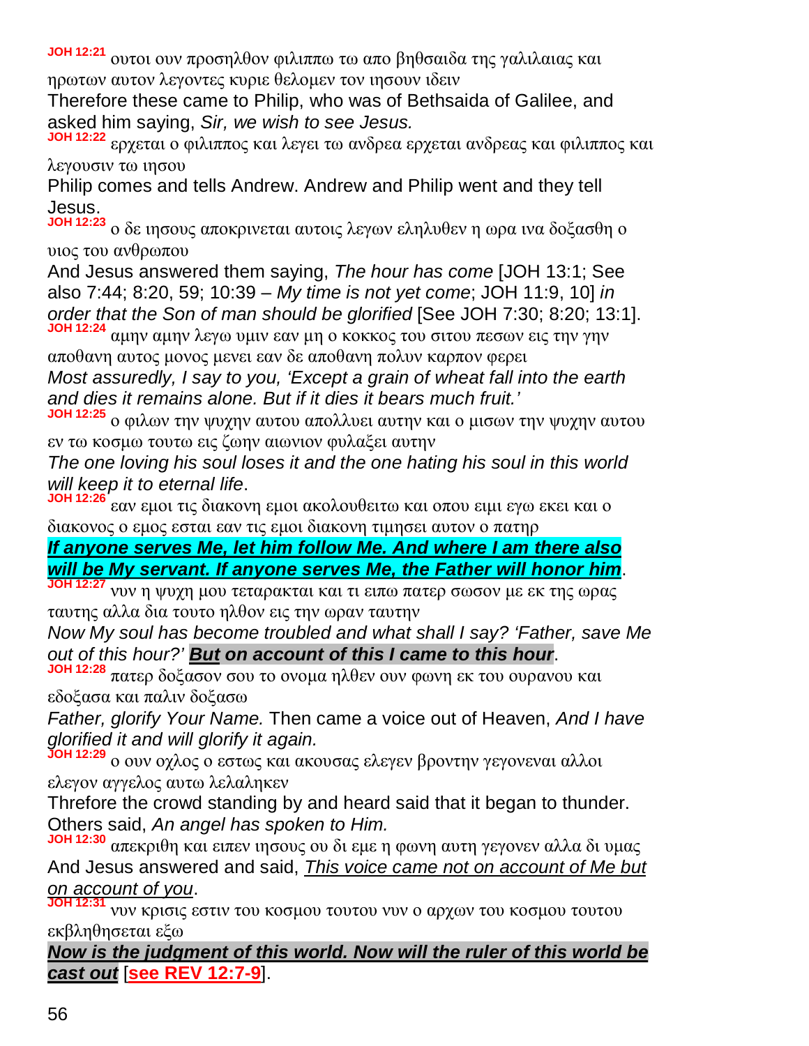**JOH 12:21** ουτοι ουν προσηλθον φιλιππω τω απο βηθσαιδα της γαλιλαιας και ηρωτων αυτον λεγοντες κυριε θελομεν τον ιησουν ιδειν

Therefore these came to Philip, who was of Bethsaida of Galilee, and asked him saying, *Sir, we wish to see Jesus.*

**JOH 12:22** ερχεται ο φιλιππος και λεγει τω ανδρεα ερχεται ανδρεας και φιλιππος και λεγουσιν τω ιησου

Philip comes and tells Andrew. Andrew and Philip went and they tell Jesus.

**JOH 12:23** ο δε ιησους αποκρινεται αυτοις λεγων εληλυθεν η ωρα ινα δοξασθη ο υιος του ανθρωπου

And Jesus answered them saying, *The hour has come* [JOH 13:1; See also 7:44; 8:20, 59; 10:39 – *My time is not yet come*; JOH 11:9, 10] *in order that the Son of man should be glorified* [See JOH 7:30; 8:20; 13:1].

**JOH 12:24** αμην αμην λεγω υμιν εαν μη ο κοκκος του σιτου πεσων εις την γην αποθανη αυτος μονος μενει εαν δε αποθανη πολυν καρπον φερει

*Most assuredly, I say to you, 'Except a grain of wheat fall into the earth and dies it remains alone. But if it dies it bears much fruit.'*

**JOH 12:25** ο φιλων την ψυχην αυτου απολλυει αυτην και ο μισων την ψυχην αυτου εν τω κοσμω τουτω εις ζωην αιωνιον φυλαξει αυτην

*The one loving his soul loses it and the one hating his soul in this world will keep it to eternal life*.

**JOH 12:26** εαν εμοι τις διακονη εμοι ακολουθειτω και οπου ειμι εγω εκει και ο διακονος ο εμος εσται εαν τις εμοι διακονη τιμησει αυτον ο πατηρ

***If anyone serves Me, let him follow Me. And where I am there also will be My servant. If anyone serves Me, the Father will honor him***.

**JOH 12:27** νυν η ψυχη μου τεταρακται και τι ειπω πατερ σωσον με εκ της ωρας ταυτης αλλα δια τουτο ηλθον εις την ωραν ταυτην

*Now My soul has become troubled and what shall I say? 'Father, save Me out of this hour?'* ***But on account of this I came to this hour***.

**JOH 12:28** πατερ δοξασον σου το ονομα ηλθεν ουν φωνη εκ του ουρανου και εδοξασα και παλιν δοξασω

*Father, glorify Your Name.* Then came a voice out of Heaven, *And I have glorified it and will glorify it again.*

**JOH 12:29** ο ουν οχλος ο εστως και ακουσας ελεγεν βροντην γεγονεναι αλλοι ελεγον αγγελος αυτω λελαληκεν

Threfore the crowd standing by and heard said that it began to thunder. Others said, *An angel has spoken to Him.*

**JOH 12:30** απεκριθη και ειπεν ιησους ου δι εμε η φωνη αυτη γεγονεν αλλα δι υμας

And Jesus answered and said, *This voice came not on account of Me but on account of you*.

**JOH 12:31** νυν κρισις εστιν του κοσμου τουτου νυν ο αρχων του κοσμου τουτου εκβληθησεται εξω

***Now is the judgment of this world. Now will the ruler of this world be cast out*** [**see REV 12:7-9**].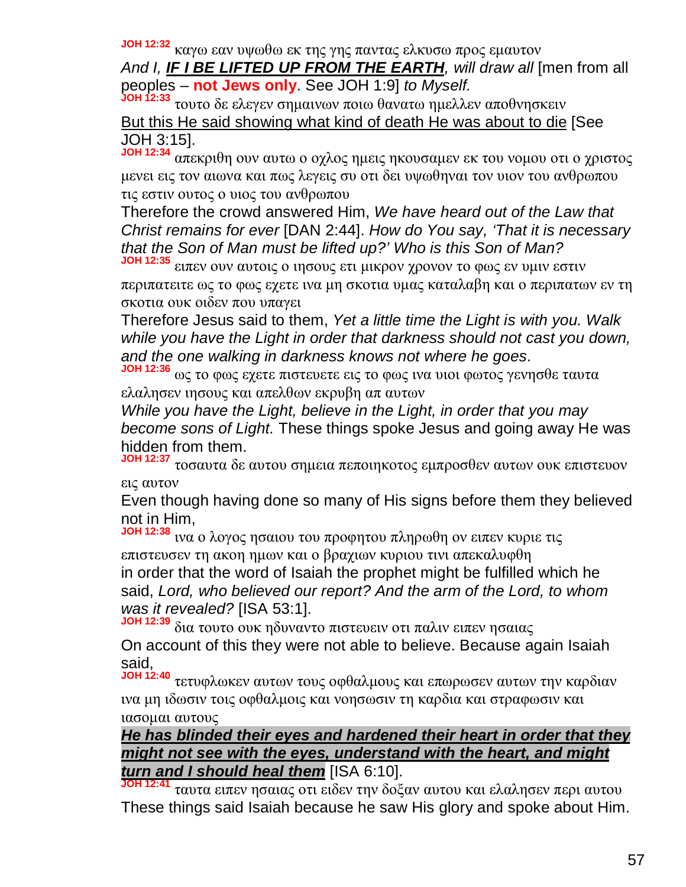**JOH 12:32** καγω εαν υψωθω εκ της γης παντας ελκυσω προς εμαυτον

*And I, **IF I BE LIFTED UP FROM THE EARTH**, will draw all* [men from all peoples – **not Jews only**. See JOH 1:9] *to Myself.*

**JOH 12:33** τουτο δε ελεγεν σημαινων ποιω θανατω ημελλεν αποθνησκειν

But this He said showing what kind of death He was about to die [See JOH 3:15].

**JOH 12:34** απεκριθη ουν αυτω ο οχλος ημεις ηκουσαμεν εκ του νομου οτι ο χριστος μενει εις τον αιωνα και πως λεγεις συ οτι δει υψωθηναι τον υιον του ανθρωπου τις εστιν ουτος ο υιος του ανθρωπου

Therefore the crowd answered Him, *We have heard out of the Law that Christ remains for ever* [DAN 2:44]. *How do You say, 'That it is necessary that the Son of Man must be lifted up?' Who is this Son of Man?*

**JOH 12:35** ειπεν ουν αυτοις ο ιησους ετι μικρον χρονον το φως εν υμιν εστιν περιπατειτε ως το φως εχετε ινα μη σκοτια υμας καταλαβη και ο περιπατων εν τη σκοτια ουκ οιδεν που υπαγει

Therefore Jesus said to them, *Yet a little time the Light is with you. Walk while you have the Light in order that darkness should not cast you down, and the one walking in darkness knows not where he goes.*

**JOH 12:36** ως το φως εχετε πιστευετε εις το φως ινα υιοι φωτος γενησθε ταυτα ελαλησεν ιησους και απελθων εκρυβη απ αυτων

*While you have the Light, believe in the Light, in order that you may become sons of Light.* These things spoke Jesus and going away He was hidden from them.

**JOH 12:37** τοσαυτα δε αυτου σημεια πεποιηκοτος εμπροσθεν αυτων ουκ επιστευον εις αυτον

Even though having done so many of His signs before them they believed not in Him,

**JOH 12:38** ινα ο λογος ησαιου του προφητου πληρωθη ον ειπεν κυριε τις επιστευσεν τη ακοη ημων και ο βραχιων κυριου τινι απεκαλυφθη

in order that the word of Isaiah the prophet might be fulfilled which he said, *Lord, who believed our report? And the arm of the Lord, to whom was it revealed?* [ISA 53:1].

**JOH 12:39** δια τουτο ουκ ηδυναντο πιστευειν οτι παλιν ειπεν ησαιας

On account of this they were not able to believe. Because again Isaiah said,

**JOH 12:40** τετυφλωκεν αυτων τους οφθαλμους και επωρωσεν αυτων την καρδιαν ινα μη ιδωσιν τοις οφθαλμοις και νοησωσιν τη καρδια και στραφωσιν και ιασομαι αυτους

***He has blinded their eyes and hardened their heart in order that they might not see with the eyes, understand with the heart, and might turn and I should heal them*** [ISA 6:10].

**JOH 12:41** ταυτα ειπεν ησαιας οτι ειδεν την δοξαν αυτου και ελαλησεν περι αυτου

These things said Isaiah because he saw His glory and spoke about Him.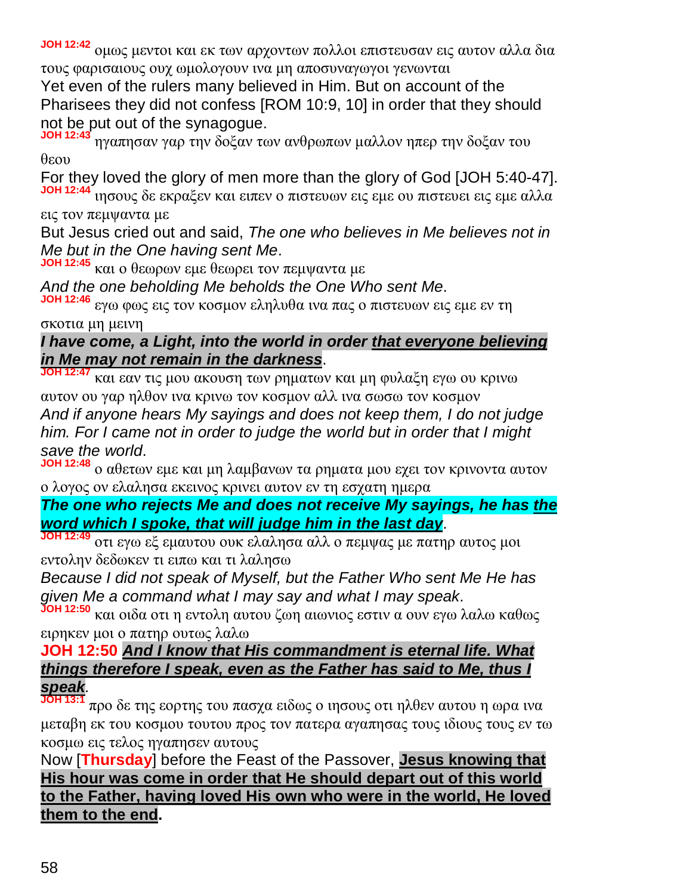**JOH 12:42** ομως μεντοι και εκ των αρχοντων πολλοι επιστευσαν εις αυτον αλλα δια τους φαρισαιους ουχ ωμολογουν ινα μη αποσυναγωγοι γενωνται

Yet even of the rulers many believed in Him. But on account of the Pharisees they did not confess [ROM 10:9, 10] in order that they should not be put out of the synagogue.

**JOH 12:43** ηγαπησαν γαρ την δοξαν των ανθρωπων μαλλον ηπερ την δοξαν του θεου

For they loved the glory of men more than the glory of God [JOH 5:40-47].

**JOH 12:44** ιησους δε εκραξεν και ειπεν ο πιστευων εις εμε ου πιστευει εις εμε αλλα εις τον πεμψαντα με

But Jesus cried out and said, *The one who believes in Me believes not in Me but in the One having sent Me*.

**JOH 12:45** και ο θεωρων εμε θεωρει τον πεμψαντα με

*And the one beholding Me beholds the One Who sent Me*.

**JOH 12:46** εγω φως εις τον κοσμον εληλυθα ινα πας ο πιστευων εις εμε εν τη σκοτια μη μεινη

***I have come, a Light, into the world in order that everyone believing in Me may not remain in the darkness***.

**JOH 12:47** και εαν τις μου ακουση των ρηματων και μη φυλαξη εγω ου κρινω αυτον ου γαρ ηλθον ινα κρινω τον κοσμον αλλ ινα σωσω τον κοσμον

*And if anyone hears My sayings and does not keep them, I do not judge him. For I came not in order to judge the world but in order that I might save the world*.

**JOH 12:48** ο αθετων εμε και μη λαμβανων τα ρηματα μου εχει τον κρινοντα αυτον ο λογος ον ελαλησα εκεινος κρινει αυτον εν τη εσχατη ημερα

***The one who rejects Me and does not receive My sayings, he has the word which I spoke, that will judge him in the last day***.

**JOH 12:49** οτι εγω εξ εμαυτου ουκ ελαλησα αλλ ο πεμψας με πατηρ αυτος μοι εντολην δεδωκεν τι ειπω και τι λαλησω

*Because I did not speak of Myself, but the Father Who sent Me He has given Me a command what I may say and what I may speak*.

**JOH 12:50** και οιδα οτι η εντολη αυτου ζωη αιωνιος εστιν α ουν εγω λαλω καθως ειρηκεν μοι ο πατηρ ουτως λαλω

**JOH 12:50** ***And I know that His commandment is eternal life. What things therefore I speak, even as the Father has said to Me, thus I speak***.

**JOH 13:1** προ δε της εορτης του πασχα ειδως ο ιησους οτι ηλθεν αυτου η ωρα ινα μεταβη εκ του κοσμου τουτου προς τον πατερα αγαπησας τους ιδιους τους εν τω κοσμω εις τελος ηγαπησεν αυτους

Now [**Thursday**] before the Feast of the Passover, **Jesus knowing that His hour was come in order that He should depart out of this world to the Father, having loved His own who were in the world, He loved them to the end.**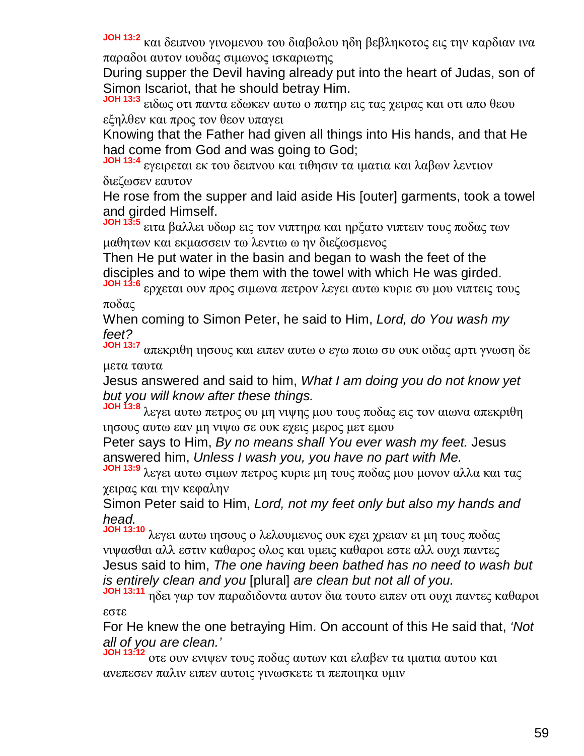**JOH 13:2** και δειπνου γινομενου του διαβολου ηδη βεβληκοτος εις την καρδιαν ινα παραδοι αυτον ιουδας σιμωνος ισκαριωτης

During supper the Devil having already put into the heart of Judas, son of Simon Iscariot, that he should betray Him.

**JOH 13:3** ειδως οτι παντα εδωκεν αυτω ο πατηρ εις τας χειρας και οτι απο θεου εξηλθεν και προς τον θεον υπαγει

Knowing that the Father had given all things into His hands, and that He had come from God and was going to God;

**JOH 13:4** εγειρεται εκ του δειπνου και τιθησιν τα ιματια και λαβων λεντιον διεζωσεν εαυτον

He rose from the supper and laid aside His [outer] garments, took a towel and girded Himself.

**JOH 13:5** ειτα βαλλει υδωρ εις τον νιπτηρα και ηρξατο νιπτειν τους ποδας των μαθητων και εκμασσειν τω λεντιω ω ην διεζωσμενος

Then He put water in the basin and began to wash the feet of the disciples and to wipe them with the towel with which He was girded.

**JOH 13:6** ερχεται ουν προς σιμωνα πετρον λεγει αυτω κυριε συ μου νιπτεις τους ποδας

When coming to Simon Peter, he said to Him, *Lord, do You wash my feet?*

**JOH 13:7** απεκριθη ιησους και ειπεν αυτω ο εγω ποιω συ ουκ οιδας αρτι γνωση δε μετα ταυτα

Jesus answered and said to him, *What I am doing you do not know yet but you will know after these things.*

**JOH 13:8** λεγει αυτω πετρος ου μη νιψης μου τους ποδας εις τον αιωνα απεκριθη ιησους αυτω εαν μη νιψω σε ουκ εχεις μερος μετ εμου

Peter says to Him, *By no means shall You ever wash my feet.* Jesus answered him, *Unless I wash you, you have no part with Me.*

**JOH 13:9** λεγει αυτω σιμων πετρος κυριε μη τους ποδας μου μονον αλλα και τας χειρας και την κεφαλην

Simon Peter said to Him, *Lord, not my feet only but also my hands and head.*

**JOH 13:10** λεγει αυτω ιησους ο λελουμενος ουκ εχει χρειαν ει μη τους ποδας νιψασθαι αλλ εστιν καθαρος ολος και υμεις καθαροι εστε αλλ ουχι παντες

Jesus said to him, *The one having been bathed has no need to wash but is entirely clean and you* [plural] *are clean but not all of you.*

**JOH 13:11** ηδει γαρ τον παραδιδοντα αυτον δια τουτο ειπεν οτι ουχι παντες καθαροι εστε

For He knew the one betraying Him. On account of this He said that, *'Not all of you are clean.'*

**JOH 13:12** οτε ουν ενιψεν τους ποδας αυτων και ελαβεν τα ιματια αυτου και ανεπεσεν παλιν ειπεν αυτοις γινωσκετε τι πεποιηκα υμιν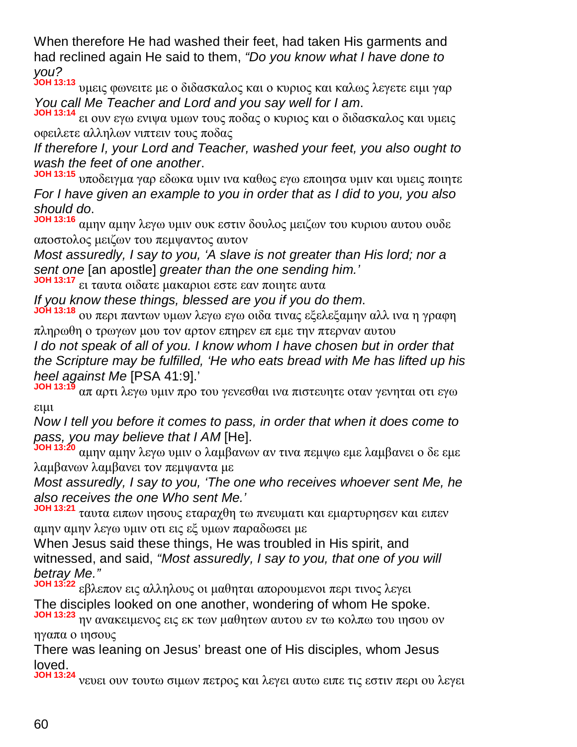When therefore He had washed their feet, had taken His garments and had reclined again He said to them, *“Do you know what I have done to you?*

**JOH 13:13** υμεις φωνειτε με ο διδασκαλος και ο κυριος και καλως λεγετε ειμι γαρ

*You call Me Teacher and Lord and you say well for I am*.

**JOH 13:14** ει ουν εγω ενιψα υμων τους ποδας ο κυριος και ο διδασκαλος και υμεις οφειλετε αλληλων νιπτειν τους ποδας

*If therefore I, your Lord and Teacher, washed your feet, you also ought to wash the feet of one another*.

**JOH 13:15** υποδειγμα γαρ εδωκα υμιν ινα καθως εγω εποιησα υμιν και υμεις ποιητε

*For I have given an example to you in order that as I did to you, you also should do*.

**JOH 13:16** αμην αμην λεγω υμιν ουκ εστιν δουλος μειζων του κυριου αυτου ουδε αποστολος μειζων του πεμψαντος αυτον

*Most assuredly, I say to you, ‘A slave is not greater than His lord; nor a sent one* [an apostle] *greater than the one sending him.’*

**JOH 13:17** ει ταυτα οιδατε μακαριοι εστε εαν ποιητε αυτα

*If you know these things, blessed are you if you do them.*

**JOH 13:18** ου περι παντων υμων λεγω εγω οιδα τινας εξελεξαμην αλλ ινα η γραφη πληρωθη ο τρωγων μου τον αρτον επηρεν επ εμε την πτερναν αυτου

*I do not speak of all of you. I know whom I have chosen but in order that the Scripture may be fulfilled, ‘He who eats bread with Me has lifted up his heel against Me* [PSA 41:9].’

**JOH 13:19** απ αρτι λεγω υμιν προ του γενεσθαι ινα πιστευητε οταν γενηται οτι εγω ειμι

*Now I tell you before it comes to pass, in order that when it does come to pass, you may believe that I AM* [He].

**JOH 13:20** αμην αμην λεγω υμιν ο λαμβανων αν τινα πεμψω εμε λαμβανει ο δε εμε λαμβανων λαμβανει τον πεμψαντα με

*Most assuredly, I say to you, ‘The one who receives whoever sent Me, he also receives the one Who sent Me.’*

**JOH 13:21** ταυτα ειπων ιησους εταραχθη τω πνευματι και εμαρτυρησεν και ειπεν αμην αμην λεγω υμιν οτι εις εξ υμων παραδωσει με

When Jesus said these things, He was troubled in His spirit, and witnessed, and said, *“Most assuredly, I say to you, that one of you will betray Me.”*

**JOH 13:22** εβλεπον εις αλληλους οι μαθηται απορουμενοι περι τινος λεγει

The disciples looked on one another, wondering of whom He spoke.

**JOH 13:23** ην ανακειμενος εις εκ των μαθητων αυτου εν τω κολπω του ιησου ον ηγαπα ο ιησους

There was leaning on Jesus’ breast one of His disciples, whom Jesus loved.

**JOH 13:24** νευει ουν τουτω σιμων πετρος και λεγει αυτω ειπε τις εστιν περι ου λεγει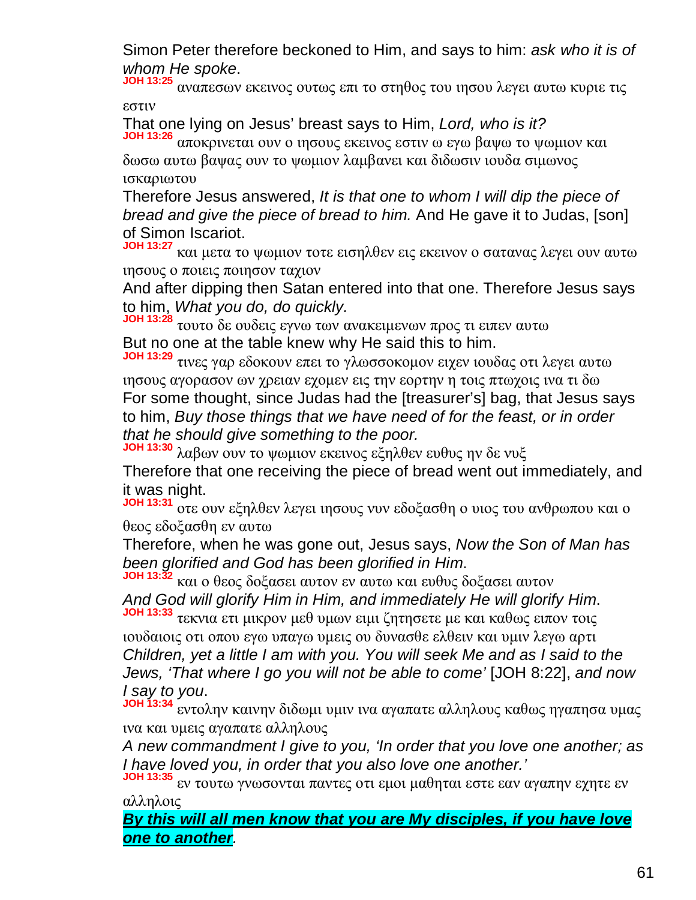Simon Peter therefore beckoned to Him, and says to him: *ask who it is of whom He spoke*.

**JOH 13:25** αναπεσων εκεινος ουτως επι το στηθος του ιησου λεγει αυτω κυριε τις εστιν

That one lying on Jesus' breast says to Him, *Lord, who is it?*

**JOH 13:26** αποκρινεται ουν ο ιησους εκεινος εστιν ω εγω βαψω το ψωμιον και δωσω αυτω βαψας ουν το ψωμιον λαμβανει και διδωσιν ιουδα σιμωνος ισκαριωτου

Therefore Jesus answered, *It is that one to whom I will dip the piece of bread and give the piece of bread to him.* And He gave it to Judas, [son] of Simon Iscariot.

**JOH 13:27** και μετα το ψωμιον τοτε εισηλθεν εις εκεινον ο σατανας λεγει ουν αυτω ιησους ο ποιεις ποιησον ταχιον

And after dipping then Satan entered into that one. Therefore Jesus says to him, *What you do, do quickly.*

**JOH 13:28** τουτο δε ουδεις εγνω των ανακειμενων προς τι ειπεν αυτω

But no one at the table knew why He said this to him.

**JOH 13:29** τινες γαρ εδοκουν επει το γλωσσοκομον ειχεν ιουδας οτι λεγει αυτω ιησους αγορασον ων χρειαν εχομεν εις την εορτην η τοις πτωχοις ινα τι δω

For some thought, since Judas had the [treasurer's] bag, that Jesus says to him, *Buy those things that we have need of for the feast, or in order that he should give something to the poor.*

**JOH 13:30** λαβων ουν το ψωμιον εκεινος εξηλθεν ευθυς ην δε νυξ

Therefore that one receiving the piece of bread went out immediately, and it was night.

**JOH 13:31** οτε ουν εξηλθεν λεγει ιησους νυν εδοξασθη ο υιος του ανθρωπου και ο θεος εδοξασθη εν αυτω

Therefore, when he was gone out, Jesus says, *Now the Son of Man has been glorified and God has been glorified in Him*.

**JOH 13:32** και ο θεος δοξασει αυτον εν αυτω και ευθυς δοξασει αυτον

*And God will glorify Him in Him, and immediately He will glorify Him*.

**JOH 13:33** τεκνια ετι μικρον μεθ υμων ειμι ζητησετε με και καθως ειπον τοις ιουδαιοις οτι οπου εγω υπαγω υμεις ου δυνασθε ελθειν και υμιν λεγω αρτι

*Children, yet a little I am with you. You will seek Me and as I said to the Jews, 'That where I go you will not be able to come'* [JOH 8:22], *and now I say to you*.

**JOH 13:34** εντολην καινην διδωμι υμιν ινα αγαπατε αλληλους καθως ηγαπησα υμας ινα και υμεις αγαπατε αλληλους

*A new commandment I give to you, 'In order that you love one another; as I have loved you, in order that you also love one another.'*

**JOH 13:35** εν τουτω γνωσονται παντες οτι εμοι μαθηται εστε εαν αγαπην εχητε εν αλληλοις

***By this will all men know that you are My disciples, if you have love one to another****.*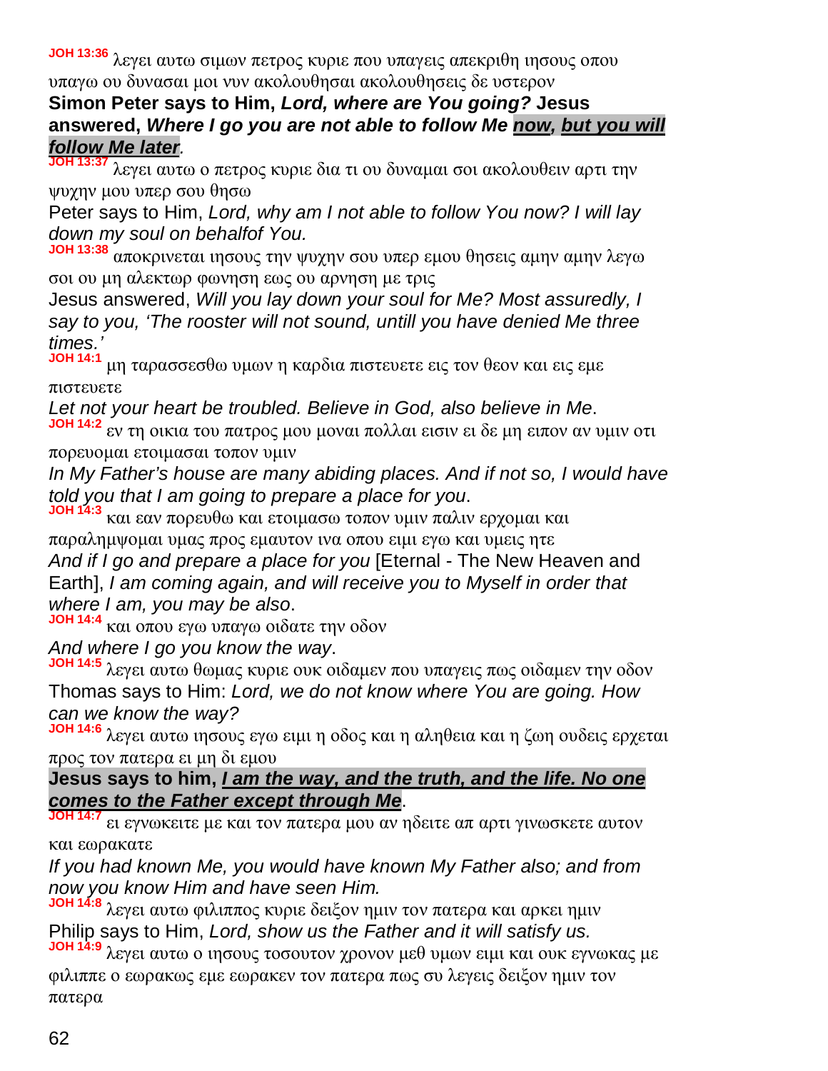**JOH 13:36** λεγει αυτω σιμων πετρος κυριε που υπαγεις απεκριθη ιησους οπου υπαγω ου δυνασαι μοι νυν ακολουθησαι ακολουθησεις δε υστερον

**Simon Peter says to Him, *Lord, where are You going?* Jesus answered, *Where I go you are not able to follow Me <u>now</u>, <u>but you will follow Me later</u>*.**

**JOH 13:37** λεγει αυτω ο πετρος κυριε δια τι ου δυναμαι σοι ακολουθειν αρτι την ψυχην μου υπερ σου θησω

Peter says to Him, *Lord, why am I not able to follow You now? I will lay down my soul on behalfof You.*

**JOH 13:38** αποκρινεται ιησους την ψυχην σου υπερ εμου θησεις αμην αμην λεγω σοι ου μη αλεκτωρ φωνηση εως ου αρνηση με τρις

Jesus answered, *Will you lay down your soul for Me? Most assuredly, I say to you, 'The rooster will not sound, untill you have denied Me three times.'*

**JOH 14:1** μη ταρασσεσθω υμων η καρδια πιστευετε εις τον θεον και εις εμε πιστευετε

*Let not your heart be troubled. Believe in God, also believe in Me*.

**JOH 14:2** εν τη οικια του πατρος μου μοναι πολλαι εισιν ει δε μη ειπον αν υμιν οτι πορευομαι ετοιμασαι τοπον υμιν

*In My Father's house are many abiding places. And if not so, I would have told you that I am going to prepare a place for you*.

**JOH 14:3** και εαν πορευθω και ετοιμασω τοπον υμιν παλιν ερχομαι και παραλημψομαι υμας προς εμαυτον ινα οπου ειμι εγω και υμεις ητε

*And if I go and prepare a place for you* [Eternal - The New Heaven and Earth], *I am coming again, and will receive you to Myself in order that where I am, you may be also*.

**JOH 14:4** και οπου εγω υπαγω οιδατε την οδον

*And where I go you know the way*.

**JOH 14:5** λεγει αυτω θωμας κυριε ουκ οιδαμεν που υπαγεις πως οιδαμεν την οδον

Thomas says to Him: *Lord, we do not know where You are going. How can we know the way?*

**JOH 14:6** λεγει αυτω ιησους εγω ειμι η οδος και η αληθεια και η ζωη ουδεις ερχεται προς τον πατερα ει μη δι εμου

**Jesus says to him, *<u>I am the way, and the truth, and the life. No one comes to the Father except through Me</u>*.**

**JOH 14:7** ει εγνωκειτε με και τον πατερα μου αν ηδειτε απ αρτι γινωσκετε αυτον και εωρακατε

*If you had known Me, you would have known My Father also; and from now you know Him and have seen Him.*

**JOH 14:8** λεγει αυτω φιλιππος κυριε δειξον ημιν τον πατερα και αρκει ημιν

Philip says to Him, *Lord, show us the Father and it will satisfy us.*

**JOH 14:9** λεγει αυτω ο ιησους τοσουτον χρονον μεθ υμων ειμι και ουκ εγνωκας με φιλιππε ο εωρακως εμε εωρακεν τον πατερα πως συ λεγεις δειξον ημιν τον πατερα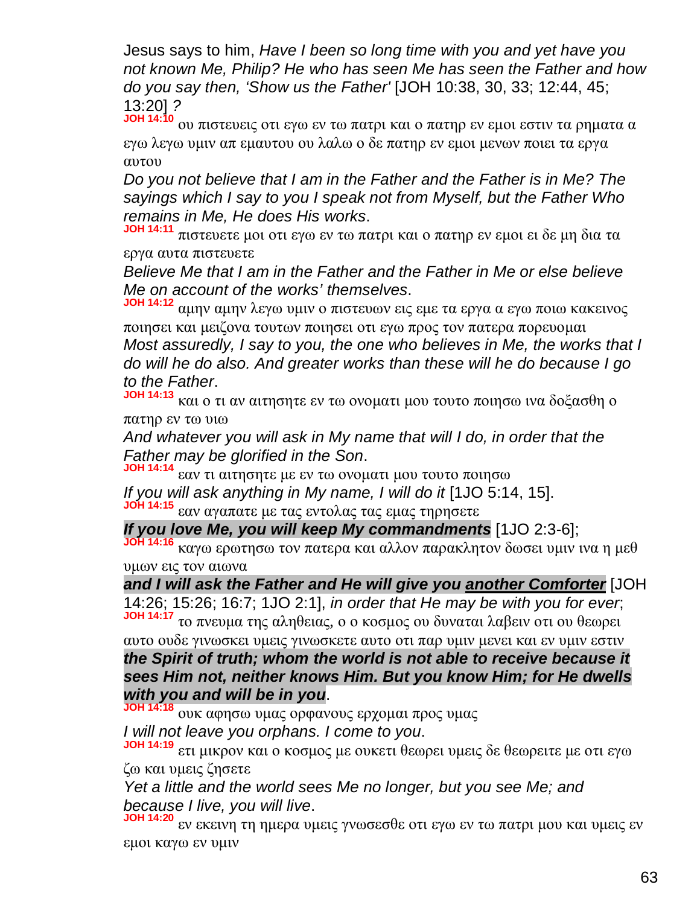Jesus says to him, *Have I been so long time with you and yet have you not known Me, Philip? He who has seen Me has seen the Father and how do you say then, 'Show us the Father'* [JOH 10:38, 30, 33; 12:44, 45; 13:20] *?*

**JOH 14:10** ου πιστευεις οτι εγω εν τω πατρι και ο πατηρ εν εμοι εστιν τα ρηματα α εγω λεγω υμιν απ εμαυτου ου λαλω ο δε πατηρ εν εμοι μενων ποιει τα εργα αυτου

*Do you not believe that I am in the Father and the Father is in Me? The sayings which I say to you I speak not from Myself, but the Father Who remains in Me, He does His works*.

**JOH 14:11** πιστευετε μοι οτι εγω εν τω πατρι και ο πατηρ εν εμοι ει δε μη δια τα εργα αυτα πιστευετε

*Believe Me that I am in the Father and the Father in Me or else believe Me on account of the works' themselves*.

**JOH 14:12** αμην αμην λεγω υμιν ο πιστευων εις εμε τα εργα α εγω ποιω κακεινος ποιησει και μειζονα τουτων ποιησει οτι εγω προς τον πατερα πορευομαι

*Most assuredly, I say to you, the one who believes in Me, the works that I do will he do also. And greater works than these will he do because I go to the Father*.

**JOH 14:13** και ο τι αν αιτησητε εν τω ονοματι μου τουτο ποιησω ινα δοξασθη ο πατηρ εν τω υιω

*And whatever you will ask in My name that will I do, in order that the Father may be glorified in the Son*.

**JOH 14:14** εαν τι αιτησητε με εν τω ονοματι μου τουτο ποιησω

*If you will ask anything in My name, I will do it* [1JO 5:14, 15].

**JOH 14:15** εαν αγαπατε με τας εντολας τας εμας τηρησετε

***If you love Me, you will keep My commandments*** [1JO 2:3-6];

**JOH 14:16** καγω ερωτησω τον πατερα και αλλον παρακλητον δωσει υμιν ινα η μεθ υμων εις τον αιωνα

***and I will ask the Father and He will give you <u>another Comforter</u>*** [JOH 14:26; 15:26; 16:7; 1JO 2:1], *in order that He may be with you for ever*;

**JOH 14:17** το πνευμα της αληθειας, ο ο κοσμος ου δυναται λαβειν οτι ου θεωρει αυτο ουδε γινωσκει υμεις γινωσκετε αυτο οτι παρ υμιν μενει και εν υμιν εστιν

***the Spirit of truth; whom the world is not able to receive because it sees Him not, neither knows Him. But you know Him; for He dwells with you and will be in you***.

**JOH 14:18** ουκ αφησω υμας ορφανους ερχομαι προς υμας

*I will not leave you orphans. I come to you*.

**JOH 14:19** ετι μικρον και ο κοσμος με ουκετι θεωρει υμεις δε θεωρειτε με οτι εγω ζω και υμεις ζησετε

*Yet a little and the world sees Me no longer, but you see Me; and because I live, you will live*.

**JOH 14:20** εν εκεινη τη ημερα υμεις γνωσεσθε οτι εγω εν τω πατρι μου και υμεις εν εμοι καγω εν υμιν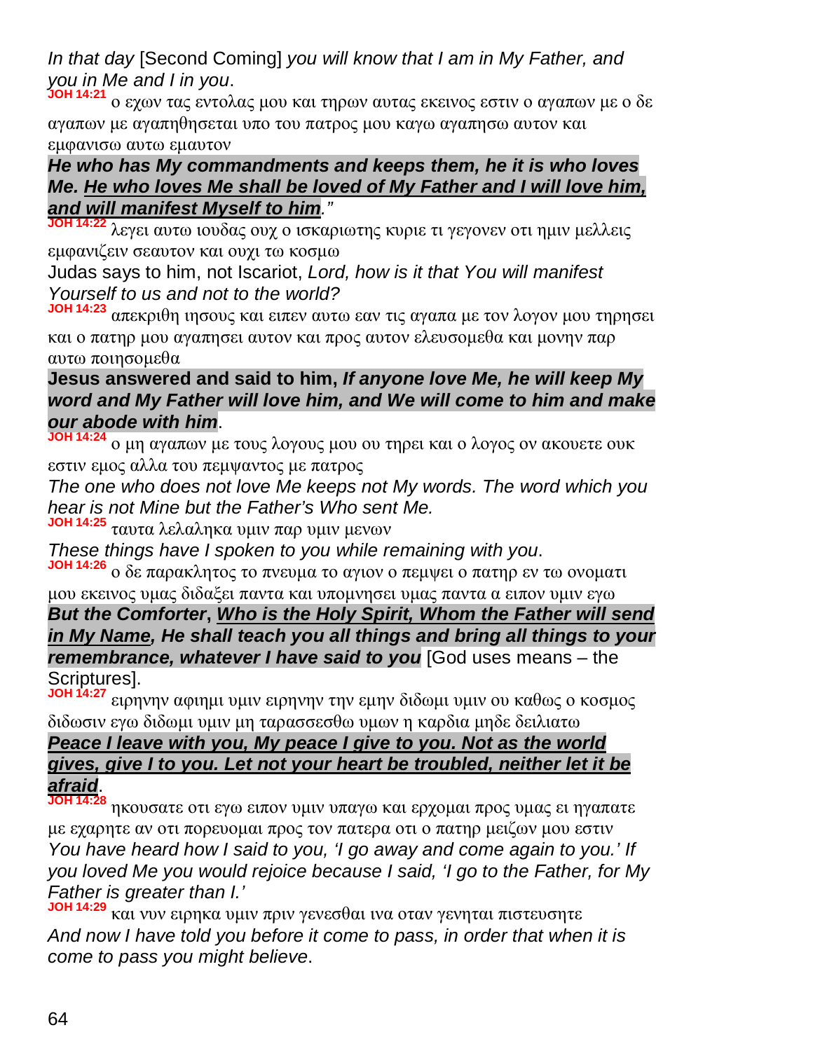*In that day* [Second Coming] *you will know that I am in My Father, and you in Me and I in you*.

**JOH 14:21** ο εχων τας εντολας μου και τηρων αυτας εκεινος εστιν ο αγαπων με ο δε αγαπων με αγαπηθησεται υπο του πατρος μου καγω αγαπησω αυτον και εμφανισω αυτω εμαυτον

***He who has My commandments and keeps them, he it is who loves Me. He who loves Me shall be loved of My Father and I will love him, and will manifest Myself to him.***"

**JOH 14:22** λεγει αυτω ιουδας ουχ ο ισκαριωτης κυριε τι γεγονεν οτι ημιν μελλεις εμφανιζειν σεαυτον και ουχι τω κοσμω

Judas says to him, not Iscariot, *Lord, how is it that You will manifest Yourself to us and not to the world?*

**JOH 14:23** απεκριθη ιησους και ειπεν αυτω εαν τις αγαπα με τον λογον μου τηρησει και ο πατηρ μου αγαπησει αυτον και προς αυτον ελευσομεθα και μονην παρ αυτω ποιησομεθα

**Jesus answered and said to him, *If anyone love Me, he will keep My word and My Father will love him, and We will come to him and make our abode with him*.**

**JOH 14:24** ο μη αγαπων με τους λογους μου ου τηρει και ο λογος ον ακουετε ουκ εστιν εμος αλλα του πεμψαντος με πατρος

*The one who does not love Me keeps not My words. The word which you hear is not Mine but the Father's Who sent Me.*

**JOH 14:25** ταυτα λελαληκα υμιν παρ υμιν μενων

*These things have I spoken to you while remaining with you*.

**JOH 14:26** ο δε παρακλητος το πνευμα το αγιον ο πεμψει ο πατηρ εν τω ονοματι μου εκεινος υμας διδαξει παντα και υπομνησει υμας παντα α ειπον υμιν εγω

***But the Comforter, Who is the Holy Spirit, Whom the Father will send in My Name, He shall teach you all things and bring all things to your remembrance, whatever I have said to you*** [God uses means – the Scriptures].

**JOH 14:27** ειρηνην αφιημι υμιν ειρηνην την εμην διδωμι υμιν ου καθως ο κοσμος διδωσιν εγω διδωμι υμιν μη ταρασσεσθω υμων η καρδια μηδε δειλιατω

***Peace I leave with you, My peace I give to you. Not as the world gives, give I to you. Let not your heart be troubled, neither let it be afraid***.

**JOH 14:28** ηκουσατε οτι εγω ειπον υμιν υπαγω και ερχομαι προς υμας ει ηγαπατε με εχαρητε αν οτι πορευομαι προς τον πατερα οτι ο πατηρ μειζων μου εστιν

*You have heard how I said to you, 'I go away and come again to you.' If you loved Me you would rejoice because I said, 'I go to the Father, for My Father is greater than I.'*

**JOH 14:29** και νυν ειρηκα υμιν πριν γενεσθαι ινα οταν γενηται πιστευσητε

*And now I have told you before it come to pass, in order that when it is come to pass you might believe*.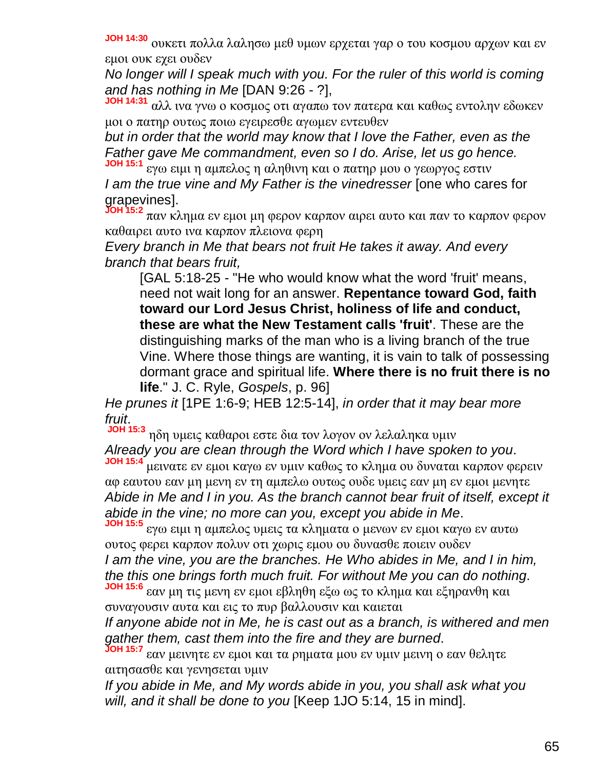**JOH 14:30** ουκετι πολλα λαλησω μεθ υμων ερχεται γαρ ο του κοσμου αρχων και εν εμοι ουκ εχει ουδεν

*No longer will I speak much with you. For the ruler of this world is coming and has nothing in Me* [DAN 9:26 - ?],

**JOH 14:31** αλλ ινα γνω ο κοσμος οτι αγαπω τον πατερα και καθως εντολην εδωκεν μοι ο πατηρ ουτως ποιω εγειρεσθε αγωμεν εντευθεν

*but in order that the world may know that I love the Father, even as the Father gave Me commandment, even so I do. Arise, let us go hence.*

**JOH 15:1** εγω ειμι η αμπελος η αληθινη και ο πατηρ μου ο γεωργος εστιν

*I am the true vine and My Father is the vinedresser* [one who cares for grapevines].

**JOH 15:2** παν κλημα εν εμοι μη φερον καρπον αιρει αυτο και παν το καρπον φερον καθαιρει αυτο ινα καρπον πλειονα φερη

*Every branch in Me that bears not fruit He takes it away. And every branch that bears fruit,*

> [GAL 5:18-25 - "He who would know what the word 'fruit' means, need not wait long for an answer. **Repentance toward God, faith toward our Lord Jesus Christ, holiness of life and conduct, these are what the New Testament calls 'fruit'**. These are the distinguishing marks of the man who is a living branch of the true Vine. Where those things are wanting, it is vain to talk of possessing dormant grace and spiritual life. **Where there is no fruit there is no life**." J. C. Ryle, *Gospels*, p. 96]

*He prunes it* [1PE 1:6-9; HEB 12:5-14], *in order that it may bear more fruit*.

**JOH 15:3** ηδη υμεις καθαροι εστε δια τον λογον ον λελαληκα υμιν

*Already you are clean through the Word which I have spoken to you*.

**JOH 15:4** μεινατε εν εμοι καγω εν υμιν καθως το κλημα ου δυναται καρπον φερειν αφ εαυτου εαν μη μενη εν τη αμπελω ουτως ουδε υμεις εαν μη εν εμοι μενητε

*Abide in Me and I in you. As the branch cannot bear fruit of itself, except it abide in the vine; no more can you, except you abide in Me*.

**JOH 15:5** εγω ειμι η αμπελος υμεις τα κληματα ο μενων εν εμοι καγω εν αυτω ουτος φερει καρπον πολυν οτι χωρις εμου ου δυνασθε ποιειν ουδεν

*I am the vine, you are the branches. He Who abides in Me, and I in him, the this one brings forth much fruit. For without Me you can do nothing*.

**JOH 15:6** εαν μη τις μενη εν εμοι εβληθη εξω ως το κλημα και εξηρανθη και συναγουσιν αυτα και εις το πυρ βαλλουσιν και καιεται

*If anyone abide not in Me, he is cast out as a branch, is withered and men gather them, cast them into the fire and they are burned*.

**JOH 15:7** εαν μεινητε εν εμοι και τα ρηματα μου εν υμιν μεινη ο εαν θελητε αιτησασθε και γενησεται υμιν

*If you abide in Me, and My words abide in you, you shall ask what you will, and it shall be done to you* [Keep 1JO 5:14, 15 in mind].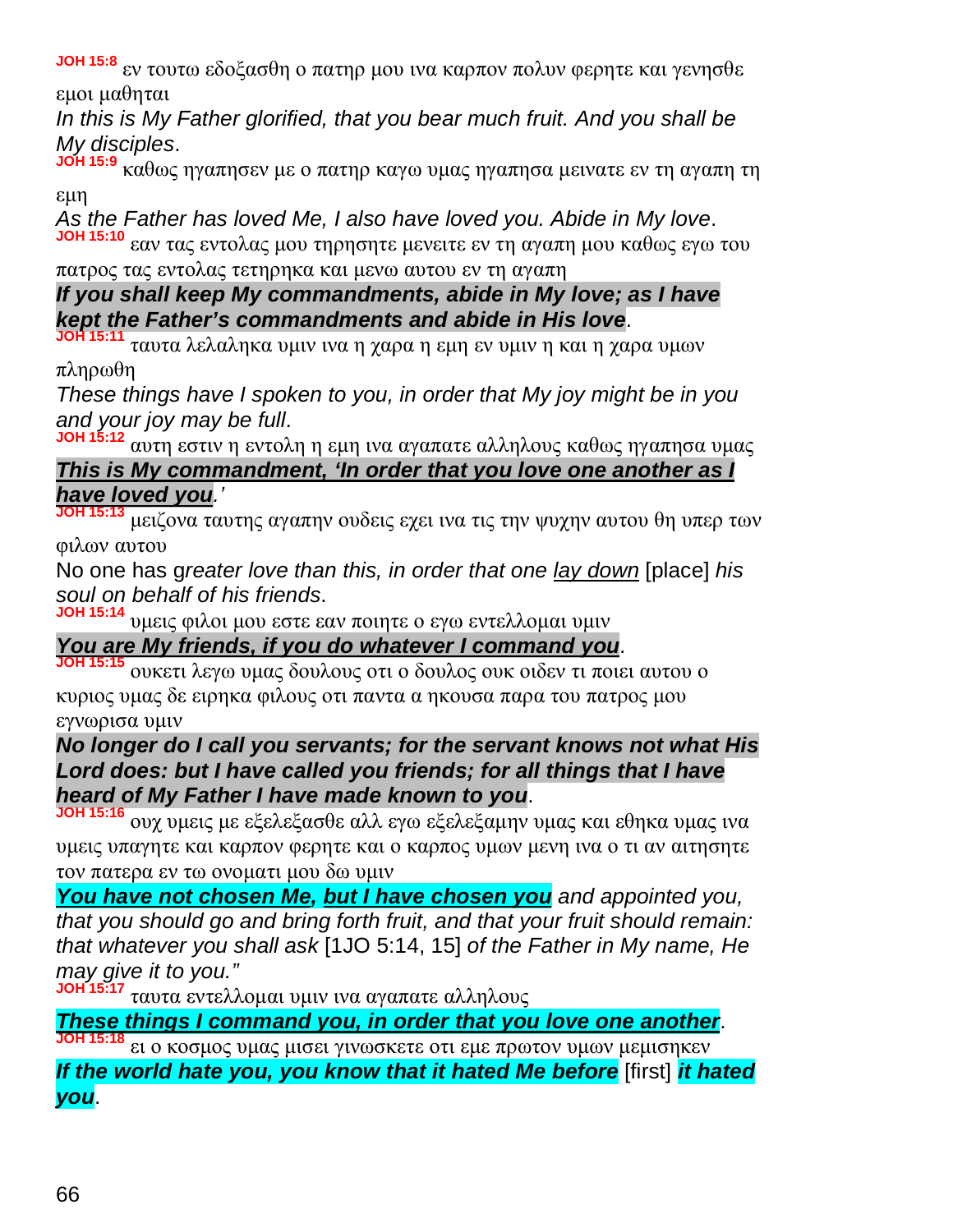**JOH 15:8** εν τουτω εδοξασθη ο πατηρ μου ινα καρπον πολυν φερητε και γενησθε εμοι μαθηται

*In this is My Father glorified, that you bear much fruit. And you shall be My disciples*.

**JOH 15:9** καθως ηγαπησεν με ο πατηρ καγω υμας ηγαπησα μεινατε εν τη αγαπη τη εμη

*As the Father has loved Me, I also have loved you. Abide in My love*.

**JOH 15:10** εαν τας εντολας μου τηρησητε μενειτε εν τη αγαπη μου καθως εγω του πατρος τας εντολας τετηρηκα και μενω αυτου εν τη αγαπη

***If you shall keep My commandments, abide in My love; as I have kept the Father's commandments and abide in His love***.

**JOH 15:11** ταυτα λελαληκα υμιν ινα η χαρα η εμη εν υμιν η και η χαρα υμων πληρωθη

*These things have I spoken to you, in order that My joy might be in you and your joy may be full*.

**JOH 15:12** αυτη εστιν η εντολη η εμη ινα αγαπατε αλληλους καθως ηγαπησα υμας

***<u>This is My commandment, 'In order that you love one another as I have loved you</u>***.'

**JOH 15:13** μειζονα ταυτης αγαπην ουδεις εχει ινα τις την ψυχην αυτου θη υπερ των φιλων αυτου

No one has g*reater love than this, in order that one <u>lay down</u>* [place] *his soul on behalf of his friends*.

**JOH 15:14** υμεις φιλοι μου εστε εαν ποιητε ο εγω εντελλομαι υμιν

***<u>You are My friends, if you do whatever I command you</u>***.

**JOH 15:15** ουκετι λεγω υμας δουλους οτι ο δουλος ουκ οιδεν τι ποιει αυτου ο κυριος υμας δε ειρηκα φιλους οτι παντα α ηκουσα παρα του πατρος μου εγνωρισα υμιν

***No longer do I call you servants; for the servant knows not what His Lord does: but I have called you friends; for all things that I have heard of My Father I have made known to you***.

**JOH 15:16** ουχ υμεις με εξελεξασθε αλλ εγω εξελεξαμην υμας και εθηκα υμας ινα υμεις υπαγητε και καρπον φερητε και ο καρπος υμων μενη ινα ο τι αν αιτησητε τον πατερα εν τω ονοματι μου δω υμιν

***<u>You have not chosen Me</u>, <u>but I have chosen you</u>*** *and appointed you, that you should go and bring forth fruit, and that your fruit should remain: that whatever you shall ask* [1JO 5:14, 15] *of the Father in My name, He may give it to you."*

**JOH 15:17** ταυτα εντελλομαι υμιν ινα αγαπατε αλληλους

***<u>These things I command you, in order that you love one another</u>***.

**JOH 15:18** ει ο κοσμος υμας μισει γινωσκετε οτι εμε πρωτον υμων μεμισηκεν

***If the world hate you, you know that it hated Me before*** [first] ***it hated you***.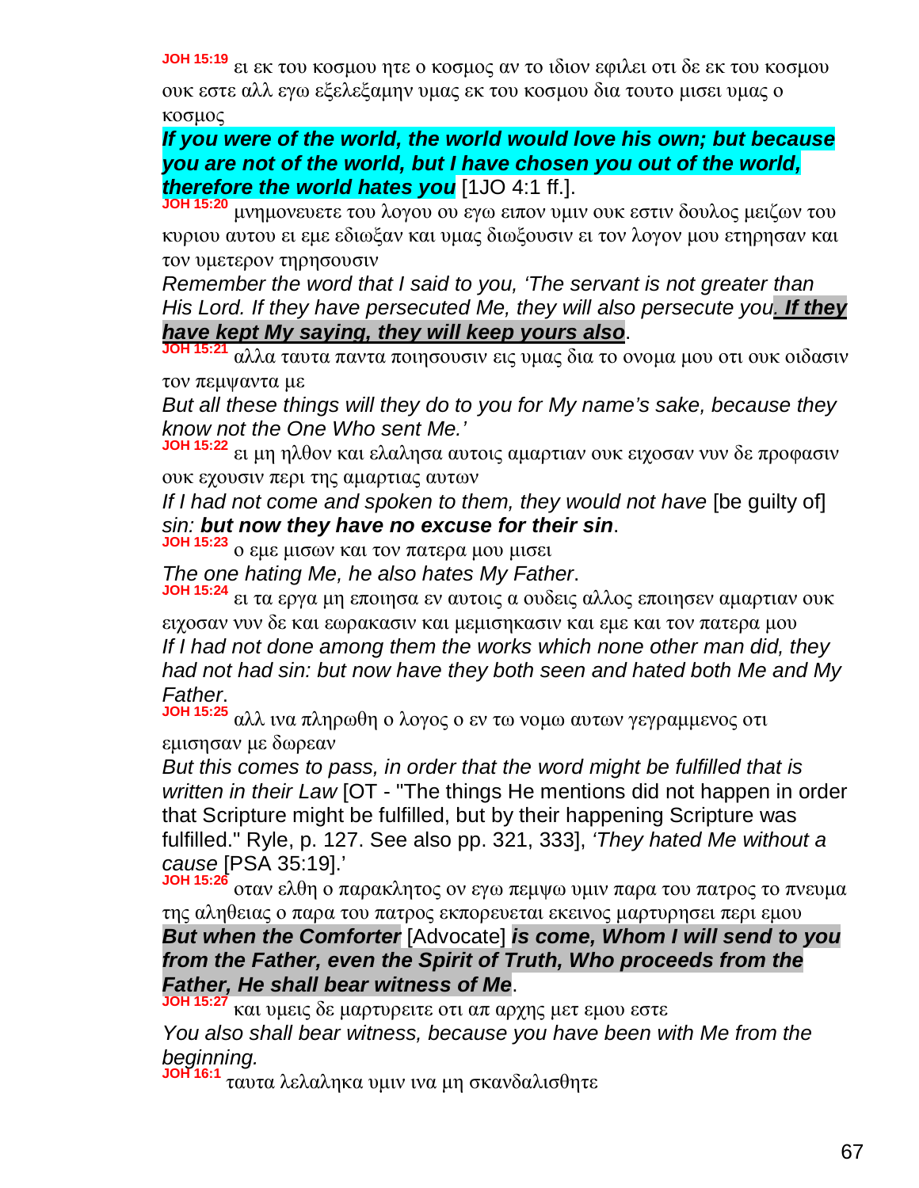**JOH 15:19** ει εκ του κοσμου ητε ο κοσμος αν το ιδιον εφιλει οτι δε εκ του κοσμου ουκ εστε αλλ εγω εξελεξαμην υμας εκ του κοσμου δια τουτο μισει υμας ο κοσμος

***If you were of the world, the world would love his own; but because you are not of the world, but I have chosen you out of the world, therefore the world hates you*** [1JO 4:1 ff.].

**JOH 15:20** μνημονευετε του λογου ου εγω ειπον υμιν ουκ εστιν δουλος μειζων του κυριου αυτου ει εμε εδιωξαν και υμας διωξουσιν ει τον λογον μου ετηρησαν και τον υμετερον τηρησουσιν

*Remember the word that I said to you, 'The servant is not greater than His Lord. If they have persecuted Me, they will also persecute you**. If they have kept My saying, they will keep yours also***.

**JOH 15:21** αλλα ταυτα παντα ποιησουσιν εις υμας δια το ονομα μου οτι ουκ οιδασιν τον πεμψαντα με

*But all these things will they do to you for My name's sake, because they know not the One Who sent Me.'*

**JOH 15:22** ει μη ηλθον και ελαλησα αυτοις αμαρτιαν ουκ ειχοσαν νυν δε προφασιν ουκ εχουσιν περι της αμαρτιας αυτων

*If I had not come and spoken to them, they would not have* [be guilty of] *sin: **but now they have no excuse for their sin***.

**JOH 15:23** ο εμε μισων και τον πατερα μου μισει

*The one hating Me, he also hates My Father*.

**JOH 15:24** ει τα εργα μη εποιησα εν αυτοις α ουδεις αλλος εποιησεν αμαρτιαν ουκ ειχοσαν νυν δε και εωρακασιν και μεμισηκασιν και εμε και τον πατερα μου

*If I had not done among them the works which none other man did, they had not had sin: but now have they both seen and hated both Me and My Father*.

**JOH 15:25** αλλ ινα πληρωθη ο λογος ο εν τω νομω αυτων γεγραμμενος οτι εμισησαν με δωρεαν

*But this comes to pass, in order that the word might be fulfilled that is written in their Law* [OT - "The things He mentions did not happen in order that Scripture might be fulfilled, but by their happening Scripture was fulfilled." Ryle, p. 127. See also pp. 321, 333], *'They hated Me without a cause* [PSA 35:19].'

**JOH 15:26** οταν ελθη ο παρακλητος ον εγω πεμψω υμιν παρα του πατρος το πνευμα της αληθειας ο παρα του πατρος εκπορευεται εκεινος μαρτυρησει περι εμου

***But when the Comforter*** [Advocate] ***is come, Whom I will send to you from the Father, even the Spirit of Truth, Who proceeds from the Father, He shall bear witness of Me***.

**JOH 15:27** και υμεις δε μαρτυρειτε οτι απ αρχης μετ εμου εστε

*You also shall bear witness, because you have been with Me from the beginning.*

**JOH 16:1** ταυτα λελαληκα υμιν ινα μη σκανδαλισθητε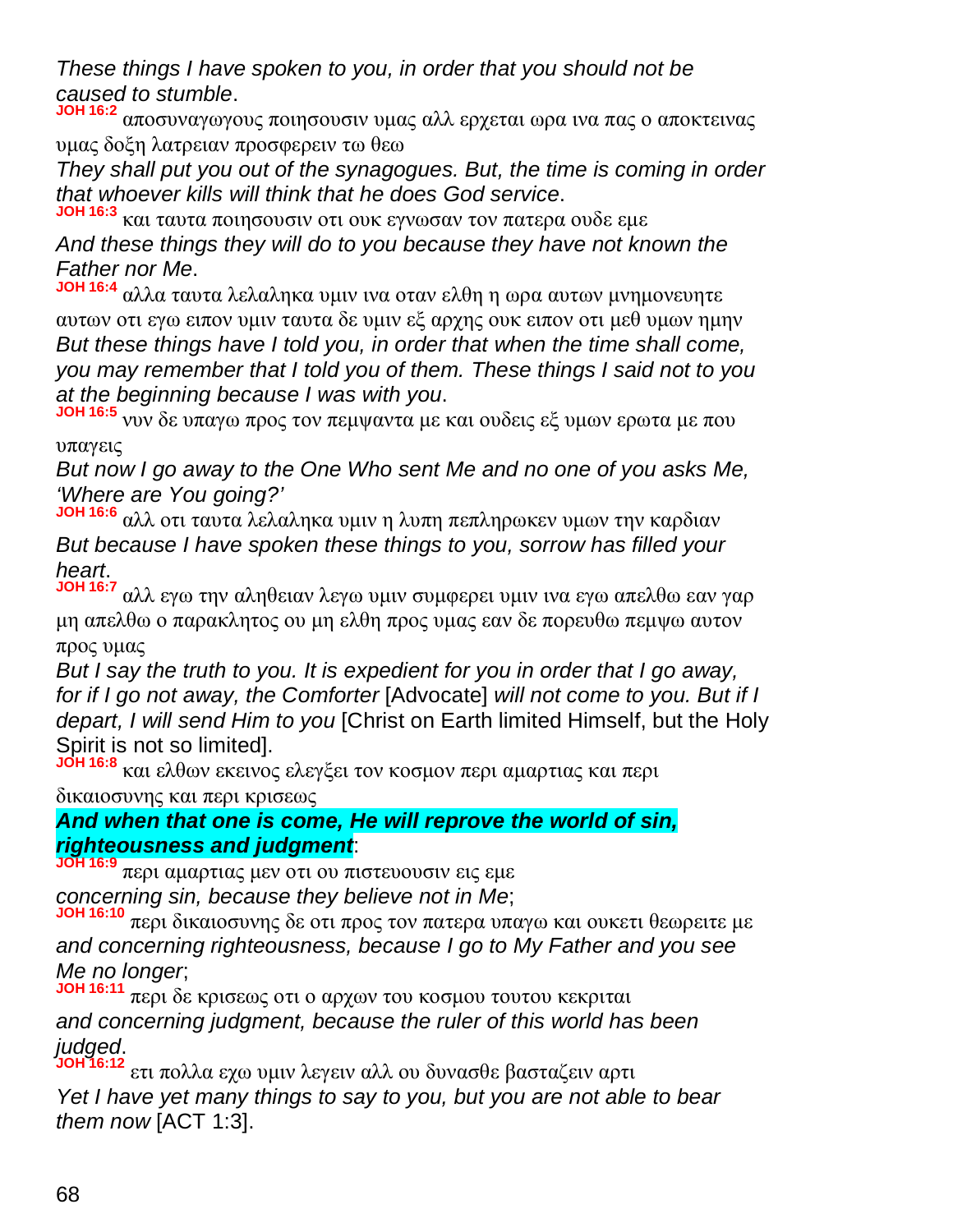*These things I have spoken to you, in order that you should not be caused to stumble*.

**JOH 16:2** αποσυναγωγους ποιησουσιν υμας αλλ ερχεται ωρα ινα πας ο αποκτεινας υμας δοξη λατρειαν προσφερειν τω θεω

*They shall put you out of the synagogues. But, the time is coming in order that whoever kills will think that he does God service*.

**JOH 16:3** και ταυτα ποιησουσιν οτι ουκ εγνωσαν τον πατερα ουδε εμε

*And these things they will do to you because they have not known the Father nor Me*.

**JOH 16:4** αλλα ταυτα λελαληκα υμιν ινα οταν ελθη η ωρα αυτων μνημονευητε αυτων οτι εγω ειπον υμιν ταυτα δε υμιν εξ αρχης ουκ ειπον οτι μεθ υμων ημην

*But these things have I told you, in order that when the time shall come, you may remember that I told you of them. These things I said not to you at the beginning because I was with you*.

**JOH 16:5** νυν δε υπαγω προς τον πεμψαντα με και ουδεις εξ υμων ερωτα με που υπαγεις

*But now I go away to the One Who sent Me and no one of you asks Me, 'Where are You going?'*

**JOH 16:6** αλλ οτι ταυτα λελαληκα υμιν η λυπη πεπληρωκεν υμων την καρδιαν

*But because I have spoken these things to you, sorrow has filled your heart*.

**JOH 16:7** αλλ εγω την αληθειαν λεγω υμιν συμφερει υμιν ινα εγω απελθω εαν γαρ μη απελθω ο παρακλητος ου μη ελθη προς υμας εαν δε πορευθω πεμψω αυτον προς υμας

*But I say the truth to you. It is expedient for you in order that I go away, for if I go not away, the Comforter* [Advocate] *will not come to you. But if I depart, I will send Him to you* [Christ on Earth limited Himself, but the Holy Spirit is not so limited].

**JOH 16:8** και ελθων εκεινος ελεγξει τον κοσμον περι αμαρτιας και περι δικαιοσυνης και περι κρισεως

***And when that one is come, He will reprove the world of sin, righteousness and judgment***:

**JOH 16:9** περι αμαρτιας μεν οτι ου πιστευουσιν εις εμε

*concerning sin, because they believe not in Me*;

**JOH 16:10** περι δικαιοσυνης δε οτι προς τον πατερα υπαγω και ουκετι θεωρειτε με

*and concerning righteousness, because I go to My Father and you see Me no longer*;

**JOH 16:11** περι δε κρισεως οτι ο αρχων του κοσμου τουτου κεκριται

*and concerning judgment, because the ruler of this world has been judged*.

**JOH 16:12** ετι πολλα εχω υμιν λεγειν αλλ ου δυνασθε βασταζειν αρτι

*Yet I have yet many things to say to you, but you are not able to bear them now* [ACT 1:3].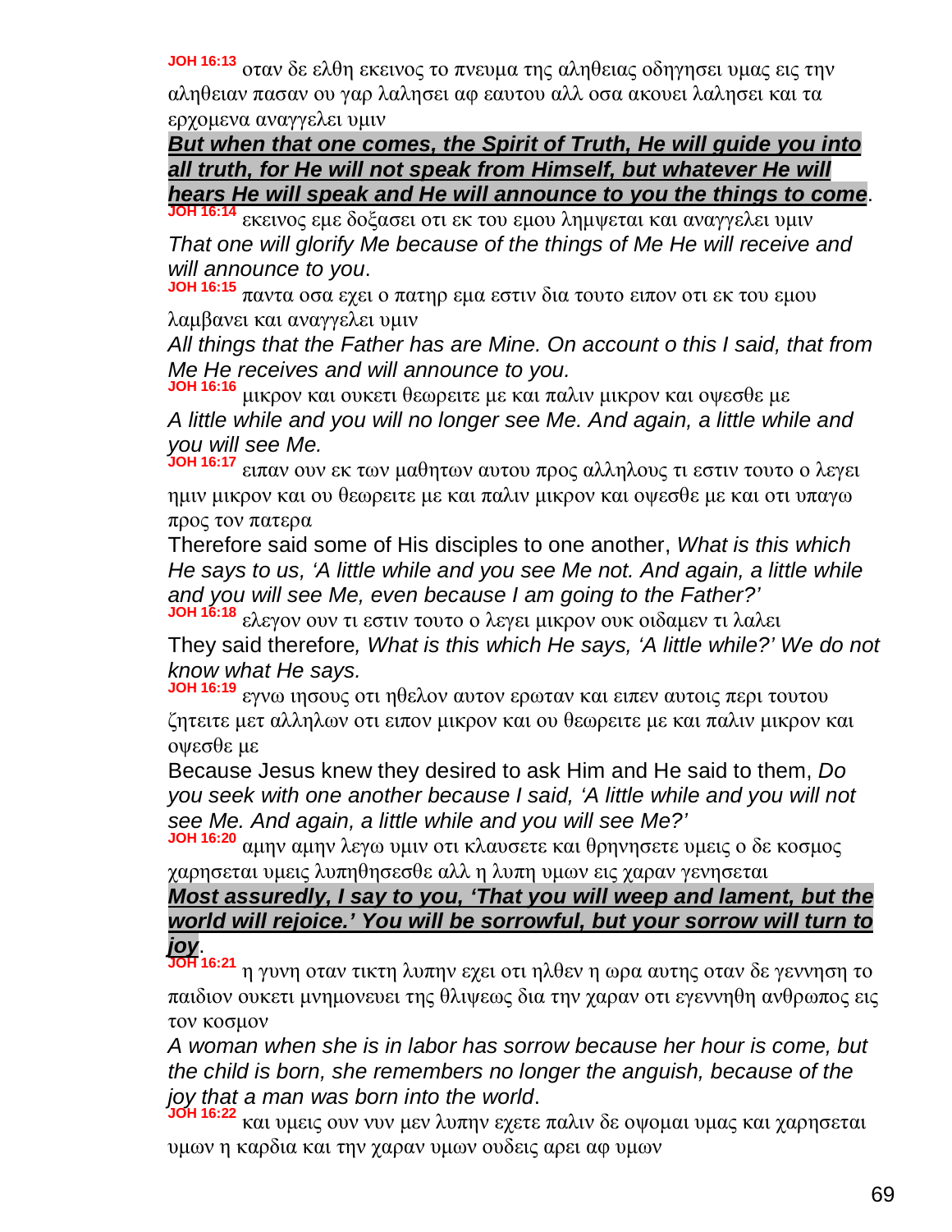**JOH 16:13** οταν δε ελθη εκεινος το πνευμα της αληθειας οδηγησει υμας εις την αληθειαν πασαν ου γαρ λαλησει αφ εαυτου αλλ οσα ακουει λαλησει και τα ερχομενα αναγγελει υμιν

***But when that one comes, the Spirit of Truth, He will guide you into all truth, for He will not speak from Himself, but whatever He will hears He will speak and He will announce to you the things to come***.

**JOH 16:14** εκεινος εμε δοξασει οτι εκ του εμου λημψεται και αναγγελει υμιν

*That one will glorify Me because of the things of Me He will receive and will announce to you*.

**JOH 16:15** παντα οσα εχει ο πατηρ εμα εστιν δια τουτο ειπον οτι εκ του εμου λαμβανει και αναγγελει υμιν

*All things that the Father has are Mine. On account o this I said, that from Me He receives and will announce to you.*

**JOH 16:16** μικρον και ουκετι θεωρειτε με και παλιν μικρον και οψεσθε με

*A little while and you will no longer see Me. And again, a little while and you will see Me.*

**JOH 16:17** ειπαν ουν εκ των μαθητων αυτου προς αλληλους τι εστιν τουτο ο λεγει ημιν μικρον και ου θεωρειτε με και παλιν μικρον και οψεσθε με και οτι υπαγω προς τον πατερα

Therefore said some of His disciples to one another, *What is this which He says to us, 'A little while and you see Me not. And again, a little while and you will see Me, even because I am going to the Father?'*

**JOH 16:18** ελεγον ουν τι εστιν τουτο ο λεγει μικρον ουκ οιδαμεν τι λαλει

They said therefore*, What is this which He says, 'A little while?' We do not know what He says.*

**JOH 16:19** εγνω ιησους οτι ηθελον αυτον ερωταν και ειπεν αυτοις περι τουτου ζητειτε μετ αλληλων οτι ειπον μικρον και ου θεωρειτε με και παλιν μικρον και οψεσθε με

Because Jesus knew they desired to ask Him and He said to them, *Do you seek with one another because I said, 'A little while and you will not see Me. And again, a little while and you will see Me?'*

**JOH 16:20** αμην αμην λεγω υμιν οτι κλαυσετε και θρηνησετε υμεις ο δε κοσμος χαρησεται υμεις λυπηθησεσθε αλλ η λυπη υμων εις χαραν γενησεται

***Most assuredly, I say to you, 'That you will weep and lament, but the world will rejoice.' You will be sorrowful, but your sorrow will turn to joy***.

**JOH 16:21** η γυνη οταν τικτη λυπην εχει οτι ηλθεν η ωρα αυτης οταν δε γεννηση το παιδιον ουκετι μνημονευει της θλιψεως δια την χαραν οτι εγεννηθη ανθρωπος εις τον κοσμον

*A woman when she is in labor has sorrow because her hour is come, but the child is born, she remembers no longer the anguish, because of the joy that a man was born into the world*.

**JOH 16:22** και υμεις ουν νυν μεν λυπην εχετε παλιν δε οψομαι υμας και χαρησεται υμων η καρδια και την χαραν υμων ουδεις αρει αφ υμων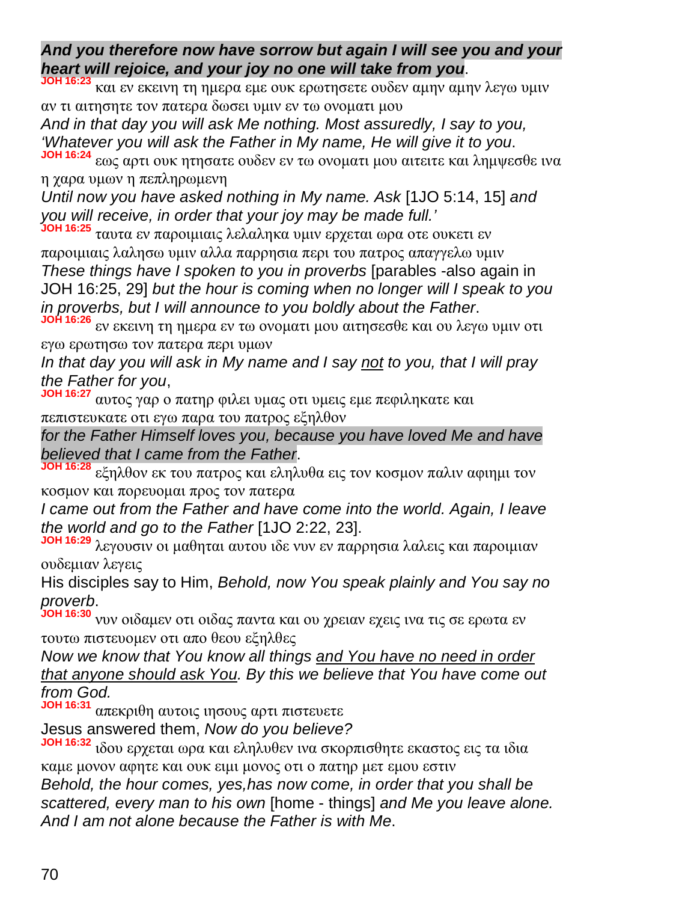***And you therefore now have sorrow but again I will see you and your heart will rejoice, and your joy no one will take from you***.

**JOH 16:23** και εν εκεινη τη ημερα εμε ουκ ερωτησετε ουδεν αμην αμην λεγω υμιν αν τι αιτησητε τον πατερα δωσει υμιν εν τω ονοματι μου

*And in that day you will ask Me nothing. Most assuredly, I say to you, 'Whatever you will ask the Father in My name, He will give it to you*.

**JOH 16:24** εως αρτι ουκ ητησατε ουδεν εν τω ονοματι μου αιτειτε και λημψεσθε ινα η χαρα υμων η πεπληρωμενη

*Until now you have asked nothing in My name. Ask* [1JO 5:14, 15] *and you will receive, in order that your joy may be made full.'*

**JOH 16:25** ταυτα εν παροιμιαις λελαληκα υμιν ερχεται ωρα οτε ουκετι εν παροιμιαις λαλησω υμιν αλλα παρρησια περι του πατρος απαγγελω υμιν

*These things have I spoken to you in proverbs* [parables -also again in JOH 16:25, 29] *but the hour is coming when no longer will I speak to you in proverbs, but I will announce to you boldly about the Father*.

**JOH 16:26** εν εκεινη τη ημερα εν τω ονοματι μου αιτησεσθε και ου λεγω υμιν οτι εγω ερωτησω τον πατερα περι υμων

*In that day you will ask in My name and I say <u>not</u> to you, that I will pray the Father for you*,

**JOH 16:27** αυτος γαρ ο πατηρ φιλει υμας οτι υμεις εμε πεφιληκατε και πεπιστευκατε οτι εγω παρα του πατρος εξηλθον

*for the Father Himself loves you, because you have loved Me and have believed that I came from the Father*.

**JOH 16:28** εξηλθον εκ του πατρος και εληλυθα εις τον κοσμον παλιν αφιημι τον κοσμον και πορευομαι προς τον πατερα

*I came out from the Father and have come into the world. Again, I leave the world and go to the Father* [1JO 2:22, 23].

**JOH 16:29** λεγουσιν οι μαθηται αυτου ιδε νυν εν παρρησια λαλεις και παροιμιαν ουδεμιαν λεγεις

His disciples say to Him, *Behold, now You speak plainly and You say no proverb*.

**JOH 16:30** νυν οιδαμεν οτι οιδας παντα και ου χρειαν εχεις ινα τις σε ερωτα εν τουτω πιστευομεν οτι απο θεου εξηλθες

*Now we know that You know all things <u>and You have no need in order that anyone should ask You</u>. By this we believe that You have come out from God.*

**JOH 16:31** απεκριθη αυτοις ιησους αρτι πιστευετε

Jesus answered them, *Now do you believe?*

**JOH 16:32** ιδου ερχεται ωρα και εληλυθεν ινα σκορπισθητε εκαστος εις τα ιδια καμε μονον αφητε και ουκ ειμι μονος οτι ο πατηρ μετ εμου εστιν

*Behold, the hour comes, yes,has now come, in order that you shall be scattered, every man to his own* [home - things] *and Me you leave alone. And I am not alone because the Father is with Me*.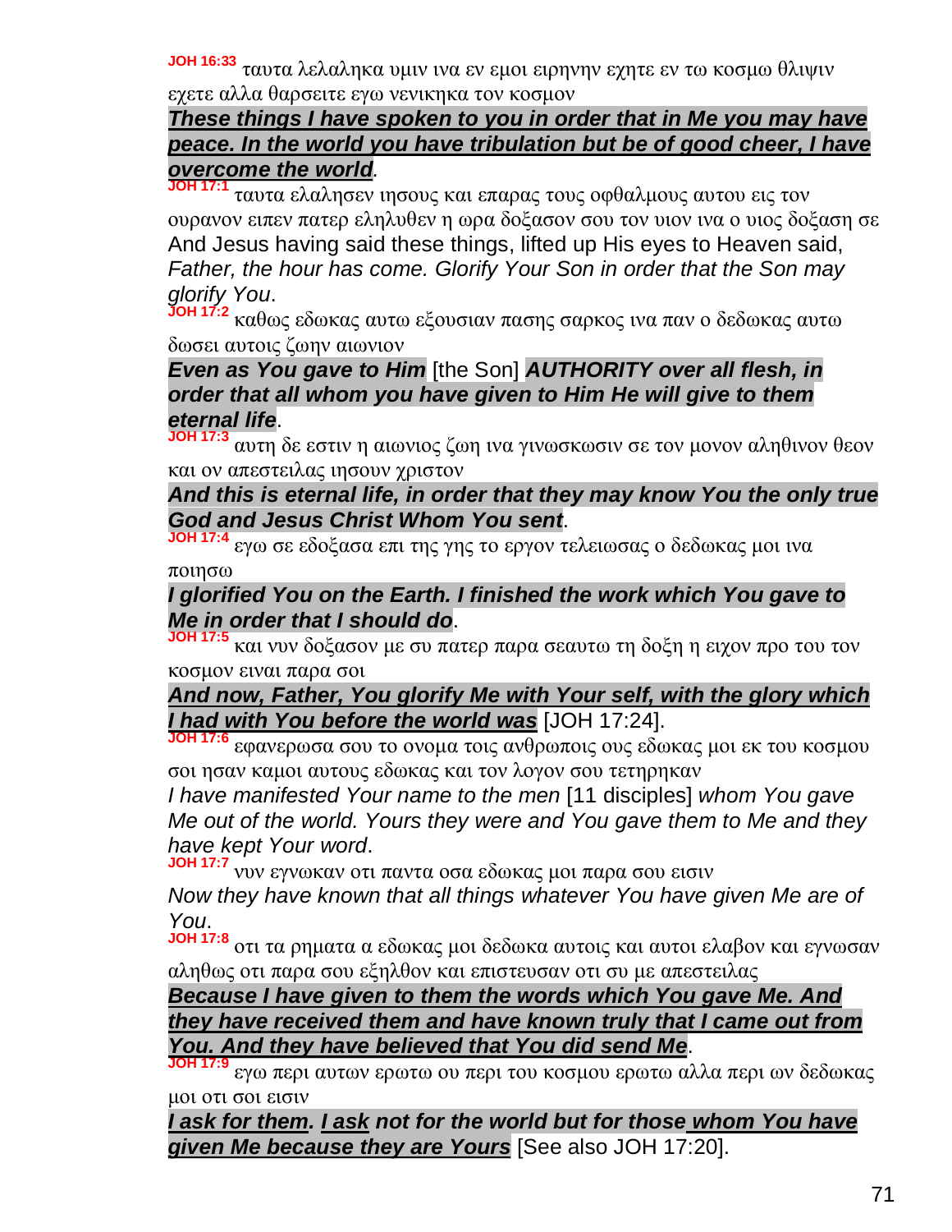**JOH 16:33** ταυτα λελαληκα υμιν ινα εν εμοι ειρηνην εχητε εν τω κοσμω θλιψιν εχετε αλλα θαρσειτε εγω νενικηκα τον κοσμον

***These things I have spoken to you in order that in Me you may have peace. In the world you have tribulation but be of good cheer, I have overcome the world.***

**JOH 17:1** ταυτα ελαλησεν ιησους και επαρας τους οφθαλμους αυτου εις τον ουρανον ειπεν πατερ εληλυθεν η ωρα δοξασον σου τον υιον ινα ο υιος δοξαση σε

And Jesus having said these things, lifted up His eyes to Heaven said, *Father, the hour has come. Glorify Your Son in order that the Son may glorify You*.

**JOH 17:2** καθως εδωκας αυτω εξουσιαν πασης σαρκος ινα παν ο δεδωκας αυτω δωσει αυτοις ζωην αιωνιον

***Even as You gave to Him*** [the Son] ***AUTHORITY over all flesh, in order that all whom you have given to Him He will give to them eternal life***.

**JOH 17:3** αυτη δε εστιν η αιωνιος ζωη ινα γινωσκωσιν σε τον μονον αληθινον θεον και ον απεστειλας ιησουν χριστον

***And this is eternal life, in order that they may know You the only true God and Jesus Christ Whom You sent***.

**JOH 17:4** εγω σε εδοξασα επι της γης το εργον τελειωσας ο δεδωκας μοι ινα ποιησω

***I glorified You on the Earth. I finished the work which You gave to Me in order that I should do***.

**JOH 17:5** και νυν δοξασον με συ πατερ παρα σεαυτω τη δοξη η ειχον προ του τον κοσμον ειναι παρα σοι

***And now, Father, You glorify Me with Your self, with the glory which I had with You before the world was*** [JOH 17:24].

**JOH 17:6** εφανερωσα σου το ονομα τοις ανθρωποις ους εδωκας μοι εκ του κοσμου σοι ησαν καμοι αυτους εδωκας και τον λογον σου τετηρηκαν

*I have manifested Your name to the men* [11 disciples] *whom You gave Me out of the world. Yours they were and You gave them to Me and they have kept Your word*.

**JOH 17:7** νυν εγνωκαν οτι παντα οσα εδωκας μοι παρα σου εισιν

*Now they have known that all things whatever You have given Me are of You*.

**JOH 17:8** οτι τα ρηματα α εδωκας μοι δεδωκα αυτοις και αυτοι ελαβον και εγνωσαν αληθως οτι παρα σου εξηλθον και επιστευσαν οτι συ με απεστειλας

***Because I have given to them the words which You gave Me. And they have received them and have known truly that I came out from You. And they have believed that You did send Me***.

**JOH 17:9** εγω περι αυτων ερωτω ου περι του κοσμου ερωτω αλλα περι ων δεδωκας μοι οτι σοι εισιν

***I ask for them. I ask not for the world but for those whom You have given Me because they are Yours*** [See also JOH 17:20].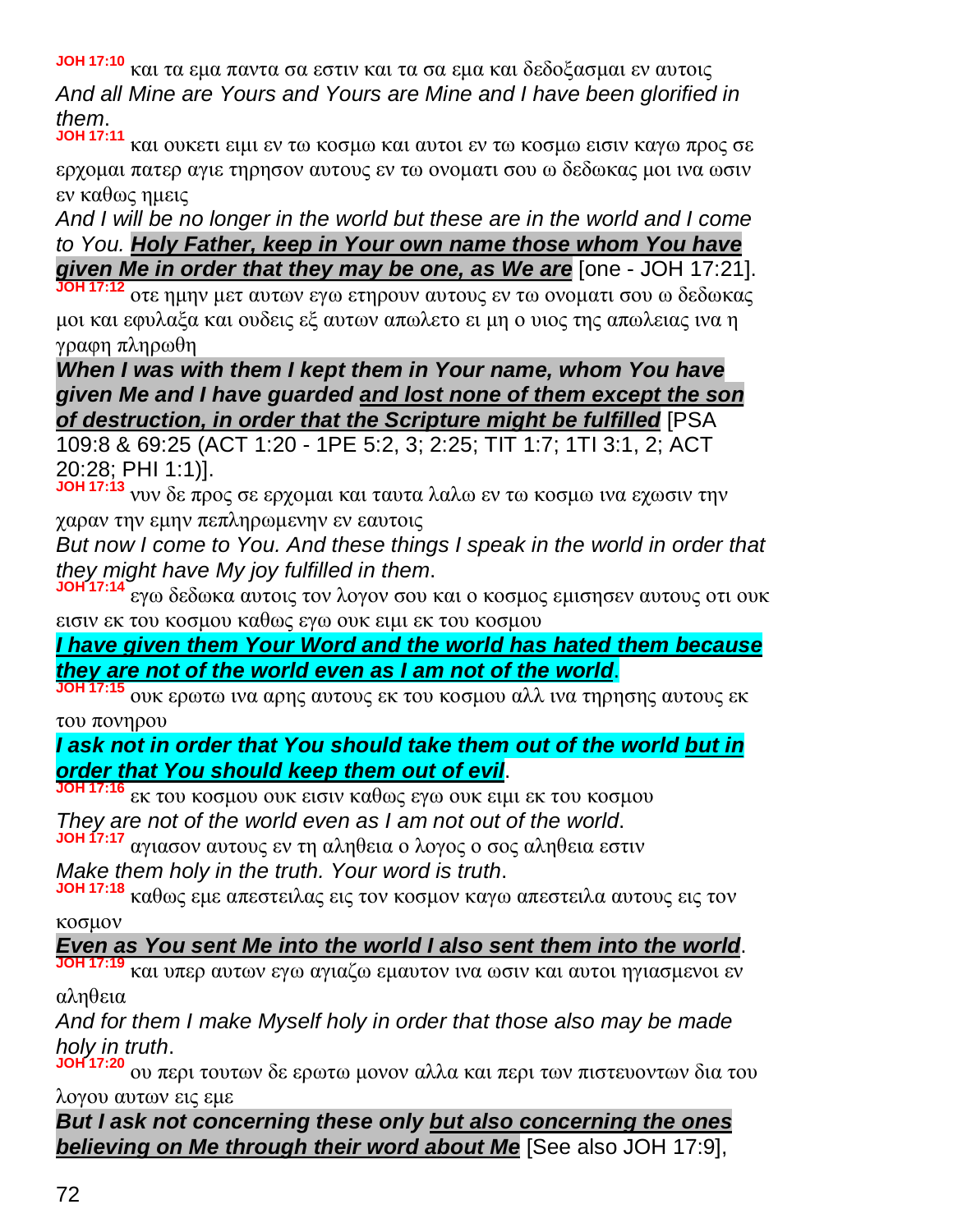**JOH 17:10** και τα εμα παντα σα εστιν και τα σα εμα και δεδοξασμαι εν αυτοις
*And all Mine are Yours and Yours are Mine and I have been glorified in them*.

**JOH 17:11** και ουκετι ειμι εν τω κοσμω και αυτοι εν τω κοσμω εισιν καγω προς σε ερχομαι πατερ αγιε τηρησον αυτους εν τω ονοματι σου ω δεδωκας μοι ινα ωσιν εν καθως ημεις
*And I will be no longer in the world but these are in the world and I come to You.* ***Holy Father, keep in Your own name those whom You have given Me in order that they may be one, as We are*** [one - JOH 17:21].

**JOH 17:12** οτε ημην μετ αυτων εγω ετηρουν αυτους εν τω ονοματι σου ω δεδωκας μοι και εφυλαξα και ουδεις εξ αυτων απωλετο ει μη ο υιος της απωλειας ινα η γραφη πληρωθη
***When I was with them I kept them in Your name, whom You have given Me and I have guarded and lost none of them except the son of destruction, in order that the Scripture might be fulfilled*** [PSA 109:8 & 69:25 (ACT 1:20 - 1PE 5:2, 3; 2:25; TIT 1:7; 1TI 3:1, 2; ACT 20:28; PHI 1:1)].

**JOH 17:13** νυν δε προς σε ερχομαι και ταυτα λαλω εν τω κοσμω ινα εχωσιν την χαραν την εμην πεπληρωμενην εν εαυτοις
*But now I come to You. And these things I speak in the world in order that they might have My joy fulfilled in them*.

**JOH 17:14** εγω δεδωκα αυτοις τον λογον σου και ο κοσμος εμισησεν αυτους οτι ουκ εισιν εκ του κοσμου καθως εγω ουκ ειμι εκ του κοσμου
***I have given them Your Word and the world has hated them because they are not of the world even as I am not of the world***.

**JOH 17:15** ουκ ερωτω ινα αρης αυτους εκ του κοσμου αλλ ινα τηρησης αυτους εκ του πονηρου
***I ask not in order that You should take them out of the world but in order that You should keep them out of evil***.

**JOH 17:16** εκ του κοσμου ουκ εισιν καθως εγω ουκ ειμι εκ του κοσμου
*They are not of the world even as I am not out of the world*.

**JOH 17:17** αγιασον αυτους εν τη αληθεια ο λογος ο σος αληθεια εστιν
*Make them holy in the truth. Your word is truth*.

**JOH 17:18** καθως εμε απεστειλας εις τον κοσμον καγω απεστειλα αυτους εις τον κοσμον
***Even as You sent Me into the world I also sent them into the world***.

**JOH 17:19** και υπερ αυτων εγω αγιαζω εμαυτον ινα ωσιν και αυτοι ηγιασμενοι εν αληθεια
*And for them I make Myself holy in order that those also may be made holy in truth*.

**JOH 17:20** ου περι τουτων δε ερωτω μονον αλλα και περι των πιστευοντων δια του λογου αυτων εις εμε
***But I ask not concerning these only but also concerning the ones believing on Me through their word about Me*** [See also JOH 17:9],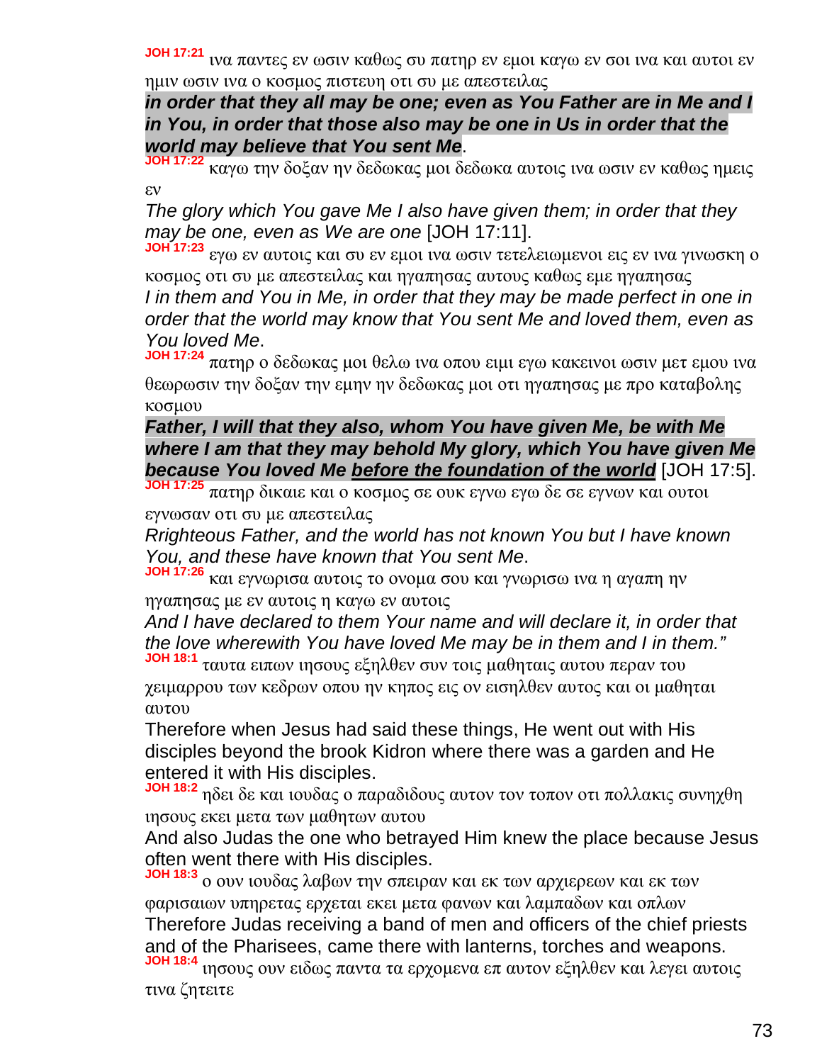**JOH 17:21** ινα παντες εν ωσιν καθως συ πατηρ εν εμοι καγω εν σοι ινα και αυτοι εν ημιν ωσιν ινα ο κοσμος πιστευη οτι συ με απεστειλας

***in order that they all may be one; even as You Father are in Me and I in You, in order that those also may be one in Us in order that the world may believe that You sent Me***.

**JOH 17:22** καγω την δοξαν ην δεδωκας μοι δεδωκα αυτοις ινα ωσιν εν καθως ημεις εν

*The glory which You gave Me I also have given them; in order that they may be one, even as We are one* [JOH 17:11].

**JOH 17:23** εγω εν αυτοις και συ εν εμοι ινα ωσιν τετελειωμενοι εις εν ινα γινωσκη ο κοσμος οτι συ με απεστειλας και ηγαπησας αυτους καθως εμε ηγαπησας

*I in them and You in Me, in order that they may be made perfect in one in order that the world may know that You sent Me and loved them, even as You loved Me*.

**JOH 17:24** πατηρ ο δεδωκας μοι θελω ινα οπου ειμι εγω κακεινοι ωσιν μετ εμου ινα θεωρωσιν την δοξαν την εμην ην δεδωκας μοι οτι ηγαπησας με προ καταβολης κοσμου

***Father, I will that they also, whom You have given Me, be with Me where I am that they may behold My glory, which You have given Me because You loved Me <u>before the foundation of the world</u>*** [JOH 17:5].

**JOH 17:25** πατηρ δικαιε και ο κοσμος σε ουκ εγνω εγω δε σε εγνων και ουτοι εγνωσαν οτι συ με απεστειλας

*Rrighteous Father, and the world has not known You but I have known You, and these have known that You sent Me*.

**JOH 17:26** και εγνωρισα αυτοις το ονομα σου και γνωρισω ινα η αγαπη ην ηγαπησας με εν αυτοις η καγω εν αυτοις

*And I have declared to them Your name and will declare it, in order that the love wherewith You have loved Me may be in them and I in them."*

**JOH 18:1** ταυτα ειπων ιησους εξηλθεν συν τοις μαθηταις αυτου περαν του χειμαρρου των κεδρων οπου ην κηπος εις ον εισηλθεν αυτος και οι μαθηται αυτου

Therefore when Jesus had said these things, He went out with His disciples beyond the brook Kidron where there was a garden and He entered it with His disciples.

**JOH 18:2** ηδει δε και ιουδας ο παραδιδους αυτον τον τοπον οτι πολλακις συνηχθη ιησους εκει μετα των μαθητων αυτου

And also Judas the one who betrayed Him knew the place because Jesus often went there with His disciples.

**JOH 18:3** ο ουν ιουδας λαβων την σπειραν και εκ των αρχιερεων και εκ των φαρισαιων υπηρετας ερχεται εκει μετα φανων και λαμπαδων και οπλων

Therefore Judas receiving a band of men and officers of the chief priests and of the Pharisees, came there with lanterns, torches and weapons.

**JOH 18:4** ιησους ουν ειδως παντα τα ερχομενα επ αυτον εξηλθεν και λεγει αυτοις τινα ζητειτε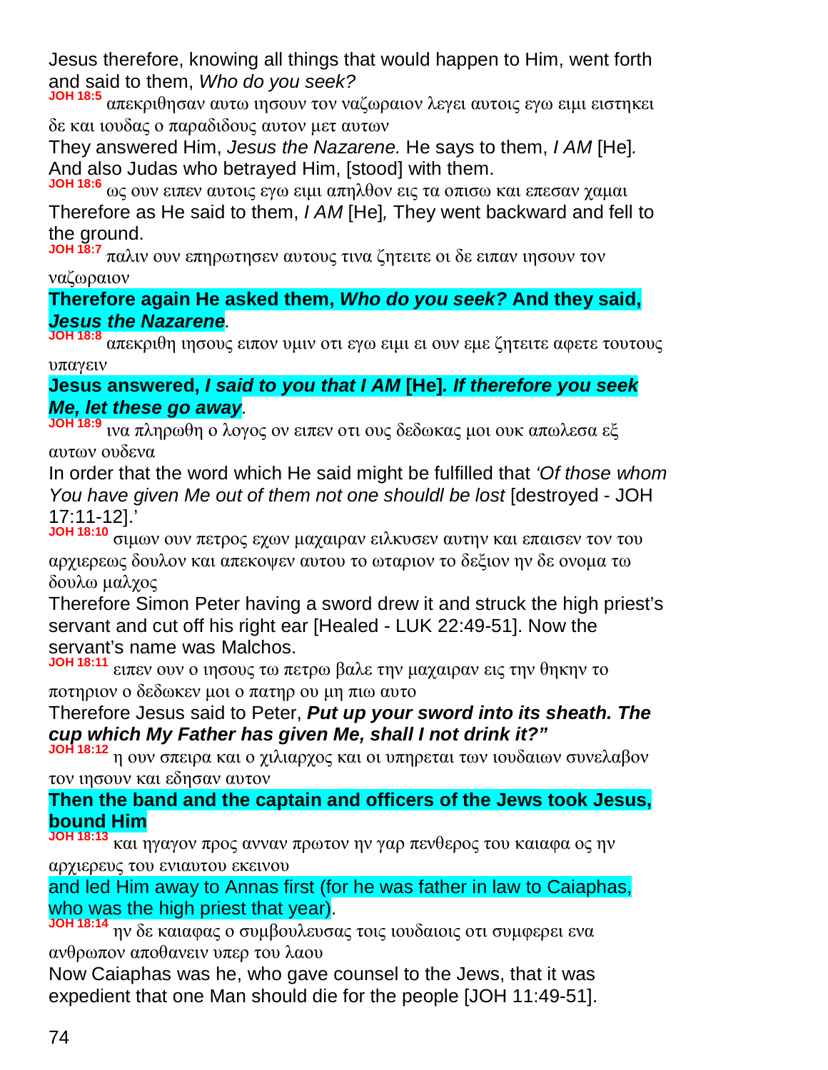Jesus therefore, knowing all things that would happen to Him, went forth and said to them, *Who do you seek?*

**JOH 18:5** απεκριθησαν αυτω ιησουν τον ναζωραιον λεγει αυτοις εγω ειμι ειστηκει δε και ιουδας ο παραδιδους αυτον μετ αυτων

They answered Him, *Jesus the Nazarene.* He says to them, *I AM* [He]*.* And also Judas who betrayed Him, [stood] with them.

**JOH 18:6** ως ουν ειπεν αυτοις εγω ειμι απηλθον εις τα οπισω και επεσαν χαμαι

Therefore as He said to them, *I AM* [He]*,* They went backward and fell to the ground.

**JOH 18:7** παλιν ουν επηρωτησεν αυτους τινα ζητειτε οι δε ειπαν ιησουν τον ναζωραιον

**Therefore again He asked them, *Who do you seek?* And they said, *Jesus the Nazarene*.**

**JOH 18:8** απεκριθη ιησους ειπον υμιν οτι εγω ειμι ει ουν εμε ζητειτε αφετε τουτους υπαγειν

**Jesus answered, *I said to you that I AM* [He]*. If therefore you seek Me, let these go away*.**

**JOH 18:9** ινα πληρωθη ο λογος ον ειπεν οτι ους δεδωκας μοι ουκ απωλεσα εξ αυτων ουδενα

In order that the word which He said might be fulfilled that *'Of those whom You have given Me out of them not one shouldl be lost* [destroyed - JOH 17:11-12].'

**JOH 18:10** σιμων ουν πετρος εχων μαχαιραν ειλκυσεν αυτην και επαισεν τον του αρχιερεως δουλον και απεκοψεν αυτου το ωταριον το δεξιον ην δε ονομα τω δουλω μαλχος

Therefore Simon Peter having a sword drew it and struck the high priest's servant and cut off his right ear [Healed - LUK 22:49-51]. Now the servant's name was Malchos.

**JOH 18:11** ειπεν ουν ο ιησους τω πετρω βαλε την μαχαιραν εις την θηκην το ποτηριον ο δεδωκεν μοι ο πατηρ ου μη πιω αυτο

Therefore Jesus said to Peter, ***Put up your sword into its sheath. The cup which My Father has given Me, shall I not drink it?"***

**JOH 18:12** η ουν σπειρα και ο χιλιαρχος και οι υπηρεται των ιουδαιων συνελαβον τον ιησουν και εδησαν αυτον

**Then the band and the captain and officers of the Jews took Jesus, bound Him**

**JOH 18:13** και ηγαγον προς ανναν πρωτον ην γαρ πενθερος του καιαφα ος ην αρχιερευς του ενιαυτου εκεινου

and led Him away to Annas first (for he was father in law to Caiaphas, who was the high priest that year).

**JOH 18:14** ην δε καιαφας ο συμβουλευσας τοις ιουδαιοις οτι συμφερει ενα ανθρωπον αποθανειν υπερ του λαου

Now Caiaphas was he, who gave counsel to the Jews, that it was expedient that one Man should die for the people [JOH 11:49-51].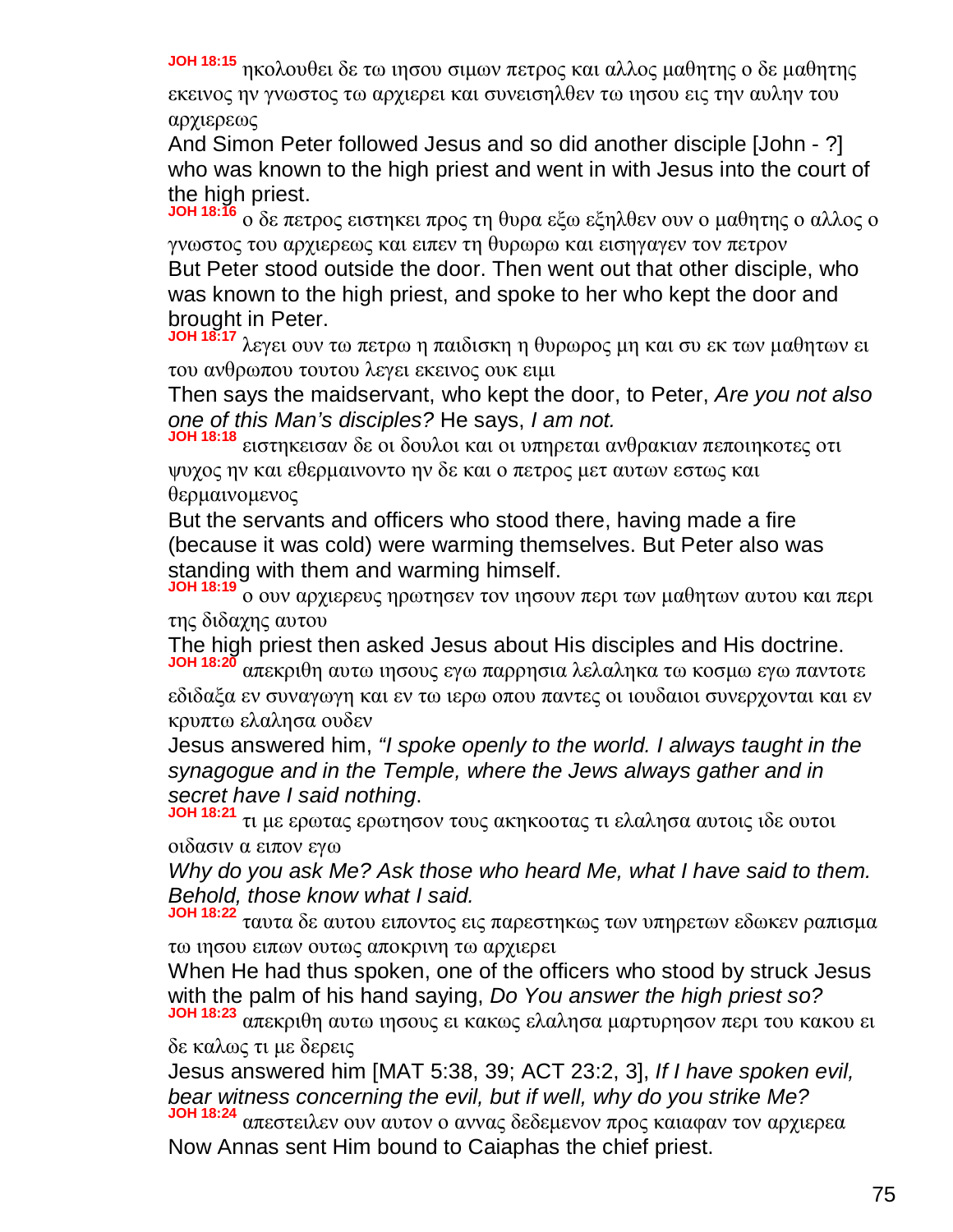**JOH 18:15** ηκολουθει δε τω ιησου σιμων πετρος και αλλος μαθητης ο δε μαθητης εκεινος ην γνωστος τω αρχιερει και συνεισηλθεν τω ιησου εις την αυλην του αρχιερεως

And Simon Peter followed Jesus and so did another disciple [John - ?] who was known to the high priest and went in with Jesus into the court of the high priest.

**JOH 18:16** ο δε πετρος ειστηκει προς τη θυρα εξω εξηλθεν ουν ο μαθητης ο αλλος ο γνωστος του αρχιερεως και ειπεν τη θυρωρω και εισηγαγεν τον πετρον

But Peter stood outside the door. Then went out that other disciple, who was known to the high priest, and spoke to her who kept the door and brought in Peter.

**JOH 18:17** λεγει ουν τω πετρω η παιδισκη η θυρωρος μη και συ εκ των μαθητων ει του ανθρωπου τουτου λεγει εκεινος ουκ ειμι

Then says the maidservant, who kept the door, to Peter, *Are you not also one of this Man's disciples?* He says, *I am not.*

**JOH 18:18** ειστηκεισαν δε οι δουλοι και οι υπηρεται ανθρακιαν πεποιηκοτες οτι ψυχος ην και εθερμαινοντο ην δε και ο πετρος μετ αυτων εστως και θερμαινομενος

But the servants and officers who stood there, having made a fire (because it was cold) were warming themselves. But Peter also was standing with them and warming himself.

**JOH 18:19** ο ουν αρχιερευς ηρωτησεν τον ιησουν περι των μαθητων αυτου και περι της διδαχης αυτου

The high priest then asked Jesus about His disciples and His doctrine.

**JOH 18:20** απεκριθη αυτω ιησους εγω παρρησια λελαληκα τω κοσμω εγω παντοτε εδιδαξα εν συναγωγη και εν τω ιερω οπου παντες οι ιουδαιοι συνερχονται και εν κρυπτω ελαλησα ουδεν

Jesus answered him, *"I spoke openly to the world. I always taught in the synagogue and in the Temple, where the Jews always gather and in secret have I said nothing*.

**JOH 18:21** τι με ερωτας ερωτησον τους ακηκοοτας τι ελαλησα αυτοις ιδε ουτοι οιδασιν α ειπον εγω

*Why do you ask Me? Ask those who heard Me, what I have said to them. Behold, those know what I said.*

**JOH 18:22** ταυτα δε αυτου ειποντος εις παρεστηκως των υπηρετων εδωκεν ραπισμα τω ιησου ειπων ουτως αποκρινη τω αρχιερει

When He had thus spoken, one of the officers who stood by struck Jesus with the palm of his hand saying, *Do You answer the high priest so?*

**JOH 18:23** απεκριθη αυτω ιησους ει κακως ελαλησα μαρτυρησον περι του κακου ει δε καλως τι με δερεις

Jesus answered him [MAT 5:38, 39; ACT 23:2, 3], *If I have spoken evil, bear witness concerning the evil, but if well, why do you strike Me?*

**JOH 18:24** απεστειλεν ουν αυτον ο αννας δεδεμενον προς καιαφαν τον αρχιερεα

Now Annas sent Him bound to Caiaphas the chief priest.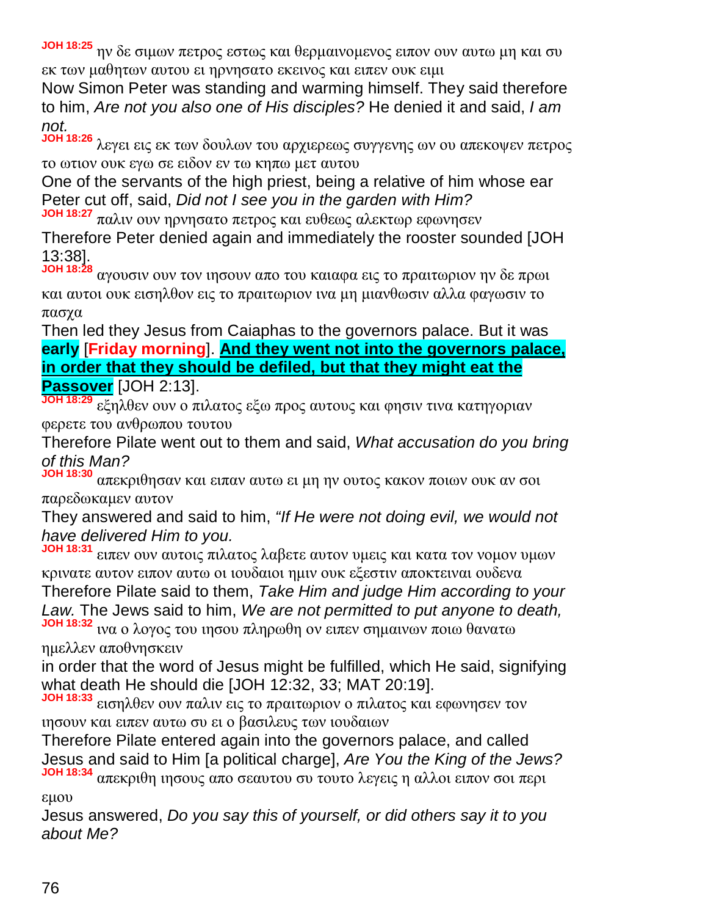**JOH 18:25** ην δε σιμων πετρος εστως και θερμαινομενος ειπον ουν αυτω μη και συ εκ των μαθητων αυτου ει ηρνησατο εκεινος και ειπεν ουκ ειμι

Now Simon Peter was standing and warming himself. They said therefore to him, *Are not you also one of His disciples?* He denied it and said, *I am not.*

**JOH 18:26** λεγει εις εκ των δουλων του αρχιερεως συγγενης ων ου απεκοψεν πετρος το ωτιον ουκ εγω σε ειδον εν τω κηπω μετ αυτου

One of the servants of the high priest, being a relative of him whose ear Peter cut off, said, *Did not I see you in the garden with Him?*

**JOH 18:27** παλιν ουν ηρνησατο πετρος και ευθεως αλεκτωρ εφωνησεν

Therefore Peter denied again and immediately the rooster sounded [JOH 13:38].

**JOH 18:28** αγουσιν ουν τον ιησουν απο του καιαφα εις το πραιτωριον ην δε πρωι και αυτοι ουκ εισηλθον εις το πραιτωριον ινα μη μιανθωσιν αλλα φαγωσιν το πασχα

Then led they Jesus from Caiaphas to the governors palace. But it was **early** [**Friday morning**]. **And they went not into the governors palace, in order that they should be defiled, but that they might eat the Passover** [JOH 2:13].

**JOH 18:29** εξηλθεν ουν ο πιλατος εξω προς αυτους και φησιν τινα κατηγοριαν φερετε του ανθρωπου τουτου

Therefore Pilate went out to them and said, *What accusation do you bring of this Man?*

**JOH 18:30** απεκριθησαν και ειπαν αυτω ει μη ην ουτος κακον ποιων ουκ αν σοι παρεδωκαμεν αυτον

They answered and said to him, *"If He were not doing evil, we would not have delivered Him to you.*

**JOH 18:31** ειπεν ουν αυτοις πιλατος λαβετε αυτον υμεις και κατα τον νομον υμων κρινατε αυτον ειπον αυτω οι ιουδαιοι ημιν ουκ εξεστιν αποκτειναι ουδενα

Therefore Pilate said to them, *Take Him and judge Him according to your Law.* The Jews said to him, *We are not permitted to put anyone to death,*

**JOH 18:32** ινα ο λογος του ιησου πληρωθη ον ειπεν σημαινων ποιω θανατω ημελλεν αποθνησκειν

in order that the word of Jesus might be fulfilled, which He said, signifying what death He should die [JOH 12:32, 33; MAT 20:19].

**JOH 18:33** εισηλθεν ουν παλιν εις το πραιτωριον ο πιλατος και εφωνησεν τον ιησουν και ειπεν αυτω συ ει ο βασιλευς των ιουδαιων

Therefore Pilate entered again into the governors palace, and called Jesus and said to Him [a political charge], *Are You the King of the Jews?*

**JOH 18:34** απεκριθη ιησους απο σεαυτου συ τουτο λεγεις η αλλοι ειπον σοι περι εμου

Jesus answered, *Do you say this of yourself, or did others say it to you about Me?*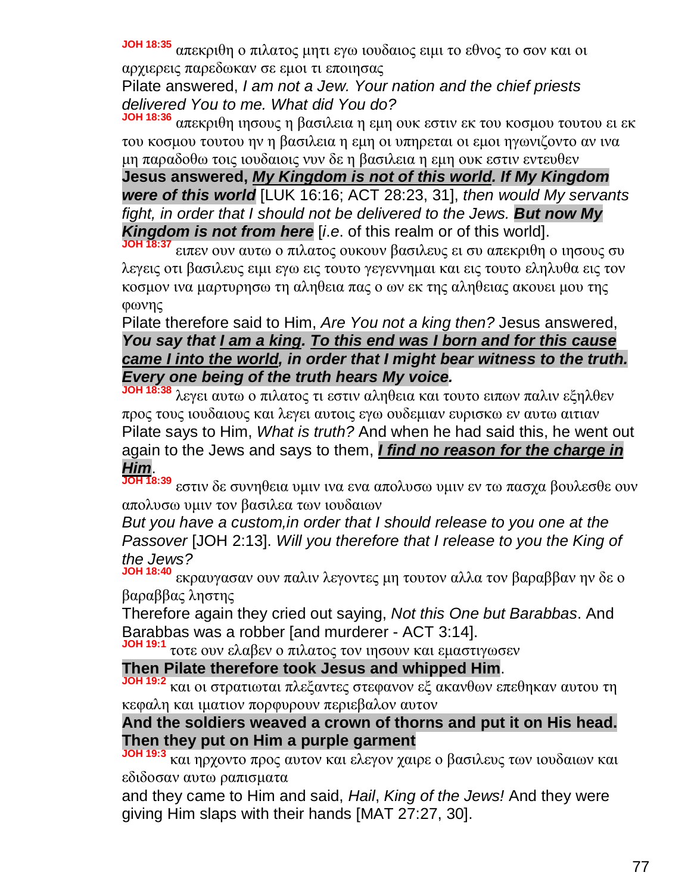**JOH 18:35** απεκριθη ο πιλατος μητι εγω ιουδαιος ειμι το εθνος το σον και οι αρχιερεις παρεδωκαν σε εμοι τι εποιησας

Pilate answered, *I am not a Jew. Your nation and the chief priests delivered You to me. What did You do?*

**JOH 18:36** απεκριθη ιησους η βασιλεια η εμη ουκ εστιν εκ του κοσμου τουτου ει εκ του κοσμου τουτου ην η βασιλεια η εμη οι υπηρεται οι εμοι ηγωνιζοντο αν ινα μη παραδοθω τοις ιουδαιοις νυν δε η βασιλεια η εμη ουκ εστιν εντευθεν

**Jesus answered, *My Kingdom is not of this world. If My Kingdom were of this world*** [LUK 16:16; ACT 28:23, 31], *then would My servants fight, in order that I should not be delivered to the Jews.* ***But now My Kingdom is not from here*** [*i.e*. of this realm or of this world].

**JOH 18:37** ειπεν ουν αυτω ο πιλατος ουκουν βασιλευς ει συ απεκριθη ο ιησους συ λεγεις οτι βασιλευς ειμι εγω εις τουτο γεγεννημαι και εις τουτο εληλυθα εις τον κοσμον ινα μαρτυρησω τη αληθεια πας ο ων εκ της αληθειας ακουει μου της φωνης

Pilate therefore said to Him, *Are You not a king then?* Jesus answered, ***You say that I am a king. To this end was I born and for this cause came I into the world, in order that I might bear witness to the truth. Every one being of the truth hears My voice.***

**JOH 18:38** λεγει αυτω ο πιλατος τι εστιν αληθεια και τουτο ειπων παλιν εξηλθεν προς τους ιουδαιους και λεγει αυτοις εγω ουδεμιαν ευρισκω εν αυτω αιτιαν

Pilate says to Him, *What is truth?* And when he had said this, he went out again to the Jews and says to them, ***I find no reason for the charge in Him***.

**JOH 18:39** εστιν δε συνηθεια υμιν ινα ενα απολυσω υμιν εν τω πασχα βουλεσθε ουν απολυσω υμιν τον βασιλεα των ιουδαιων

*But you have a custom,in order that I should release to you one at the Passover* [JOH 2:13]. *Will you therefore that I release to you the King of the Jews?*

**JOH 18:40** εκραυγασαν ουν παλιν λεγοντες μη τουτον αλλα τον βαραββαν ην δε ο βαραββας ληστης

Therefore again they cried out saying, *Not this One but Barabbas*. And Barabbas was a robber [and murderer - ACT 3:14].

**JOH 19:1** τοτε ουν ελαβεν ο πιλατος τον ιησουν και εμαστιγωσεν

**Then Pilate therefore took Jesus and whipped Him**.

**JOH 19:2** και οι στρατιωται πλεξαντες στεφανον εξ ακανθων επεθηκαν αυτου τη κεφαλη και ιματιον πορφυρουν περιεβαλον αυτον

**And the soldiers weaved a crown of thorns and put it on His head. Then they put on Him a purple garment**

**JOH 19:3** και ηρχοντο προς αυτον και ελεγον χαιρε ο βασιλευς των ιουδαιων και εδιδοσαν αυτω ραπισματα

and they came to Him and said, *Hail*, *King of the Jews!* And they were giving Him slaps with their hands [MAT 27:27, 30].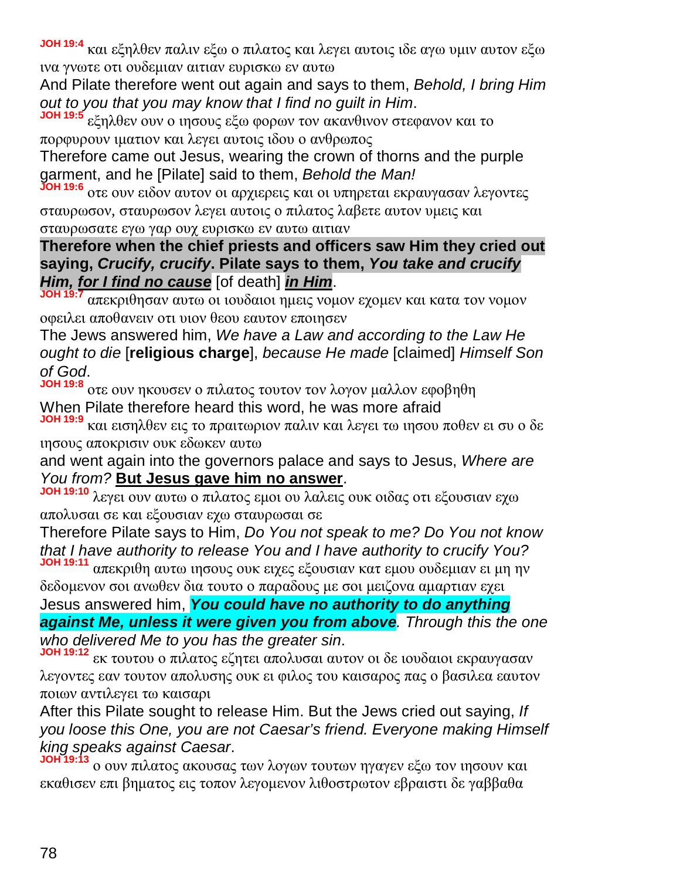**JOH 19:4** και εξηλθεν παλιν εξω ο πιλατος και λεγει αυτοις ιδε αγω υμιν αυτον εξω ινα γνωτε οτι ουδεμιαν αιτιαν ευρισκω εν αυτω

And Pilate therefore went out again and says to them, *Behold, I bring Him out to you that you may know that I find no guilt in Him*.

**JOH 19:5** εξηλθεν ουν ο ιησους εξω φορων τον ακανθινον στεφανον και το πορφυρουν ιματιον και λεγει αυτοις ιδου ο ανθρωπος

Therefore came out Jesus, wearing the crown of thorns and the purple garment, and he [Pilate] said to them, *Behold the Man!*

**JOH 19:6** οτε ουν ειδον αυτον οι αρχιερεις και οι υπηρεται εκραυγασαν λεγοντες σταυρωσον, σταυρωσον λεγει αυτοις ο πιλατος λαβετε αυτον υμεις και σταυρωσατε εγω γαρ ουχ ευρισκω εν αυτω αιτιαν

**Therefore when the chief priests and officers saw Him they cried out saying, *Crucify, crucify*. Pilate says to them, *You take and crucify Him, for I find no cause*** [of death] ***in Him***.

**JOH 19:7** απεκριθησαν αυτω οι ιουδαιοι ημεις νομον εχομεν και κατα τον νομον οφειλει αποθανειν οτι υιον θεου εαυτον εποιησεν

The Jews answered him, *We have a Law and according to the Law He ought to die* [**religious charge**], *because He made* [claimed] *Himself Son of God*.

**JOH 19:8** οτε ουν ηκουσεν ο πιλατος τουτον τον λογον μαλλον εφοβηθη

When Pilate therefore heard this word, he was more afraid

**JOH 19:9** και εισηλθεν εις το πραιτωριον παλιν και λεγει τω ιησου ποθεν ει συ ο δε ιησους αποκρισιν ουκ εδωκεν αυτω

and went again into the governors palace and says to Jesus, *Where are You from?* **But Jesus gave him no answer**.

**JOH 19:10** λεγει ουν αυτω ο πιλατος εμοι ου λαλεις ουκ οιδας οτι εξουσιαν εχω απολυσαι σε και εξουσιαν εχω σταυρωσαι σε

Therefore Pilate says to Him, *Do You not speak to me? Do You not know that I have authority to release You and I have authority to crucify You?*

**JOH 19:11** απεκριθη αυτω ιησους ουκ ειχες εξουσιαν κατ εμου ουδεμιαν ει μη ην δεδομενον σοι ανωθεν δια τουτο ο παραδους με σοι μειζονα αμαρτιαν εχει

Jesus answered him, ***You could have no authority to do anything against Me, unless it were given you from above***. *Through this the one who delivered Me to you has the greater sin*.

**JOH 19:12** εκ τουτου ο πιλατος εζητει απολυσαι αυτον οι δε ιουδαιοι εκραυγασαν λεγοντες εαν τουτον απολυσης ουκ ει φιλος του καισαρος πας ο βασιλεα εαυτον ποιων αντιλεγει τω καισαρι

After this Pilate sought to release Him. But the Jews cried out saying, *If you loose this One, you are not Caesar's friend. Everyone making Himself king speaks against Caesar*.

**JOH 19:13** ο ουν πιλατος ακουσας των λογων τουτων ηγαγεν εξω τον ιησουν και εκαθισεν επι βηματος εις τοπον λεγομενον λιθοστρωτον εβραιστι δε γαββαθα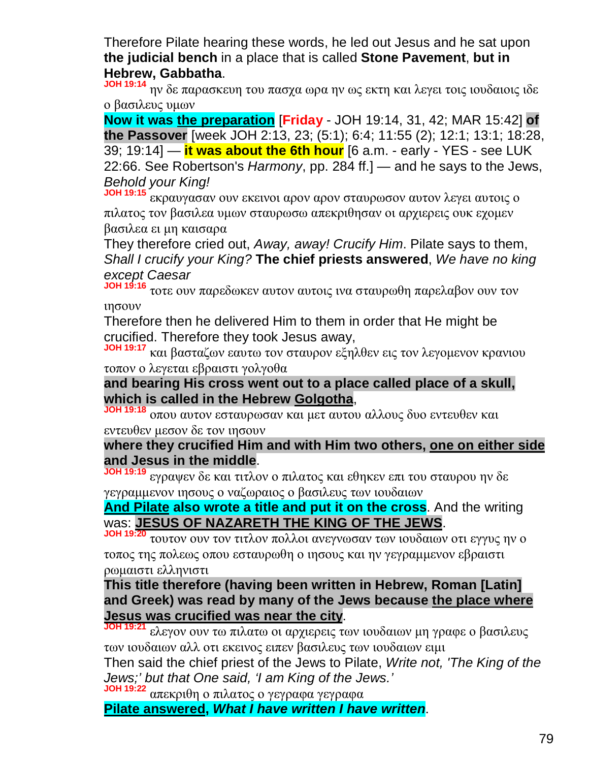Therefore Pilate hearing these words, he led out Jesus and he sat upon **the judicial bench** in a place that is called **Stone Pavement**, **but in Hebrew, Gabbatha**.

**JOH 19:14** ην δε παρασκευη του πασχα ωρα ην ως εκτη και λεγει τοις ιουδαιοις ιδε ο βασιλευς υμων

**Now it was the preparation** [**Friday** - JOH 19:14, 31, 42; MAR 15:42] **of the Passover** [week JOH 2:13, 23; (5:1); 6:4; 11:55 (2); 12:1; 13:1; 18:28, 39; 19:14] — **it was about the 6th hour** [6 a.m. - early - YES - see LUK 22:66. See Robertson's *Harmony*, pp. 284 ff.] — and he says to the Jews, *Behold your King!*

**JOH 19:15** εκραυγασαν ουν εκεινοι αρον αρον σταυρωσον αυτον λεγει αυτοις ο πιλατος τον βασιλεα υμων σταυρωσω απεκριθησαν οι αρχιερεις ουκ εχομεν βασιλεα ει μη καισαρα

They therefore cried out, *Away, away! Crucify Him*. Pilate says to them, *Shall I crucify your King?* **The chief priests answered**, *We have no king except Caesar*

**JOH 19:16** τοτε ουν παρεδωκεν αυτον αυτοις ινα σταυρωθη παρελαβον ουν τον ιησουν

Therefore then he delivered Him to them in order that He might be crucified. Therefore they took Jesus away,

**JOH 19:17** και βασταζων εαυτω τον σταυρον εξηλθεν εις τον λεγομενον κρανιου τοπον ο λεγεται εβραιστι γολγοθα

**and bearing His cross went out to a place called place of a skull, which is called in the Hebrew Golgotha**,

**JOH 19:18** οπου αυτον εσταυρωσαν και μετ αυτου αλλους δυο εντευθεν και εντευθεν μεσον δε τον ιησουν

**where they crucified Him and with Him two others, one on either side and Jesus in the middle**.

**JOH 19:19** εγραψεν δε και τιτλον ο πιλατος και εθηκεν επι του σταυρου ην δε γεγραμμενον ιησους ο ναζωραιος ο βασιλευς των ιουδαιων

**And Pilate also wrote a title and put it on the cross**. And the writing was: **JESUS OF NAZARETH THE KING OF THE JEWS**.

**JOH 19:20** τουτον ουν τον τιτλον πολλοι ανεγνωσαν των ιουδαιων οτι εγγυς ην ο τοπος της πολεως οπου εσταυρωθη ο ιησους και ην γεγραμμενον εβραιστι ρωμαιστι ελληνιστι

**This title therefore (having been written in Hebrew, Roman [Latin] and Greek) was read by many of the Jews because the place where Jesus was crucified was near the city**.

**JOH 19:21** ελεγον ουν τω πιλατω οι αρχιερεις των ιουδαιων μη γραφε ο βασιλευς των ιουδαιων αλλ οτι εκεινος ειπεν βασιλευς των ιουδαιων ειμι

Then said the chief priest of the Jews to Pilate, *Write not, 'The King of the Jews;' but that One said, 'I am King of the Jews.'*

**JOH 19:22** απεκριθη ο πιλατος ο γεγραφα γεγραφα

**Pilate answered**, ***What I have written I have written***.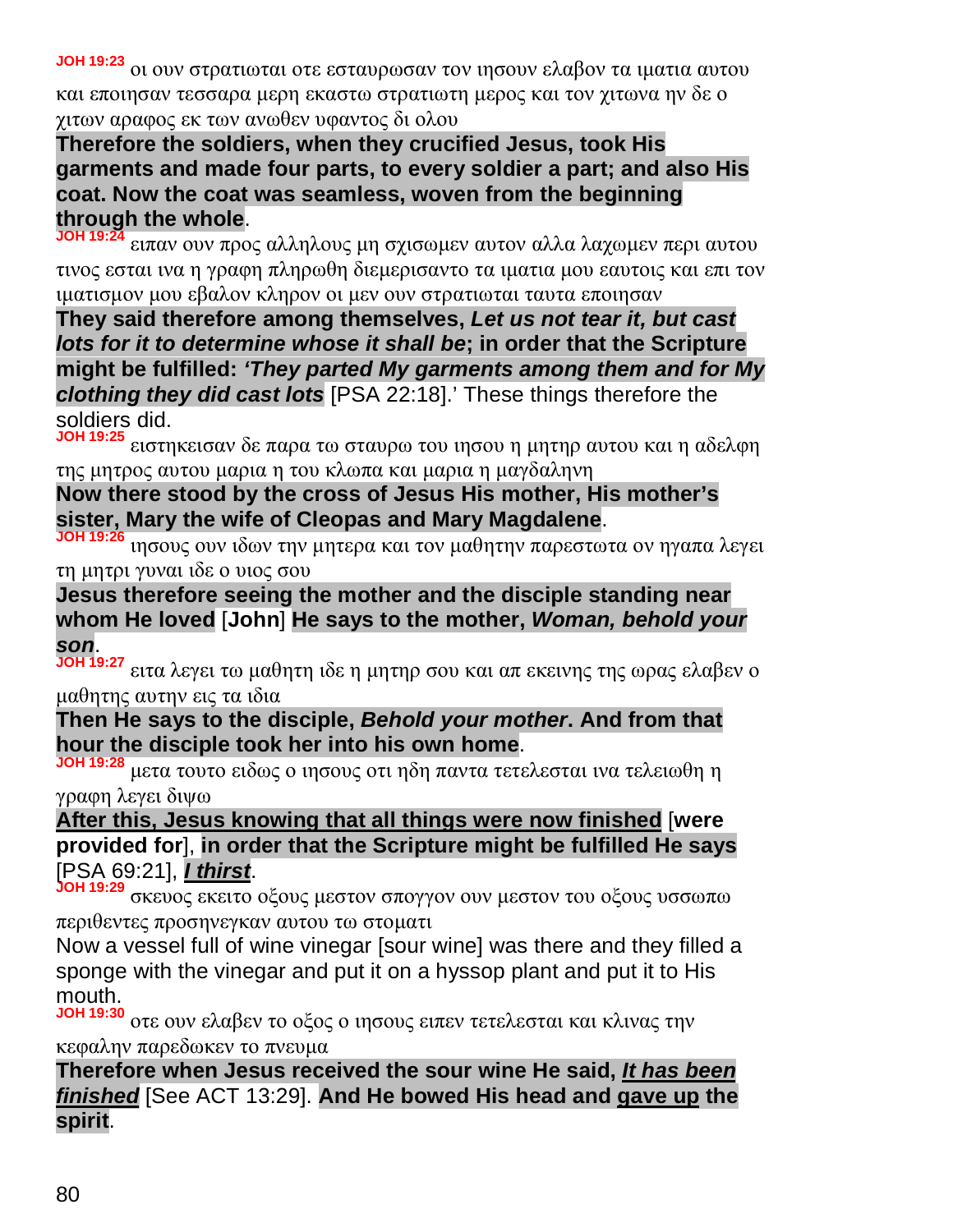**JOH 19:23** οι ουν στρατιωται οτε εσταυρωσαν τον ιησουν ελαβον τα ιματια αυτου και εποιησαν τεσσαρα μερη εκαστω στρατιωτη μερος και τον χιτωνα ην δε ο χιτων αραφος εκ των ανωθεν υφαντος δι ολου

**Therefore the soldiers, when they crucified Jesus, took His garments and made four parts, to every soldier a part; and also His coat. Now the coat was seamless, woven from the beginning through the whole**.

**JOH 19:24** ειπαν ουν προς αλληλους μη σχισωμεν αυτον αλλα λαχωμεν περι αυτου τινος εσται ινα η γραφη πληρωθη διεμερισαντο τα ιματια μου εαυτοις και επι τον ιματισμον μου εβαλον κληρον οι μεν ουν στρατιωται ταυτα εποιησαν

**They said therefore among themselves, *Let us not tear it, but cast lots for it to determine whose it shall be*; in order that the Scripture might be fulfilled: *'They parted My garments among them and for My clothing they did cast lots*** [PSA 22:18].' These things therefore the soldiers did.

**JOH 19:25** ειστηκεισαν δε παρα τω σταυρω του ιησου η μητηρ αυτου και η αδελφη της μητρος αυτου μαρια η του κλωπα και μαρια η μαγδαληνη

**Now there stood by the cross of Jesus His mother, His mother's sister, Mary the wife of Cleopas and Mary Magdalene**.

**JOH 19:26** ιησους ουν ιδων την μητερα και τον μαθητην παρεστωτα ον ηγαπα λεγει τη μητρι γυναι ιδε ο υιος σου

**Jesus therefore seeing the mother and the disciple standing near whom He loved** [**John**] **He says to the mother, *Woman, behold your son***.

**JOH 19:27** ειτα λεγει τω μαθητη ιδε η μητηρ σου και απ εκεινης της ωρας ελαβεν ο μαθητης αυτην εις τα ιδια

**Then He says to the disciple, *Behold your mother*. And from that hour the disciple took her into his own home**.

**JOH 19:28** μετα τουτο ειδως ο ιησους οτι ηδη παντα τετελεσται ινα τελειωθη η γραφη λεγει διψω

<u>**After this, Jesus knowing that all things were now finished**</u> [**were provided for**], **in order that the Scripture might be fulfilled He says** [PSA 69:21], <u>***I thirst***</u>.

**JOH 19:29** σκευος εκειτο οξους μεστον σπογγον ουν μεστον του οξους υσσωπω περιθεντες προσηνεγκαν αυτου τω στοματι

Now a vessel full of wine vinegar [sour wine] was there and they filled a sponge with the vinegar and put it on a hyssop plant and put it to His mouth.

**JOH 19:30** οτε ουν ελαβεν το οξος ο ιησους ειπεν τετελεσται και κλινας την κεφαλην παρεδωκεν το πνευμα

**Therefore when Jesus received the sour wine He said, <u>*It has been finished*</u>** [See ACT 13:29]. **And He bowed His head and <u>gave up</u> the spirit**.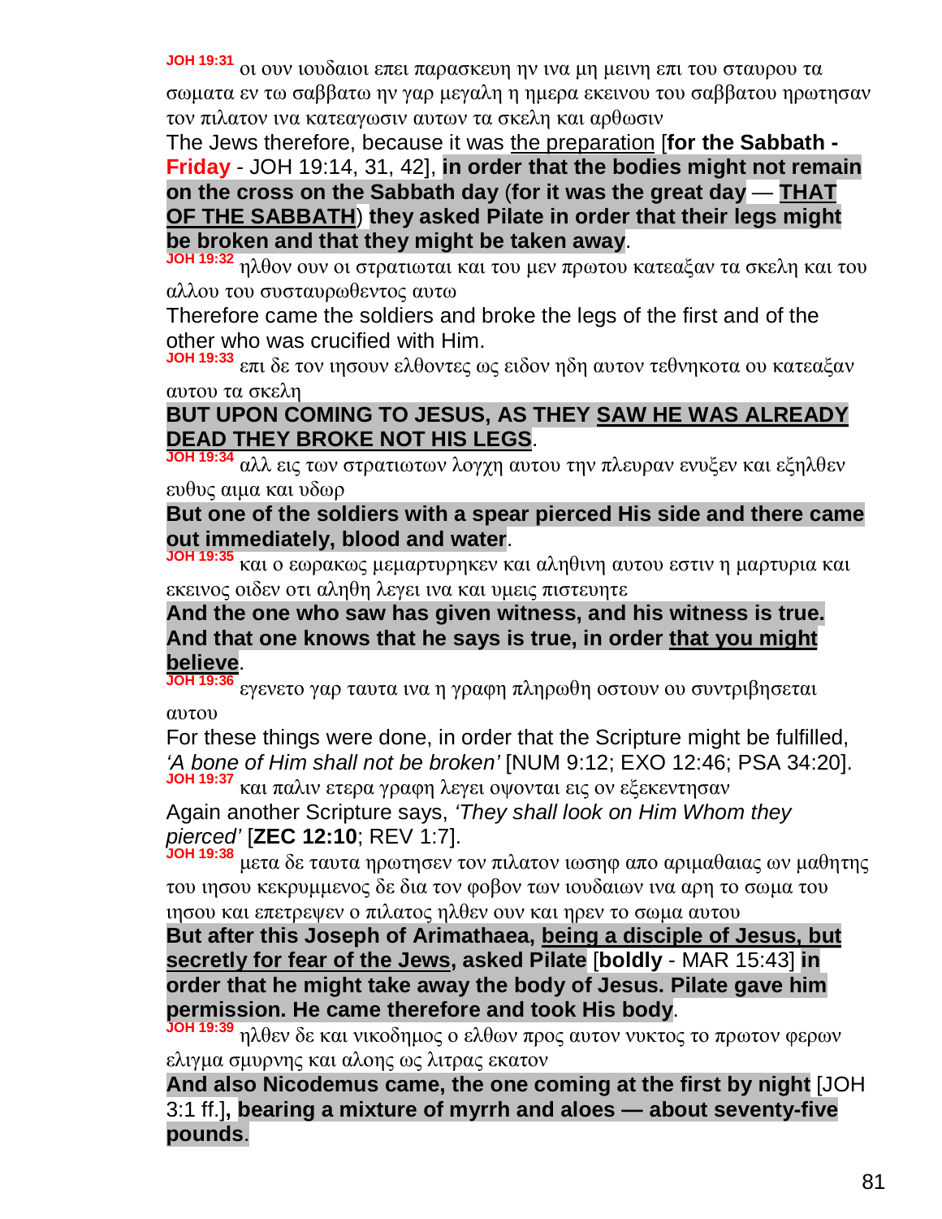**JOH 19:31** οι ουν ιουδαιοι επει παρασκευη ην ινα μη μεινη επι του σταυρου τα σωματα εν τω σαββατω ην γαρ μεγαλη η ημερα εκεινου του σαββατου ηρωτησαν τον πιλατον ινα κατεαγωσιν αυτων τα σκελη και αρθωσιν

The Jews therefore, because it was the preparation [**for the Sabbath - Friday** - JOH 19:14, 31, 42], **in order that the bodies might not remain on the cross on the Sabbath day** (**for it was the great day** — **THAT OF THE SABBATH**) **they asked Pilate in order that their legs might be broken and that they might be taken away**.

**JOH 19:32** ηλθον ουν οι στρατιωται και του μεν πρωτου κατεαξαν τα σκελη και του αλλου του συσταυρωθεντος αυτω

Therefore came the soldiers and broke the legs of the first and of the other who was crucified with Him.

**JOH 19:33** επι δε τον ιησουν ελθοντες ως ειδον ηδη αυτον τεθνηκοτα ου κατεαξαν αυτου τα σκελη

**BUT UPON COMING TO JESUS, AS THEY SAW HE WAS ALREADY DEAD THEY BROKE NOT HIS LEGS**.

**JOH 19:34** αλλ εις των στρατιωτων λογχη αυτου την πλευραν ενυξεν και εξηλθεν ευθυς αιμα και υδωρ

**But one of the soldiers with a spear pierced His side and there came out immediately, blood and water**.

**JOH 19:35** και ο εωρακως μεμαρτυρηκεν και αληθινη αυτου εστιν η μαρτυρια και εκεινος οιδεν οτι αληθη λεγει ινα και υμεις πιστευητε

**And the one who saw has given witness, and his witness is true. And that one knows that he says is true, in order that you might believe**.

**JOH 19:36** εγενετο γαρ ταυτα ινα η γραφη πληρωθη οστουν ου συντριβησεται αυτου

For these things were done, in order that the Scripture might be fulfilled, *'A bone of Him shall not be broken'* [NUM 9:12; EXO 12:46; PSA 34:20].

**JOH 19:37** και παλιν ετερα γραφη λεγει οψονται εις ον εξεκεντησαν

Again another Scripture says, *'They shall look on Him Whom they pierced'* [**ZEC 12:10**; REV 1:7].

**JOH 19:38** μετα δε ταυτα ηρωτησεν τον πιλατον ιωσηφ απο αριμαθαιας ων μαθητης του ιησου κεκρυμμενος δε δια τον φοβον των ιουδαιων ινα αρη το σωμα του ιησου και επετρεψεν ο πιλατος ηλθεν ουν και ηρεν το σωμα αυτου

**But after this Joseph of Arimathaea, being a disciple of Jesus, but secretly for fear of the Jews, asked Pilate** [**boldly** - MAR 15:43] **in order that he might take away the body of Jesus. Pilate gave him permission. He came therefore and took His body**.

**JOH 19:39** ηλθεν δε και νικοδημος ο ελθων προς αυτον νυκτος το πρωτον φερων ελιγμα σμυρνης και αλοης ως λιτρας εκατον

**And also Nicodemus came, the one coming at the first by night** [JOH 3:1 ff.]**, bearing a mixture of myrrh and aloes — about seventy-five pounds**.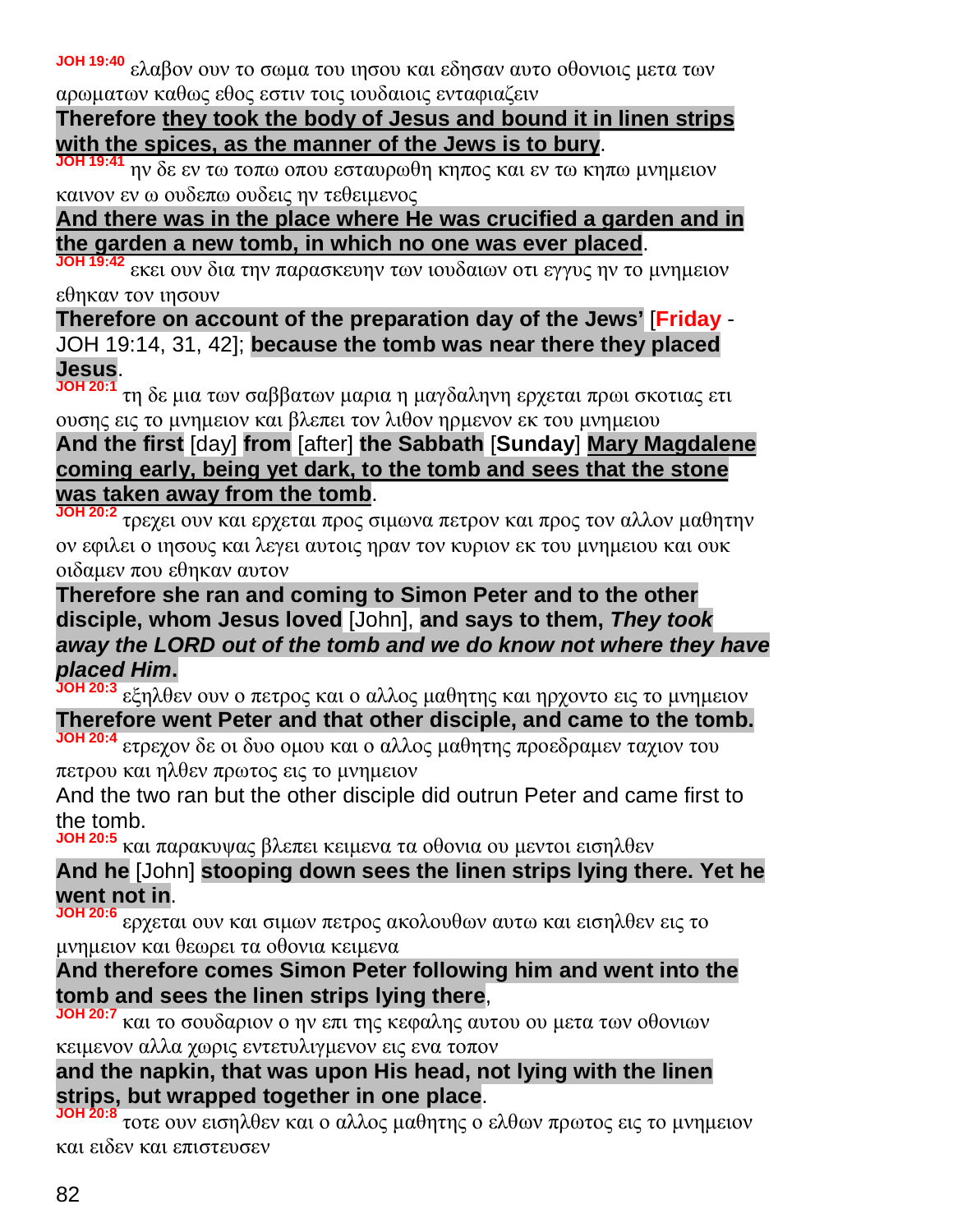**JOH 19:40** ελαβον ουν το σωμα του ιησου και εδησαν αυτο οθονιοις μετα των αρωματων καθως εθος εστιν τοις ιουδαιοις ενταφιαζειν

**Therefore <u>they took the body of Jesus and bound it in linen strips with the spices, as the manner of the Jews is to bury</u>**.

**JOH 19:41** ην δε εν τω τοπω οπου εσταυρωθη κηπος και εν τω κηπω μνημειον καινον εν ω ουδεπω ουδεις ην τεθειμενος

**<u>And there was in the place where He was crucified a garden and in the garden a new tomb, in which no one was ever placed</u>**.

**JOH 19:42** εκει ουν δια την παρασκευην των ιουδαιων οτι εγγυς ην το μνημειον εθηκαν τον ιησουν

**Therefore on account of the preparation day of the Jews'** [**Friday** - JOH 19:14, 31, 42]; **because the tomb was near there they placed Jesus**.

**JOH 20:1** τη δε μια των σαββατων μαρια η μαγδαληνη ερχεται πρωι σκοτιας ετι ουσης εις το μνημειον και βλεπει τον λιθον ηρμενον εκ του μνημειου

**And the first** [day] **from** [after] **the Sabbath** [**Sunday**] **<u>Mary Magdalene coming early, being yet dark, to the tomb and sees that the stone was taken away from the tomb</u>**.

**JOH 20:2** τρεχει ουν και ερχεται προς σιμωνα πετρον και προς τον αλλον μαθητην ον εφιλει ο ιησους και λεγει αυτοις ηραν τον κυριον εκ του μνημειου και ουκ οιδαμεν που εθηκαν αυτον

**Therefore she ran and coming to Simon Peter and to the other disciple, whom Jesus loved** [John], **and says to them, *They took away the LORD out of the tomb and we do know not where they have placed Him*.**

**JOH 20:3** εξηλθεν ουν ο πετρος και ο αλλος μαθητης και ηρχοντο εις το μνημειον

**Therefore went Peter and that other disciple, and came to the tomb.**

**JOH 20:4** ετρεχον δε οι δυο ομου και ο αλλος μαθητης προεδραμεν ταχιον του πετρου και ηλθεν πρωτος εις το μνημειον

And the two ran but the other disciple did outrun Peter and came first to the tomb.

**JOH 20:5** και παρακυψας βλεπει κειμενα τα οθονια ου μεντοι εισηλθεν

**And he** [John] **stooping down sees the linen strips lying there. Yet he went not in**.

**JOH 20:6** ερχεται ουν και σιμων πετρος ακολουθων αυτω και εισηλθεν εις το μνημειον και θεωρει τα οθονια κειμενα

**And therefore comes Simon Peter following him and went into the tomb and sees the linen strips lying there**,

**JOH 20:7** και το σουδαριον ο ην επι της κεφαλης αυτου ου μετα των οθονιων κειμενον αλλα χωρις εντετυλιγμενον εις ενα τοπον

**and the napkin, that was upon His head, not lying with the linen strips, but wrapped together in one place**.

**JOH 20:8** τοτε ουν εισηλθεν και ο αλλος μαθητης ο ελθων πρωτος εις το μνημειον και ειδεν και επιστευσεν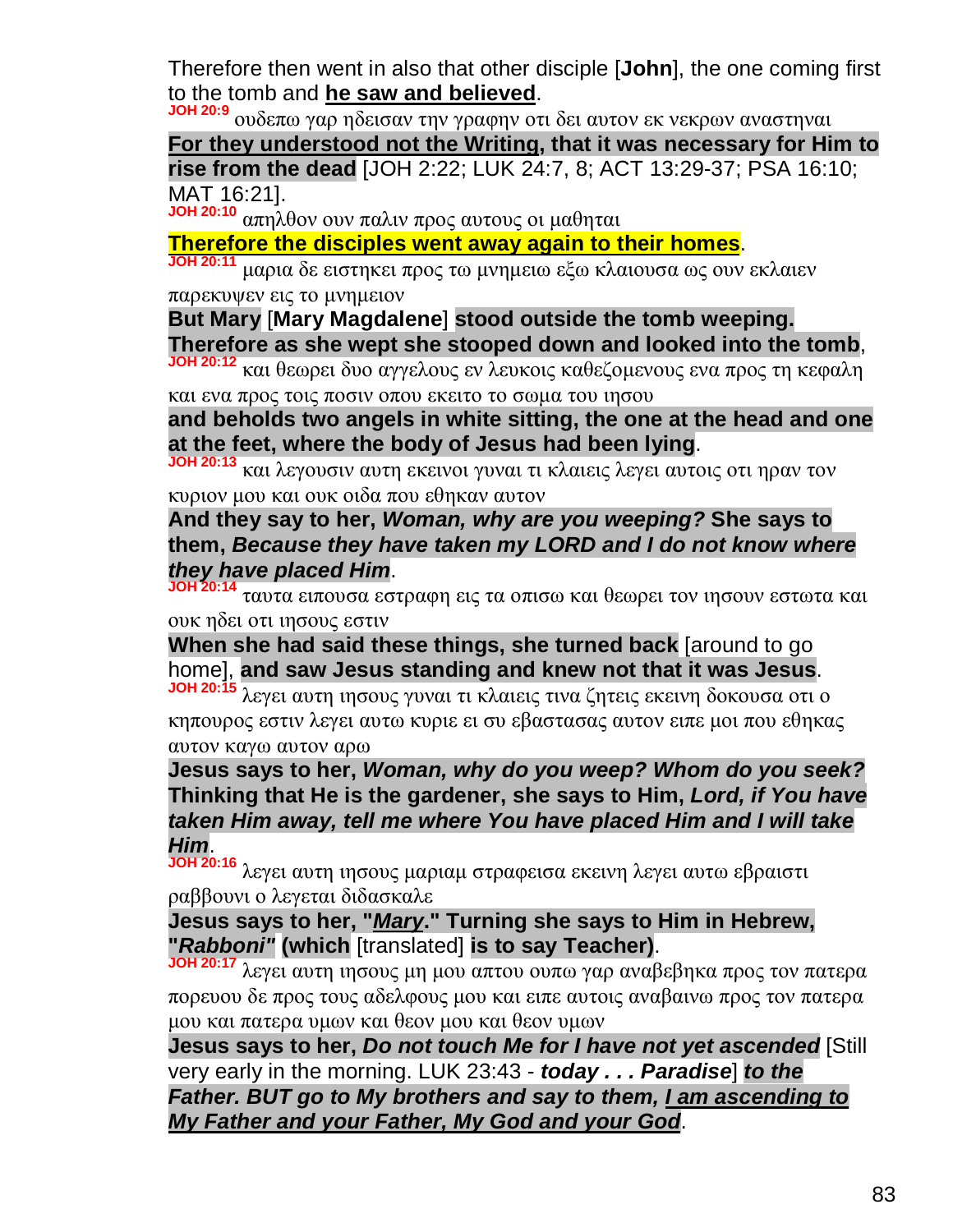Therefore then went in also that other disciple [**John**], the one coming first to the tomb and **<u>he saw and believed</u>**.

**JOH 20:9** ουδεπω γαρ ηδεισαν την γραφην οτι δει αυτον εκ νεκρων αναστηναι

**<u>For they understood not the Writing</u>, that it was necessary for Him to rise from the dead** [JOH 2:22; LUK 24:7, 8; ACT 13:29-37; PSA 16:10; MAT 16:21].

**JOH 20:10** απηλθον ουν παλιν προς αυτους οι μαθηται

**<u>Therefore the disciples went away again to their homes</u>**.

**JOH 20:11** μαρια δε ειστηκει προς τω μνημειω εξω κλαιουσα ως ουν εκλαιεν παρεκυψεν εις το μνημειον

**But Mary** [**Mary Magdalene**] **stood outside the tomb weeping. Therefore as she wept she stooped down and looked into the tomb**,

**JOH 20:12** και θεωρει δυο αγγελους εν λευκοις καθεζομενους ενα προς τη κεφαλη και ενα προς τοις ποσιν οπου εκειτο το σωμα του ιησου

**and beholds two angels in white sitting, the one at the head and one at the feet, where the body of Jesus had been lying**.

**JOH 20:13** και λεγουσιν αυτη εκεινοι γυναι τι κλαιεις λεγει αυτοις οτι ηραν τον κυριον μου και ουκ οιδα που εθηκαν αυτον

**And they say to her, *Woman, why are you weeping?* She says to them, *Because they have taken my LORD and I do not know where they have placed Him***.

**JOH 20:14** ταυτα ειπουσα εστραφη εις τα οπισω και θεωρει τον ιησουν εστωτα και ουκ ηδει οτι ιησους εστιν

**When she had said these things, she turned back** [around to go home], **and saw Jesus standing and knew not that it was Jesus**.

**JOH 20:15** λεγει αυτη ιησους γυναι τι κλαιεις τινα ζητεις εκεινη δοκουσα οτι ο κηπουρος εστιν λεγει αυτω κυριε ει συ εβαστασας αυτον ειπε μοι που εθηκας αυτον καγω αυτον αρω

**Jesus says to her, *Woman, why do you weep? Whom do you seek?* Thinking that He is the gardener, she says to Him, *Lord, if You have taken Him away, tell me where You have placed Him and I will take Him***.

**JOH 20:16** λεγει αυτη ιησους μαριαμ στραφεισα εκεινη λεγει αυτω εβραιστι ραββουνι ο λεγεται διδασκαλε

**Jesus says to her, "*<u>Mary</u>*." Turning she says to Him in Hebrew, "*Rabboni*" (which** [translated] **is to say Teacher)**.

**JOH 20:17** λεγει αυτη ιησους μη μου απτου ουπω γαρ αναβεβηκα προς τον πατερα πορευου δε προς τους αδελφους μου και ειπε αυτοις αναβαινω προς τον πατερα μου και πατερα υμων και θεον μου και θεον υμων

**Jesus says to her, *Do not touch Me for I have not yet ascended*** [Still very early in the morning. LUK 23:43 - ***today . . . Paradise***] ***to the Father. BUT go to My brothers and say to them, <u>I am ascending to My Father and your Father, My God and your God</u>***.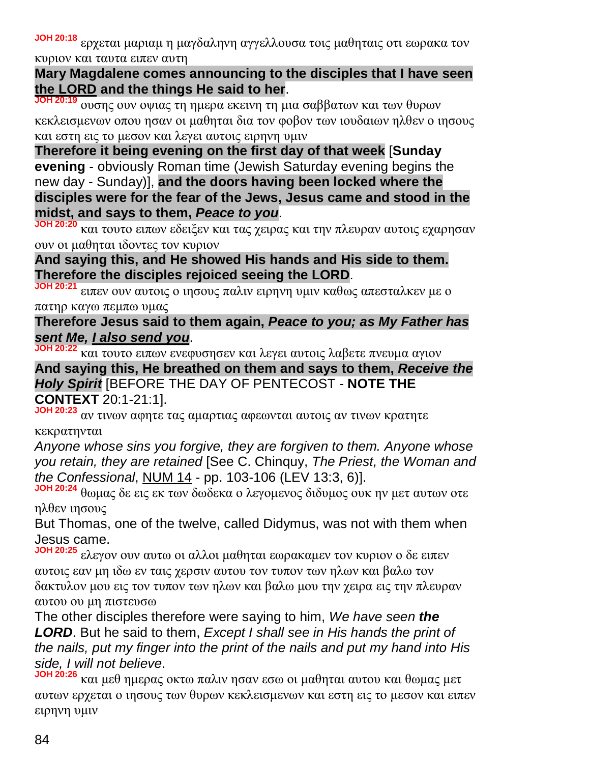JOH 20:18 ερχεται μαριαμ η μαγδαληνη αγγελλουσα τοις μαθηταις οτι εωρακα τον κυριον και ταυτα ειπεν αυτη

**Mary Magdalene comes announcing to the disciples that I have seen the LORD and the things He said to her**.

JOH 20:19 ουσης ουν οψιας τη ημερα εκεινη τη μια σαββατων και των θυρων κεκλεισμενων οπου ησαν οι μαθηται δια τον φοβον των ιουδαιων ηλθεν ο ιησους και εστη εις το μεσον και λεγει αυτοις ειρηνη υμιν

**Therefore it being evening on the first day of that week** [**Sunday evening** - obviously Roman time (Jewish Saturday evening begins the new day - Sunday)], **and the doors having been locked where the disciples were for the fear of the Jews, Jesus came and stood in the midst, and says to them, *Peace to you***.

JOH 20:20 και τουτο ειπων εδειξεν και τας χειρας και την πλευραν αυτοις εχαρησαν ουν οι μαθηται ιδοντες τον κυριον

**And saying this, and He showed His hands and His side to them. Therefore the disciples rejoiced seeing the LORD**.

JOH 20:21 ειπεν ουν αυτοις ο ιησους παλιν ειρηνη υμιν καθως απεσταλκεν με ο πατηρ καγω πεμπω υμας

**Therefore Jesus said to them again, *Peace to you; as My Father has sent Me, I also send you***.

JOH 20:22 και τουτο ειπων ενεφυσησεν και λεγει αυτοις λαβετε πνευμα αγιον

**And saying this, He breathed on them and says to them, *Receive the Holy Spirit*** [BEFORE THE DAY OF PENTECOST - **NOTE THE CONTEXT** 20:1-21:1].

JOH 20:23 αν τινων αφητε τας αμαρτιας αφεωνται αυτοις αν τινων κρατητε κεκρατηνται

*Anyone whose sins you forgive, they are forgiven to them. Anyone whose you retain, they are retained* [See C. Chinquy, *The Priest, the Woman and the Confessional*, NUM 14 - pp. 103-106 (LEV 13:3, 6)].

JOH 20:24 θωμας δε εις εκ των δωδεκα ο λεγομενος διδυμος ουκ ην μετ αυτων οτε ηλθεν ιησους

But Thomas, one of the twelve, called Didymus, was not with them when Jesus came.

JOH 20:25 ελεγον ουν αυτω οι αλλοι μαθηται εωρακαμεν τον κυριον ο δε ειπεν αυτοις εαν μη ιδω εν ταις χερσιν αυτου τον τυπον των ηλων και βαλω τον δακτυλον μου εις τον τυπον των ηλων και βαλω μου την χειρα εις την πλευραν αυτου ου μη πιστευσω

The other disciples therefore were saying to him, *We have seen **the LORD***. But he said to them, *Except I shall see in His hands the print of the nails, put my finger into the print of the nails and put my hand into His side, I will not believe*.

JOH 20:26 και μεθ ημερας οκτω παλιν ησαν εσω οι μαθηται αυτου και θωμας μετ αυτων ερχεται ο ιησους των θυρων κεκλεισμενων και εστη εις το μεσον και ειπεν ειρηνη υμιν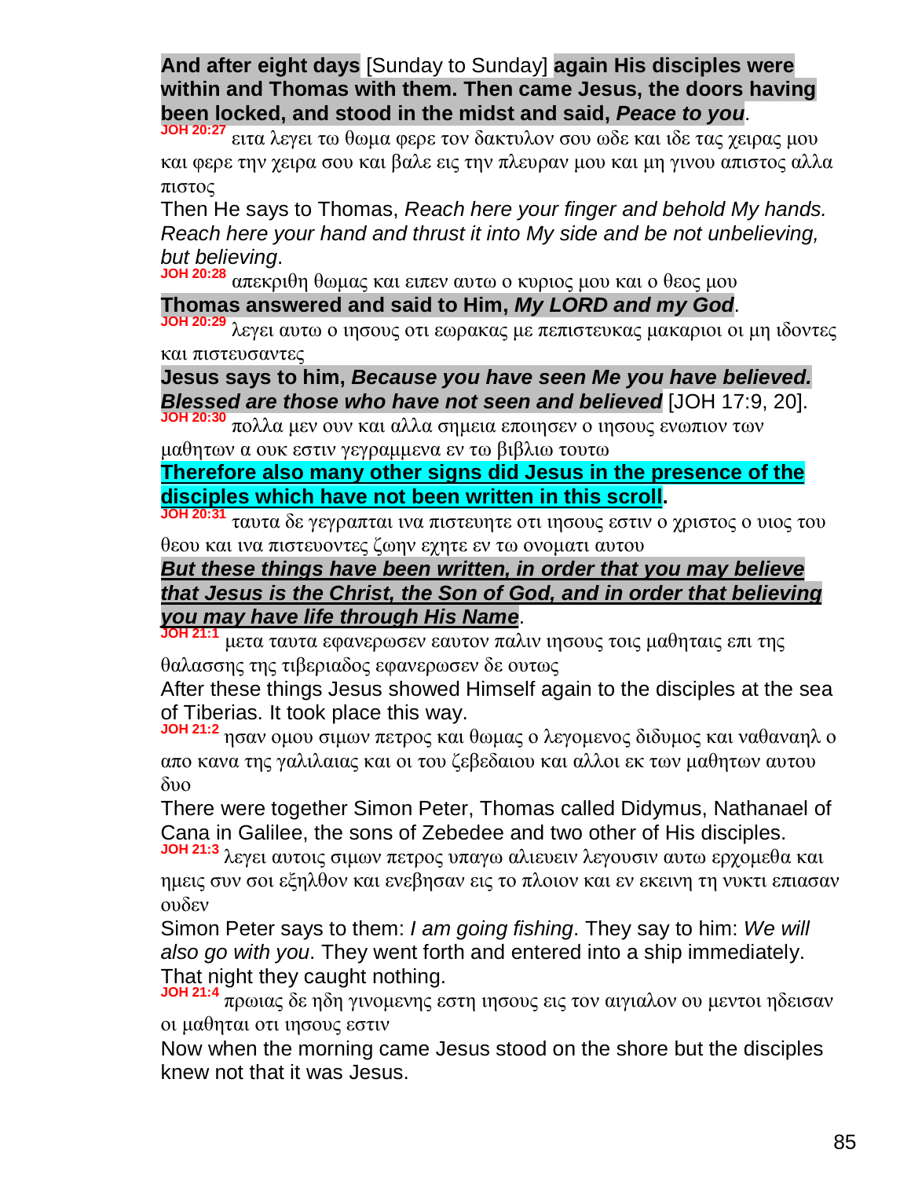**And after eight days** [Sunday to Sunday] **again His disciples were within and Thomas with them. Then came Jesus, the doors having been locked, and stood in the midst and said, *Peace to you***.

**JOH 20:27** ειτα λεγει τω θωμα φερε τον δακτυλον σου ωδε και ιδε τας χειρας μου και φερε την χειρα σου και βαλε εις την πλευραν μου και μη γινου απιστος αλλα πιστος

Then He says to Thomas, *Reach here your finger and behold My hands. Reach here your hand and thrust it into My side and be not unbelieving, but believing*.

**JOH 20:28** απεκριθη θωμας και ειπεν αυτω ο κυριος μου και ο θεος μου

**Thomas answered and said to Him, *My LORD and my God***.

**JOH 20:29** λεγει αυτω ο ιησους οτι εωρακας με πεπιστευκας μακαριοι οι μη ιδοντες και πιστευσαντες

**Jesus says to him, *Because you have seen Me you have believed. Blessed are those who have not seen and believed*** [JOH 17:9, 20].

**JOH 20:30** πολλα μεν ουν και αλλα σημεια εποιησεν ο ιησους ενωπιον των μαθητων α ουκ εστιν γεγραμμενα εν τω βιβλιω τουτω

**Therefore also many other signs did Jesus in the presence of the disciples which have not been written in this scroll.**

**JOH 20:31** ταυτα δε γεγραπται ινα πιστευητε οτι ιησους εστιν ο χριστος ο υιος του θεου και ινα πιστευοντες ζωην εχητε εν τω ονοματι αυτου

***But these things have been written, in order that you may believe that Jesus is the Christ, the Son of God, and in order that believing you may have life through His Name***.

**JOH 21:1** μετα ταυτα εφανερωσεν εαυτον παλιν ιησους τοις μαθηταις επι της θαλασσης της τιβεριαδος εφανερωσεν δε ουτως

After these things Jesus showed Himself again to the disciples at the sea of Tiberias. It took place this way.

**JOH 21:2** ησαν ομου σιμων πετρος και θωμας ο λεγομενος διδυμος και ναθαναηλ ο απο κανα της γαλιλαιας και οι του ζεβεδαιου και αλλοι εκ των μαθητων αυτου δυο

There were together Simon Peter, Thomas called Didymus, Nathanael of Cana in Galilee, the sons of Zebedee and two other of His disciples.

**JOH 21:3** λεγει αυτοις σιμων πετρος υπαγω αλιευειν λεγουσιν αυτω ερχομεθα και ημεις συν σοι εξηλθον και ενεβησαν εις το πλοιον και εν εκεινη τη νυκτι επιασαν ουδεν

Simon Peter says to them: *I am going fishing*. They say to him: *We will also go with you*. They went forth and entered into a ship immediately. That night they caught nothing.

**JOH 21:4** πρωιας δε ηδη γινομενης εστη ιησους εις τον αιγιαλον ου μεντοι ηδεισαν οι μαθηται οτι ιησους εστιν

Now when the morning came Jesus stood on the shore but the disciples knew not that it was Jesus.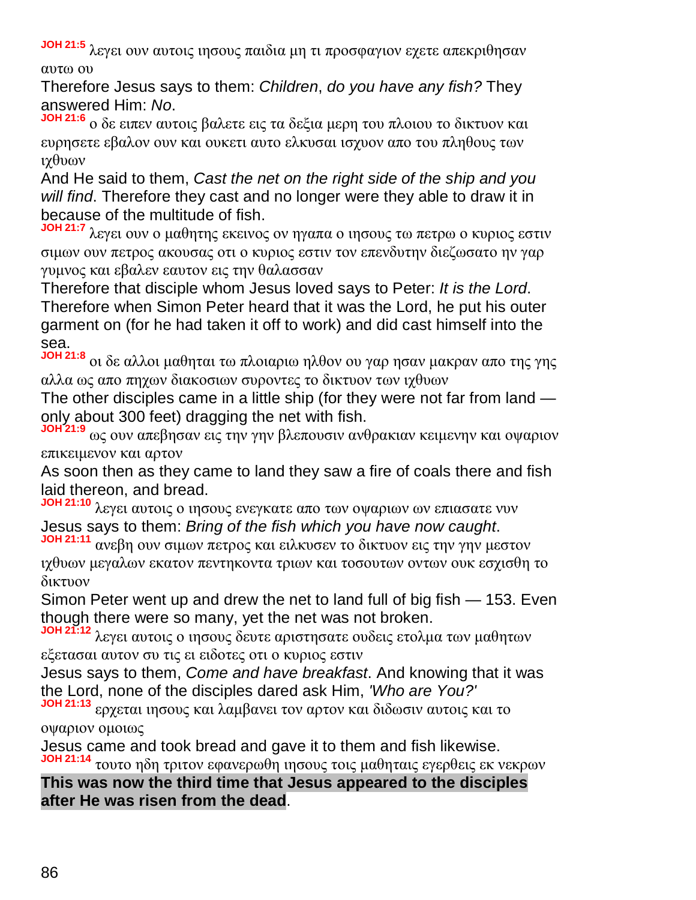**JOH 21:5** λεγει ουν αυτοις ιησους παιδια μη τι προσφαγιον εχετε απεκριθησαν αυτω ου

Therefore Jesus says to them: *Children*, *do you have any fish?* They answered Him: *No*.

**JOH 21:6** ο δε ειπεν αυτοις βαλετε εις τα δεξια μερη του πλοιου το δικτυον και ευρησετε εβαλον ουν και ουκετι αυτο ελκυσαι ισχυον απο του πληθους των ιχθυων

And He said to them, *Cast the net on the right side of the ship and you will find*. Therefore they cast and no longer were they able to draw it in because of the multitude of fish.

**JOH 21:7** λεγει ουν ο μαθητης εκεινος ον ηγαπα ο ιησους τω πετρω ο κυριος εστιν σιμων ουν πετρος ακουσας οτι ο κυριος εστιν τον επενδυτην διεζωσατο ην γαρ γυμνος και εβαλεν εαυτον εις την θαλασσαν

Therefore that disciple whom Jesus loved says to Peter: *It is the Lord*. Therefore when Simon Peter heard that it was the Lord, he put his outer garment on (for he had taken it off to work) and did cast himself into the sea.

**JOH 21:8** οι δε αλλοι μαθηται τω πλοιαριω ηλθον ου γαρ ησαν μακραν απο της γης αλλα ως απο πηχων διακοσιων συροντες το δικτυον των ιχθυων

The other disciples came in a little ship (for they were not far from land — only about 300 feet) dragging the net with fish.

**JOH 21:9** ως ουν απεβησαν εις την γην βλεπουσιν ανθρακιαν κειμενην και οψαριον επικειμενον και αρτον

As soon then as they came to land they saw a fire of coals there and fish laid thereon, and bread.

**JOH 21:10** λεγει αυτοις ο ιησους ενεγκατε απο των οψαριων ων επιασατε νυν

Jesus says to them: *Bring of the fish which you have now caught*.

**JOH 21:11** ανεβη ουν σιμων πετρος και ειλκυσεν το δικτυον εις την γην μεστον ιχθυων μεγαλων εκατον πεντηκοντα τριων και τοσουτων οντων ουκ εσχισθη το δικτυον

Simon Peter went up and drew the net to land full of big fish — 153. Even though there were so many, yet the net was not broken.

**JOH 21:12** λεγει αυτοις ο ιησους δευτε αριστησατε ουδεις ετολμα των μαθητων εξετασαι αυτον συ τις ει ειδοτες οτι ο κυριος εστιν

Jesus says to them, *Come and have breakfast*. And knowing that it was the Lord, none of the disciples dared ask Him, *'Who are You?'*

**JOH 21:13** ερχεται ιησους και λαμβανει τον αρτον και διδωσιν αυτοις και το οψαριον ομοιως

Jesus came and took bread and gave it to them and fish likewise.

**JOH 21:14** τουτο ηδη τριτον εφανερωθη ιησους τοις μαθηταις εγερθεις εκ νεκρων

**This was now the third time that Jesus appeared to the disciples after He was risen from the dead**.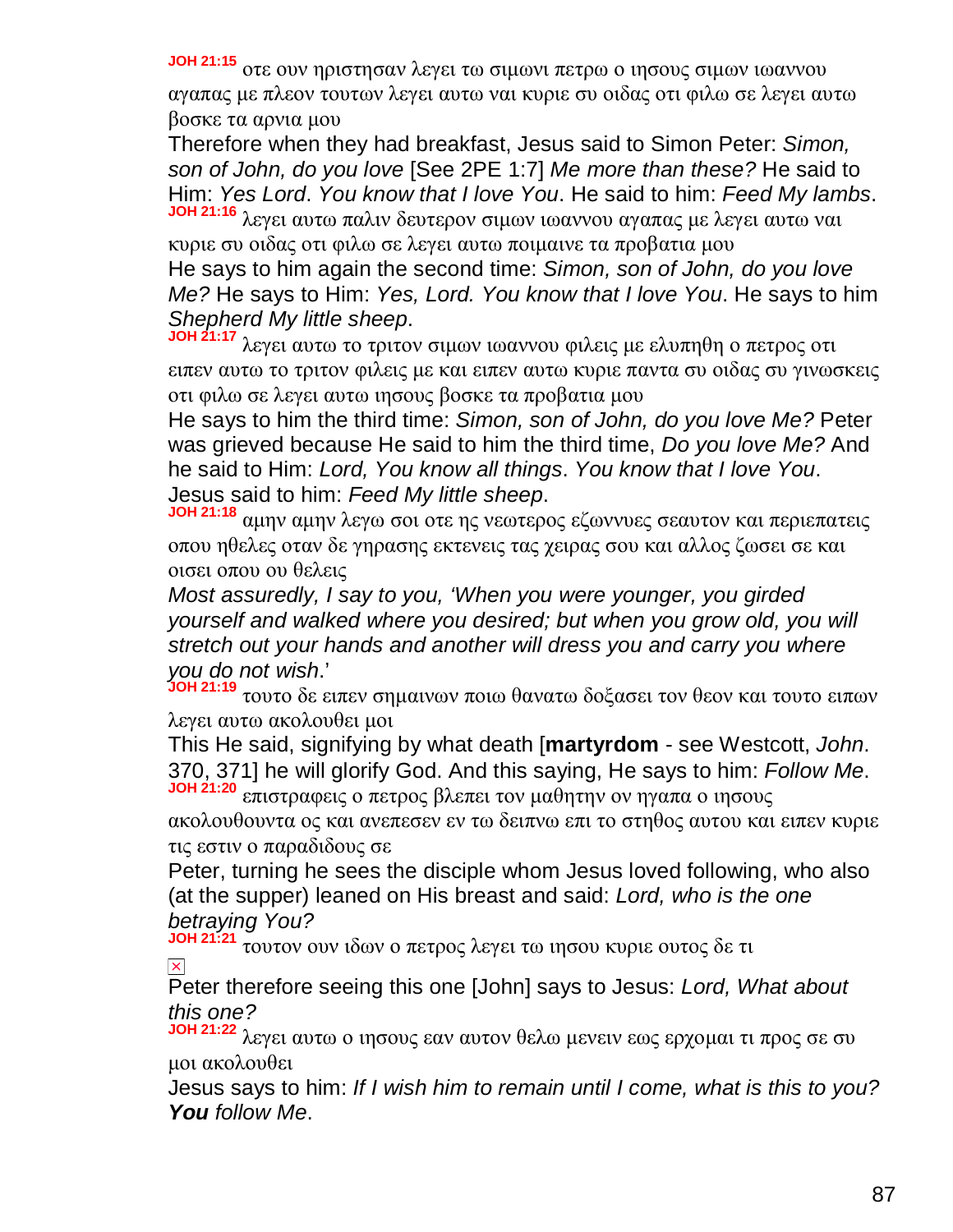**JOH 21:15** οτε ουν ηριστησαν λεγει τω σιμωνι πετρω ο ιησους σιμων ιωαννου αγαπας με πλεον τουτων λεγει αυτω ναι κυριε συ οιδας οτι φιλω σε λεγει αυτω βοσκε τα αρνια μου

Therefore when they had breakfast, Jesus said to Simon Peter: *Simon, son of John, do you love* [See 2PE 1:7] *Me more than these?* He said to Him: *Yes Lord*. *You know that I love You*. He said to him: *Feed My lambs*.

**JOH 21:16** λεγει αυτω παλιν δευτερον σιμων ιωαννου αγαπας με λεγει αυτω ναι κυριε συ οιδας οτι φιλω σε λεγει αυτω ποιμαινε τα προβατια μου

He says to him again the second time: *Simon, son of John, do you love Me?* He says to Him: *Yes, Lord. You know that I love You*. He says to him *Shepherd My little sheep*.

**JOH 21:17** λεγει αυτω το τριτον σιμων ιωαννου φιλεις με ελυπηθη ο πετρος οτι ειπεν αυτω το τριτον φιλεις με και ειπεν αυτω κυριε παντα συ οιδας συ γινωσκεις οτι φιλω σε λεγει αυτω ιησους βοσκε τα προβατια μου

He says to him the third time: *Simon, son of John, do you love Me?* Peter was grieved because He said to him the third time, *Do you love Me?* And he said to Him: *Lord, You know all things*. *You know that I love You*. Jesus said to him: *Feed My little sheep*.

**JOH 21:18** αμην αμην λεγω σοι οτε ης νεωτερος εζωννυες σεαυτον και περιεπατεις οπου ηθελες οταν δε γηρασης εκτενεις τας χειρας σου και αλλος ζωσει σε και οισει οπου ου θελεις

*Most assuredly, I say to you, 'When you were younger, you girded yourself and walked where you desired; but when you grow old, you will stretch out your hands and another will dress you and carry you where you do not wish*.'

**JOH 21:19** τουτο δε ειπεν σημαινων ποιω θανατω δοξασει τον θεον και τουτο ειπων λεγει αυτω ακολουθει μοι

This He said, signifying by what death [**martyrdom** - see Westcott, *John*. 370, 371] he will glorify God. And this saying, He says to him: *Follow Me*.

**JOH 21:20** επιστραφεις ο πετρος βλεπει τον μαθητην ον ηγαπα ο ιησους ακολουθουντα ος και ανεπεσεν εν τω δειπνω επι το στηθος αυτου και ειπεν κυριε τις εστιν ο παραδιδους σε

Peter, turning he sees the disciple whom Jesus loved following, who also (at the supper) leaned on His breast and said: *Lord, who is the one betraying You?*

**JOH 21:21** τουτον ουν ιδων ο πετρος λεγει τω ιησου κυριε ουτος δε τι

Peter therefore seeing this one [John] says to Jesus: *Lord, What about this one?*

**JOH 21:22** λεγει αυτω ο ιησους εαν αυτον θελω μενειν εως ερχομαι τι προς σε συ μοι ακολουθει

Jesus says to him: *If I wish him to remain until I come, what is this to you?* ***You*** *follow Me*.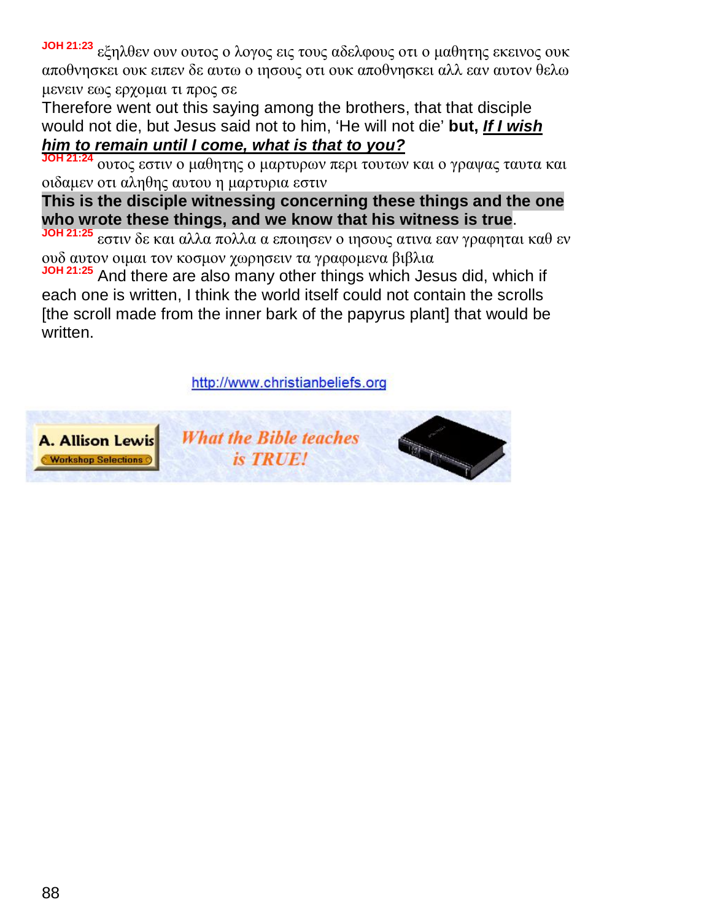**JOH 21:23** εξηλθεν ουν ουτος ο λογος εις τους αδελφους οτι ο μαθητης εκεινος ουκ αποθνησκει ουκ ειπεν δε αυτω ο ιησους οτι ουκ αποθνησκει αλλ εαν αυτον θελω μενειν εως ερχομαι τι προς σε

Therefore went out this saying among the brothers, that that disciple would not die, but Jesus said not to him, 'He will not die' **but, *If I wish him to remain until I come, what is that to you?***

**JOH 21:24** ουτος εστιν ο μαθητης ο μαρτυρων περι τουτων και ο γραψας ταυτα και οιδαμεν οτι αληθης αυτου η μαρτυρια εστιν

**This is the disciple witnessing concerning these things and the one who wrote these things, and we know that his witness is true**.

**JOH 21:25** εστιν δε και αλλα πολλα α εποιησεν ο ιησους ατινα εαν γραφηται καθ εν ουδ αυτον οιμαι τον κοσμον χωρησειν τα γραφομενα βιβλια

**JOH 21:25** And there are also many other things which Jesus did, which if each one is written, I think the world itself could not contain the scrolls [the scroll made from the inner bark of the papyrus plant] that would be written.

http://www.christianbeliefs.org

A. Allison Lewis
Workshop Selections

What the Bible teaches is TRUE!